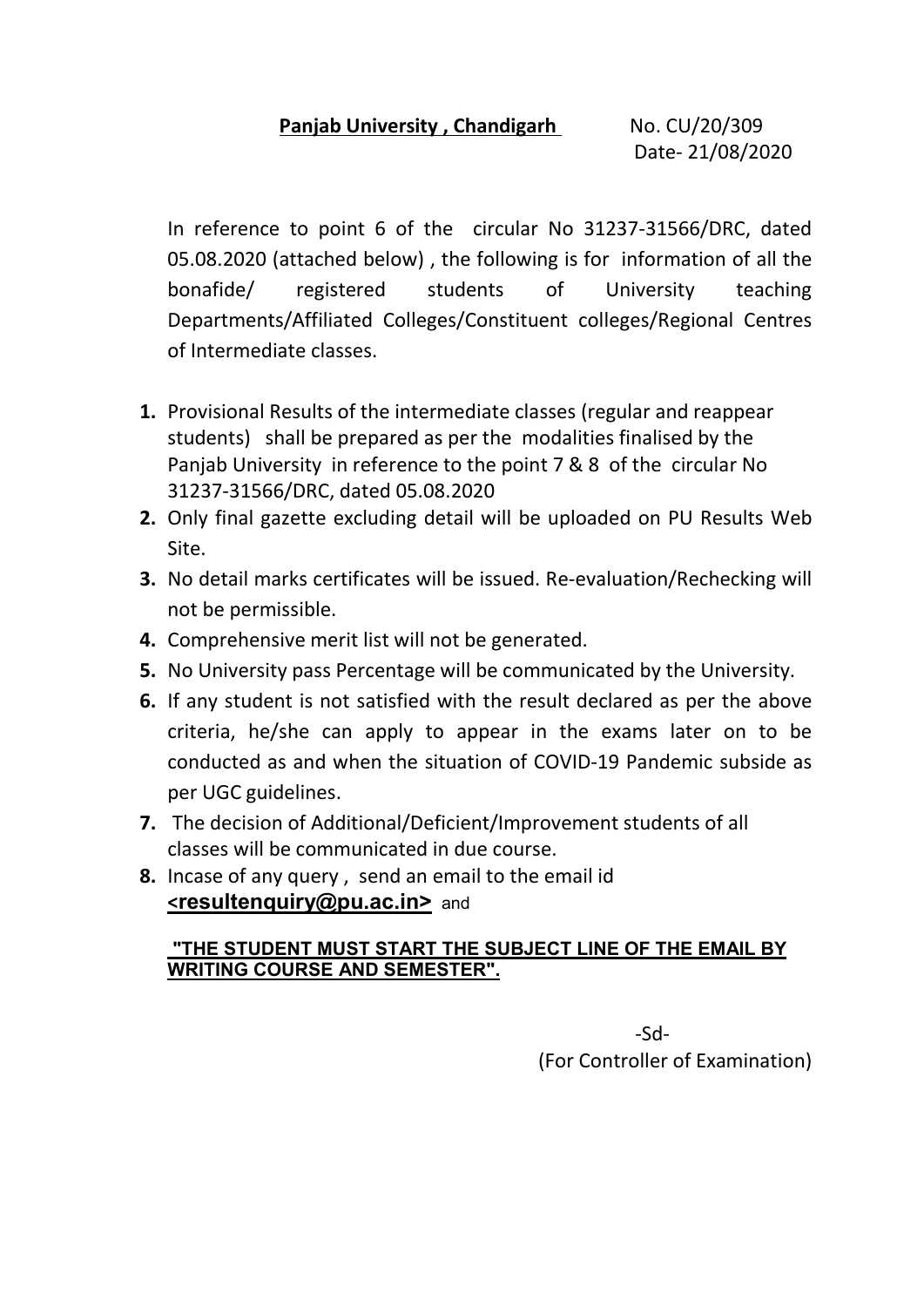**Panjab University , Chandigarh** No. CU/20/309

Date- 21/08/2020

In reference to point 6 of the circular No 31237-31566/DRC, dated 05.08.2020 (attached below) , the following is for information of all the bonafide/ registered students of University teaching Departments/Affiliated Colleges/Constituent colleges/Regional Centres of Intermediate classes.

1. Provisional Results of the intermediate classes (regular and reappear students) shall be prepared as per the modalities finalised by the Panjab University in reference to the point 7 & 8 of the circular No 31237-31566/DRC, dated 05.08.2020
2. Only final gazette excluding detail will be uploaded on PU Results Web Site.
3. No detail marks certificates will be issued. Re-evaluation/Rechecking will not be permissible.
4. Comprehensive merit list will not be generated.
5. No University pass Percentage will be communicated by the University.
6. If any student is not satisfied with the result declared as per the above criteria, he/she can apply to appear in the exams later on to be conducted as and when the situation of COVID-19 Pandemic subside as per UGC guidelines.
7. The decision of Additional/Deficient/Improvement students of all classes will be communicated in due course.
8. Incase of any query , send an email to the email id **<resultenquiry@pu.ac.in>** and

**"THE STUDENT MUST START THE SUBJECT LINE OF THE EMAIL BY WRITING COURSE AND SEMESTER".**

-Sd-

(For Controller of Examination)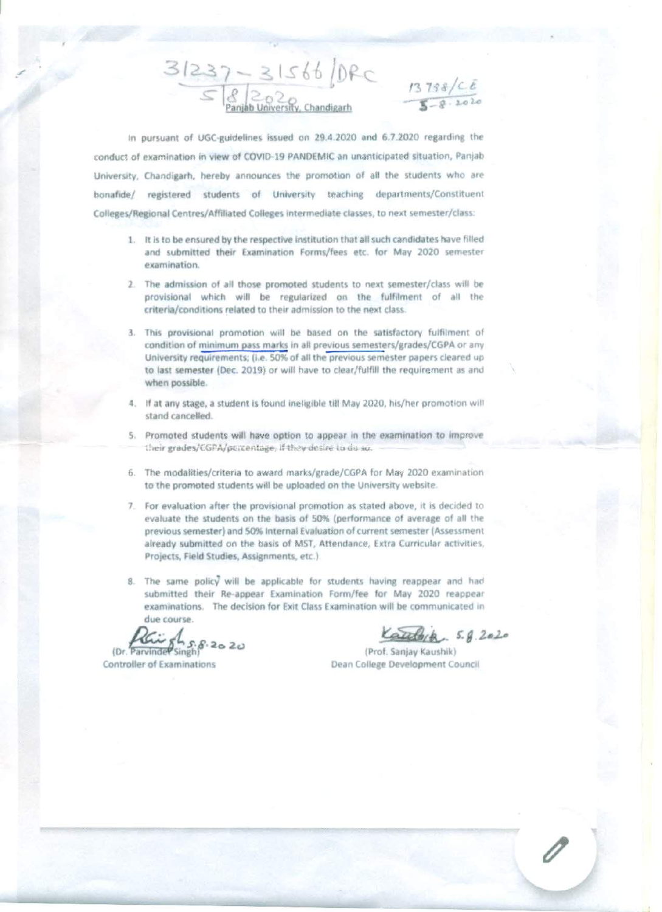31237 – 31566/DRC
5/8/2020
Panjab University, Chandigarh

13798/CE
5-8-2020

In pursuant of UGC-guidelines issued on 29.4.2020 and 6.7.2020 regarding the conduct of examination in view of COVID-19 PANDEMIC an unanticipated situation, Panjab University, Chandigarh, hereby announces the promotion of all the students who are bonafide/ registered students of University teaching departments/Constituent Colleges/Regional Centres/Affiliated Colleges intermediate classes, to next semester/class:

1. It is to be ensured by the respective institution that all such candidates have filled and submitted their Examination Forms/fees etc. for May 2020 semester examination.
2. The admission of all those promoted students to next semester/class will be provisional which will be regularized on the fulfilment of all the criteria/conditions related to their admission to the next class.
3. This provisional promotion will be based on the satisfactory fulfilment of condition of minimum pass marks in all previous semesters/grades/CGPA or any University requirements; (i.e. 50% of all the previous semester papers cleared up to last semester (Dec. 2019) or will have to clear/fulfill the requirement as and when possible.
4. If at any stage, a student is found ineligible till May 2020, his/her promotion will stand cancelled.
5. Promoted students will have option to appear in the examination to improve their grades/CGPA/percentage, if they desire to do so.
6. The modalities/criteria to award marks/grade/CGPA for May 2020 examination to the promoted students will be uploaded on the University website.
7. For evaluation after the provisional promotion as stated above, it is decided to evaluate the students on the basis of 50% (performance of average of all the previous semester) and 50% Internal Evaluation of current semester (Assessment already submitted on the basis of MST, Attendance, Extra Curricular activities, Projects, Field Studies, Assignments, etc.).
8. The same policy will be applicable for students having reappear and had submitted their Re-appear Examination Form/fee for May 2020 reappear examinations. The decision for Exit Class Examination will be communicated in due course.

5.8.2020
(Dr. Parvinder Singh)
Controller of Examinations

5.8.2020
(Prof. Sanjay Kaushik)
Dean College Development Council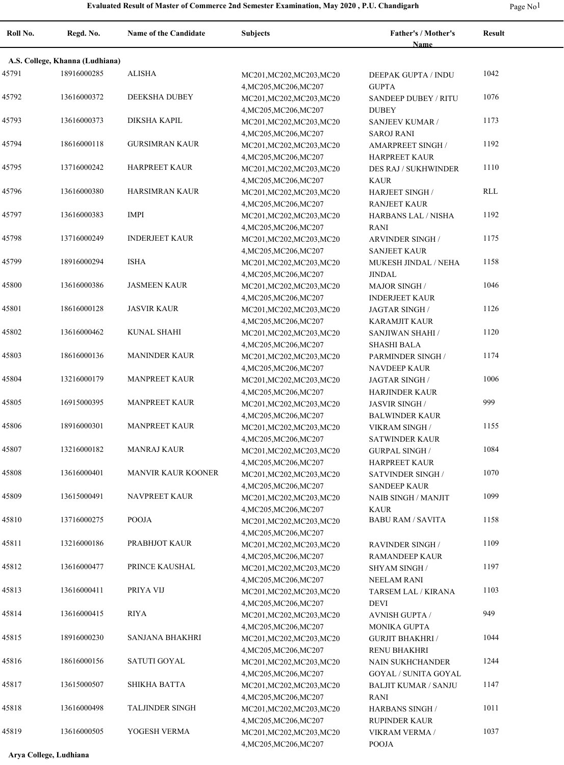**Evaluated Result of Master of Commerce 2nd Semester Examination, May 2020 , P.U. Chandigarh**

| Roll No. | Regd. No. | Name of the Candidate | Subjects | Father's / Mother's Name | Result |
|---|---|---|---|---|---|
| **A.S. College, Khanna (Ludhiana)** | | | | | |
| 45791 | 18916000285 | ALISHA | MC201,MC202,MC203,MC204,MC205,MC206,MC207 | DEEPAK GUPTA / INDU GUPTA | 1042 |
| 45792 | 13616000372 | DEEKSHA DUBEY | MC201,MC202,MC203,MC204,MC205,MC206,MC207 | SANDEEP DUBEY / RITU DUBEY | 1076 |
| 45793 | 13616000373 | DIKSHA KAPIL | MC201,MC202,MC203,MC204,MC205,MC206,MC207 | SANJEEV KUMAR / SAROJ RANI | 1173 |
| 45794 | 18616000118 | GURSIMRAN KAUR | MC201,MC202,MC203,MC204,MC205,MC206,MC207 | AMARPREET SINGH / HARPREET KAUR | 1192 |
| 45795 | 13716000242 | HARPREET KAUR | MC201,MC202,MC203,MC204,MC205,MC206,MC207 | DES RAJ / SUKHWINDER KAUR | 1110 |
| 45796 | 13616000380 | HARSIMRAN KAUR | MC201,MC202,MC203,MC204,MC205,MC206,MC207 | HARJEET SINGH / RANJEET KAUR | RLL |
| 45797 | 13616000383 | IMPI | MC201,MC202,MC203,MC204,MC205,MC206,MC207 | HARBANS LAL / NISHA RANI | 1192 |
| 45798 | 13716000249 | INDERJEET KAUR | MC201,MC202,MC203,MC204,MC205,MC206,MC207 | ARVINDER SINGH / SANJEET KAUR | 1175 |
| 45799 | 18916000294 | ISHA | MC201,MC202,MC203,MC204,MC205,MC206,MC207 | MUKESH JINDAL / NEHA JINDAL | 1158 |
| 45800 | 13616000386 | JASMEEN KAUR | MC201,MC202,MC203,MC204,MC205,MC206,MC207 | MAJOR SINGH / INDERJEET KAUR | 1046 |
| 45801 | 18616000128 | JASVIR KAUR | MC201,MC202,MC203,MC204,MC205,MC206,MC207 | JAGTAR SINGH / KARAMJIT KAUR | 1126 |
| 45802 | 13616000462 | KUNAL SHAHI | MC201,MC202,MC203,MC204,MC205,MC206,MC207 | SANJIWAN SHAHI / SHASHI BALA | 1120 |
| 45803 | 18616000136 | MANINDER KAUR | MC201,MC202,MC203,MC204,MC205,MC206,MC207 | PARMINDER SINGH / NAVDEEP KAUR | 1174 |
| 45804 | 13216000179 | MANPREET KAUR | MC201,MC202,MC203,MC204,MC205,MC206,MC207 | JAGTAR SINGH / HARJINDER KAUR | 1006 |
| 45805 | 16915000395 | MANPREET KAUR | MC201,MC202,MC203,MC204,MC205,MC206,MC207 | JASVIR SINGH / BALWINDER KAUR | 999 |
| 45806 | 18916000301 | MANPREET KAUR | MC201,MC202,MC203,MC204,MC205,MC206,MC207 | VIKRAM SINGH / SATWINDER KAUR | 1155 |
| 45807 | 13216000182 | MANRAJ KAUR | MC201,MC202,MC203,MC204,MC205,MC206,MC207 | GURPAL SINGH / HARPREET KAUR | 1084 |
| 45808 | 13616000401 | MANVIR KAUR KOONER | MC201,MC202,MC203,MC204,MC205,MC206,MC207 | SATVINDER SINGH / SANDEEP KAUR | 1070 |
| 45809 | 13615000491 | NAVPREET KAUR | MC201,MC202,MC203,MC204,MC205,MC206,MC207 | NAIB SINGH / MANJIT KAUR | 1099 |
| 45810 | 13716000275 | POOJA | MC201,MC202,MC203,MC204,MC205,MC206,MC207 | BABU RAM / SAVITA | 1158 |
| 45811 | 13216000186 | PRABHJOT KAUR | MC201,MC202,MC203,MC204,MC205,MC206,MC207 | RAVINDER SINGH / RAMANDEEP KAUR | 1109 |
| 45812 | 13616000477 | PRINCE KAUSHAL | MC201,MC202,MC203,MC204,MC205,MC206,MC207 | SHYAM SINGH / NEELAM RANI | 1197 |
| 45813 | 13616000411 | PRIYA VIJ | MC201,MC202,MC203,MC204,MC205,MC206,MC207 | TARSEM LAL / KIRANA DEVI | 1103 |
| 45814 | 13616000415 | RIYA | MC201,MC202,MC203,MC204,MC205,MC206,MC207 | AVNISH GUPTA / MONIKA GUPTA | 949 |
| 45815 | 18916000230 | SANJANA BHAKHRI | MC201,MC202,MC203,MC204,MC205,MC206,MC207 | GURJIT BHAKHRI / RENU BHAKHRI | 1044 |
| 45816 | 18616000156 | SATUTI GOYAL | MC201,MC202,MC203,MC204,MC205,MC206,MC207 | NAIN SUKHCHANDER GOYAL / SUNITA GOYAL | 1244 |
| 45817 | 13615000507 | SHIKHA BATTA | MC201,MC202,MC203,MC204,MC205,MC206,MC207 | BALJIT KUMAR / SANJU RANI | 1147 |
| 45818 | 13616000498 | TALJINDER SINGH | MC201,MC202,MC203,MC204,MC205,MC206,MC207 | HARBANS SINGH / RUPINDER KAUR | 1011 |
| 45819 | 13616000505 | YOGESH VERMA | MC201,MC202,MC203,MC204,MC205,MC206,MC207 | VIKRAM VERMA / POOJA | 1037 |
| **Arya College, Ludhiana** | | | | | |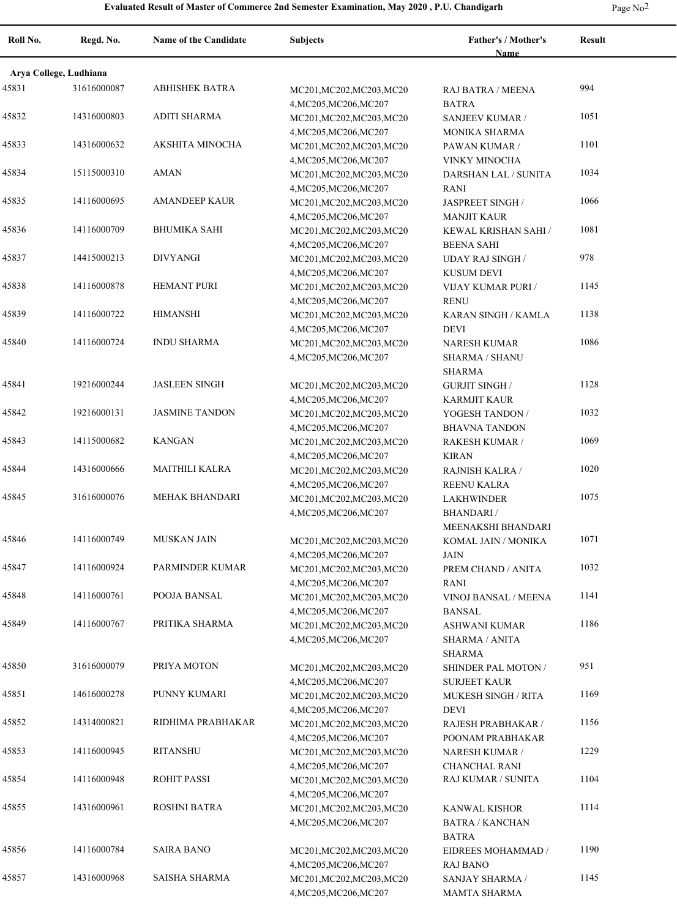**Evaluated Result of Master of Commerce 2nd Semester Examination, May 2020 , P.U. Chandigarh**

| Roll No. | Regd. No. | Name of the Candidate | Subjects | Father's / Mother's Name | Result |
|---|---|---|---|---|---|
| **Arya College, Ludhiana** | | | | | |
| 45831 | 31616000087 | ABHISHEK BATRA | MC201,MC202,MC203,MC204,MC205,MC206,MC207 | RAJ BATRA / MEENA BATRA | 994 |
| 45832 | 14316000803 | ADITI SHARMA | MC201,MC202,MC203,MC204,MC205,MC206,MC207 | SANJEEV KUMAR / MONIKA SHARMA | 1051 |
| 45833 | 14316000632 | AKSHITA MINOCHA | MC201,MC202,MC203,MC204,MC205,MC206,MC207 | PAWAN KUMAR / VINKY MINOCHA | 1101 |
| 45834 | 15115000310 | AMAN | MC201,MC202,MC203,MC204,MC205,MC206,MC207 | DARSHAN LAL / SUNITA RANI | 1034 |
| 45835 | 14116000695 | AMANDEEP KAUR | MC201,MC202,MC203,MC204,MC205,MC206,MC207 | JASPREET SINGH / MANJIT KAUR | 1066 |
| 45836 | 14116000709 | BHUMIKA SAHI | MC201,MC202,MC203,MC204,MC205,MC206,MC207 | KEWAL KRISHAN SAHI / BEENA SAHI | 1081 |
| 45837 | 14415000213 | DIVYANGI | MC201,MC202,MC203,MC204,MC205,MC206,MC207 | UDAY RAJ SINGH / KUSUM DEVI | 978 |
| 45838 | 14116000878 | HEMANT PURI | MC201,MC202,MC203,MC204,MC205,MC206,MC207 | VIJAY KUMAR PURI / RENU | 1145 |
| 45839 | 14116000722 | HIMANSHI | MC201,MC202,MC203,MC204,MC205,MC206,MC207 | KARAN SINGH / KAMLA DEVI | 1138 |
| 45840 | 14116000724 | INDU SHARMA | MC201,MC202,MC203,MC204,MC205,MC206,MC207 | NARESH KUMAR SHARMA / SHANU SHARMA | 1086 |
| 45841 | 19216000244 | JASLEEN SINGH | MC201,MC202,MC203,MC204,MC205,MC206,MC207 | GURJIT SINGH / KARMJIT KAUR | 1128 |
| 45842 | 19216000131 | JASMINE TANDON | MC201,MC202,MC203,MC204,MC205,MC206,MC207 | YOGESH TANDON / BHAVNA TANDON | 1032 |
| 45843 | 14115000682 | KANGAN | MC201,MC202,MC203,MC204,MC205,MC206,MC207 | RAKESH KUMAR / KIRAN | 1069 |
| 45844 | 14316000666 | MAITHILI KALRA | MC201,MC202,MC203,MC204,MC205,MC206,MC207 | RAJNISH KALRA / REENU KALRA | 1020 |
| 45845 | 31616000076 | MEHAK BHANDARI | MC201,MC202,MC203,MC204,MC205,MC206,MC207 | LAKHWINDER BHANDARI / MEENAKSHI BHANDARI | 1075 |
| 45846 | 14116000749 | MUSKAN JAIN | MC201,MC202,MC203,MC204,MC205,MC206,MC207 | KOMAL JAIN / MONIKA JAIN | 1071 |
| 45847 | 14116000924 | PARMINDER KUMAR | MC201,MC202,MC203,MC204,MC205,MC206,MC207 | PREM CHAND / ANITA RANI | 1032 |
| 45848 | 14116000761 | POOJA BANSAL | MC201,MC202,MC203,MC204,MC205,MC206,MC207 | VINOJ BANSAL / MEENA BANSAL | 1141 |
| 45849 | 14116000767 | PRITIKA SHARMA | MC201,MC202,MC203,MC204,MC205,MC206,MC207 | ASHWANI KUMAR SHARMA / ANITA SHARMA | 1186 |
| 45850 | 31616000079 | PRIYA MOTON | MC201,MC202,MC203,MC204,MC205,MC206,MC207 | SHINDER PAL MOTON / SURJEET KAUR | 951 |
| 45851 | 14616000278 | PUNNY KUMARI | MC201,MC202,MC203,MC204,MC205,MC206,MC207 | MUKESH SINGH / RITA DEVI | 1169 |
| 45852 | 14314000821 | RIDHIMA PRABHAKAR | MC201,MC202,MC203,MC204,MC205,MC206,MC207 | RAJESH PRABHAKAR / POONAM PRABHAKAR | 1156 |
| 45853 | 14116000945 | RITANSHU | MC201,MC202,MC203,MC204,MC205,MC206,MC207 | NARESH KUMAR / CHANCHAL RANI | 1229 |
| 45854 | 14116000948 | ROHIT PASSI | MC201,MC202,MC203,MC204,MC205,MC206,MC207 | RAJ KUMAR / SUNITA | 1104 |
| 45855 | 14316000961 | ROSHNI BATRA | MC201,MC202,MC203,MC204,MC205,MC206,MC207 | KANWAL KISHOR BATRA / KANCHAN BATRA | 1114 |
| 45856 | 14116000784 | SAIRA BANO | MC201,MC202,MC203,MC204,MC205,MC206,MC207 | EIDREES MOHAMMAD / RAJ BANO | 1190 |
| 45857 | 14316000968 | SAISHA SHARMA | MC201,MC202,MC203,MC204,MC205,MC206,MC207 | SANJAY SHARMA / MAMTA SHARMA | 1145 |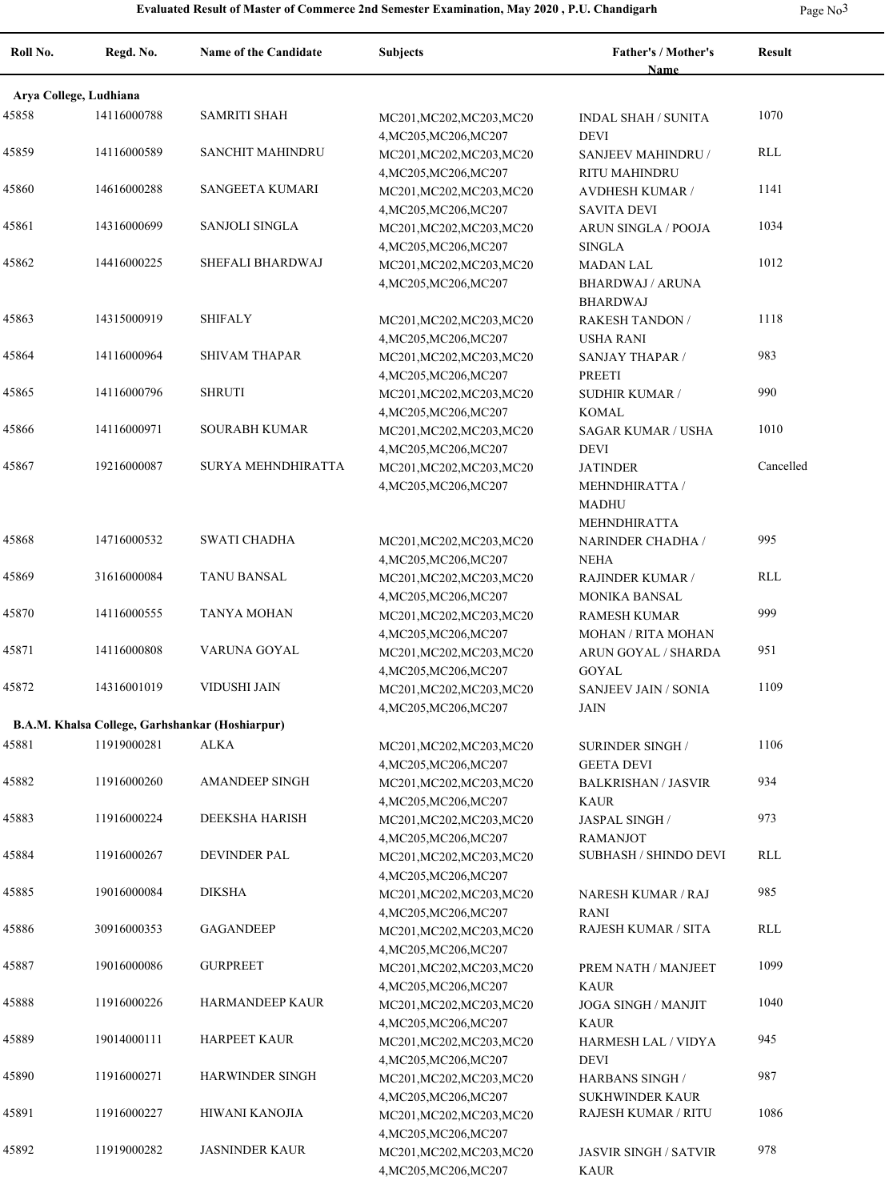**Evaluated Result of Master of Commerce 2nd Semester Examination, May 2020 , P.U. Chandigarh**

| Roll No. | Regd. No. | Name of the Candidate | Subjects | Father's / Mother's Name | Result |
|---|---|---|---|---|---|
| **Arya College, Ludhiana** | | | | | |
| 45858 | 14116000788 | SAMRITI SHAH | MC201,MC202,MC203,MC204,MC205,MC206,MC207 | INDAL SHAH / SUNITA DEVI | 1070 |
| 45859 | 14116000589 | SANCHIT MAHINDRU | MC201,MC202,MC203,MC204,MC205,MC206,MC207 | SANJEEV MAHINDRU / RITU MAHINDRU | RLL |
| 45860 | 14616000288 | SANGEETA KUMARI | MC201,MC202,MC203,MC204,MC205,MC206,MC207 | AVDHESH KUMAR / SAVITA DEVI | 1141 |
| 45861 | 14316000699 | SANJOLI SINGLA | MC201,MC202,MC203,MC204,MC205,MC206,MC207 | ARUN SINGLA / POOJA SINGLA | 1034 |
| 45862 | 14416000225 | SHEFALI BHARDWAJ | MC201,MC202,MC203,MC204,MC205,MC206,MC207 | MADAN LAL BHARDWAJ / ARUNA BHARDWAJ | 1012 |
| 45863 | 14315000919 | SHIFALY | MC201,MC202,MC203,MC204,MC205,MC206,MC207 | RAKESH TANDON / USHA RANI | 1118 |
| 45864 | 14116000964 | SHIVAM THAPAR | MC201,MC202,MC203,MC204,MC205,MC206,MC207 | SANJAY THAPAR / PREETI | 983 |
| 45865 | 14116000796 | SHRUTI | MC201,MC202,MC203,MC204,MC205,MC206,MC207 | SUDHIR KUMAR / KOMAL | 990 |
| 45866 | 14116000971 | SOURABH KUMAR | MC201,MC202,MC203,MC204,MC205,MC206,MC207 | SAGAR KUMAR / USHA DEVI | 1010 |
| 45867 | 19216000087 | SURYA MEHNDHIRATTA | MC201,MC202,MC203,MC204,MC205,MC206,MC207 | JATINDER MEHNDHIRATTA / MADHU MEHNDHIRATTA | Cancelled |
| 45868 | 14716000532 | SWATI CHADHA | MC201,MC202,MC203,MC204,MC205,MC206,MC207 | NARINDER CHADHA / NEHA | 995 |
| 45869 | 31616000084 | TANU BANSAL | MC201,MC202,MC203,MC204,MC205,MC206,MC207 | RAJINDER KUMAR / MONIKA BANSAL | RLL |
| 45870 | 14116000555 | TANYA MOHAN | MC201,MC202,MC203,MC204,MC205,MC206,MC207 | RAMESH KUMAR MOHAN / RITA MOHAN | 999 |
| 45871 | 14116000808 | VARUNA GOYAL | MC201,MC202,MC203,MC204,MC205,MC206,MC207 | ARUN GOYAL / SHARDA GOYAL | 951 |
| 45872 | 14316001019 | VIDUSHI JAIN | MC201,MC202,MC203,MC204,MC205,MC206,MC207 | SANJEEV JAIN / SONIA JAIN | 1109 |
| **B.A.M. Khalsa College, Garhshankar (Hoshiarpur)** | | | | | |
| 45881 | 11919000281 | ALKA | MC201,MC202,MC203,MC204,MC205,MC206,MC207 | SURINDER SINGH / GEETA DEVI | 1106 |
| 45882 | 11916000260 | AMANDEEP SINGH | MC201,MC202,MC203,MC204,MC205,MC206,MC207 | BALKRISHAN / JASVIR KAUR | 934 |
| 45883 | 11916000224 | DEEKSHA HARISH | MC201,MC202,MC203,MC204,MC205,MC206,MC207 | JASPAL SINGH / RAMANJOT | 973 |
| 45884 | 11916000267 | DEVINDER PAL | MC201,MC202,MC203,MC204,MC205,MC206,MC207 | SUBHASH / SHINDO DEVI | RLL |
| 45885 | 19016000084 | DIKSHA | MC201,MC202,MC203,MC204,MC205,MC206,MC207 | NARESH KUMAR / RAJ RANI | 985 |
| 45886 | 30916000353 | GAGANDEEP | MC201,MC202,MC203,MC204,MC205,MC206,MC207 | RAJESH KUMAR / SITA | RLL |
| 45887 | 19016000086 | GURPREET | MC201,MC202,MC203,MC204,MC205,MC206,MC207 | PREM NATH / MANJEET KAUR | 1099 |
| 45888 | 11916000226 | HARMANDEEP KAUR | MC201,MC202,MC203,MC204,MC205,MC206,MC207 | JOGA SINGH / MANJIT KAUR | 1040 |
| 45889 | 19014000111 | HARPEET KAUR | MC201,MC202,MC203,MC204,MC205,MC206,MC207 | HARMESH LAL / VIDYA DEVI | 945 |
| 45890 | 11916000271 | HARWINDER SINGH | MC201,MC202,MC203,MC204,MC205,MC206,MC207 | HARBANS SINGH / SUKHWINDER KAUR | 987 |
| 45891 | 11916000227 | HIWANI KANOJIA | MC201,MC202,MC203,MC204,MC205,MC206,MC207 | RAJESH KUMAR / RITU | 1086 |
| 45892 | 11919000282 | JASNINDER KAUR | MC201,MC202,MC203,MC204,MC205,MC206,MC207 | JASVIR SINGH / SATVIR KAUR | 978 |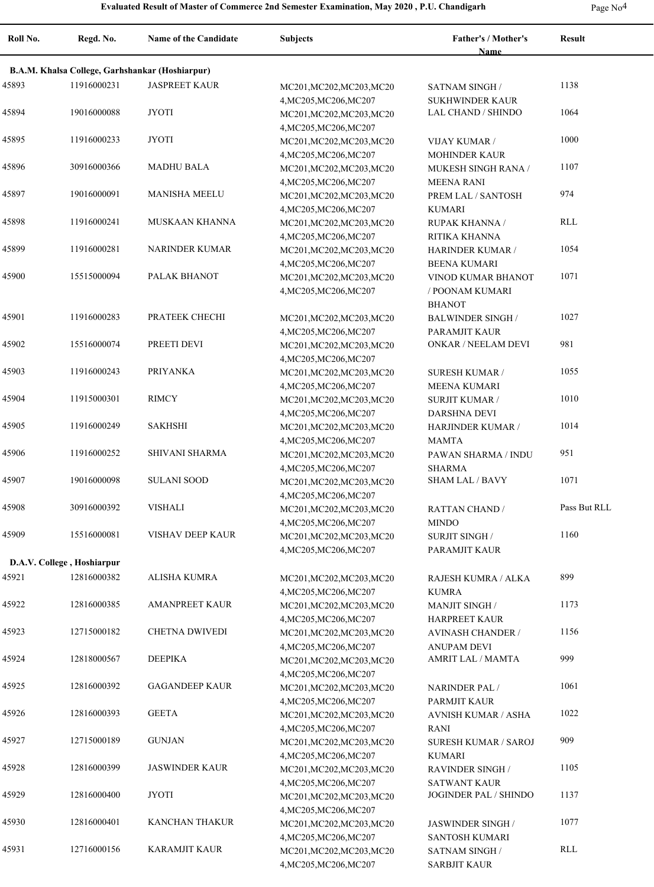| Roll No. | Regd. No. | Name of the Candidate | Subjects | Father's / Mother's Name | Result |
|---|---|---|---|---|---|
| **B.A.M. Khalsa College, Garhshankar (Hoshiarpur)** | | | | | |
| 45893 | 11916000231 | JASPREET KAUR | MC201,MC202,MC203,MC204,MC205,MC206,MC207 | SATNAM SINGH / SUKHWINDER KAUR | 1138 |
| 45894 | 19016000088 | JYOTI | MC201,MC202,MC203,MC204,MC205,MC206,MC207 | LAL CHAND / SHINDO | 1064 |
| 45895 | 11916000233 | JYOTI | MC201,MC202,MC203,MC204,MC205,MC206,MC207 | VIJAY KUMAR / MOHINDER KAUR | 1000 |
| 45896 | 30916000366 | MADHU BALA | MC201,MC202,MC203,MC204,MC205,MC206,MC207 | MUKESH SINGH RANA / MEENA RANI | 1107 |
| 45897 | 19016000091 | MANISHA MEELU | MC201,MC202,MC203,MC204,MC205,MC206,MC207 | PREM LAL / SANTOSH KUMARI | 974 |
| 45898 | 11916000241 | MUSKAAN KHANNA | MC201,MC202,MC203,MC204,MC205,MC206,MC207 | RUPAK KHANNA / RITIKA KHANNA | RLL |
| 45899 | 11916000281 | NARINDER KUMAR | MC201,MC202,MC203,MC204,MC205,MC206,MC207 | HARINDER KUMAR / BEENA KUMARI | 1054 |
| 45900 | 15515000094 | PALAK BHANOT | MC201,MC202,MC203,MC204,MC205,MC206,MC207 | VINOD KUMAR BHANOT / POONAM KUMARI BHANOT | 1071 |
| 45901 | 11916000283 | PRATEEK CHECHI | MC201,MC202,MC203,MC204,MC205,MC206,MC207 | BALWINDER SINGH / PARAMJIT KAUR | 1027 |
| 45902 | 15516000074 | PREETI DEVI | MC201,MC202,MC203,MC204,MC205,MC206,MC207 | ONKAR / NEELAM DEVI | 981 |
| 45903 | 11916000243 | PRIYANKA | MC201,MC202,MC203,MC204,MC205,MC206,MC207 | SURESH KUMAR / MEENA KUMARI | 1055 |
| 45904 | 11915000301 | RIMCY | MC201,MC202,MC203,MC204,MC205,MC206,MC207 | SURJIT KUMAR / DARSHNA DEVI | 1010 |
| 45905 | 11916000249 | SAKHSHI | MC201,MC202,MC203,MC204,MC205,MC206,MC207 | HARJINDER KUMAR / MAMTA | 1014 |
| 45906 | 11916000252 | SHIVANI SHARMA | MC201,MC202,MC203,MC204,MC205,MC206,MC207 | PAWAN SHARMA / INDU SHARMA | 951 |
| 45907 | 19016000098 | SULANI SOOD | MC201,MC202,MC203,MC204,MC205,MC206,MC207 | SHAM LAL / BAVY | 1071 |
| 45908 | 30916000392 | VISHALI | MC201,MC202,MC203,MC204,MC205,MC206,MC207 | RATTAN CHAND / MINDO | Pass But RLL |
| 45909 | 15516000081 | VISHAV DEEP KAUR | MC201,MC202,MC203,MC204,MC205,MC206,MC207 | SURJIT SINGH / PARAMJIT KAUR | 1160 |
| **D.A.V. College , Hoshiarpur** | | | | | |
| 45921 | 12816000382 | ALISHA KUMRA | MC201,MC202,MC203,MC204,MC205,MC206,MC207 | RAJESH KUMRA / ALKA KUMRA | 899 |
| 45922 | 12816000385 | AMANPREET KAUR | MC201,MC202,MC203,MC204,MC205,MC206,MC207 | MANJIT SINGH / HARPREET KAUR | 1173 |
| 45923 | 12715000182 | CHETNA DWIVEDI | MC201,MC202,MC203,MC204,MC205,MC206,MC207 | AVINASH CHANDER / ANUPAM DEVI | 1156 |
| 45924 | 12818000567 | DEEPIKA | MC201,MC202,MC203,MC204,MC205,MC206,MC207 | AMRIT LAL / MAMTA | 999 |
| 45925 | 12816000392 | GAGANDEEP KAUR | MC201,MC202,MC203,MC204,MC205,MC206,MC207 | NARINDER PAL / PARMJIT KAUR | 1061 |
| 45926 | 12816000393 | GEETA | MC201,MC202,MC203,MC204,MC205,MC206,MC207 | AVNISH KUMAR / ASHA RANI | 1022 |
| 45927 | 12715000189 | GUNJAN | MC201,MC202,MC203,MC204,MC205,MC206,MC207 | SURESH KUMAR / SAROJ KUMARI | 909 |
| 45928 | 12816000399 | JASWINDER KAUR | MC201,MC202,MC203,MC204,MC205,MC206,MC207 | RAVINDER SINGH / SATWANT KAUR | 1105 |
| 45929 | 12816000400 | JYOTI | MC201,MC202,MC203,MC204,MC205,MC206,MC207 | JOGINDER PAL / SHINDO | 1137 |
| 45930 | 12816000401 | KANCHAN THAKUR | MC201,MC202,MC203,MC204,MC205,MC206,MC207 | JASWINDER SINGH / SANTOSH KUMARI | 1077 |
| 45931 | 12716000156 | KARAMJIT KAUR | MC201,MC202,MC203,MC204,MC205,MC206,MC207 | SATNAM SINGH / SARBJIT KAUR | RLL |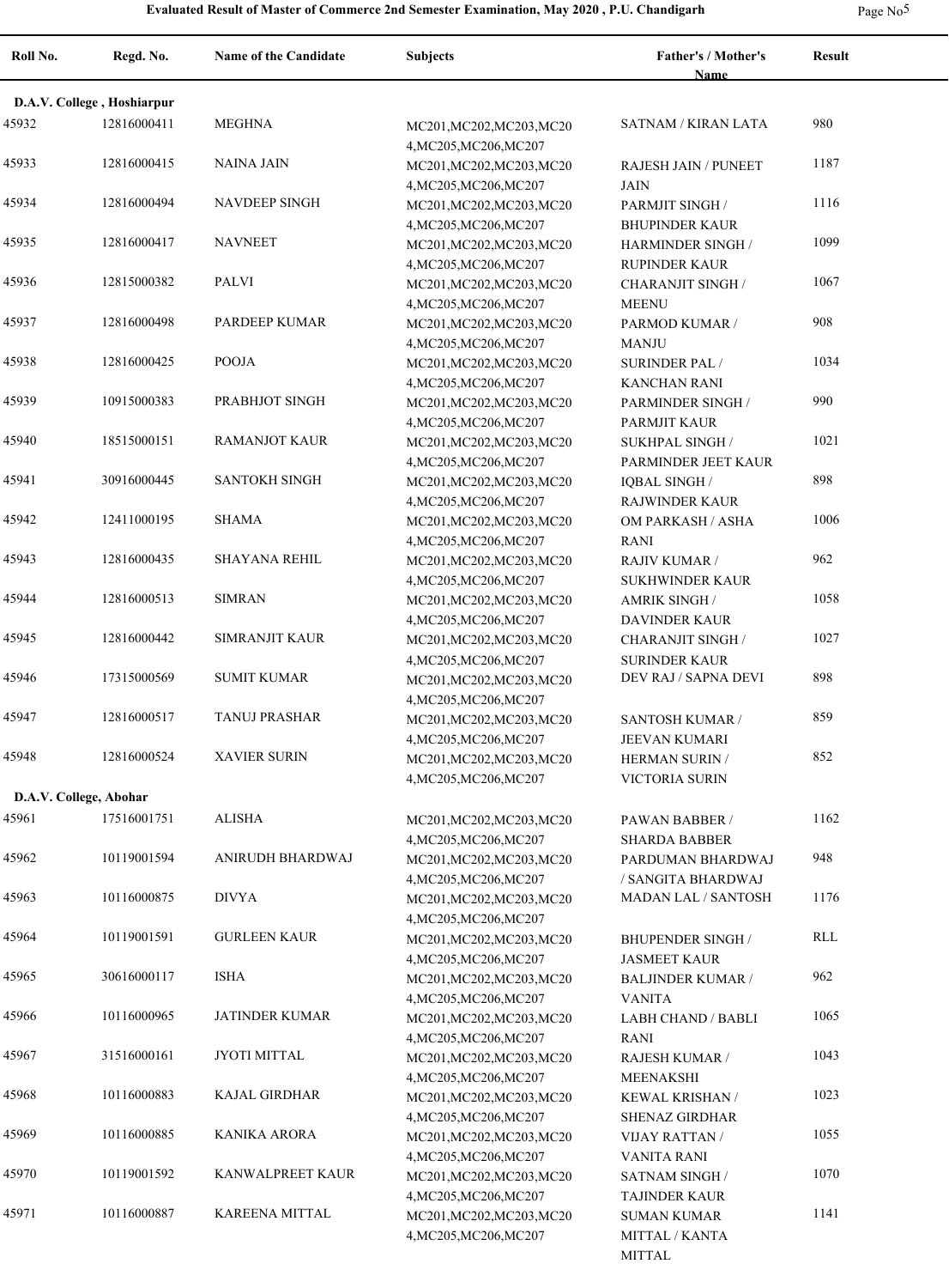| Roll No. | Regd. No. | Name of the Candidate | Subjects | Father's / Mother's Name | Result |
|---|---|---|---|---|---|
| **D.A.V. College , Hoshiarpur** | | | | | |
| 45932 | 12816000411 | MEGHNA | MC201,MC202,MC203,MC204,MC205,MC206,MC207 | SATNAM / KIRAN LATA | 980 |
| 45933 | 12816000415 | NAINA JAIN | MC201,MC202,MC203,MC204,MC205,MC206,MC207 | RAJESH JAIN / PUNEET JAIN | 1187 |
| 45934 | 12816000494 | NAVDEEP SINGH | MC201,MC202,MC203,MC204,MC205,MC206,MC207 | PARMJIT SINGH / BHUPINDER KAUR | 1116 |
| 45935 | 12816000417 | NAVNEET | MC201,MC202,MC203,MC204,MC205,MC206,MC207 | HARMINDER SINGH / RUPINDER KAUR | 1099 |
| 45936 | 12815000382 | PALVI | MC201,MC202,MC203,MC204,MC205,MC206,MC207 | CHARANJIT SINGH / MEENU | 1067 |
| 45937 | 12816000498 | PARDEEP KUMAR | MC201,MC202,MC203,MC204,MC205,MC206,MC207 | PARMOD KUMAR / MANJU | 908 |
| 45938 | 12816000425 | POOJA | MC201,MC202,MC203,MC204,MC205,MC206,MC207 | SURINDER PAL / KANCHAN RANI | 1034 |
| 45939 | 10915000383 | PRABHJOT SINGH | MC201,MC202,MC203,MC204,MC205,MC206,MC207 | PARMINDER SINGH / PARMJIT KAUR | 990 |
| 45940 | 18515000151 | RAMANJOT KAUR | MC201,MC202,MC203,MC204,MC205,MC206,MC207 | SUKHPAL SINGH / PARMINDER JEET KAUR | 1021 |
| 45941 | 30916000445 | SANTOKH SINGH | MC201,MC202,MC203,MC204,MC205,MC206,MC207 | IQBAL SINGH / RAJWINDER KAUR | 898 |
| 45942 | 12411000195 | SHAMA | MC201,MC202,MC203,MC204,MC205,MC206,MC207 | OM PARKASH / ASHA RANI | 1006 |
| 45943 | 12816000435 | SHAYANA REHIL | MC201,MC202,MC203,MC204,MC205,MC206,MC207 | RAJIV KUMAR / SUKHWINDER KAUR | 962 |
| 45944 | 12816000513 | SIMRAN | MC201,MC202,MC203,MC204,MC205,MC206,MC207 | AMRIK SINGH / DAVINDER KAUR | 1058 |
| 45945 | 12816000442 | SIMRANJIT KAUR | MC201,MC202,MC203,MC204,MC205,MC206,MC207 | CHARANJIT SINGH / SURINDER KAUR | 1027 |
| 45946 | 17315000569 | SUMIT KUMAR | MC201,MC202,MC203,MC204,MC205,MC206,MC207 | DEV RAJ / SAPNA DEVI | 898 |
| 45947 | 12816000517 | TANUJ PRASHAR | MC201,MC202,MC203,MC204,MC205,MC206,MC207 | SANTOSH KUMAR / JEEVAN KUMARI | 859 |
| 45948 | 12816000524 | XAVIER SURIN | MC201,MC202,MC203,MC204,MC205,MC206,MC207 | HERMAN SURIN / VICTORIA SURIN | 852 |
| **D.A.V. College, Abohar** | | | | | |
| 45961 | 17516001751 | ALISHA | MC201,MC202,MC203,MC204,MC205,MC206,MC207 | PAWAN BABBER / SHARDA BABBER | 1162 |
| 45962 | 10119001594 | ANIRUDH BHARDWAJ | MC201,MC202,MC203,MC204,MC205,MC206,MC207 | PARDUMAN BHARDWAJ / SANGITA BHARDWAJ | 948 |
| 45963 | 10116000875 | DIVYA | MC201,MC202,MC203,MC204,MC205,MC206,MC207 | MADAN LAL / SANTOSH | 1176 |
| 45964 | 10119001591 | GURLEEN KAUR | MC201,MC202,MC203,MC204,MC205,MC206,MC207 | BHUPENDER SINGH / JASMEET KAUR | RLL |
| 45965 | 30616000117 | ISHA | MC201,MC202,MC203,MC204,MC205,MC206,MC207 | BALJINDER KUMAR / VANITA | 962 |
| 45966 | 10116000965 | JATINDER KUMAR | MC201,MC202,MC203,MC204,MC205,MC206,MC207 | LABH CHAND / BABLI RANI | 1065 |
| 45967 | 31516000161 | JYOTI MITTAL | MC201,MC202,MC203,MC204,MC205,MC206,MC207 | RAJESH KUMAR / MEENAKSHI | 1043 |
| 45968 | 10116000883 | KAJAL GIRDHAR | MC201,MC202,MC203,MC204,MC205,MC206,MC207 | KEWAL KRISHAN / SHENAZ GIRDHAR | 1023 |
| 45969 | 10116000885 | KANIKA ARORA | MC201,MC202,MC203,MC204,MC205,MC206,MC207 | VIJAY RATTAN / VANITA RANI | 1055 |
| 45970 | 10119001592 | KANWALPREET KAUR | MC201,MC202,MC203,MC204,MC205,MC206,MC207 | SATNAM SINGH / TAJINDER KAUR | 1070 |
| 45971 | 10116000887 | KAREENA MITTAL | MC201,MC202,MC203,MC204,MC205,MC206,MC207 | SUMAN KUMAR MITTAL / KANTA MITTAL | 1141 |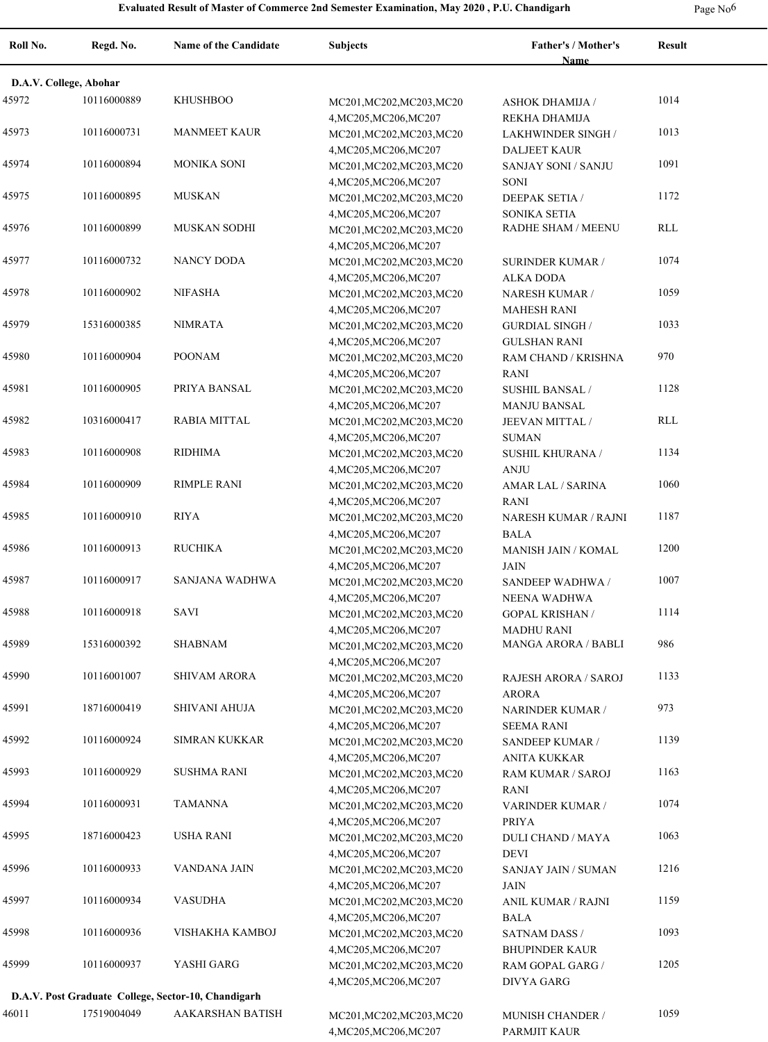**Evaluated Result of Master of Commerce 2nd Semester Examination, May 2020 , P.U. Chandigarh**

| Roll No. | Regd. No. | Name of the Candidate | Subjects | Father's / Mother's Name | Result |
|---|---|---|---|---|---|
| **D.A.V. College, Abohar** | | | | | |
| 45972 | 10116000889 | KHUSHBOO | MC201,MC202,MC203,MC204,MC205,MC206,MC207 | ASHOK DHAMIJA / REKHA DHAMIJA | 1014 |
| 45973 | 10116000731 | MANMEET KAUR | MC201,MC202,MC203,MC204,MC205,MC206,MC207 | LAKHWINDER SINGH / DALJEET KAUR | 1013 |
| 45974 | 10116000894 | MONIKA SONI | MC201,MC202,MC203,MC204,MC205,MC206,MC207 | SANJAY SONI / SANJU SONI | 1091 |
| 45975 | 10116000895 | MUSKAN | MC201,MC202,MC203,MC204,MC205,MC206,MC207 | DEEPAK SETIA / SONIKA SETIA | 1172 |
| 45976 | 10116000899 | MUSKAN SODHI | MC201,MC202,MC203,MC204,MC205,MC206,MC207 | RADHE SHAM / MEENU | RLL |
| 45977 | 10116000732 | NANCY DODA | MC201,MC202,MC203,MC204,MC205,MC206,MC207 | SURINDER KUMAR / ALKA DODA | 1074 |
| 45978 | 10116000902 | NIFASHA | MC201,MC202,MC203,MC204,MC205,MC206,MC207 | NARESH KUMAR / MAHESH RANI | 1059 |
| 45979 | 15316000385 | NIMRATA | MC201,MC202,MC203,MC204,MC205,MC206,MC207 | GURDIAL SINGH / GULSHAN RANI | 1033 |
| 45980 | 10116000904 | POONAM | MC201,MC202,MC203,MC204,MC205,MC206,MC207 | RAM CHAND / KRISHNA RANI | 970 |
| 45981 | 10116000905 | PRIYA BANSAL | MC201,MC202,MC203,MC204,MC205,MC206,MC207 | SUSHIL BANSAL / MANJU BANSAL | 1128 |
| 45982 | 10316000417 | RABIA MITTAL | MC201,MC202,MC203,MC204,MC205,MC206,MC207 | JEEVAN MITTAL / SUMAN | RLL |
| 45983 | 10116000908 | RIDHIMA | MC201,MC202,MC203,MC204,MC205,MC206,MC207 | SUSHIL KHURANA / ANJU | 1134 |
| 45984 | 10116000909 | RIMPLE RANI | MC201,MC202,MC203,MC204,MC205,MC206,MC207 | AMAR LAL / SARINA RANI | 1060 |
| 45985 | 10116000910 | RIYA | MC201,MC202,MC203,MC204,MC205,MC206,MC207 | NARESH KUMAR / RAJNI BALA | 1187 |
| 45986 | 10116000913 | RUCHIKA | MC201,MC202,MC203,MC204,MC205,MC206,MC207 | MANISH JAIN / KOMAL JAIN | 1200 |
| 45987 | 10116000917 | SANJANA WADHWA | MC201,MC202,MC203,MC204,MC205,MC206,MC207 | SANDEEP WADHWA / NEENA WADHWA | 1007 |
| 45988 | 10116000918 | SAVI | MC201,MC202,MC203,MC204,MC205,MC206,MC207 | GOPAL KRISHAN / MADHU RANI | 1114 |
| 45989 | 15316000392 | SHABNAM | MC201,MC202,MC203,MC204,MC205,MC206,MC207 | MANGA ARORA / BABLI | 986 |
| 45990 | 10116001007 | SHIVAM ARORA | MC201,MC202,MC203,MC204,MC205,MC206,MC207 | RAJESH ARORA / SAROJ ARORA | 1133 |
| 45991 | 18716000419 | SHIVANI AHUJA | MC201,MC202,MC203,MC204,MC205,MC206,MC207 | NARINDER KUMAR / SEEMA RANI | 973 |
| 45992 | 10116000924 | SIMRAN KUKKAR | MC201,MC202,MC203,MC204,MC205,MC206,MC207 | SANDEEP KUMAR / ANITA KUKKAR | 1139 |
| 45993 | 10116000929 | SUSHMA RANI | MC201,MC202,MC203,MC204,MC205,MC206,MC207 | RAM KUMAR / SAROJ RANI | 1163 |
| 45994 | 10116000931 | TAMANNA | MC201,MC202,MC203,MC204,MC205,MC206,MC207 | VARINDER KUMAR / PRIYA | 1074 |
| 45995 | 18716000423 | USHA RANI | MC201,MC202,MC203,MC204,MC205,MC206,MC207 | DULI CHAND / MAYA DEVI | 1063 |
| 45996 | 10116000933 | VANDANA JAIN | MC201,MC202,MC203,MC204,MC205,MC206,MC207 | SANJAY JAIN / SUMAN JAIN | 1216 |
| 45997 | 10116000934 | VASUDHA | MC201,MC202,MC203,MC204,MC205,MC206,MC207 | ANIL KUMAR / RAJNI BALA | 1159 |
| 45998 | 10116000936 | VISHAKHA KAMBOJ | MC201,MC202,MC203,MC204,MC205,MC206,MC207 | SATNAM DASS / BHUPINDER KAUR | 1093 |
| 45999 | 10116000937 | YASHI GARG | MC201,MC202,MC203,MC204,MC205,MC206,MC207 | RAM GOPAL GARG / DIVYA GARG | 1205 |
| **D.A.V. Post Graduate College, Sector-10, Chandigarh** | | | | | |
| 46011 | 17519004049 | AAKARSHAN BATISH | MC201,MC202,MC203,MC204,MC205,MC206,MC207 | MUNISH CHANDER / PARMJIT KAUR | 1059 |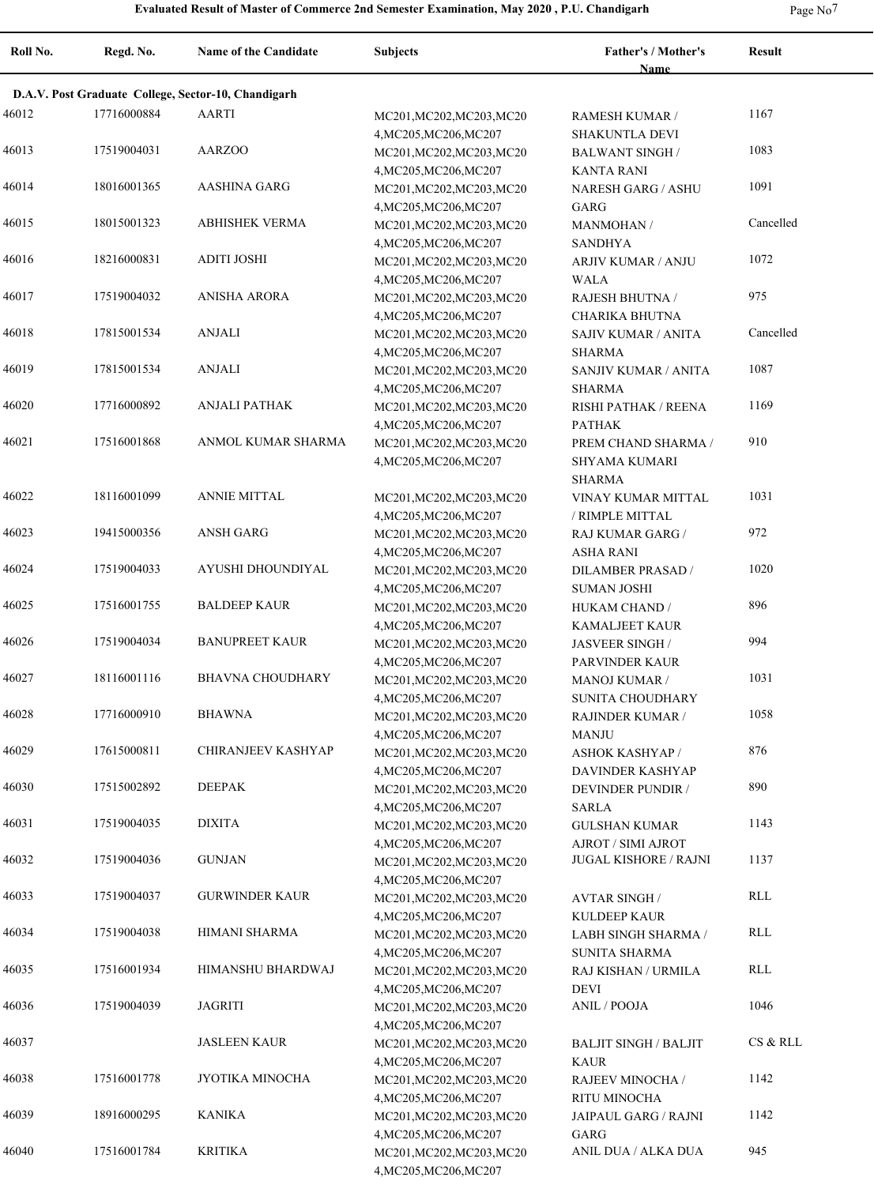| Roll No. | Regd. No. | Name of the Candidate | Subjects | Father's / Mother's Name | Result |
|---|---|---|---|---|---|
| **D.A.V. Post Graduate College, Sector-10, Chandigarh** | | | | | |
| 46012 | 17716000884 | AARTI | MC201,MC202,MC203,MC204,MC205,MC206,MC207 | RAMESH KUMAR / SHAKUNTLA DEVI | 1167 |
| 46013 | 17519004031 | AARZOO | MC201,MC202,MC203,MC204,MC205,MC206,MC207 | BALWANT SINGH / KANTA RANI | 1083 |
| 46014 | 18016001365 | AASHINA GARG | MC201,MC202,MC203,MC204,MC205,MC206,MC207 | NARESH GARG / ASHU GARG | 1091 |
| 46015 | 18015001323 | ABHISHEK VERMA | MC201,MC202,MC203,MC204,MC205,MC206,MC207 | MANMOHAN / SANDHYA | Cancelled |
| 46016 | 18216000831 | ADITI JOSHI | MC201,MC202,MC203,MC204,MC205,MC206,MC207 | ARJIV KUMAR / ANJU WALA | 1072 |
| 46017 | 17519004032 | ANISHA ARORA | MC201,MC202,MC203,MC204,MC205,MC206,MC207 | RAJESH BHUTNA / CHARIKA BHUTNA | 975 |
| 46018 | 17815001534 | ANJALI | MC201,MC202,MC203,MC204,MC205,MC206,MC207 | SAJIV KUMAR / ANITA SHARMA | Cancelled |
| 46019 | 17815001534 | ANJALI | MC201,MC202,MC203,MC204,MC205,MC206,MC207 | SANJIV KUMAR / ANITA SHARMA | 1087 |
| 46020 | 17716000892 | ANJALI PATHAK | MC201,MC202,MC203,MC204,MC205,MC206,MC207 | RISHI PATHAK / REENA PATHAK | 1169 |
| 46021 | 17516001868 | ANMOL KUMAR SHARMA | MC201,MC202,MC203,MC204,MC205,MC206,MC207 | PREM CHAND SHARMA / SHYAMA KUMARI SHARMA | 910 |
| 46022 | 18116001099 | ANNIE MITTAL | MC201,MC202,MC203,MC204,MC205,MC206,MC207 | VINAY KUMAR MITTAL / RIMPLE MITTAL | 1031 |
| 46023 | 19415000356 | ANSH GARG | MC201,MC202,MC203,MC204,MC205,MC206,MC207 | RAJ KUMAR GARG / ASHA RANI | 972 |
| 46024 | 17519004033 | AYUSHI DHOUNDIYAL | MC201,MC202,MC203,MC204,MC205,MC206,MC207 | DILAMBER PRASAD / SUMAN JOSHI | 1020 |
| 46025 | 17516001755 | BALDEEP KAUR | MC201,MC202,MC203,MC204,MC205,MC206,MC207 | HUKAM CHAND / KAMALJEET KAUR | 896 |
| 46026 | 17519004034 | BANUPREET KAUR | MC201,MC202,MC203,MC204,MC205,MC206,MC207 | JASVEER SINGH / PARVINDER KAUR | 994 |
| 46027 | 18116001116 | BHAVNA CHOUDHARY | MC201,MC202,MC203,MC204,MC205,MC206,MC207 | MANOJ KUMAR / SUNITA CHOUDHARY | 1031 |
| 46028 | 17716000910 | BHAWNA | MC201,MC202,MC203,MC204,MC205,MC206,MC207 | RAJINDER KUMAR / MANJU | 1058 |
| 46029 | 17615000811 | CHIRANJEEV KASHYAP | MC201,MC202,MC203,MC204,MC205,MC206,MC207 | ASHOK KASHYAP / DAVINDER KASHYAP | 876 |
| 46030 | 17515002892 | DEEPAK | MC201,MC202,MC203,MC204,MC205,MC206,MC207 | DEVINDER PUNDIR / SARLA | 890 |
| 46031 | 17519004035 | DIXITA | MC201,MC202,MC203,MC204,MC205,MC206,MC207 | GULSHAN KUMAR AJROT / SIMI AJROT | 1143 |
| 46032 | 17519004036 | GUNJAN | MC201,MC202,MC203,MC204,MC205,MC206,MC207 | JUGAL KISHORE / RAJNI | 1137 |
| 46033 | 17519004037 | GURWINDER KAUR | MC201,MC202,MC203,MC204,MC205,MC206,MC207 | AVTAR SINGH / KULDEEP KAUR | RLL |
| 46034 | 17519004038 | HIMANI SHARMA | MC201,MC202,MC203,MC204,MC205,MC206,MC207 | LABH SINGH SHARMA / SUNITA SHARMA | RLL |
| 46035 | 17516001934 | HIMANSHU BHARDWAJ | MC201,MC202,MC203,MC204,MC205,MC206,MC207 | RAJ KISHAN / URMILA DEVI | RLL |
| 46036 | 17519004039 | JAGRITI | MC201,MC202,MC203,MC204,MC205,MC206,MC207 | ANIL / POOJA | 1046 |
| 46037 | | JASLEEN KAUR | MC201,MC202,MC203,MC204,MC205,MC206,MC207 | BALJIT SINGH / BALJIT KAUR | CS & RLL |
| 46038 | 17516001778 | JYOTIKA MINOCHA | MC201,MC202,MC203,MC204,MC205,MC206,MC207 | RAJEEV MINOCHA / RITU MINOCHA | 1142 |
| 46039 | 18916000295 | KANIKA | MC201,MC202,MC203,MC204,MC205,MC206,MC207 | JAIPAUL GARG / RAJNI GARG | 1142 |
| 46040 | 17516001784 | KRITIKA | MC201,MC202,MC203,MC204,MC205,MC206,MC207 | ANIL DUA / ALKA DUA | 945 |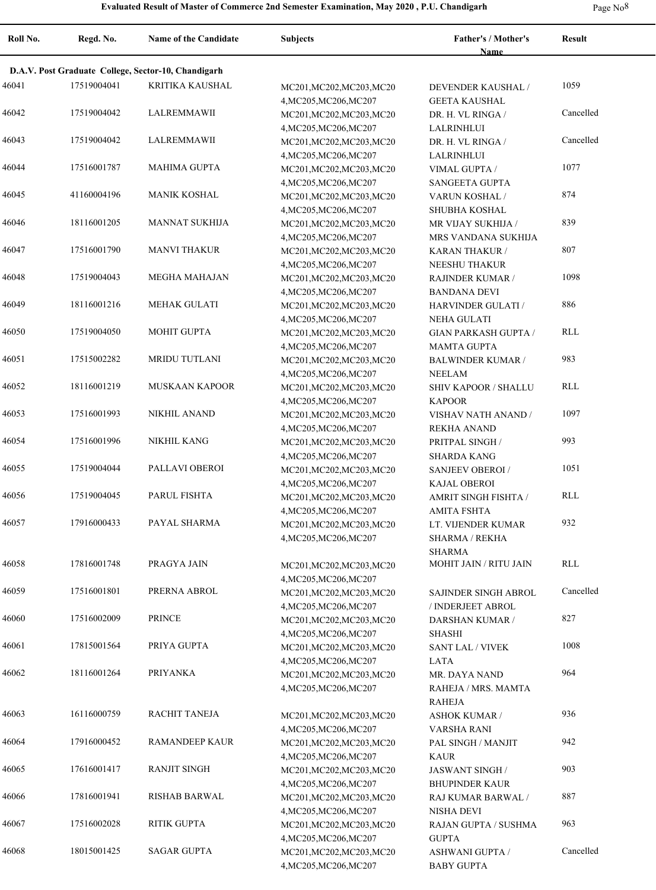## Evaluated Result of Master of Commerce 2nd Semester Examination, May 2020 , P.U. Chandigarh

| Roll No. | Regd. No. | Name of the Candidate | Subjects | Father's / Mother's Name | Result |
|---|---|---|---|---|---|
| **D.A.V. Post Graduate College, Sector-10, Chandigarh** | | | | | |
| 46041 | 17519004041 | KRITIKA KAUSHAL | MC201,MC202,MC203,MC204,MC205,MC206,MC207 | DEVENDER KAUSHAL / GEETA KAUSHAL | 1059 |
| 46042 | 17519004042 | LALREMMAWII | MC201,MC202,MC203,MC204,MC205,MC206,MC207 | DR. H. VL RINGA / LALRINHLUI | Cancelled |
| 46043 | 17519004042 | LALREMMAWII | MC201,MC202,MC203,MC204,MC205,MC206,MC207 | DR. H. VL RINGA / LALRINHLUI | Cancelled |
| 46044 | 17516001787 | MAHIMA GUPTA | MC201,MC202,MC203,MC204,MC205,MC206,MC207 | VIMAL GUPTA / SANGEETA GUPTA | 1077 |
| 46045 | 41160004196 | MANIK KOSHAL | MC201,MC202,MC203,MC204,MC205,MC206,MC207 | VARUN KOSHAL / SHUBHA KOSHAL | 874 |
| 46046 | 18116001205 | MANNAT SUKHIJA | MC201,MC202,MC203,MC204,MC205,MC206,MC207 | MR VIJAY SUKHIJA / MRS VANDANA SUKHIJA | 839 |
| 46047 | 17516001790 | MANVI THAKUR | MC201,MC202,MC203,MC204,MC205,MC206,MC207 | KARAN THAKUR / NEESHU THAKUR | 807 |
| 46048 | 17519004043 | MEGHA MAHAJAN | MC201,MC202,MC203,MC204,MC205,MC206,MC207 | RAJINDER KUMAR / BANDANA DEVI | 1098 |
| 46049 | 18116001216 | MEHAK GULATI | MC201,MC202,MC203,MC204,MC205,MC206,MC207 | HARVINDER GULATI / NEHA GULATI | 886 |
| 46050 | 17519004050 | MOHIT GUPTA | MC201,MC202,MC203,MC204,MC205,MC206,MC207 | GIAN PARKASH GUPTA / MAMTA GUPTA | RLL |
| 46051 | 17515002282 | MRIDU TUTLANI | MC201,MC202,MC203,MC204,MC205,MC206,MC207 | BALWINDER KUMAR / NEELAM | 983 |
| 46052 | 18116001219 | MUSKAAN KAPOOR | MC201,MC202,MC203,MC204,MC205,MC206,MC207 | SHIV KAPOOR / SHALLU KAPOOR | RLL |
| 46053 | 17516001993 | NIKHIL ANAND | MC201,MC202,MC203,MC204,MC205,MC206,MC207 | VISHAV NATH ANAND / REKHA ANAND | 1097 |
| 46054 | 17516001996 | NIKHIL KANG | MC201,MC202,MC203,MC204,MC205,MC206,MC207 | PRITPAL SINGH / SHARDA KANG | 993 |
| 46055 | 17519004044 | PALLAVI OBEROI | MC201,MC202,MC203,MC204,MC205,MC206,MC207 | SANJEEV OBEROI / KAJAL OBEROI | 1051 |
| 46056 | 17519004045 | PARUL FISHTA | MC201,MC202,MC203,MC204,MC205,MC206,MC207 | AMRIT SINGH FISHTA / AMITA FSHTA | RLL |
| 46057 | 17916000433 | PAYAL SHARMA | MC201,MC202,MC203,MC204,MC205,MC206,MC207 | LT. VIJENDER KUMAR SHARMA / REKHA SHARMA | 932 |
| 46058 | 17816001748 | PRAGYA JAIN | MC201,MC202,MC203,MC204,MC205,MC206,MC207 | MOHIT JAIN / RITU JAIN | RLL |
| 46059 | 17516001801 | PRERNA ABROL | MC201,MC202,MC203,MC204,MC205,MC206,MC207 | SAJINDER SINGH ABROL / INDERJEET ABROL | Cancelled |
| 46060 | 17516002009 | PRINCE | MC201,MC202,MC203,MC204,MC205,MC206,MC207 | DARSHAN KUMAR / SHASHI | 827 |
| 46061 | 17815001564 | PRIYA GUPTA | MC201,MC202,MC203,MC204,MC205,MC206,MC207 | SANT LAL / VIVEK LATA | 1008 |
| 46062 | 18116001264 | PRIYANKA | MC201,MC202,MC203,MC204,MC205,MC206,MC207 | MR. DAYA NAND RAHEJA / MRS. MAMTA RAHEJA | 964 |
| 46063 | 16116000759 | RACHIT TANEJA | MC201,MC202,MC203,MC204,MC205,MC206,MC207 | ASHOK KUMAR / VARSHA RANI | 936 |
| 46064 | 17916000452 | RAMANDEEP KAUR | MC201,MC202,MC203,MC204,MC205,MC206,MC207 | PAL SINGH / MANJIT KAUR | 942 |
| 46065 | 17616001417 | RANJIT SINGH | MC201,MC202,MC203,MC204,MC205,MC206,MC207 | JASWANT SINGH / BHUPINDER KAUR | 903 |
| 46066 | 17816001941 | RISHAB BARWAL | MC201,MC202,MC203,MC204,MC205,MC206,MC207 | RAJ KUMAR BARWAL / NISHA DEVI | 887 |
| 46067 | 17516002028 | RITIK GUPTA | MC201,MC202,MC203,MC204,MC205,MC206,MC207 | RAJAN GUPTA / SUSHMA GUPTA | 963 |
| 46068 | 18015001425 | SAGAR GUPTA | MC201,MC202,MC203,MC204,MC205,MC206,MC207 | ASHWANI GUPTA / BABY GUPTA | Cancelled |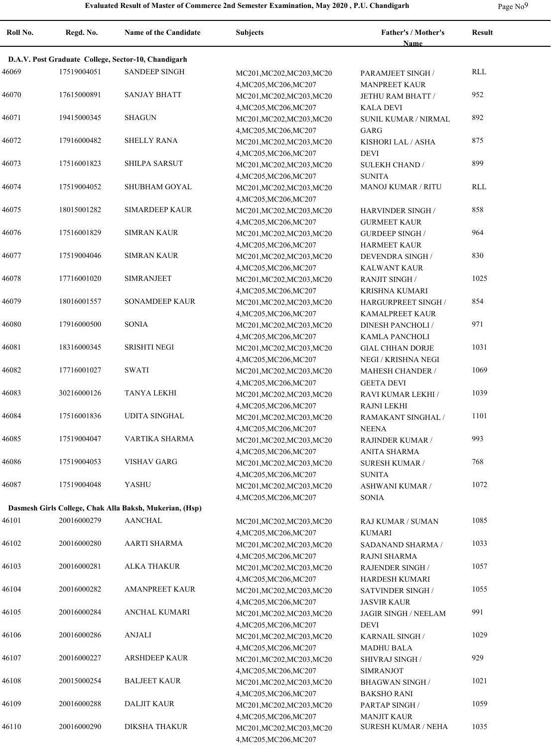# Evaluated Result of Master of Commerce 2nd Semester Examination, May 2020 , P.U. Chandigarh

| Roll No. | Regd. No. | Name of the Candidate | Subjects | Father's / Mother's Name | Result |
|---|---|---|---|---|---|
| **D.A.V. Post Graduate College, Sector-10, Chandigarh** | | | | | |
| 46069 | 17519004051 | SANDEEP SINGH | MC201,MC202,MC203,MC204,MC205,MC206,MC207 | PARAMJEET SINGH / MANPREET KAUR | RLL |
| 46070 | 17615000891 | SANJAY BHATT | MC201,MC202,MC203,MC204,MC205,MC206,MC207 | JETHU RAM BHATT / KALA DEVI | 952 |
| 46071 | 19415000345 | SHAGUN | MC201,MC202,MC203,MC204,MC205,MC206,MC207 | SUNIL KUMAR / NIRMAL GARG | 892 |
| 46072 | 17916000482 | SHELLY RANA | MC201,MC202,MC203,MC204,MC205,MC206,MC207 | KISHORI LAL / ASHA DEVI | 875 |
| 46073 | 17516001823 | SHILPA SARSUT | MC201,MC202,MC203,MC204,MC205,MC206,MC207 | SULEKH CHAND / SUNITA | 899 |
| 46074 | 17519004052 | SHUBHAM GOYAL | MC201,MC202,MC203,MC204,MC205,MC206,MC207 | MANOJ KUMAR / RITU | RLL |
| 46075 | 18015001282 | SIMARDEEP KAUR | MC201,MC202,MC203,MC204,MC205,MC206,MC207 | HARVINDER SINGH / GURMEET KAUR | 858 |
| 46076 | 17516001829 | SIMRAN KAUR | MC201,MC202,MC203,MC204,MC205,MC206,MC207 | GURDEEP SINGH / HARMEET KAUR | 964 |
| 46077 | 17519004046 | SIMRAN KAUR | MC201,MC202,MC203,MC204,MC205,MC206,MC207 | DEVENDRA SINGH / KALWANT KAUR | 830 |
| 46078 | 17716001020 | SIMRANJEET | MC201,MC202,MC203,MC204,MC205,MC206,MC207 | RANJIT SINGH / KRISHNA KUMARI | 1025 |
| 46079 | 18016001557 | SONAMDEEP KAUR | MC201,MC202,MC203,MC204,MC205,MC206,MC207 | HARGURPREET SINGH / KAMALPREET KAUR | 854 |
| 46080 | 17916000500 | SONIA | MC201,MC202,MC203,MC204,MC205,MC206,MC207 | DINESH PANCHOLI / KAMLA PANCHOLI | 971 |
| 46081 | 18316000345 | SRISHTI NEGI | MC201,MC202,MC203,MC204,MC205,MC206,MC207 | GIAL CHHAN DORJE NEGI / KRISHNA NEGI | 1031 |
| 46082 | 17716001027 | SWATI | MC201,MC202,MC203,MC204,MC205,MC206,MC207 | MAHESH CHANDER / GEETA DEVI | 1069 |
| 46083 | 30216000126 | TANYA LEKHI | MC201,MC202,MC203,MC204,MC205,MC206,MC207 | RAVI KUMAR LEKHI / RAJNI LEKHI | 1039 |
| 46084 | 17516001836 | UDITA SINGHAL | MC201,MC202,MC203,MC204,MC205,MC206,MC207 | RAMAKANT SINGHAL / NEENA | 1101 |
| 46085 | 17519004047 | VARTIKA SHARMA | MC201,MC202,MC203,MC204,MC205,MC206,MC207 | RAJINDER KUMAR / ANITA SHARMA | 993 |
| 46086 | 17519004053 | VISHAV GARG | MC201,MC202,MC203,MC204,MC205,MC206,MC207 | SURESH KUMAR / SUNITA | 768 |
| 46087 | 17519004048 | YASHU | MC201,MC202,MC203,MC204,MC205,MC206,MC207 | ASHWANI KUMAR / SONIA | 1072 |
| **Dasmesh Girls College, Chak Alla Baksh, Mukerian, (Hsp)** | | | | | |
| 46101 | 20016000279 | AANCHAL | MC201,MC202,MC203,MC204,MC205,MC206,MC207 | RAJ KUMAR / SUMAN KUMARI | 1085 |
| 46102 | 20016000280 | AARTI SHARMA | MC201,MC202,MC203,MC204,MC205,MC206,MC207 | SADANAND SHARMA / RAJNI SHARMA | 1033 |
| 46103 | 20016000281 | ALKA THAKUR | MC201,MC202,MC203,MC204,MC205,MC206,MC207 | RAJENDER SINGH / HARDESH KUMARI | 1057 |
| 46104 | 20016000282 | AMANPREET KAUR | MC201,MC202,MC203,MC204,MC205,MC206,MC207 | SATVINDER SINGH / JASVIR KAUR | 1055 |
| 46105 | 20016000284 | ANCHAL KUMARI | MC201,MC202,MC203,MC204,MC205,MC206,MC207 | JAGIR SINGH / NEELAM DEVI | 991 |
| 46106 | 20016000286 | ANJALI | MC201,MC202,MC203,MC204,MC205,MC206,MC207 | KARNAIL SINGH / MADHU BALA | 1029 |
| 46107 | 20016000227 | ARSHDEEP KAUR | MC201,MC202,MC203,MC204,MC205,MC206,MC207 | SHIVRAJ SINGH / SIMRANJOT | 929 |
| 46108 | 20015000254 | BALJEET KAUR | MC201,MC202,MC203,MC204,MC205,MC206,MC207 | BHAGWAN SINGH / BAKSHO RANI | 1021 |
| 46109 | 20016000288 | DALJIT KAUR | MC201,MC202,MC203,MC204,MC205,MC206,MC207 | PARTAP SINGH / MANJIT KAUR | 1059 |
| 46110 | 20016000290 | DIKSHA THAKUR | MC201,MC202,MC203,MC204,MC205,MC206,MC207 | SURESH KUMAR / NEHA | 1035 |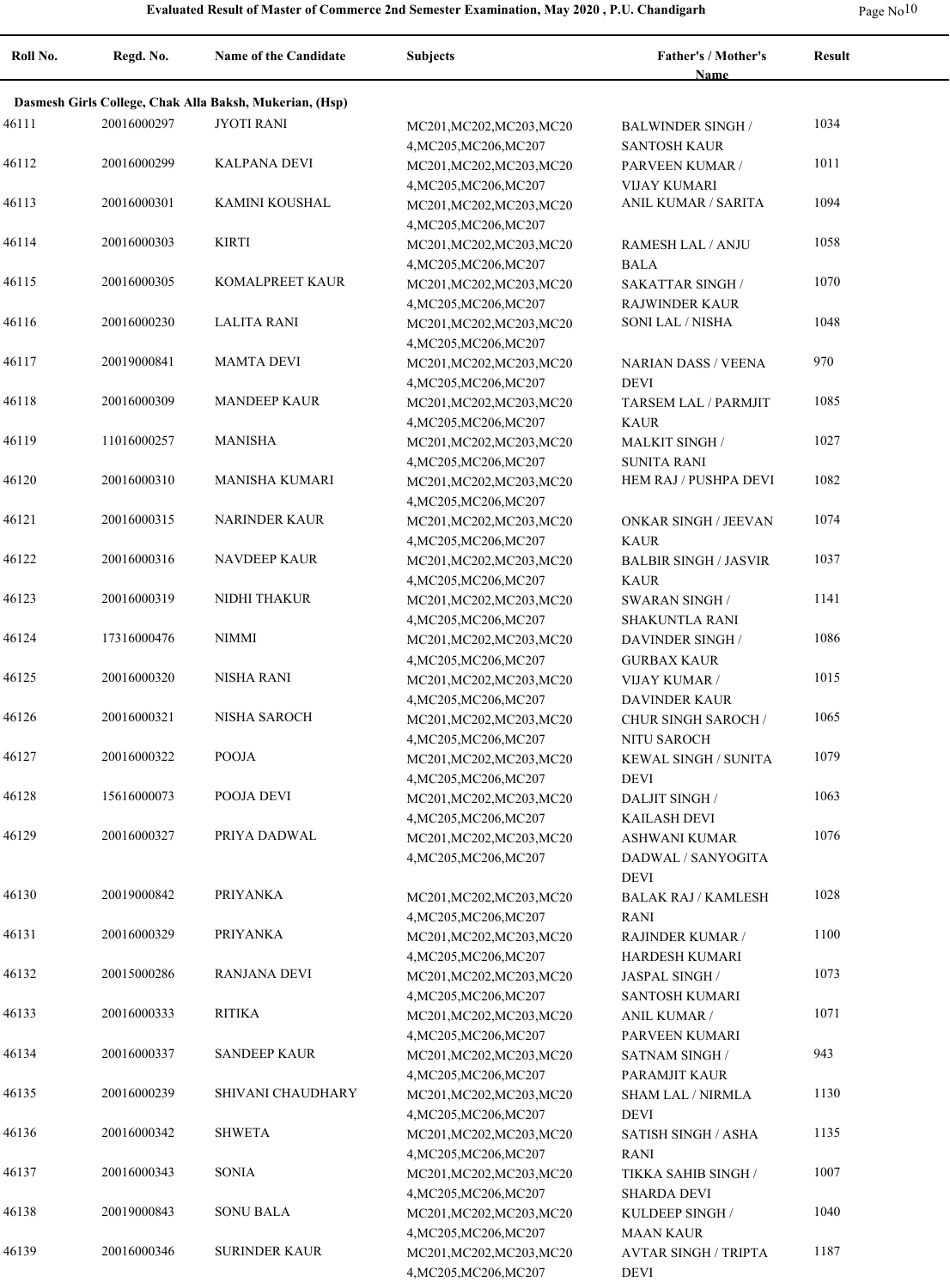| Roll No. | Regd. No. | Name of the Candidate | Subjects | Father's / Mother's Name | Result |
|---|---|---|---|---|---|
| **Dasmesh Girls College, Chak Alla Baksh, Mukerian, (Hsp)** | | | | | |
| 46111 | 20016000297 | JYOTI RANI | MC201,MC202,MC203,MC204,MC205,MC206,MC207 | BALWINDER SINGH / SANTOSH KAUR | 1034 |
| 46112 | 20016000299 | KALPANA DEVI | MC201,MC202,MC203,MC204,MC205,MC206,MC207 | PARVEEN KUMAR / VIJAY KUMARI | 1011 |
| 46113 | 20016000301 | KAMINI KOUSHAL | MC201,MC202,MC203,MC204,MC205,MC206,MC207 | ANIL KUMAR / SARITA | 1094 |
| 46114 | 20016000303 | KIRTI | MC201,MC202,MC203,MC204,MC205,MC206,MC207 | RAMESH LAL / ANJU BALA | 1058 |
| 46115 | 20016000305 | KOMALPREET KAUR | MC201,MC202,MC203,MC204,MC205,MC206,MC207 | SAKATTAR SINGH / RAJWINDER KAUR | 1070 |
| 46116 | 20016000230 | LALITA RANI | MC201,MC202,MC203,MC204,MC205,MC206,MC207 | SONI LAL / NISHA | 1048 |
| 46117 | 20019000841 | MAMTA DEVI | MC201,MC202,MC203,MC204,MC205,MC206,MC207 | NARIAN DASS / VEENA DEVI | 970 |
| 46118 | 20016000309 | MANDEEP KAUR | MC201,MC202,MC203,MC204,MC205,MC206,MC207 | TARSEM LAL / PARMJIT KAUR | 1085 |
| 46119 | 11016000257 | MANISHA | MC201,MC202,MC203,MC204,MC205,MC206,MC207 | MALKIT SINGH / SUNITA RANI | 1027 |
| 46120 | 20016000310 | MANISHA KUMARI | MC201,MC202,MC203,MC204,MC205,MC206,MC207 | HEM RAJ / PUSHPA DEVI | 1082 |
| 46121 | 20016000315 | NARINDER KAUR | MC201,MC202,MC203,MC204,MC205,MC206,MC207 | ONKAR SINGH / JEEVAN KAUR | 1074 |
| 46122 | 20016000316 | NAVDEEP KAUR | MC201,MC202,MC203,MC204,MC205,MC206,MC207 | BALBIR SINGH / JASVIR KAUR | 1037 |
| 46123 | 20016000319 | NIDHI THAKUR | MC201,MC202,MC203,MC204,MC205,MC206,MC207 | SWARAN SINGH / SHAKUNTLA RANI | 1141 |
| 46124 | 17316000476 | NIMMI | MC201,MC202,MC203,MC204,MC205,MC206,MC207 | DAVINDER SINGH / GURBAX KAUR | 1086 |
| 46125 | 20016000320 | NISHA RANI | MC201,MC202,MC203,MC204,MC205,MC206,MC207 | VIJAY KUMAR / DAVINDER KAUR | 1015 |
| 46126 | 20016000321 | NISHA SAROCH | MC201,MC202,MC203,MC204,MC205,MC206,MC207 | CHUR SINGH SAROCH / NITU SAROCH | 1065 |
| 46127 | 20016000322 | POOJA | MC201,MC202,MC203,MC204,MC205,MC206,MC207 | KEWAL SINGH / SUNITA DEVI | 1079 |
| 46128 | 15616000073 | POOJA DEVI | MC201,MC202,MC203,MC204,MC205,MC206,MC207 | DALJIT SINGH / KAILASH DEVI | 1063 |
| 46129 | 20016000327 | PRIYA DADWAL | MC201,MC202,MC203,MC204,MC205,MC206,MC207 | ASHWANI KUMAR DADWAL / SANYOGITA DEVI | 1076 |
| 46130 | 20019000842 | PRIYANKA | MC201,MC202,MC203,MC204,MC205,MC206,MC207 | BALAK RAJ / KAMLESH RANI | 1028 |
| 46131 | 20016000329 | PRIYANKA | MC201,MC202,MC203,MC204,MC205,MC206,MC207 | RAJINDER KUMAR / HARDESH KUMARI | 1100 |
| 46132 | 20015000286 | RANJANA DEVI | MC201,MC202,MC203,MC204,MC205,MC206,MC207 | JASPAL SINGH / SANTOSH KUMARI | 1073 |
| 46133 | 20016000333 | RITIKA | MC201,MC202,MC203,MC204,MC205,MC206,MC207 | ANIL KUMAR / PARVEEN KUMARI | 1071 |
| 46134 | 20016000337 | SANDEEP KAUR | MC201,MC202,MC203,MC204,MC205,MC206,MC207 | SATNAM SINGH / PARAMJIT KAUR | 943 |
| 46135 | 20016000239 | SHIVANI CHAUDHARY | MC201,MC202,MC203,MC204,MC205,MC206,MC207 | SHAM LAL / NIRMLA DEVI | 1130 |
| 46136 | 20016000342 | SHWETA | MC201,MC202,MC203,MC204,MC205,MC206,MC207 | SATISH SINGH / ASHA RANI | 1135 |
| 46137 | 20016000343 | SONIA | MC201,MC202,MC203,MC204,MC205,MC206,MC207 | TIKKA SAHIB SINGH / SHARDA DEVI | 1007 |
| 46138 | 20019000843 | SONU BALA | MC201,MC202,MC203,MC204,MC205,MC206,MC207 | KULDEEP SINGH / MAAN KAUR | 1040 |
| 46139 | 20016000346 | SURINDER KAUR | MC201,MC202,MC203,MC204,MC205,MC206,MC207 | AVTAR SINGH / TRIPTA DEVI | 1187 |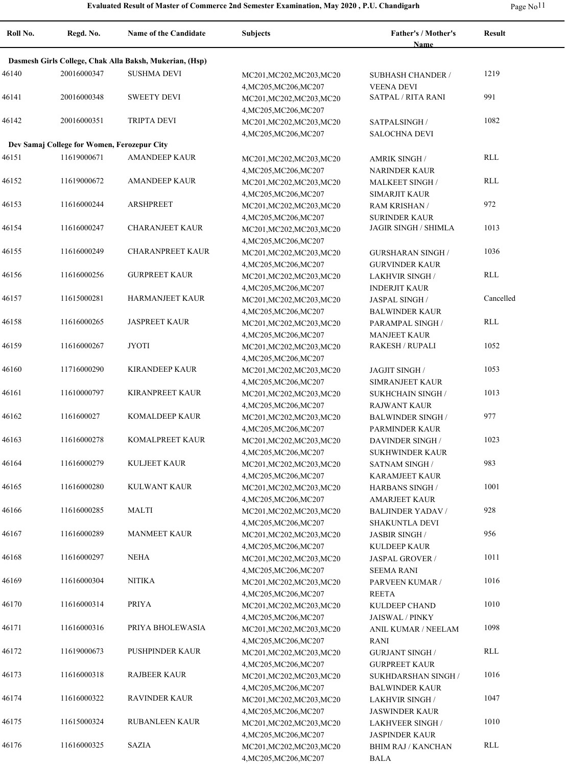## Evaluated Result of Master of Commerce 2nd Semester Examination, May 2020 , P.U. Chandigarh

| Roll No. | Regd. No. | Name of the Candidate | Subjects | Father's / Mother's Name | Result |
|---|---|---|---|---|---|
| **Dasmesh Girls College, Chak Alla Baksh, Mukerian, (Hsp)** | | | | | |
| 46140 | 20016000347 | SUSHMA DEVI | MC201,MC202,MC203,MC204,MC205,MC206,MC207 | SUBHASH CHANDER / VEENA DEVI | 1219 |
| 46141 | 20016000348 | SWEETY DEVI | MC201,MC202,MC203,MC204,MC205,MC206,MC207 | SATPAL / RITA RANI | 991 |
| 46142 | 20016000351 | TRIPTA DEVI | MC201,MC202,MC203,MC204,MC205,MC206,MC207 | SATPALSINGH / SALOCHNA DEVI | 1082 |
| **Dev Samaj College for Women, Ferozepur City** | | | | | |
| 46151 | 11619000671 | AMANDEEP KAUR | MC201,MC202,MC203,MC204,MC205,MC206,MC207 | AMRIK SINGH / NARINDER KAUR | RLL |
| 46152 | 11619000672 | AMANDEEP KAUR | MC201,MC202,MC203,MC204,MC205,MC206,MC207 | MALKEET SINGH / SIMARJIT KAUR | RLL |
| 46153 | 11616000244 | ARSHPREET | MC201,MC202,MC203,MC204,MC205,MC206,MC207 | RAM KRISHAN / SURINDER KAUR | 972 |
| 46154 | 11616000247 | CHARANJEET KAUR | MC201,MC202,MC203,MC204,MC205,MC206,MC207 | JAGIR SINGH / SHIMLA | 1013 |
| 46155 | 11616000249 | CHARANPREET KAUR | MC201,MC202,MC203,MC204,MC205,MC206,MC207 | GURSHARAN SINGH / GURVINDER KAUR | 1036 |
| 46156 | 11616000256 | GURPREET KAUR | MC201,MC202,MC203,MC204,MC205,MC206,MC207 | LAKHVIR SINGH / INDERJIT KAUR | RLL |
| 46157 | 11615000281 | HARMANJEET KAUR | MC201,MC202,MC203,MC204,MC205,MC206,MC207 | JASPAL SINGH / BALWINDER KAUR | Cancelled |
| 46158 | 11616000265 | JASPREET KAUR | MC201,MC202,MC203,MC204,MC205,MC206,MC207 | PARAMPAL SINGH / MANJEET KAUR | RLL |
| 46159 | 11616000267 | JYOTI | MC201,MC202,MC203,MC204,MC205,MC206,MC207 | RAKESH / RUPALI | 1052 |
| 46160 | 11716000290 | KIRANDEEP KAUR | MC201,MC202,MC203,MC204,MC205,MC206,MC207 | JAGJIT SINGH / SIMRANJEET KAUR | 1053 |
| 46161 | 11610000797 | KIRANPREET KAUR | MC201,MC202,MC203,MC204,MC205,MC206,MC207 | SUKHCHAIN SINGH / RAJWANT KAUR | 1013 |
| 46162 | 1161600027 | KOMALDEEP KAUR | MC201,MC202,MC203,MC204,MC205,MC206,MC207 | BALWINDER SINGH / PARMINDER KAUR | 977 |
| 46163 | 11616000278 | KOMALPREET KAUR | MC201,MC202,MC203,MC204,MC205,MC206,MC207 | DAVINDER SINGH / SUKHWINDER KAUR | 1023 |
| 46164 | 11616000279 | KULJEET KAUR | MC201,MC202,MC203,MC204,MC205,MC206,MC207 | SATNAM SINGH / KARAMJEET KAUR | 983 |
| 46165 | 11616000280 | KULWANT KAUR | MC201,MC202,MC203,MC204,MC205,MC206,MC207 | HARBANS SINGH / AMARJEET KAUR | 1001 |
| 46166 | 11616000285 | MALTI | MC201,MC202,MC203,MC204,MC205,MC206,MC207 | BALJINDER YADAV / SHAKUNTLA DEVI | 928 |
| 46167 | 11616000289 | MANMEET KAUR | MC201,MC202,MC203,MC204,MC205,MC206,MC207 | JASBIR SINGH / KULDEEP KAUR | 956 |
| 46168 | 11616000297 | NEHA | MC201,MC202,MC203,MC204,MC205,MC206,MC207 | JASPAL GROVER / SEEMA RANI | 1011 |
| 46169 | 11616000304 | NITIKA | MC201,MC202,MC203,MC204,MC205,MC206,MC207 | PARVEEN KUMAR / REETA | 1016 |
| 46170 | 11616000314 | PRIYA | MC201,MC202,MC203,MC204,MC205,MC206,MC207 | KULDEEP CHAND JAISWAL / PINKY | 1010 |
| 46171 | 11616000316 | PRIYA BHOLEWASIA | MC201,MC202,MC203,MC204,MC205,MC206,MC207 | ANIL KUMAR / NEELAM RANI | 1098 |
| 46172 | 11619000673 | PUSHPINDER KAUR | MC201,MC202,MC203,MC204,MC205,MC206,MC207 | GURJANT SINGH / GURPREET KAUR | RLL |
| 46173 | 11616000318 | RAJBEER KAUR | MC201,MC202,MC203,MC204,MC205,MC206,MC207 | SUKHDARSHAN SINGH / BALWINDER KAUR | 1016 |
| 46174 | 11616000322 | RAVINDER KAUR | MC201,MC202,MC203,MC204,MC205,MC206,MC207 | LAKHVIR SINGH / JASWINDER KAUR | 1047 |
| 46175 | 11615000324 | RUBANLEEN KAUR | MC201,MC202,MC203,MC204,MC205,MC206,MC207 | LAKHVEER SINGH / JASPINDER KAUR | 1010 |
| 46176 | 11616000325 | SAZIA | MC201,MC202,MC203,MC204,MC205,MC206,MC207 | BHIM RAJ / KANCHAN BALA | RLL |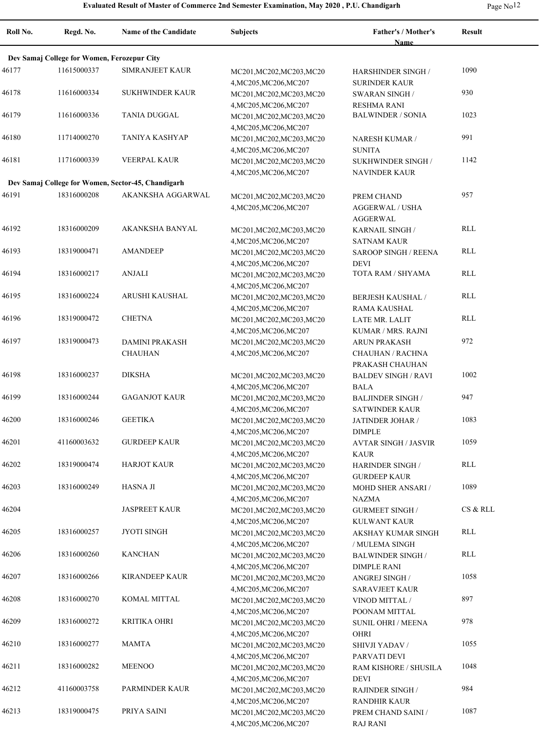**Evaluated Result of Master of Commerce 2nd Semester Examination, May 2020 , P.U. Chandigarh**

| Roll No. | Regd. No. | Name of the Candidate | Subjects | Father's / Mother's Name | Result |
|---|---|---|---|---|---|
| **Dev Samaj College for Women, Ferozepur City** | | | | | |
| 46177 | 11615000337 | SIMRANJEET KAUR | MC201,MC202,MC203,MC204,MC205,MC206,MC207 | HARSHINDER SINGH / SURINDER KAUR | 1090 |
| 46178 | 11616000334 | SUKHWINDER KAUR | MC201,MC202,MC203,MC204,MC205,MC206,MC207 | SWARAN SINGH / RESHMA RANI | 930 |
| 46179 | 11616000336 | TANIA DUGGAL | MC201,MC202,MC203,MC204,MC205,MC206,MC207 | BALWINDER / SONIA | 1023 |
| 46180 | 11714000270 | TANIYA KASHYAP | MC201,MC202,MC203,MC204,MC205,MC206,MC207 | NARESH KUMAR / SUNITA | 991 |
| 46181 | 11716000339 | VEERPAL KAUR | MC201,MC202,MC203,MC204,MC205,MC206,MC207 | SUKHWINDER SINGH / NAVINDER KAUR | 1142 |
| **Dev Samaj College for Women, Sector-45, Chandigarh** | | | | | |
| 46191 | 18316000208 | AKANKSHA AGGARWAL | MC201,MC202,MC203,MC204,MC205,MC206,MC207 | PREM CHAND AGGERWAL / USHA AGGERWAL | 957 |
| 46192 | 18316000209 | AKANKSHA BANYAL | MC201,MC202,MC203,MC204,MC205,MC206,MC207 | KARNAIL SINGH / SATNAM KAUR | RLL |
| 46193 | 18319000471 | AMANDEEP | MC201,MC202,MC203,MC204,MC205,MC206,MC207 | SAROOP SINGH / REENA DEVI | RLL |
| 46194 | 18316000217 | ANJALI | MC201,MC202,MC203,MC204,MC205,MC206,MC207 | TOTA RAM / SHYAMA | RLL |
| 46195 | 18316000224 | ARUSHI KAUSHAL | MC201,MC202,MC203,MC204,MC205,MC206,MC207 | BERJESH KAUSHAL / RAMA KAUSHAL | RLL |
| 46196 | 18319000472 | CHETNA | MC201,MC202,MC203,MC204,MC205,MC206,MC207 | LATE MR. LALIT KUMAR / MRS. RAJNI | RLL |
| 46197 | 18319000473 | DAMINI PRAKASH CHAUHAN | MC201,MC202,MC203,MC204,MC205,MC206,MC207 | ARUN PRAKASH CHAUHAN / RACHNA PRAKASH CHAUHAN | 972 |
| 46198 | 18316000237 | DIKSHA | MC201,MC202,MC203,MC204,MC205,MC206,MC207 | BALDEV SINGH / RAVI BALA | 1002 |
| 46199 | 18316000244 | GAGANJOT KAUR | MC201,MC202,MC203,MC204,MC205,MC206,MC207 | BALJINDER SINGH / SATWINDER KAUR | 947 |
| 46200 | 18316000246 | GEETIKA | MC201,MC202,MC203,MC204,MC205,MC206,MC207 | JATINDER JOHAR / DIMPLE | 1083 |
| 46201 | 41160003632 | GURDEEP KAUR | MC201,MC202,MC203,MC204,MC205,MC206,MC207 | AVTAR SINGH / JASVIR KAUR | 1059 |
| 46202 | 18319000474 | HARJOT KAUR | MC201,MC202,MC203,MC204,MC205,MC206,MC207 | HARINDER SINGH / GURDEEP KAUR | RLL |
| 46203 | 18316000249 | HASNA JI | MC201,MC202,MC203,MC204,MC205,MC206,MC207 | MOHD SHER ANSARI / NAZMA | 1089 |
| 46204 | | JASPREET KAUR | MC201,MC202,MC203,MC204,MC205,MC206,MC207 | GURMEET SINGH / KULWANT KAUR | CS & RLL |
| 46205 | 18316000257 | JYOTI SINGH | MC201,MC202,MC203,MC204,MC205,MC206,MC207 | AKSHAY KUMAR SINGH / MULEMA SINGH | RLL |
| 46206 | 18316000260 | KANCHAN | MC201,MC202,MC203,MC204,MC205,MC206,MC207 | BALWINDER SINGH / DIMPLE RANI | RLL |
| 46207 | 18316000266 | KIRANDEEP KAUR | MC201,MC202,MC203,MC204,MC205,MC206,MC207 | ANGREJ SINGH / SARAVJEET KAUR | 1058 |
| 46208 | 18316000270 | KOMAL MITTAL | MC201,MC202,MC203,MC204,MC205,MC206,MC207 | VINOD MITTAL / POONAM MITTAL | 897 |
| 46209 | 18316000272 | KRITIKA OHRI | MC201,MC202,MC203,MC204,MC205,MC206,MC207 | SUNIL OHRI / MEENA OHRI | 978 |
| 46210 | 18316000277 | MAMTA | MC201,MC202,MC203,MC204,MC205,MC206,MC207 | SHIVJI YADAV / PARVATI DEVI | 1055 |
| 46211 | 18316000282 | MEENOO | MC201,MC202,MC203,MC204,MC205,MC206,MC207 | RAM KISHORE / SHUSILA DEVI | 1048 |
| 46212 | 41160003758 | PARMINDER KAUR | MC201,MC202,MC203,MC204,MC205,MC206,MC207 | RAJINDER SINGH / RANDHIR KAUR | 984 |
| 46213 | 18319000475 | PRIYA SAINI | MC201,MC202,MC203,MC204,MC205,MC206,MC207 | PREM CHAND SAINI / RAJ RANI | 1087 |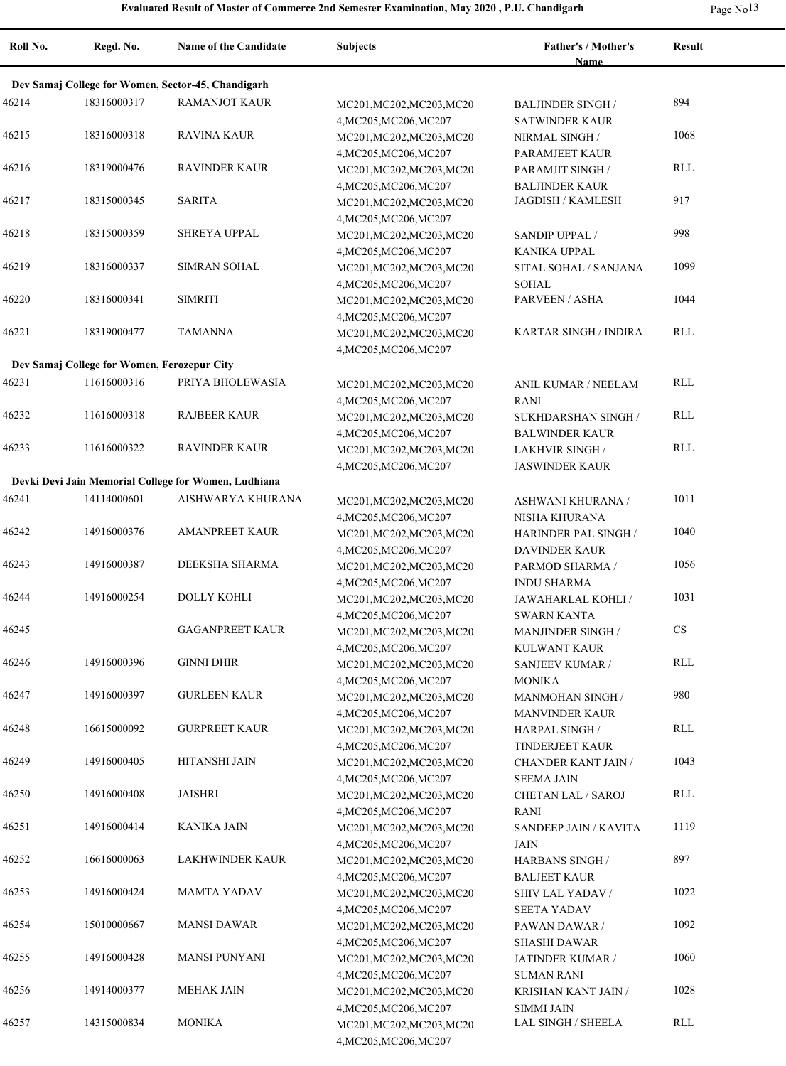**Evaluated Result of Master of Commerce 2nd Semester Examination, May 2020 , P.U. Chandigarh**

| Roll No. | Regd. No. | Name of the Candidate | Subjects | Father's / Mother's Name | Result |
|---|---|---|---|---|---|
| **Dev Samaj College for Women, Sector-45, Chandigarh** | | | | | |
| 46214 | 18316000317 | RAMANJOT KAUR | MC201,MC202,MC203,MC204,MC205,MC206,MC207 | BALJINDER SINGH / SATWINDER KAUR | 894 |
| 46215 | 18316000318 | RAVINA KAUR | MC201,MC202,MC203,MC204,MC205,MC206,MC207 | NIRMAL SINGH / PARAMJEET KAUR | 1068 |
| 46216 | 18319000476 | RAVINDER KAUR | MC201,MC202,MC203,MC204,MC205,MC206,MC207 | PARAMJIT SINGH / BALJINDER KAUR | RLL |
| 46217 | 18315000345 | SARITA | MC201,MC202,MC203,MC204,MC205,MC206,MC207 | JAGDISH / KAMLESH | 917 |
| 46218 | 18315000359 | SHREYA UPPAL | MC201,MC202,MC203,MC204,MC205,MC206,MC207 | SANDIP UPPAL / KANIKA UPPAL | 998 |
| 46219 | 18316000337 | SIMRAN SOHAL | MC201,MC202,MC203,MC204,MC205,MC206,MC207 | SITAL SOHAL / SANJANA SOHAL | 1099 |
| 46220 | 18316000341 | SIMRITI | MC201,MC202,MC203,MC204,MC205,MC206,MC207 | PARVEEN / ASHA | 1044 |
| 46221 | 18319000477 | TAMANNA | MC201,MC202,MC203,MC204,MC205,MC206,MC207 | KARTAR SINGH / INDIRA | RLL |
| **Dev Samaj College for Women, Ferozepur City** | | | | | |
| 46231 | 11616000316 | PRIYA BHOLEWASIA | MC201,MC202,MC203,MC204,MC205,MC206,MC207 | ANIL KUMAR / NEELAM RANI | RLL |
| 46232 | 11616000318 | RAJBEER KAUR | MC201,MC202,MC203,MC204,MC205,MC206,MC207 | SUKHDARSHAN SINGH / BALWINDER KAUR | RLL |
| 46233 | 11616000322 | RAVINDER KAUR | MC201,MC202,MC203,MC204,MC205,MC206,MC207 | LAKHVIR SINGH / JASWINDER KAUR | RLL |
| **Devki Devi Jain Memorial College for Women, Ludhiana** | | | | | |
| 46241 | 14114000601 | AISHWARYA KHURANA | MC201,MC202,MC203,MC204,MC205,MC206,MC207 | ASHWANI KHURANA / NISHA KHURANA | 1011 |
| 46242 | 14916000376 | AMANPREET KAUR | MC201,MC202,MC203,MC204,MC205,MC206,MC207 | HARINDER PAL SINGH / DAVINDER KAUR | 1040 |
| 46243 | 14916000387 | DEEKSHA SHARMA | MC201,MC202,MC203,MC204,MC205,MC206,MC207 | PARMOD SHARMA / INDU SHARMA | 1056 |
| 46244 | 14916000254 | DOLLY KOHLI | MC201,MC202,MC203,MC204,MC205,MC206,MC207 | JAWAHARLAL KOHLI / SWARN KANTA | 1031 |
| 46245 | | GAGANPREET KAUR | MC201,MC202,MC203,MC204,MC205,MC206,MC207 | MANJINDER SINGH / KULWANT KAUR | CS |
| 46246 | 14916000396 | GINNI DHIR | MC201,MC202,MC203,MC204,MC205,MC206,MC207 | SANJEEV KUMAR / MONIKA | RLL |
| 46247 | 14916000397 | GURLEEN KAUR | MC201,MC202,MC203,MC204,MC205,MC206,MC207 | MANMOHAN SINGH / MANVINDER KAUR | 980 |
| 46248 | 16615000092 | GURPREET KAUR | MC201,MC202,MC203,MC204,MC205,MC206,MC207 | HARPAL SINGH / TINDERJEET KAUR | RLL |
| 46249 | 14916000405 | HITANSHI JAIN | MC201,MC202,MC203,MC204,MC205,MC206,MC207 | CHANDER KANT JAIN / SEEMA JAIN | 1043 |
| 46250 | 14916000408 | JAISHRI | MC201,MC202,MC203,MC204,MC205,MC206,MC207 | CHETAN LAL / SAROJ RANI | RLL |
| 46251 | 14916000414 | KANIKA JAIN | MC201,MC202,MC203,MC204,MC205,MC206,MC207 | SANDEEP JAIN / KAVITA JAIN | 1119 |
| 46252 | 16616000063 | LAKHWINDER KAUR | MC201,MC202,MC203,MC204,MC205,MC206,MC207 | HARBANS SINGH / BALJEET KAUR | 897 |
| 46253 | 14916000424 | MAMTA YADAV | MC201,MC202,MC203,MC204,MC205,MC206,MC207 | SHIV LAL YADAV / SEETA YADAV | 1022 |
| 46254 | 15010000667 | MANSI DAWAR | MC201,MC202,MC203,MC204,MC205,MC206,MC207 | PAWAN DAWAR / SHASHI DAWAR | 1092 |
| 46255 | 14916000428 | MANSI PUNYANI | MC201,MC202,MC203,MC204,MC205,MC206,MC207 | JATINDER KUMAR / SUMAN RANI | 1060 |
| 46256 | 14914000377 | MEHAK JAIN | MC201,MC202,MC203,MC204,MC205,MC206,MC207 | KRISHAN KANT JAIN / SIMMI JAIN | 1028 |
| 46257 | 14315000834 | MONIKA | MC201,MC202,MC203,MC204,MC205,MC206,MC207 | LAL SINGH / SHEELA | RLL |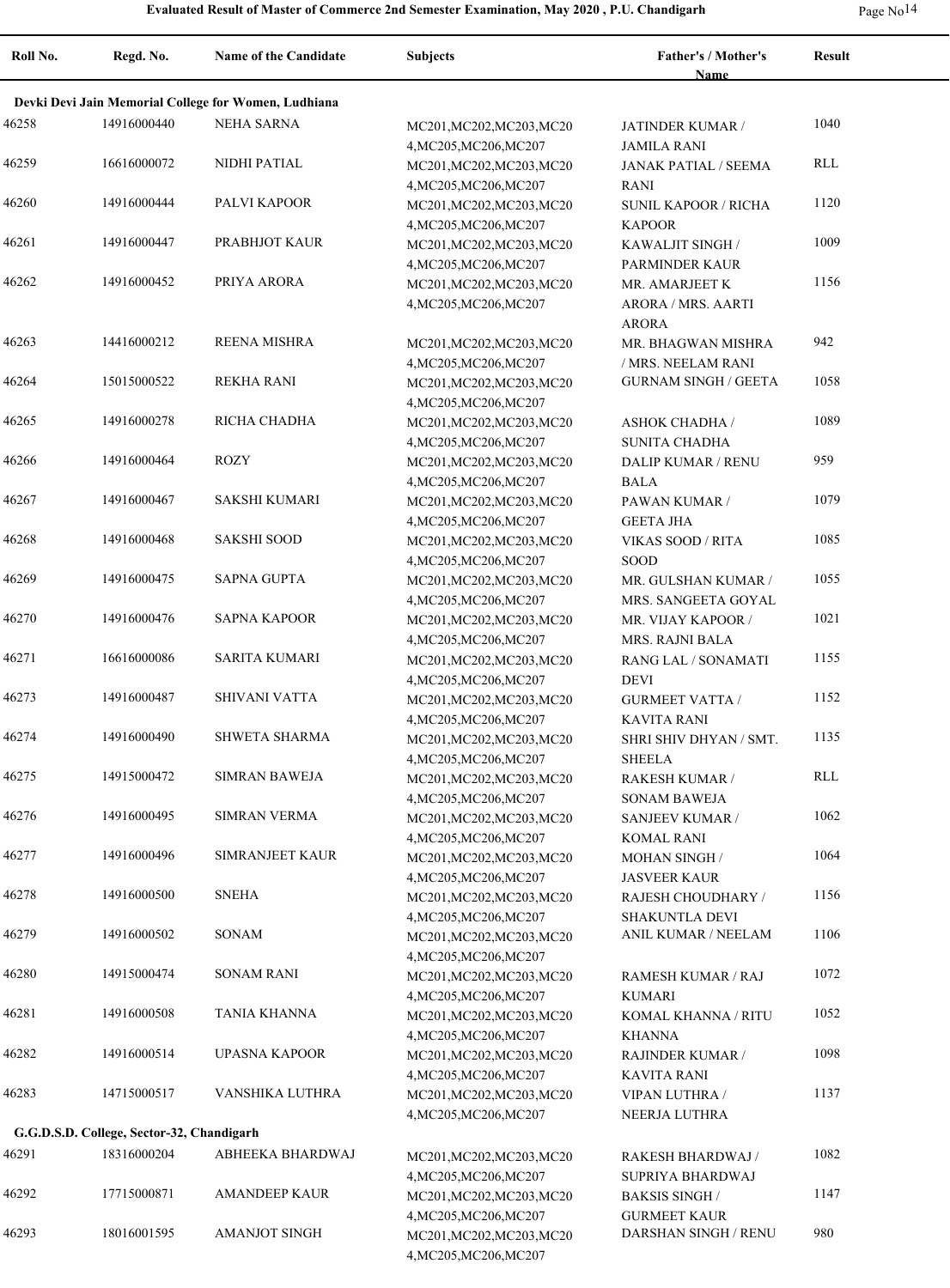## Evaluated Result of Master of Commerce 2nd Semester Examination, May 2020 , P.U. Chandigarh

| Roll No. | Regd. No. | Name of the Candidate | Subjects | Father's / Mother's Name | Result |
|---|---|---|---|---|---|
| **Devki Devi Jain Memorial College for Women, Ludhiana** | | | | | |
| 46258 | 14916000440 | NEHA SARNA | MC201,MC202,MC203,MC204,MC205,MC206,MC207 | JATINDER KUMAR / JAMILA RANI | 1040 |
| 46259 | 16616000072 | NIDHI PATIAL | MC201,MC202,MC203,MC204,MC205,MC206,MC207 | JANAK PATIAL / SEEMA RANI | RLL |
| 46260 | 14916000444 | PALVI KAPOOR | MC201,MC202,MC203,MC204,MC205,MC206,MC207 | SUNIL KAPOOR / RICHA KAPOOR | 1120 |
| 46261 | 14916000447 | PRABHJOT KAUR | MC201,MC202,MC203,MC204,MC205,MC206,MC207 | KAWALJIT SINGH / PARMINDER KAUR | 1009 |
| 46262 | 14916000452 | PRIYA ARORA | MC201,MC202,MC203,MC204,MC205,MC206,MC207 | MR. AMARJEET K ARORA / MRS. AARTI ARORA | 1156 |
| 46263 | 14416000212 | REENA MISHRA | MC201,MC202,MC203,MC204,MC205,MC206,MC207 | MR. BHAGWAN MISHRA / MRS. NEELAM RANI | 942 |
| 46264 | 15015000522 | REKHA RANI | MC201,MC202,MC203,MC204,MC205,MC206,MC207 | GURNAM SINGH / GEETA | 1058 |
| 46265 | 14916000278 | RICHA CHADHA | MC201,MC202,MC203,MC204,MC205,MC206,MC207 | ASHOK CHADHA / SUNITA CHADHA | 1089 |
| 46266 | 14916000464 | ROZY | MC201,MC202,MC203,MC204,MC205,MC206,MC207 | DALIP KUMAR / RENU BALA | 959 |
| 46267 | 14916000467 | SAKSHI KUMARI | MC201,MC202,MC203,MC204,MC205,MC206,MC207 | PAWAN KUMAR / GEETA JHA | 1079 |
| 46268 | 14916000468 | SAKSHI SOOD | MC201,MC202,MC203,MC204,MC205,MC206,MC207 | VIKAS SOOD / RITA SOOD | 1085 |
| 46269 | 14916000475 | SAPNA GUPTA | MC201,MC202,MC203,MC204,MC205,MC206,MC207 | MR. GULSHAN KUMAR / MRS. SANGEETA GOYAL | 1055 |
| 46270 | 14916000476 | SAPNA KAPOOR | MC201,MC202,MC203,MC204,MC205,MC206,MC207 | MR. VIJAY KAPOOR / MRS. RAJNI BALA | 1021 |
| 46271 | 16616000086 | SARITA KUMARI | MC201,MC202,MC203,MC204,MC205,MC206,MC207 | RANG LAL / SONAMATI DEVI | 1155 |
| 46273 | 14916000487 | SHIVANI VATTA | MC201,MC202,MC203,MC204,MC205,MC206,MC207 | GURMEET VATTA / KAVITA RANI | 1152 |
| 46274 | 14916000490 | SHWETA SHARMA | MC201,MC202,MC203,MC204,MC205,MC206,MC207 | SHRI SHIV DHYAN / SMT. SHEELA | 1135 |
| 46275 | 14915000472 | SIMRAN BAWEJA | MC201,MC202,MC203,MC204,MC205,MC206,MC207 | RAKESH KUMAR / SONAM BAWEJA | RLL |
| 46276 | 14916000495 | SIMRAN VERMA | MC201,MC202,MC203,MC204,MC205,MC206,MC207 | SANJEEV KUMAR / KOMAL RANI | 1062 |
| 46277 | 14916000496 | SIMRANJEET KAUR | MC201,MC202,MC203,MC204,MC205,MC206,MC207 | MOHAN SINGH / JASVEER KAUR | 1064 |
| 46278 | 14916000500 | SNEHA | MC201,MC202,MC203,MC204,MC205,MC206,MC207 | RAJESH CHOUDHARY / SHAKUNTLA DEVI | 1156 |
| 46279 | 14916000502 | SONAM | MC201,MC202,MC203,MC204,MC205,MC206,MC207 | ANIL KUMAR / NEELAM | 1106 |
| 46280 | 14915000474 | SONAM RANI | MC201,MC202,MC203,MC204,MC205,MC206,MC207 | RAMESH KUMAR / RAJ KUMARI | 1072 |
| 46281 | 14916000508 | TANIA KHANNA | MC201,MC202,MC203,MC204,MC205,MC206,MC207 | KOMAL KHANNA / RITU KHANNA | 1052 |
| 46282 | 14916000514 | UPASNA KAPOOR | MC201,MC202,MC203,MC204,MC205,MC206,MC207 | RAJINDER KUMAR / KAVITA RANI | 1098 |
| 46283 | 14715000517 | VANSHIKA LUTHRA | MC201,MC202,MC203,MC204,MC205,MC206,MC207 | VIPAN LUTHRA / NEERJA LUTHRA | 1137 |
| **G.G.D.S.D. College, Sector-32, Chandigarh** | | | | | |
| 46291 | 18316000204 | ABHEEKA BHARDWAJ | MC201,MC202,MC203,MC204,MC205,MC206,MC207 | RAKESH BHARDWAJ / SUPRIYA BHARDWAJ | 1082 |
| 46292 | 17715000871 | AMANDEEP KAUR | MC201,MC202,MC203,MC204,MC205,MC206,MC207 | BAKSIS SINGH / GURMEET KAUR | 1147 |
| 46293 | 18016001595 | AMANJOT SINGH | MC201,MC202,MC203,MC204,MC205,MC206,MC207 | DARSHAN SINGH / RENU | 980 |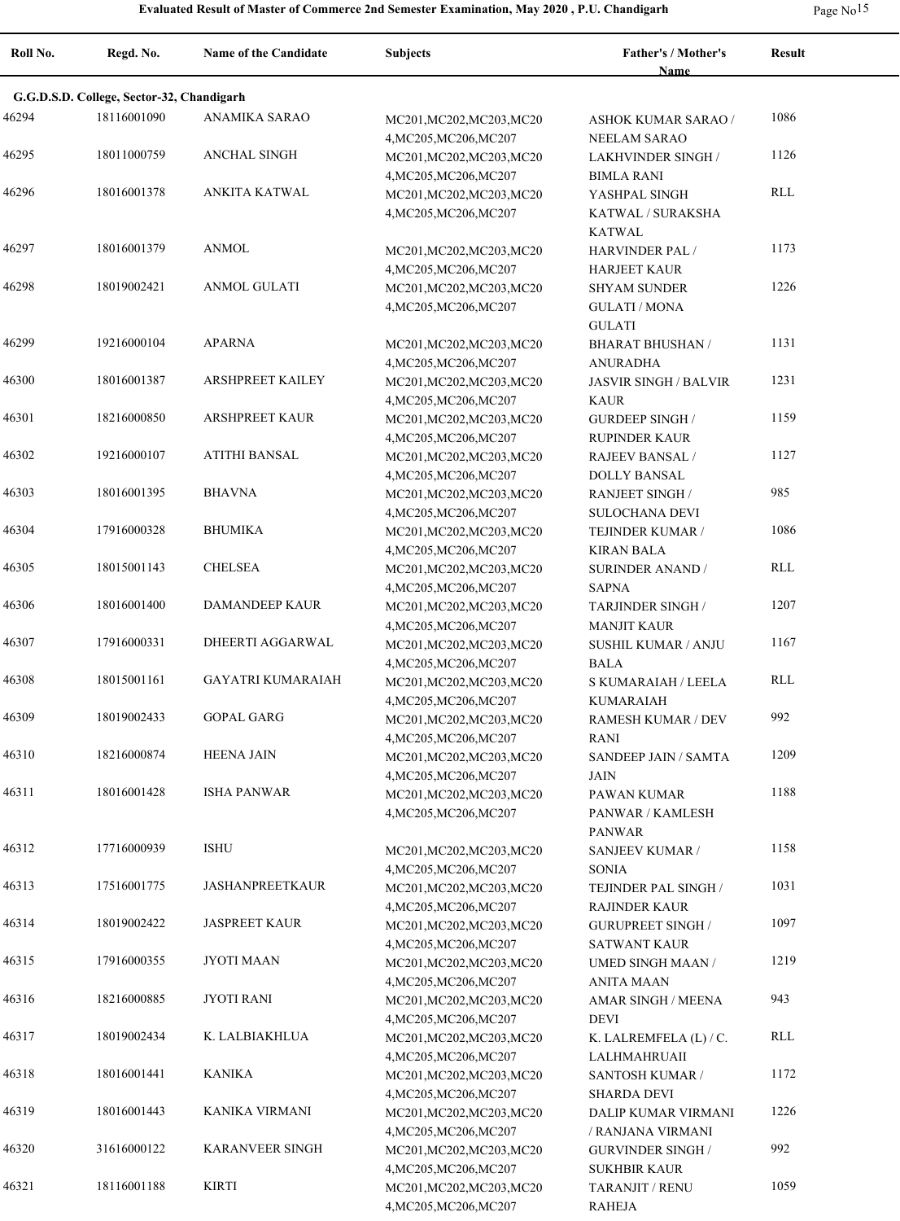**Evaluated Result of Master of Commerce 2nd Semester Examination, May 2020 , P.U. Chandigarh**

| Roll No. | Regd. No. | Name of the Candidate | Subjects | Father's / Mother's Name | Result |
|---|---|---|---|---|---|
| **G.G.D.S.D. College, Sector-32, Chandigarh** | | | | | |
| 46294 | 18116001090 | ANAMIKA SARAO | MC201,MC202,MC203,MC204,MC205,MC206,MC207 | ASHOK KUMAR SARAO / NEELAM SARAO | 1086 |
| 46295 | 18011000759 | ANCHAL SINGH | MC201,MC202,MC203,MC204,MC205,MC206,MC207 | LAKHVINDER SINGH / BIMLA RANI | 1126 |
| 46296 | 18016001378 | ANKITA KATWAL | MC201,MC202,MC203,MC204,MC205,MC206,MC207 | YASHPAL SINGH KATWAL / SURAKSHA KATWAL | RLL |
| 46297 | 18016001379 | ANMOL | MC201,MC202,MC203,MC204,MC205,MC206,MC207 | HARVINDER PAL / HARJEET KAUR | 1173 |
| 46298 | 18019002421 | ANMOL GULATI | MC201,MC202,MC203,MC204,MC205,MC206,MC207 | SHYAM SUNDER GULATI / MONA GULATI | 1226 |
| 46299 | 19216000104 | APARNA | MC201,MC202,MC203,MC204,MC205,MC206,MC207 | BHARAT BHUSHAN / ANURADHA | 1131 |
| 46300 | 18016001387 | ARSHPREET KAILEY | MC201,MC202,MC203,MC204,MC205,MC206,MC207 | JASVIR SINGH / BALVIR KAUR | 1231 |
| 46301 | 18216000850 | ARSHPREET KAUR | MC201,MC202,MC203,MC204,MC205,MC206,MC207 | GURDEEP SINGH / RUPINDER KAUR | 1159 |
| 46302 | 19216000107 | ATITHI BANSAL | MC201,MC202,MC203,MC204,MC205,MC206,MC207 | RAJEEV BANSAL / DOLLY BANSAL | 1127 |
| 46303 | 18016001395 | BHAVNA | MC201,MC202,MC203,MC204,MC205,MC206,MC207 | RANJEET SINGH / SULOCHANA DEVI | 985 |
| 46304 | 17916000328 | BHUMIKA | MC201,MC202,MC203,MC204,MC205,MC206,MC207 | TEJINDER KUMAR / KIRAN BALA | 1086 |
| 46305 | 18015001143 | CHELSEA | MC201,MC202,MC203,MC204,MC205,MC206,MC207 | SURINDER ANAND / SAPNA | RLL |
| 46306 | 18016001400 | DAMANDEEP KAUR | MC201,MC202,MC203,MC204,MC205,MC206,MC207 | TARJINDER SINGH / MANJIT KAUR | 1207 |
| 46307 | 17916000331 | DHEERTI AGGARWAL | MC201,MC202,MC203,MC204,MC205,MC206,MC207 | SUSHIL KUMAR / ANJU BALA | 1167 |
| 46308 | 18015001161 | GAYATRI KUMARAIAH | MC201,MC202,MC203,MC204,MC205,MC206,MC207 | S KUMARAIAH / LEELA KUMARAIAH | RLL |
| 46309 | 18019002433 | GOPAL GARG | MC201,MC202,MC203,MC204,MC205,MC206,MC207 | RAMESH KUMAR / DEV RANI | 992 |
| 46310 | 18216000874 | HEENA JAIN | MC201,MC202,MC203,MC204,MC205,MC206,MC207 | SANDEEP JAIN / SAMTA JAIN | 1209 |
| 46311 | 18016001428 | ISHA PANWAR | MC201,MC202,MC203,MC204,MC205,MC206,MC207 | PAWAN KUMAR PANWAR / KAMLESH PANWAR | 1188 |
| 46312 | 17716000939 | ISHU | MC201,MC202,MC203,MC204,MC205,MC206,MC207 | SANJEEV KUMAR / SONIA | 1158 |
| 46313 | 17516001775 | JASHANPREETKAUR | MC201,MC202,MC203,MC204,MC205,MC206,MC207 | TEJINDER PAL SINGH / RAJINDER KAUR | 1031 |
| 46314 | 18019002422 | JASPREET KAUR | MC201,MC202,MC203,MC204,MC205,MC206,MC207 | GURUPREET SINGH / SATWANT KAUR | 1097 |
| 46315 | 17916000355 | JYOTI MAAN | MC201,MC202,MC203,MC204,MC205,MC206,MC207 | UMED SINGH MAAN / ANITA MAAN | 1219 |
| 46316 | 18216000885 | JYOTI RANI | MC201,MC202,MC203,MC204,MC205,MC206,MC207 | AMAR SINGH / MEENA DEVI | 943 |
| 46317 | 18019002434 | K. LALBIAKHLUA | MC201,MC202,MC203,MC204,MC205,MC206,MC207 | K. LALREMFELA (L) / C. LALHMAHRUAII | RLL |
| 46318 | 18016001441 | KANIKA | MC201,MC202,MC203,MC204,MC205,MC206,MC207 | SANTOSH KUMAR / SHARDA DEVI | 1172 |
| 46319 | 18016001443 | KANIKA VIRMANI | MC201,MC202,MC203,MC204,MC205,MC206,MC207 | DALIP KUMAR VIRMANI / RANJANA VIRMANI | 1226 |
| 46320 | 31616000122 | KARANVEER SINGH | MC201,MC202,MC203,MC204,MC205,MC206,MC207 | GURVINDER SINGH / SUKHBIR KAUR | 992 |
| 46321 | 18116001188 | KIRTI | MC201,MC202,MC203,MC204,MC205,MC206,MC207 | TARANJIT / RENU RAHEJA | 1059 |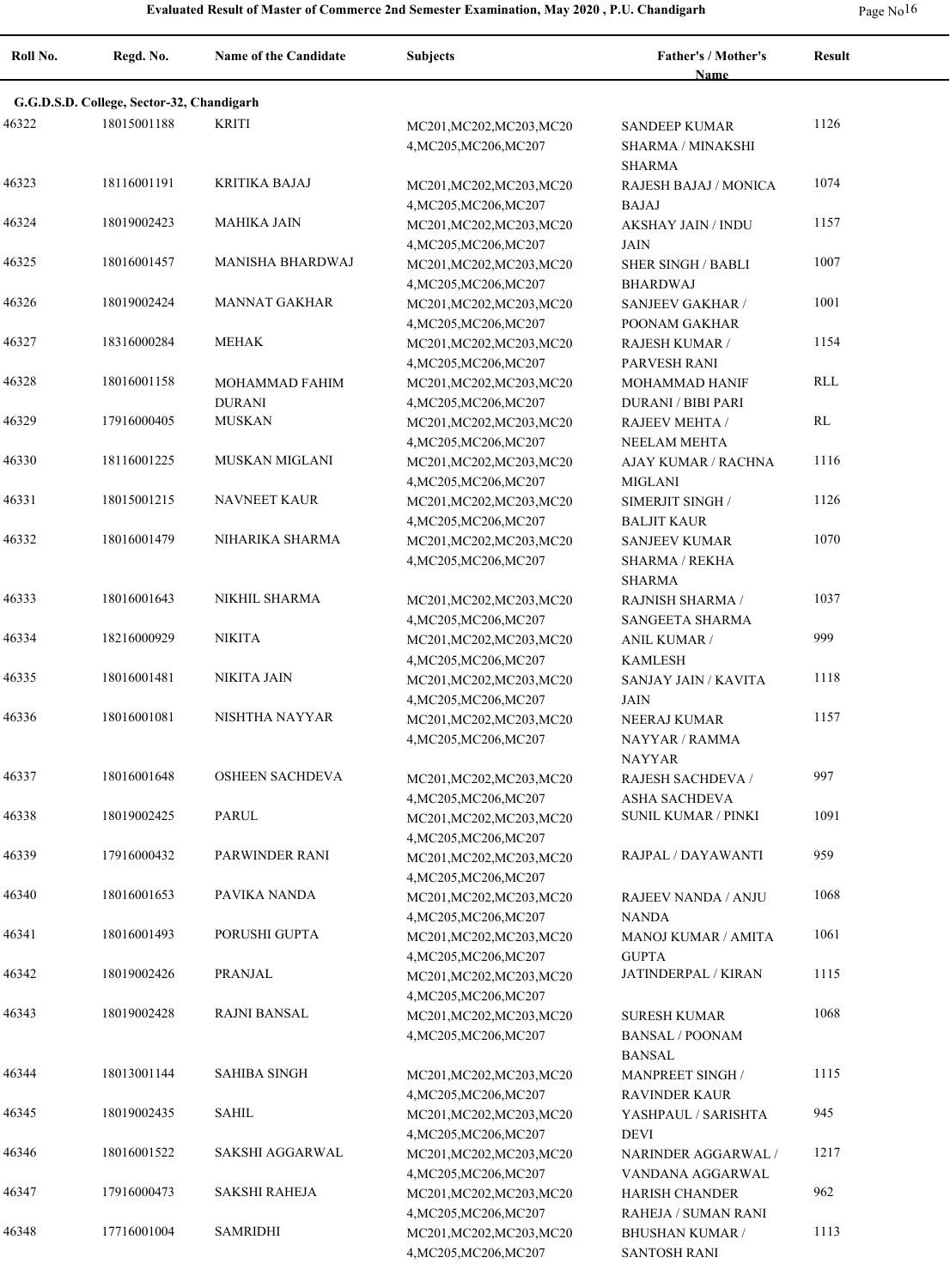| Roll No. | Regd. No. | Name of the Candidate | Subjects | Father's / Mother's Name | Result |
|---|---|---|---|---|---|
| **G.G.D.S.D. College, Sector-32, Chandigarh** | | | | | |
| 46322 | 18015001188 | KRITI | MC201,MC202,MC203,MC204,MC205,MC206,MC207 | SANDEEP KUMAR SHARMA / MINAKSHI SHARMA | 1126 |
| 46323 | 18116001191 | KRITIKA BAJAJ | MC201,MC202,MC203,MC204,MC205,MC206,MC207 | RAJESH BAJAJ / MONICA BAJAJ | 1074 |
| 46324 | 18019002423 | MAHIKA JAIN | MC201,MC202,MC203,MC204,MC205,MC206,MC207 | AKSHAY JAIN / INDU JAIN | 1157 |
| 46325 | 18016001457 | MANISHA BHARDWAJ | MC201,MC202,MC203,MC204,MC205,MC206,MC207 | SHER SINGH / BABLI BHARDWAJ | 1007 |
| 46326 | 18019002424 | MANNAT GAKHAR | MC201,MC202,MC203,MC204,MC205,MC206,MC207 | SANJEEV GAKHAR / POONAM GAKHAR | 1001 |
| 46327 | 18316000284 | MEHAK | MC201,MC202,MC203,MC204,MC205,MC206,MC207 | RAJESH KUMAR / PARVESH RANI | 1154 |
| 46328 | 18016001158 | MOHAMMAD FAHIM DURANI | MC201,MC202,MC203,MC204,MC205,MC206,MC207 | MOHAMMAD HANIF DURANI / BIBI PARI | RLL |
| 46329 | 17916000405 | MUSKAN | MC201,MC202,MC203,MC204,MC205,MC206,MC207 | RAJEEV MEHTA / NEELAM MEHTA | RL |
| 46330 | 18116001225 | MUSKAN MIGLANI | MC201,MC202,MC203,MC204,MC205,MC206,MC207 | AJAY KUMAR / RACHNA MIGLANI | 1116 |
| 46331 | 18015001215 | NAVNEET KAUR | MC201,MC202,MC203,MC204,MC205,MC206,MC207 | SIMERJIT SINGH / BALJIT KAUR | 1126 |
| 46332 | 18016001479 | NIHARIKA SHARMA | MC201,MC202,MC203,MC204,MC205,MC206,MC207 | SANJEEV KUMAR SHARMA / REKHA SHARMA | 1070 |
| 46333 | 18016001643 | NIKHIL SHARMA | MC201,MC202,MC203,MC204,MC205,MC206,MC207 | RAJNISH SHARMA / SANGEETA SHARMA | 1037 |
| 46334 | 18216000929 | NIKITA | MC201,MC202,MC203,MC204,MC205,MC206,MC207 | ANIL KUMAR / KAMLESH | 999 |
| 46335 | 18016001481 | NIKITA JAIN | MC201,MC202,MC203,MC204,MC205,MC206,MC207 | SANJAY JAIN / KAVITA JAIN | 1118 |
| 46336 | 18016001081 | NISHTHA NAYYAR | MC201,MC202,MC203,MC204,MC205,MC206,MC207 | NEERAJ KUMAR NAYYAR / RAMMA NAYYAR | 1157 |
| 46337 | 18016001648 | OSHEEN SACHDEVA | MC201,MC202,MC203,MC204,MC205,MC206,MC207 | RAJESH SACHDEVA / ASHA SACHDEVA | 997 |
| 46338 | 18019002425 | PARUL | MC201,MC202,MC203,MC204,MC205,MC206,MC207 | SUNIL KUMAR / PINKI | 1091 |
| 46339 | 17916000432 | PARWINDER RANI | MC201,MC202,MC203,MC204,MC205,MC206,MC207 | RAJPAL / DAYAWANTI | 959 |
| 46340 | 18016001653 | PAVIKA NANDA | MC201,MC202,MC203,MC204,MC205,MC206,MC207 | RAJEEV NANDA / ANJU NANDA | 1068 |
| 46341 | 18016001493 | PORUSHI GUPTA | MC201,MC202,MC203,MC204,MC205,MC206,MC207 | MANOJ KUMAR / AMITA GUPTA | 1061 |
| 46342 | 18019002426 | PRANJAL | MC201,MC202,MC203,MC204,MC205,MC206,MC207 | JATINDERPAL / KIRAN | 1115 |
| 46343 | 18019002428 | RAJNI BANSAL | MC201,MC202,MC203,MC204,MC205,MC206,MC207 | SURESH KUMAR BANSAL / POONAM BANSAL | 1068 |
| 46344 | 18013001144 | SAHIBA SINGH | MC201,MC202,MC203,MC204,MC205,MC206,MC207 | MANPREET SINGH / RAVINDER KAUR | 1115 |
| 46345 | 18019002435 | SAHIL | MC201,MC202,MC203,MC204,MC205,MC206,MC207 | YASHPAUL / SARISHTA DEVI | 945 |
| 46346 | 18016001522 | SAKSHI AGGARWAL | MC201,MC202,MC203,MC204,MC205,MC206,MC207 | NARINDER AGGARWAL / VANDANA AGGARWAL | 1217 |
| 46347 | 17916000473 | SAKSHI RAHEJA | MC201,MC202,MC203,MC204,MC205,MC206,MC207 | HARISH CHANDER RAHEJA / SUMAN RANI | 962 |
| 46348 | 17716001004 | SAMRIDHI | MC201,MC202,MC203,MC204,MC205,MC206,MC207 | BHUSHAN KUMAR / SANTOSH RANI | 1113 |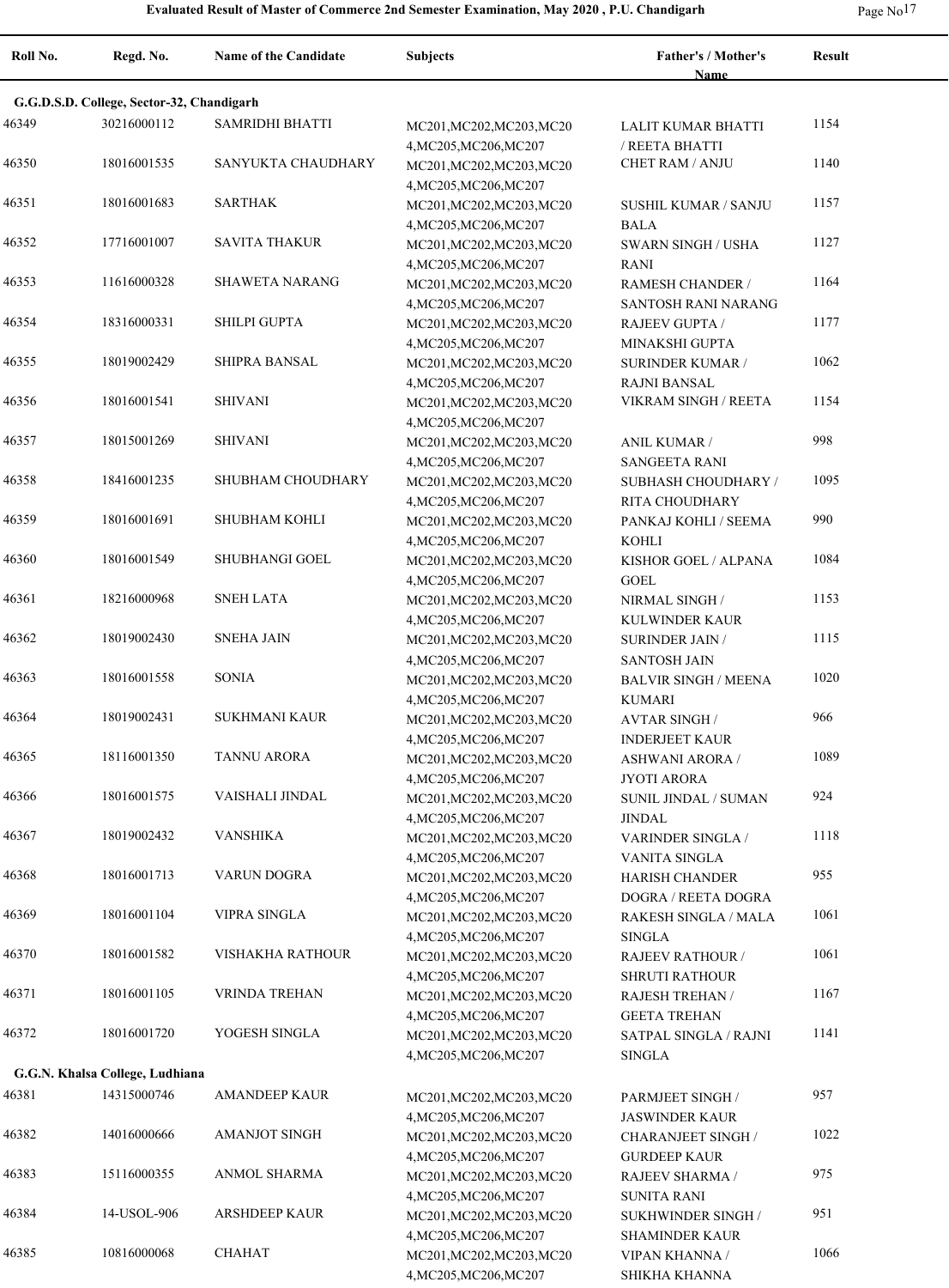# Evaluated Result of Master of Commerce 2nd Semester Examination, May 2020 , P.U. Chandigarh

| Roll No. | Regd. No. | Name of the Candidate | Subjects | Father's / Mother's Name | Result |
|---|---|---|---|---|---|
| **G.G.D.S.D. College, Sector-32, Chandigarh** | | | | | |
| 46349 | 30216000112 | SAMRIDHI BHATTI | MC201,MC202,MC203,MC204,MC205,MC206,MC207 | LALIT KUMAR BHATTI / REETA BHATTI | 1154 |
| 46350 | 18016001535 | SANYUKTA CHAUDHARY | MC201,MC202,MC203,MC204,MC205,MC206,MC207 | CHET RAM / ANJU | 1140 |
| 46351 | 18016001683 | SARTHAK | MC201,MC202,MC203,MC204,MC205,MC206,MC207 | SUSHIL KUMAR / SANJU BALA | 1157 |
| 46352 | 17716001007 | SAVITA THAKUR | MC201,MC202,MC203,MC204,MC205,MC206,MC207 | SWARN SINGH / USHA RANI | 1127 |
| 46353 | 11616000328 | SHAWETA NARANG | MC201,MC202,MC203,MC204,MC205,MC206,MC207 | RAMESH CHANDER / SANTOSH RANI NARANG | 1164 |
| 46354 | 18316000331 | SHILPI GUPTA | MC201,MC202,MC203,MC204,MC205,MC206,MC207 | RAJEEV GUPTA / MINAKSHI GUPTA | 1177 |
| 46355 | 18019002429 | SHIPRA BANSAL | MC201,MC202,MC203,MC204,MC205,MC206,MC207 | SURINDER KUMAR / RAJNI BANSAL | 1062 |
| 46356 | 18016001541 | SHIVANI | MC201,MC202,MC203,MC204,MC205,MC206,MC207 | VIKRAM SINGH / REETA | 1154 |
| 46357 | 18015001269 | SHIVANI | MC201,MC202,MC203,MC204,MC205,MC206,MC207 | ANIL KUMAR / SANGEETA RANI | 998 |
| 46358 | 18416001235 | SHUBHAM CHOUDHARY | MC201,MC202,MC203,MC204,MC205,MC206,MC207 | SUBHASH CHOUDHARY / RITA CHOUDHARY | 1095 |
| 46359 | 18016001691 | SHUBHAM KOHLI | MC201,MC202,MC203,MC204,MC205,MC206,MC207 | PANKAJ KOHLI / SEEMA KOHLI | 990 |
| 46360 | 18016001549 | SHUBHANGI GOEL | MC201,MC202,MC203,MC204,MC205,MC206,MC207 | KISHOR GOEL / ALPANA GOEL | 1084 |
| 46361 | 18216000968 | SNEH LATA | MC201,MC202,MC203,MC204,MC205,MC206,MC207 | NIRMAL SINGH / KULWINDER KAUR | 1153 |
| 46362 | 18019002430 | SNEHA JAIN | MC201,MC202,MC203,MC204,MC205,MC206,MC207 | SURINDER JAIN / SANTOSH JAIN | 1115 |
| 46363 | 18016001558 | SONIA | MC201,MC202,MC203,MC204,MC205,MC206,MC207 | BALVIR SINGH / MEENA KUMARI | 1020 |
| 46364 | 18019002431 | SUKHMANI KAUR | MC201,MC202,MC203,MC204,MC205,MC206,MC207 | AVTAR SINGH / INDERJEET KAUR | 966 |
| 46365 | 18116001350 | TANNU ARORA | MC201,MC202,MC203,MC204,MC205,MC206,MC207 | ASHWANI ARORA / JYOTI ARORA | 1089 |
| 46366 | 18016001575 | VAISHALI JINDAL | MC201,MC202,MC203,MC204,MC205,MC206,MC207 | SUNIL JINDAL / SUMAN JINDAL | 924 |
| 46367 | 18019002432 | VANSHIKA | MC201,MC202,MC203,MC204,MC205,MC206,MC207 | VARINDER SINGLA / VANITA SINGLA | 1118 |
| 46368 | 18016001713 | VARUN DOGRA | MC201,MC202,MC203,MC204,MC205,MC206,MC207 | HARISH CHANDER DOGRA / REETA DOGRA | 955 |
| 46369 | 18016001104 | VIPRA SINGLA | MC201,MC202,MC203,MC204,MC205,MC206,MC207 | RAKESH SINGLA / MALA SINGLA | 1061 |
| 46370 | 18016001582 | VISHAKHA RATHOUR | MC201,MC202,MC203,MC204,MC205,MC206,MC207 | RAJEEV RATHOUR / SHRUTI RATHOUR | 1061 |
| 46371 | 18016001105 | VRINDA TREHAN | MC201,MC202,MC203,MC204,MC205,MC206,MC207 | RAJESH TREHAN / GEETA TREHAN | 1167 |
| 46372 | 18016001720 | YOGESH SINGLA | MC201,MC202,MC203,MC204,MC205,MC206,MC207 | SATPAL SINGLA / RAJNI SINGLA | 1141 |
| **G.G.N. Khalsa College, Ludhiana** | | | | | |
| 46381 | 14315000746 | AMANDEEP KAUR | MC201,MC202,MC203,MC204,MC205,MC206,MC207 | PARMJEET SINGH / JASWINDER KAUR | 957 |
| 46382 | 14016000666 | AMANJOT SINGH | MC201,MC202,MC203,MC204,MC205,MC206,MC207 | CHARANJEET SINGH / GURDEEP KAUR | 1022 |
| 46383 | 15116000355 | ANMOL SHARMA | MC201,MC202,MC203,MC204,MC205,MC206,MC207 | RAJEEV SHARMA / SUNITA RANI | 975 |
| 46384 | 14-USOL-906 | ARSHDEEP KAUR | MC201,MC202,MC203,MC204,MC205,MC206,MC207 | SUKHWINDER SINGH / SHAMINDER KAUR | 951 |
| 46385 | 10816000068 | CHAHAT | MC201,MC202,MC203,MC204,MC205,MC206,MC207 | VIPAN KHANNA / SHIKHA KHANNA | 1066 |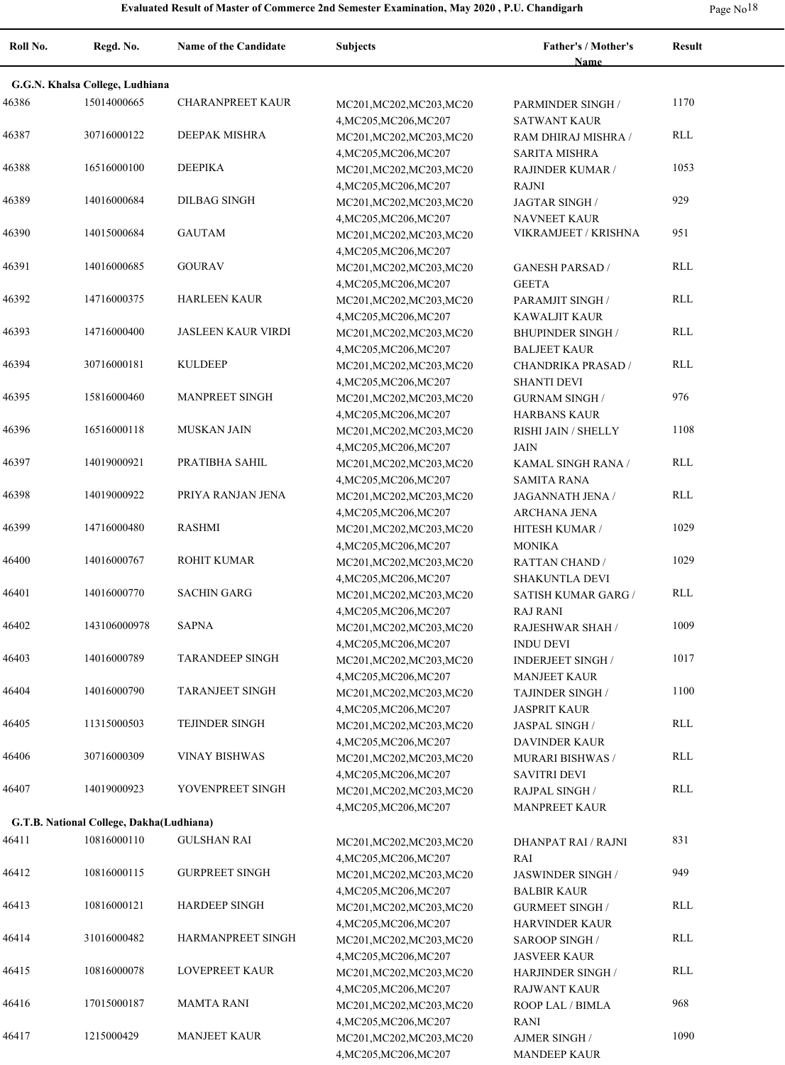# Evaluated Result of Master of Commerce 2nd Semester Examination, May 2020 , P.U. Chandigarh

| Roll No. | Regd. No. | Name of the Candidate | Subjects | Father's / Mother's Name | Result |
|---|---|---|---|---|---|
| **G.G.N. Khalsa College, Ludhiana** | | | | | |
| 46386 | 15014000665 | CHARANPREET KAUR | MC201,MC202,MC203,MC204,MC205,MC206,MC207 | PARMINDER SINGH / SATWANT KAUR | 1170 |
| 46387 | 30716000122 | DEEPAK MISHRA | MC201,MC202,MC203,MC204,MC205,MC206,MC207 | RAM DHIRAJ MISHRA / SARITA MISHRA | RLL |
| 46388 | 16516000100 | DEEPIKA | MC201,MC202,MC203,MC204,MC205,MC206,MC207 | RAJINDER KUMAR / RAJNI | 1053 |
| 46389 | 14016000684 | DILBAG SINGH | MC201,MC202,MC203,MC204,MC205,MC206,MC207 | JAGTAR SINGH / NAVNEET KAUR | 929 |
| 46390 | 14015000684 | GAUTAM | MC201,MC202,MC203,MC204,MC205,MC206,MC207 | VIKRAMJEET / KRISHNA | 951 |
| 46391 | 14016000685 | GOURAV | MC201,MC202,MC203,MC204,MC205,MC206,MC207 | GANESH PARSAD / GEETA | RLL |
| 46392 | 14716000375 | HARLEEN KAUR | MC201,MC202,MC203,MC204,MC205,MC206,MC207 | PARAMJIT SINGH / KAWALJIT KAUR | RLL |
| 46393 | 14716000400 | JASLEEN KAUR VIRDI | MC201,MC202,MC203,MC204,MC205,MC206,MC207 | BHUPINDER SINGH / BALJEET KAUR | RLL |
| 46394 | 30716000181 | KULDEEP | MC201,MC202,MC203,MC204,MC205,MC206,MC207 | CHANDRIKA PRASAD / SHANTI DEVI | RLL |
| 46395 | 15816000460 | MANPREET SINGH | MC201,MC202,MC203,MC204,MC205,MC206,MC207 | GURNAM SINGH / HARBANS KAUR | 976 |
| 46396 | 16516000118 | MUSKAN JAIN | MC201,MC202,MC203,MC204,MC205,MC206,MC207 | RISHI JAIN / SHELLY JAIN | 1108 |
| 46397 | 14019000921 | PRATIBHA SAHIL | MC201,MC202,MC203,MC204,MC205,MC206,MC207 | KAMAL SINGH RANA / SAMITA RANA | RLL |
| 46398 | 14019000922 | PRIYA RANJAN JENA | MC201,MC202,MC203,MC204,MC205,MC206,MC207 | JAGANNATH JENA / ARCHANA JENA | RLL |
| 46399 | 14716000480 | RASHMI | MC201,MC202,MC203,MC204,MC205,MC206,MC207 | HITESH KUMAR / MONIKA | 1029 |
| 46400 | 14016000767 | ROHIT KUMAR | MC201,MC202,MC203,MC204,MC205,MC206,MC207 | RATTAN CHAND / SHAKUNTLA DEVI | 1029 |
| 46401 | 14016000770 | SACHIN GARG | MC201,MC202,MC203,MC204,MC205,MC206,MC207 | SATISH KUMAR GARG / RAJ RANI | RLL |
| 46402 | 143106000978 | SAPNA | MC201,MC202,MC203,MC204,MC205,MC206,MC207 | RAJESHWAR SHAH / INDU DEVI | 1009 |
| 46403 | 14016000789 | TARANDEEP SINGH | MC201,MC202,MC203,MC204,MC205,MC206,MC207 | INDERJEET SINGH / MANJEET KAUR | 1017 |
| 46404 | 14016000790 | TARANJEET SINGH | MC201,MC202,MC203,MC204,MC205,MC206,MC207 | TAJINDER SINGH / JASPRIT KAUR | 1100 |
| 46405 | 11315000503 | TEJINDER SINGH | MC201,MC202,MC203,MC204,MC205,MC206,MC207 | JASPAL SINGH / DAVINDER KAUR | RLL |
| 46406 | 30716000309 | VINAY BISHWAS | MC201,MC202,MC203,MC204,MC205,MC206,MC207 | MURARI BISHWAS / SAVITRI DEVI | RLL |
| 46407 | 14019000923 | YOVENPREET SINGH | MC201,MC202,MC203,MC204,MC205,MC206,MC207 | RAJPAL SINGH / MANPREET KAUR | RLL |
| **G.T.B. National College, Dakha(Ludhiana)** | | | | | |
| 46411 | 10816000110 | GULSHAN RAI | MC201,MC202,MC203,MC204,MC205,MC206,MC207 | DHANPAT RAI / RAJNI RAI | 831 |
| 46412 | 10816000115 | GURPREET SINGH | MC201,MC202,MC203,MC204,MC205,MC206,MC207 | JASWINDER SINGH / BALBIR KAUR | 949 |
| 46413 | 10816000121 | HARDEEP SINGH | MC201,MC202,MC203,MC204,MC205,MC206,MC207 | GURMEET SINGH / HARVINDER KAUR | RLL |
| 46414 | 31016000482 | HARMANPREET SINGH | MC201,MC202,MC203,MC204,MC205,MC206,MC207 | SAROOP SINGH / JASVEER KAUR | RLL |
| 46415 | 10816000078 | LOVEPREET KAUR | MC201,MC202,MC203,MC204,MC205,MC206,MC207 | HARJINDER SINGH / RAJWANT KAUR | RLL |
| 46416 | 17015000187 | MAMTA RANI | MC201,MC202,MC203,MC204,MC205,MC206,MC207 | ROOP LAL / BIMLA RANI | 968 |
| 46417 | 1215000429 | MANJEET KAUR | MC201,MC202,MC203,MC204,MC205,MC206,MC207 | AJMER SINGH / MANDEEP KAUR | 1090 |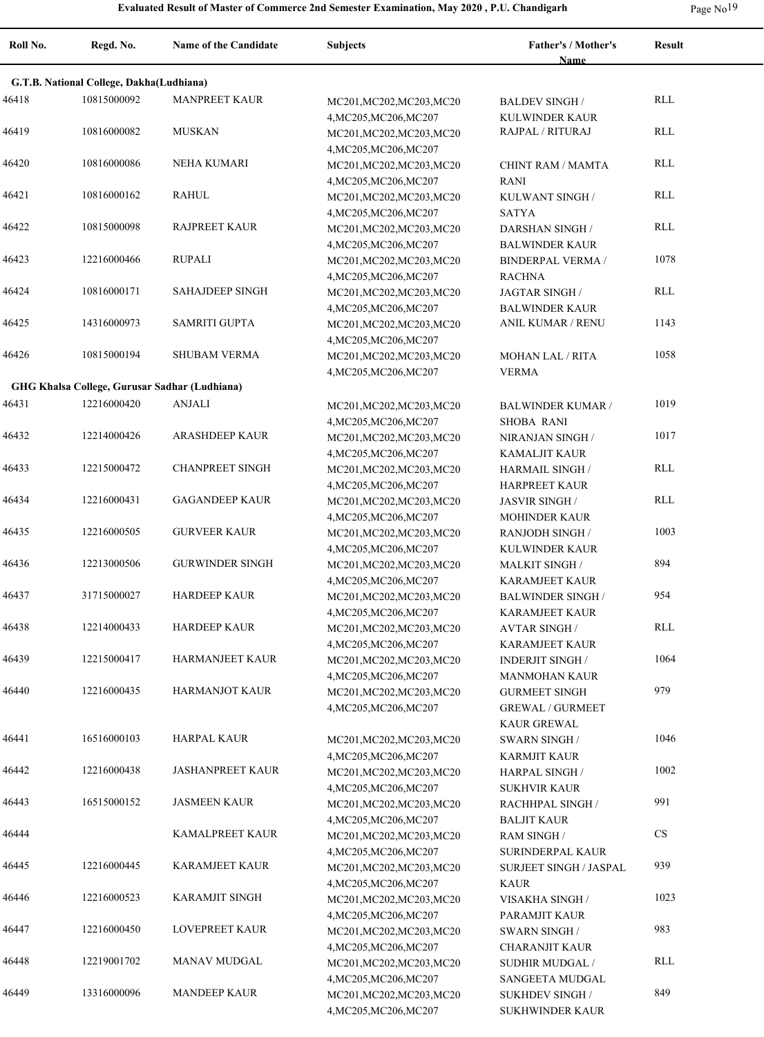# Evaluated Result of Master of Commerce 2nd Semester Examination, May 2020 , P.U. Chandigarh

| Roll No. | Regd. No. | Name of the Candidate | Subjects | Father's / Mother's Name | Result |
|---|---|---|---|---|---|
| **G.T.B. National College, Dakha(Ludhiana)** | | | | | |
| 46418 | 10815000092 | MANPREET KAUR | MC201,MC202,MC203,MC204,MC205,MC206,MC207 | BALDEV SINGH / KULWINDER KAUR | RLL |
| 46419 | 10816000082 | MUSKAN | MC201,MC202,MC203,MC204,MC205,MC206,MC207 | RAJPAL / RITURAJ | RLL |
| 46420 | 10816000086 | NEHA KUMARI | MC201,MC202,MC203,MC204,MC205,MC206,MC207 | CHINT RAM / MAMTA RANI | RLL |
| 46421 | 10816000162 | RAHUL | MC201,MC202,MC203,MC204,MC205,MC206,MC207 | KULWANT SINGH / SATYA | RLL |
| 46422 | 10815000098 | RAJPREET KAUR | MC201,MC202,MC203,MC204,MC205,MC206,MC207 | DARSHAN SINGH / BALWINDER KAUR | RLL |
| 46423 | 12216000466 | RUPALI | MC201,MC202,MC203,MC204,MC205,MC206,MC207 | BINDERPAL VERMA / RACHNA | 1078 |
| 46424 | 10816000171 | SAHAJDEEP SINGH | MC201,MC202,MC203,MC204,MC205,MC206,MC207 | JAGTAR SINGH / BALWINDER KAUR | RLL |
| 46425 | 14316000973 | SAMRITI GUPTA | MC201,MC202,MC203,MC204,MC205,MC206,MC207 | ANIL KUMAR / RENU | 1143 |
| 46426 | 10815000194 | SHUBAM VERMA | MC201,MC202,MC203,MC204,MC205,MC206,MC207 | MOHAN LAL / RITA VERMA | 1058 |
| **GHG Khalsa College, Gurusar Sadhar (Ludhiana)** | | | | | |
| 46431 | 12216000420 | ANJALI | MC201,MC202,MC203,MC204,MC205,MC206,MC207 | BALWINDER KUMAR / SHOBA RANI | 1019 |
| 46432 | 12214000426 | ARASHDEEP KAUR | MC201,MC202,MC203,MC204,MC205,MC206,MC207 | NIRANJAN SINGH / KAMALJIT KAUR | 1017 |
| 46433 | 12215000472 | CHANPREET SINGH | MC201,MC202,MC203,MC204,MC205,MC206,MC207 | HARMAIL SINGH / HARPREET KAUR | RLL |
| 46434 | 12216000431 | GAGANDEEP KAUR | MC201,MC202,MC203,MC204,MC205,MC206,MC207 | JASVIR SINGH / MOHINDER KAUR | RLL |
| 46435 | 12216000505 | GURVEER KAUR | MC201,MC202,MC203,MC204,MC205,MC206,MC207 | RANJODH SINGH / KULWINDER KAUR | 1003 |
| 46436 | 12213000506 | GURWINDER SINGH | MC201,MC202,MC203,MC204,MC205,MC206,MC207 | MALKIT SINGH / KARAMJEET KAUR | 894 |
| 46437 | 31715000027 | HARDEEP KAUR | MC201,MC202,MC203,MC204,MC205,MC206,MC207 | BALWINDER SINGH / KARAMJEET KAUR | 954 |
| 46438 | 12214000433 | HARDEEP KAUR | MC201,MC202,MC203,MC204,MC205,MC206,MC207 | AVTAR SINGH / KARAMJEET KAUR | RLL |
| 46439 | 12215000417 | HARMANJEET KAUR | MC201,MC202,MC203,MC204,MC205,MC206,MC207 | INDERJIT SINGH / MANMOHAN KAUR | 1064 |
| 46440 | 12216000435 | HARMANJOT KAUR | MC201,MC202,MC203,MC204,MC205,MC206,MC207 | GURMEET SINGH GREWAL / GURMEET KAUR GREWAL | 979 |
| 46441 | 16516000103 | HARPAL KAUR | MC201,MC202,MC203,MC204,MC205,MC206,MC207 | SWARN SINGH / KARMJIT KAUR | 1046 |
| 46442 | 12216000438 | JASHANPREET KAUR | MC201,MC202,MC203,MC204,MC205,MC206,MC207 | HARPAL SINGH / SUKHVIR KAUR | 1002 |
| 46443 | 16515000152 | JASMEEN KAUR | MC201,MC202,MC203,MC204,MC205,MC206,MC207 | RACHHPAL SINGH / BALJIT KAUR | 991 |
| 46444 | | KAMALPREET KAUR | MC201,MC202,MC203,MC204,MC205,MC206,MC207 | RAM SINGH / SURINDERPAL KAUR | CS |
| 46445 | 12216000445 | KARAMJEET KAUR | MC201,MC202,MC203,MC204,MC205,MC206,MC207 | SURJEET SINGH / JASPAL KAUR | 939 |
| 46446 | 12216000523 | KARAMJIT SINGH | MC201,MC202,MC203,MC204,MC205,MC206,MC207 | VISAKHA SINGH / PARAMJIT KAUR | 1023 |
| 46447 | 12216000450 | LOVEPREET KAUR | MC201,MC202,MC203,MC204,MC205,MC206,MC207 | SWARN SINGH / CHARANJIT KAUR | 983 |
| 46448 | 12219001702 | MANAV MUDGAL | MC201,MC202,MC203,MC204,MC205,MC206,MC207 | SUDHIR MUDGAL / SANGEETA MUDGAL | RLL |
| 46449 | 13316000096 | MANDEEP KAUR | MC201,MC202,MC203,MC204,MC205,MC206,MC207 | SUKHDEV SINGH / SUKHWINDER KAUR | 849 |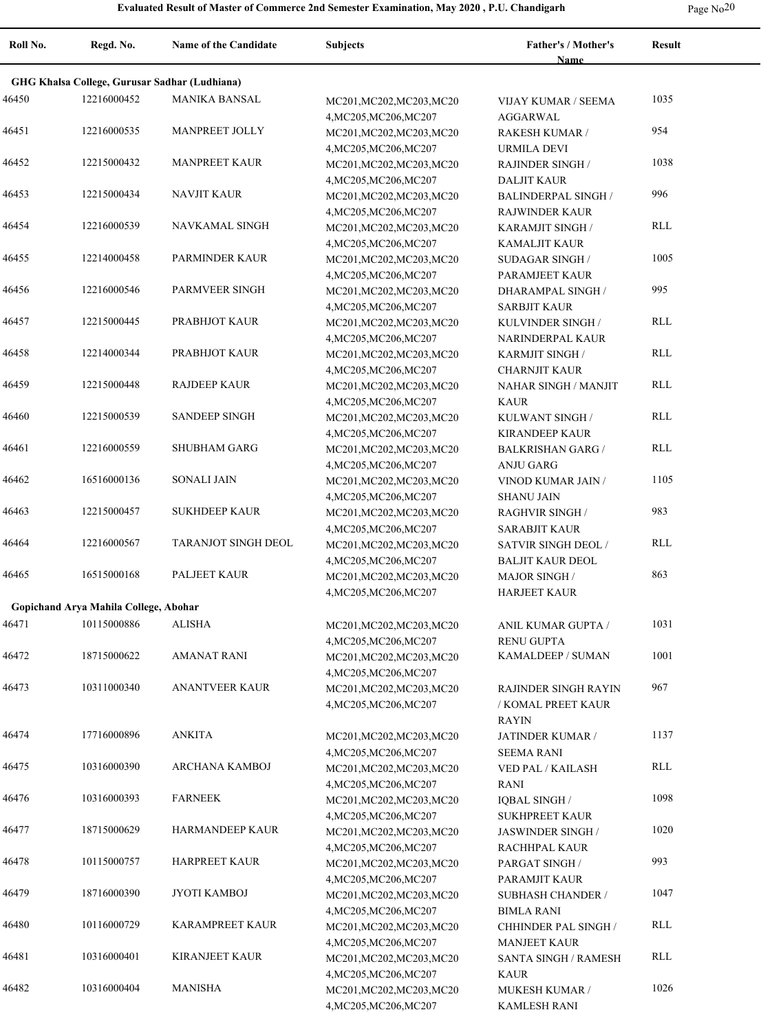# Evaluated Result of Master of Commerce 2nd Semester Examination, May 2020 , P.U. Chandigarh

| Roll No. | Regd. No. | Name of the Candidate | Subjects | Father's / Mother's Name | Result |
|---|---|---|---|---|---|
| **GHG Khalsa College, Gurusar Sadhar (Ludhiana)** | | | | | |
| 46450 | 12216000452 | MANIKA BANSAL | MC201,MC202,MC203,MC204,MC205,MC206,MC207 | VIJAY KUMAR / SEEMA AGGARWAL | 1035 |
| 46451 | 12216000535 | MANPREET JOLLY | MC201,MC202,MC203,MC204,MC205,MC206,MC207 | RAKESH KUMAR / URMILA DEVI | 954 |
| 46452 | 12215000432 | MANPREET KAUR | MC201,MC202,MC203,MC204,MC205,MC206,MC207 | RAJINDER SINGH / DALJIT KAUR | 1038 |
| 46453 | 12215000434 | NAVJIT KAUR | MC201,MC202,MC203,MC204,MC205,MC206,MC207 | BALINDERPAL SINGH / RAJWINDER KAUR | 996 |
| 46454 | 12216000539 | NAVKAMAL SINGH | MC201,MC202,MC203,MC204,MC205,MC206,MC207 | KARAMJIT SINGH / KAMALJIT KAUR | RLL |
| 46455 | 12214000458 | PARMINDER KAUR | MC201,MC202,MC203,MC204,MC205,MC206,MC207 | SUDAGAR SINGH / PARAMJEET KAUR | 1005 |
| 46456 | 12216000546 | PARMVEER SINGH | MC201,MC202,MC203,MC204,MC205,MC206,MC207 | DHARAMPAL SINGH / SARBJIT KAUR | 995 |
| 46457 | 12215000445 | PRABHJOT KAUR | MC201,MC202,MC203,MC204,MC205,MC206,MC207 | KULVINDER SINGH / NARINDERPAL KAUR | RLL |
| 46458 | 12214000344 | PRABHJOT KAUR | MC201,MC202,MC203,MC204,MC205,MC206,MC207 | KARMJIT SINGH / CHARNJIT KAUR | RLL |
| 46459 | 12215000448 | RAJDEEP KAUR | MC201,MC202,MC203,MC204,MC205,MC206,MC207 | NAHAR SINGH / MANJIT KAUR | RLL |
| 46460 | 12215000539 | SANDEEP SINGH | MC201,MC202,MC203,MC204,MC205,MC206,MC207 | KULWANT SINGH / KIRANDEEP KAUR | RLL |
| 46461 | 12216000559 | SHUBHAM GARG | MC201,MC202,MC203,MC204,MC205,MC206,MC207 | BALKRISHAN GARG / ANJU GARG | RLL |
| 46462 | 16516000136 | SONALI JAIN | MC201,MC202,MC203,MC204,MC205,MC206,MC207 | VINOD KUMAR JAIN / SHANU JAIN | 1105 |
| 46463 | 12215000457 | SUKHDEEP KAUR | MC201,MC202,MC203,MC204,MC205,MC206,MC207 | RAGHVIR SINGH / SARABJIT KAUR | 983 |
| 46464 | 12216000567 | TARANJOT SINGH DEOL | MC201,MC202,MC203,MC204,MC205,MC206,MC207 | SATVIR SINGH DEOL / BALJIT KAUR DEOL | RLL |
| 46465 | 16515000168 | PALJEET KAUR | MC201,MC202,MC203,MC204,MC205,MC206,MC207 | MAJOR SINGH / HARJEET KAUR | 863 |
| **Gopichand Arya Mahila College, Abohar** | | | | | |
| 46471 | 10115000886 | ALISHA | MC201,MC202,MC203,MC204,MC205,MC206,MC207 | ANIL KUMAR GUPTA / RENU GUPTA | 1031 |
| 46472 | 18715000622 | AMANAT RANI | MC201,MC202,MC203,MC204,MC205,MC206,MC207 | KAMALDEEP / SUMAN | 1001 |
| 46473 | 10311000340 | ANANTVEER KAUR | MC201,MC202,MC203,MC204,MC205,MC206,MC207 | RAJINDER SINGH RAYIN / KOMAL PREET KAUR RAYIN | 967 |
| 46474 | 17716000896 | ANKITA | MC201,MC202,MC203,MC204,MC205,MC206,MC207 | JATINDER KUMAR / SEEMA RANI | 1137 |
| 46475 | 10316000390 | ARCHANA KAMBOJ | MC201,MC202,MC203,MC204,MC205,MC206,MC207 | VED PAL / KAILASH RANI | RLL |
| 46476 | 10316000393 | FARNEEK | MC201,MC202,MC203,MC204,MC205,MC206,MC207 | IQBAL SINGH / SUKHPREET KAUR | 1098 |
| 46477 | 18715000629 | HARMANDEEP KAUR | MC201,MC202,MC203,MC204,MC205,MC206,MC207 | JASWINDER SINGH / RACHHPAL KAUR | 1020 |
| 46478 | 10115000757 | HARPREET KAUR | MC201,MC202,MC203,MC204,MC205,MC206,MC207 | PARGAT SINGH / PARAMJIT KAUR | 993 |
| 46479 | 18716000390 | JYOTI KAMBOJ | MC201,MC202,MC203,MC204,MC205,MC206,MC207 | SUBHASH CHANDER / BIMLA RANI | 1047 |
| 46480 | 10116000729 | KARAMPREET KAUR | MC201,MC202,MC203,MC204,MC205,MC206,MC207 | CHHINDER PAL SINGH / MANJEET KAUR | RLL |
| 46481 | 10316000401 | KIRANJEET KAUR | MC201,MC202,MC203,MC204,MC205,MC206,MC207 | SANTA SINGH / RAMESH KAUR | RLL |
| 46482 | 10316000404 | MANISHA | MC201,MC202,MC203,MC204,MC205,MC206,MC207 | MUKESH KUMAR / KAMLESH RANI | 1026 |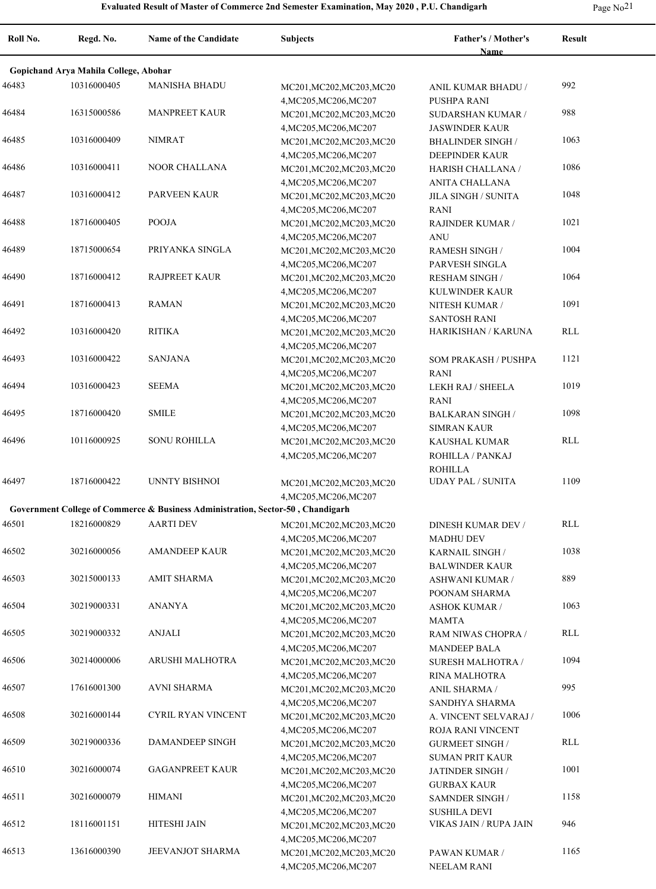# Evaluated Result of Master of Commerce 2nd Semester Examination, May 2020 , P.U. Chandigarh

| Roll No. | Regd. No. | Name of the Candidate | Subjects | Father's / Mother's Name | Result |
|---|---|---|---|---|---|
| **Gopichand Arya Mahila College, Abohar** | | | | | |
| 46483 | 10316000405 | MANISHA BHADU | MC201,MC202,MC203,MC204,MC205,MC206,MC207 | ANIL KUMAR BHADU / PUSHPA RANI | 992 |
| 46484 | 16315000586 | MANPREET KAUR | MC201,MC202,MC203,MC204,MC205,MC206,MC207 | SUDARSHAN KUMAR / JASWINDER KAUR | 988 |
| 46485 | 10316000409 | NIMRAT | MC201,MC202,MC203,MC204,MC205,MC206,MC207 | BHALINDER SINGH / DEEPINDER KAUR | 1063 |
| 46486 | 10316000411 | NOOR CHALLANA | MC201,MC202,MC203,MC204,MC205,MC206,MC207 | HARISH CHALLANA / ANITA CHALLANA | 1086 |
| 46487 | 10316000412 | PARVEEN KAUR | MC201,MC202,MC203,MC204,MC205,MC206,MC207 | JILA SINGH / SUNITA RANI | 1048 |
| 46488 | 18716000405 | POOJA | MC201,MC202,MC203,MC204,MC205,MC206,MC207 | RAJINDER KUMAR / ANU | 1021 |
| 46489 | 18715000654 | PRIYANKA SINGLA | MC201,MC202,MC203,MC204,MC205,MC206,MC207 | RAMESH SINGH / PARVESH SINGLA | 1004 |
| 46490 | 18716000412 | RAJPREET KAUR | MC201,MC202,MC203,MC204,MC205,MC206,MC207 | RESHAM SINGH / KULWINDER KAUR | 1064 |
| 46491 | 18716000413 | RAMAN | MC201,MC202,MC203,MC204,MC205,MC206,MC207 | NITESH KUMAR / SANTOSH RANI | 1091 |
| 46492 | 10316000420 | RITIKA | MC201,MC202,MC203,MC204,MC205,MC206,MC207 | HARIKISHAN / KARUNA | RLL |
| 46493 | 10316000422 | SANJANA | MC201,MC202,MC203,MC204,MC205,MC206,MC207 | SOM PRAKASH / PUSHPA RANI | 1121 |
| 46494 | 10316000423 | SEEMA | MC201,MC202,MC203,MC204,MC205,MC206,MC207 | LEKH RAJ / SHEELA RANI | 1019 |
| 46495 | 18716000420 | SMILE | MC201,MC202,MC203,MC204,MC205,MC206,MC207 | BALKARAN SINGH / SIMRAN KAUR | 1098 |
| 46496 | 10116000925 | SONU ROHILLA | MC201,MC202,MC203,MC204,MC205,MC206,MC207 | KAUSHAL KUMAR ROHILLA / PANKAJ ROHILLA | RLL |
| 46497 | 18716000422 | UNNTY BISHNOI | MC201,MC202,MC203,MC204,MC205,MC206,MC207 | UDAY PAL / SUNITA | 1109 |
| **Government College of Commerce & Business Administration, Sector-50 , Chandigarh** | | | | | |
| 46501 | 18216000829 | AARTI DEV | MC201,MC202,MC203,MC204,MC205,MC206,MC207 | DINESH KUMAR DEV / MADHU DEV | RLL |
| 46502 | 30216000056 | AMANDEEP KAUR | MC201,MC202,MC203,MC204,MC205,MC206,MC207 | KARNAIL SINGH / BALWINDER KAUR | 1038 |
| 46503 | 30215000133 | AMIT SHARMA | MC201,MC202,MC203,MC204,MC205,MC206,MC207 | ASHWANI KUMAR / POONAM SHARMA | 889 |
| 46504 | 30219000331 | ANANYA | MC201,MC202,MC203,MC204,MC205,MC206,MC207 | ASHOK KUMAR / MAMTA | 1063 |
| 46505 | 30219000332 | ANJALI | MC201,MC202,MC203,MC204,MC205,MC206,MC207 | RAM NIWAS CHOPRA / MANDEEP BALA | RLL |
| 46506 | 30214000006 | ARUSHI MALHOTRA | MC201,MC202,MC203,MC204,MC205,MC206,MC207 | SURESH MALHOTRA / RINA MALHOTRA | 1094 |
| 46507 | 17616001300 | AVNI SHARMA | MC201,MC202,MC203,MC204,MC205,MC206,MC207 | ANIL SHARMA / SANDHYA SHARMA | 995 |
| 46508 | 30216000144 | CYRIL RYAN VINCENT | MC201,MC202,MC203,MC204,MC205,MC206,MC207 | A. VINCENT SELVARAJ / ROJA RANI VINCENT | 1006 |
| 46509 | 30219000336 | DAMANDEEP SINGH | MC201,MC202,MC203,MC204,MC205,MC206,MC207 | GURMEET SINGH / SUMAN PRIT KAUR | RLL |
| 46510 | 30216000074 | GAGANPREET KAUR | MC201,MC202,MC203,MC204,MC205,MC206,MC207 | JATINDER SINGH / GURBAX KAUR | 1001 |
| 46511 | 30216000079 | HIMANI | MC201,MC202,MC203,MC204,MC205,MC206,MC207 | SAMNDER SINGH / SUSHILA DEVI | 1158 |
| 46512 | 18116001151 | HITESHI JAIN | MC201,MC202,MC203,MC204,MC205,MC206,MC207 | VIKAS JAIN / RUPA JAIN | 946 |
| 46513 | 13616000390 | JEEVANJOT SHARMA | MC201,MC202,MC203,MC204,MC205,MC206,MC207 | PAWAN KUMAR / NEELAM RANI | 1165 |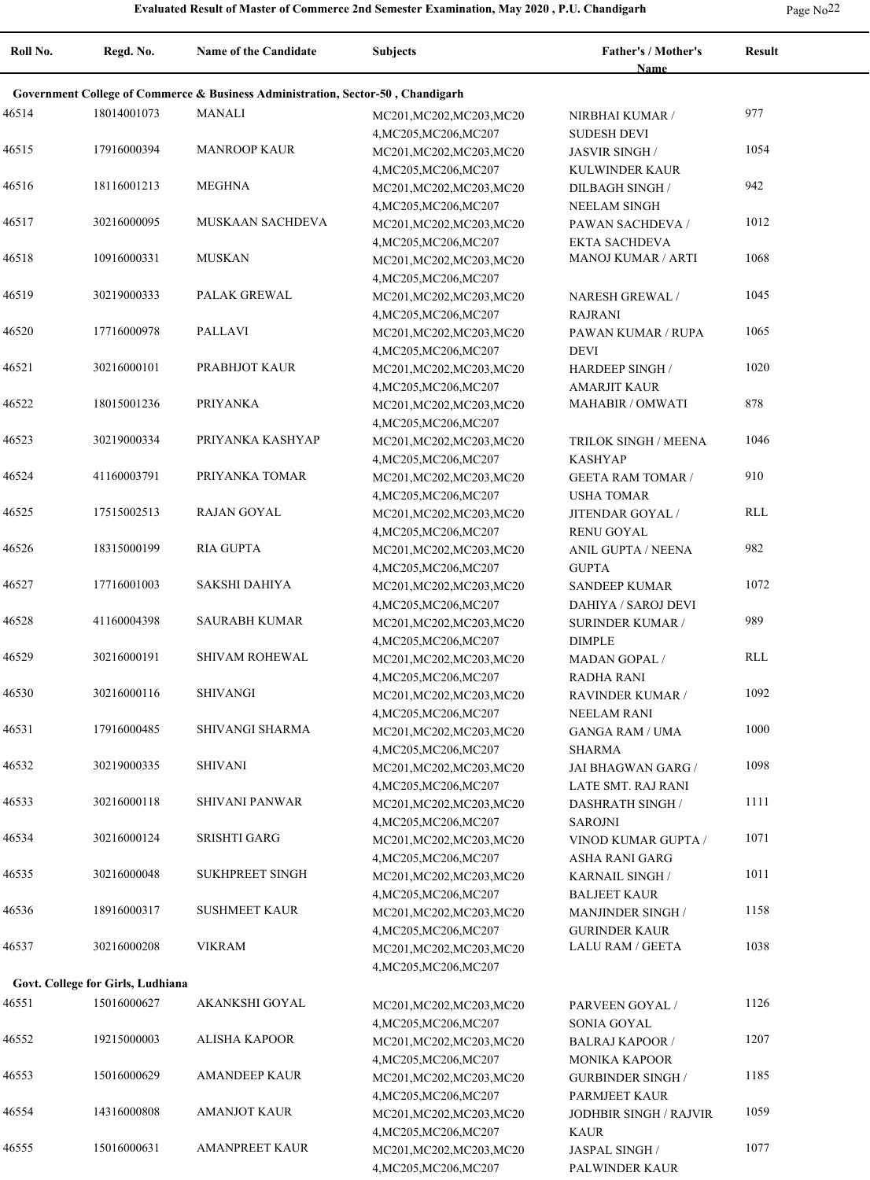# Evaluated Result of Master of Commerce 2nd Semester Examination, May 2020 , P.U. Chandigarh

| Roll No. | Regd. No. | Name of the Candidate | Subjects | Father's / Mother's Name | Result |
|---|---|---|---|---|---|
| **Government College of Commerce & Business Administration, Sector-50 , Chandigarh** | | | | | |
| 46514 | 18014001073 | MANALI | MC201,MC202,MC203,MC204,MC205,MC206,MC207 | NIRBHAI KUMAR / SUDESH DEVI | 977 |
| 46515 | 17916000394 | MANROOP KAUR | MC201,MC202,MC203,MC204,MC205,MC206,MC207 | JASVIR SINGH / KULWINDER KAUR | 1054 |
| 46516 | 18116001213 | MEGHNA | MC201,MC202,MC203,MC204,MC205,MC206,MC207 | DILBAGH SINGH / NEELAM SINGH | 942 |
| 46517 | 30216000095 | MUSKAAN SACHDEVA | MC201,MC202,MC203,MC204,MC205,MC206,MC207 | PAWAN SACHDEVA / EKTA SACHDEVA | 1012 |
| 46518 | 10916000331 | MUSKAN | MC201,MC202,MC203,MC204,MC205,MC206,MC207 | MANOJ KUMAR / ARTI | 1068 |
| 46519 | 30219000333 | PALAK GREWAL | MC201,MC202,MC203,MC204,MC205,MC206,MC207 | NARESH GREWAL / RAJRANI | 1045 |
| 46520 | 17716000978 | PALLAVI | MC201,MC202,MC203,MC204,MC205,MC206,MC207 | PAWAN KUMAR / RUPA DEVI | 1065 |
| 46521 | 30216000101 | PRABHJOT KAUR | MC201,MC202,MC203,MC204,MC205,MC206,MC207 | HARDEEP SINGH / AMARJIT KAUR | 1020 |
| 46522 | 18015001236 | PRIYANKA | MC201,MC202,MC203,MC204,MC205,MC206,MC207 | MAHABIR / OMWATI | 878 |
| 46523 | 30219000334 | PRIYANKA KASHYAP | MC201,MC202,MC203,MC204,MC205,MC206,MC207 | TRILOK SINGH / MEENA KASHYAP | 1046 |
| 46524 | 41160003791 | PRIYANKA TOMAR | MC201,MC202,MC203,MC204,MC205,MC206,MC207 | GEETA RAM TOMAR / USHA TOMAR | 910 |
| 46525 | 17515002513 | RAJAN GOYAL | MC201,MC202,MC203,MC204,MC205,MC206,MC207 | JITENDAR GOYAL / RENU GOYAL | RLL |
| 46526 | 18315000199 | RIA GUPTA | MC201,MC202,MC203,MC204,MC205,MC206,MC207 | ANIL GUPTA / NEENA GUPTA | 982 |
| 46527 | 17716001003 | SAKSHI DAHIYA | MC201,MC202,MC203,MC204,MC205,MC206,MC207 | SANDEEP KUMAR DAHIYA / SAROJ DEVI | 1072 |
| 46528 | 41160004398 | SAURABH KUMAR | MC201,MC202,MC203,MC204,MC205,MC206,MC207 | SURINDER KUMAR / DIMPLE | 989 |
| 46529 | 30216000191 | SHIVAM ROHEWAL | MC201,MC202,MC203,MC204,MC205,MC206,MC207 | MADAN GOPAL / RADHA RANI | RLL |
| 46530 | 30216000116 | SHIVANGI | MC201,MC202,MC203,MC204,MC205,MC206,MC207 | RAVINDER KUMAR / NEELAM RANI | 1092 |
| 46531 | 17916000485 | SHIVANGI SHARMA | MC201,MC202,MC203,MC204,MC205,MC206,MC207 | GANGA RAM / UMA SHARMA | 1000 |
| 46532 | 30219000335 | SHIVANI | MC201,MC202,MC203,MC204,MC205,MC206,MC207 | JAI BHAGWAN GARG / LATE SMT. RAJ RANI | 1098 |
| 46533 | 30216000118 | SHIVANI PANWAR | MC201,MC202,MC203,MC204,MC205,MC206,MC207 | DASHRATH SINGH / SAROJNI | 1111 |
| 46534 | 30216000124 | SRISHTI GARG | MC201,MC202,MC203,MC204,MC205,MC206,MC207 | VINOD KUMAR GUPTA / ASHA RANI GARG | 1071 |
| 46535 | 30216000048 | SUKHPREET SINGH | MC201,MC202,MC203,MC204,MC205,MC206,MC207 | KARNAIL SINGH / BALJEET KAUR | 1011 |
| 46536 | 18916000317 | SUSHMEET KAUR | MC201,MC202,MC203,MC204,MC205,MC206,MC207 | MANJINDER SINGH / GURINDER KAUR | 1158 |
| 46537 | 30216000208 | VIKRAM | MC201,MC202,MC203,MC204,MC205,MC206,MC207 | LALU RAM / GEETA | 1038 |
| **Govt. College for Girls, Ludhiana** | | | | | |
| 46551 | 15016000627 | AKANKSHI GOYAL | MC201,MC202,MC203,MC204,MC205,MC206,MC207 | PARVEEN GOYAL / SONIA GOYAL | 1126 |
| 46552 | 19215000003 | ALISHA KAPOOR | MC201,MC202,MC203,MC204,MC205,MC206,MC207 | BALRAJ KAPOOR / MONIKA KAPOOR | 1207 |
| 46553 | 15016000629 | AMANDEEP KAUR | MC201,MC202,MC203,MC204,MC205,MC206,MC207 | GURBINDER SINGH / PARMJEET KAUR | 1185 |
| 46554 | 14316000808 | AMANJOT KAUR | MC201,MC202,MC203,MC204,MC205,MC206,MC207 | JODHBIR SINGH / RAJVIR KAUR | 1059 |
| 46555 | 15016000631 | AMANPREET KAUR | MC201,MC202,MC203,MC204,MC205,MC206,MC207 | JASPAL SINGH / PALWINDER KAUR | 1077 |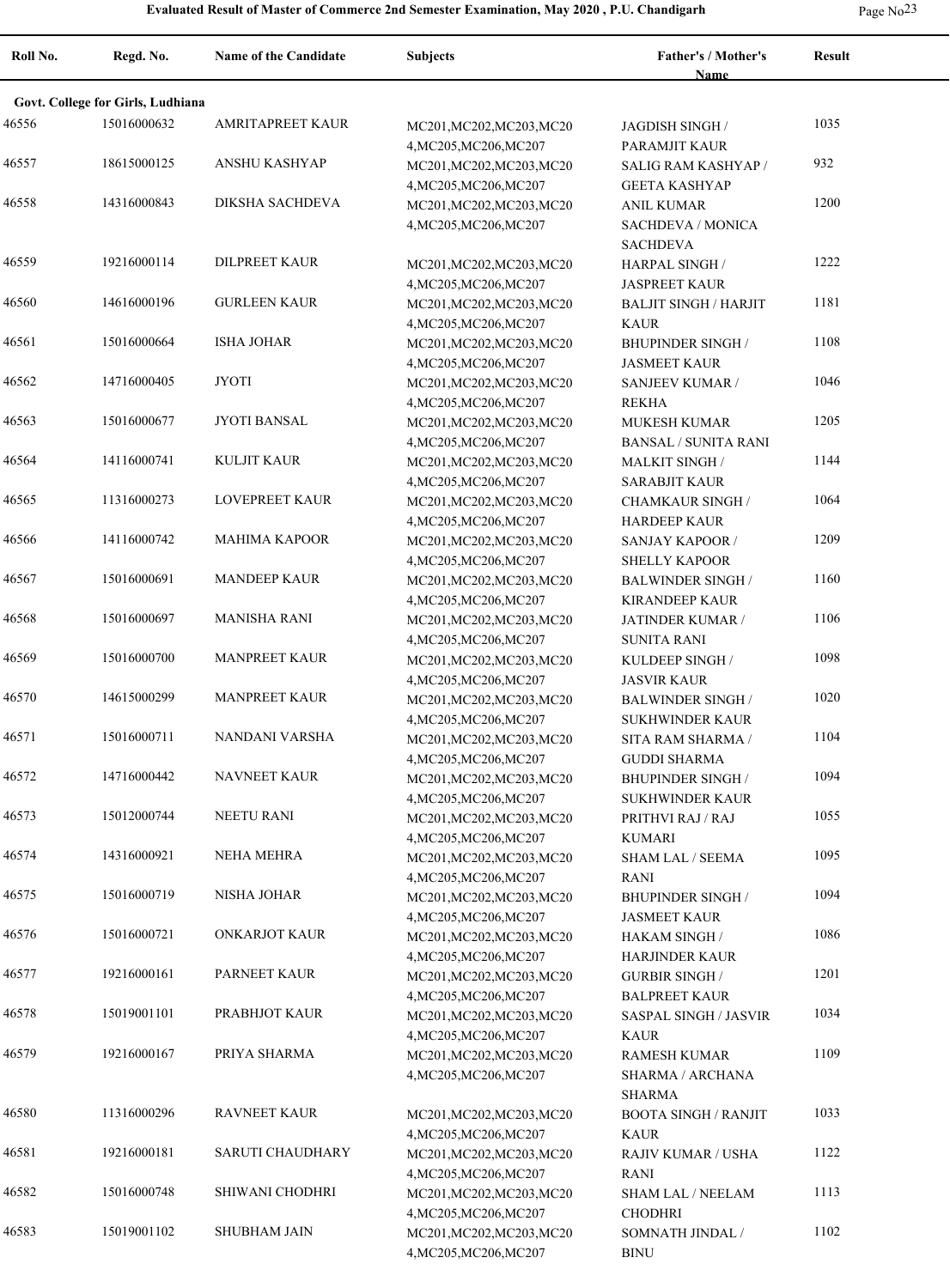# Evaluated Result of Master of Commerce 2nd Semester Examination, May 2020 , P.U. Chandigarh

| Roll No. | Regd. No. | Name of the Candidate | Subjects | Father's / Mother's Name | Result |
|---|---|---|---|---|---|
| **Govt. College for Girls, Ludhiana** | | | | | |
| 46556 | 15016000632 | AMRITAPREET KAUR | MC201,MC202,MC203,MC204,MC205,MC206,MC207 | JAGDISH SINGH / PARAMJIT KAUR | 1035 |
| 46557 | 18615000125 | ANSHU KASHYAP | MC201,MC202,MC203,MC204,MC205,MC206,MC207 | SALIG RAM KASHYAP / GEETA KASHYAP | 932 |
| 46558 | 14316000843 | DIKSHA SACHDEVA | MC201,MC202,MC203,MC204,MC205,MC206,MC207 | ANIL KUMAR SACHDEVA / MONICA SACHDEVA | 1200 |
| 46559 | 19216000114 | DILPREET KAUR | MC201,MC202,MC203,MC204,MC205,MC206,MC207 | HARPAL SINGH / JASPREET KAUR | 1222 |
| 46560 | 14616000196 | GURLEEN KAUR | MC201,MC202,MC203,MC204,MC205,MC206,MC207 | BALJIT SINGH / HARJIT KAUR | 1181 |
| 46561 | 15016000664 | ISHA JOHAR | MC201,MC202,MC203,MC204,MC205,MC206,MC207 | BHUPINDER SINGH / JASMEET KAUR | 1108 |
| 46562 | 14716000405 | JYOTI | MC201,MC202,MC203,MC204,MC205,MC206,MC207 | SANJEEV KUMAR / REKHA | 1046 |
| 46563 | 15016000677 | JYOTI BANSAL | MC201,MC202,MC203,MC204,MC205,MC206,MC207 | MUKESH KUMAR BANSAL / SUNITA RANI | 1205 |
| 46564 | 14116000741 | KULJIT KAUR | MC201,MC202,MC203,MC204,MC205,MC206,MC207 | MALKIT SINGH / SARABJIT KAUR | 1144 |
| 46565 | 11316000273 | LOVEPREET KAUR | MC201,MC202,MC203,MC204,MC205,MC206,MC207 | CHAMKAUR SINGH / HARDEEP KAUR | 1064 |
| 46566 | 14116000742 | MAHIMA KAPOOR | MC201,MC202,MC203,MC204,MC205,MC206,MC207 | SANJAY KAPOOR / SHELLY KAPOOR | 1209 |
| 46567 | 15016000691 | MANDEEP KAUR | MC201,MC202,MC203,MC204,MC205,MC206,MC207 | BALWINDER SINGH / KIRANDEEP KAUR | 1160 |
| 46568 | 15016000697 | MANISHA RANI | MC201,MC202,MC203,MC204,MC205,MC206,MC207 | JATINDER KUMAR / SUNITA RANI | 1106 |
| 46569 | 15016000700 | MANPREET KAUR | MC201,MC202,MC203,MC204,MC205,MC206,MC207 | KULDEEP SINGH / JASVIR KAUR | 1098 |
| 46570 | 14615000299 | MANPREET KAUR | MC201,MC202,MC203,MC204,MC205,MC206,MC207 | BALWINDER SINGH / SUKHWINDER KAUR | 1020 |
| 46571 | 15016000711 | NANDANI VARSHA | MC201,MC202,MC203,MC204,MC205,MC206,MC207 | SITA RAM SHARMA / GUDDI SHARMA | 1104 |
| 46572 | 14716000442 | NAVNEET KAUR | MC201,MC202,MC203,MC204,MC205,MC206,MC207 | BHUPINDER SINGH / SUKHWINDER KAUR | 1094 |
| 46573 | 15012000744 | NEETU RANI | MC201,MC202,MC203,MC204,MC205,MC206,MC207 | PRITHVI RAJ / RAJ KUMARI | 1055 |
| 46574 | 14316000921 | NEHA MEHRA | MC201,MC202,MC203,MC204,MC205,MC206,MC207 | SHAM LAL / SEEMA RANI | 1095 |
| 46575 | 15016000719 | NISHA JOHAR | MC201,MC202,MC203,MC204,MC205,MC206,MC207 | BHUPINDER SINGH / JASMEET KAUR | 1094 |
| 46576 | 15016000721 | ONKARJOT KAUR | MC201,MC202,MC203,MC204,MC205,MC206,MC207 | HAKAM SINGH / HARJINDER KAUR | 1086 |
| 46577 | 19216000161 | PARNEET KAUR | MC201,MC202,MC203,MC204,MC205,MC206,MC207 | GURBIR SINGH / BALPREET KAUR | 1201 |
| 46578 | 15019001101 | PRABHJOT KAUR | MC201,MC202,MC203,MC204,MC205,MC206,MC207 | SASPAL SINGH / JASVIR KAUR | 1034 |
| 46579 | 19216000167 | PRIYA SHARMA | MC201,MC202,MC203,MC204,MC205,MC206,MC207 | RAMESH KUMAR SHARMA / ARCHANA SHARMA | 1109 |
| 46580 | 11316000296 | RAVNEET KAUR | MC201,MC202,MC203,MC204,MC205,MC206,MC207 | BOOTA SINGH / RANJIT KAUR | 1033 |
| 46581 | 19216000181 | SARUTI CHAUDHARY | MC201,MC202,MC203,MC204,MC205,MC206,MC207 | RAJIV KUMAR / USHA RANI | 1122 |
| 46582 | 15016000748 | SHIWANI CHODHRI | MC201,MC202,MC203,MC204,MC205,MC206,MC207 | SHAM LAL / NEELAM CHODHRI | 1113 |
| 46583 | 15019001102 | SHUBHAM JAIN | MC201,MC202,MC203,MC204,MC205,MC206,MC207 | SOMNATH JINDAL / BINU | 1102 |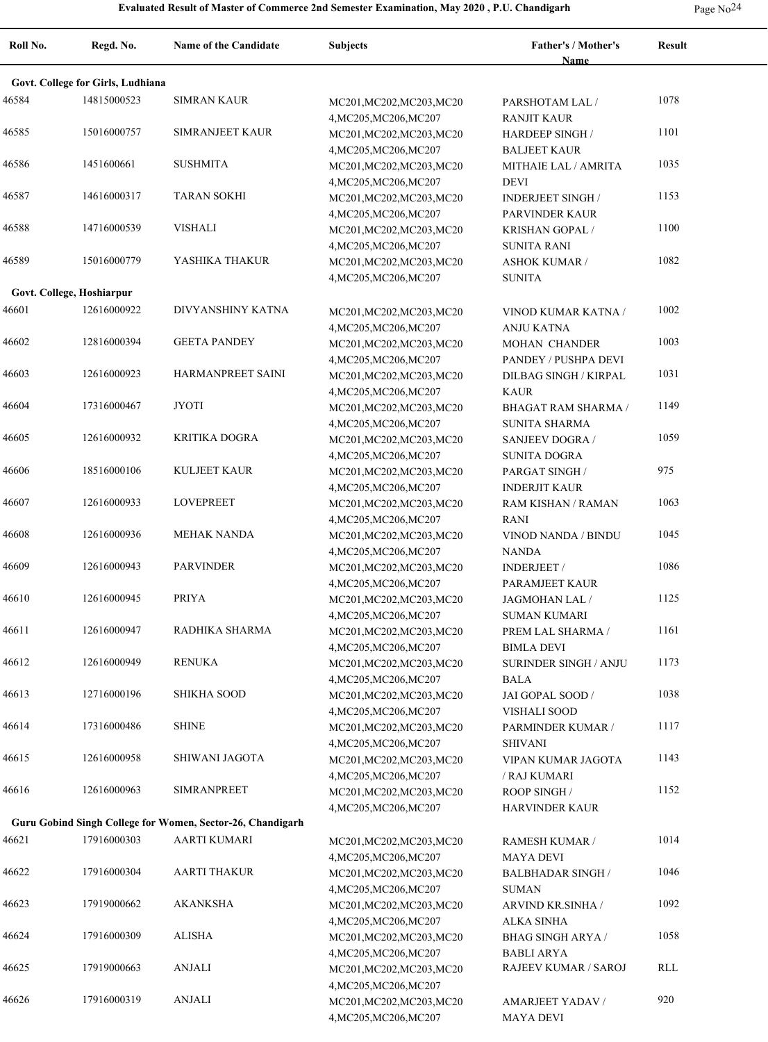# Evaluated Result of Master of Commerce 2nd Semester Examination, May 2020 , P.U. Chandigarh

| Roll No. | Regd. No. | Name of the Candidate | Subjects | Father's / Mother's Name | Result |
|---|---|---|---|---|---|
| **Govt. College for Girls, Ludhiana** | | | | | |
| 46584 | 14815000523 | SIMRAN KAUR | MC201,MC202,MC203,MC204,MC205,MC206,MC207 | PARSHOTAM LAL / RANJIT KAUR | 1078 |
| 46585 | 15016000757 | SIMRANJEET KAUR | MC201,MC202,MC203,MC204,MC205,MC206,MC207 | HARDEEP SINGH / BALJEET KAUR | 1101 |
| 46586 | 1451600661 | SUSHMITA | MC201,MC202,MC203,MC204,MC205,MC206,MC207 | MITHAIE LAL / AMRITA DEVI | 1035 |
| 46587 | 14616000317 | TARAN SOKHI | MC201,MC202,MC203,MC204,MC205,MC206,MC207 | INDERJEET SINGH / PARVINDER KAUR | 1153 |
| 46588 | 14716000539 | VISHALI | MC201,MC202,MC203,MC204,MC205,MC206,MC207 | KRISHAN GOPAL / SUNITA RANI | 1100 |
| 46589 | 15016000779 | YASHIKA THAKUR | MC201,MC202,MC203,MC204,MC205,MC206,MC207 | ASHOK KUMAR / SUNITA | 1082 |
| **Govt. College, Hoshiarpur** | | | | | |
| 46601 | 12616000922 | DIVYANSHINY KATNA | MC201,MC202,MC203,MC204,MC205,MC206,MC207 | VINOD KUMAR KATNA / ANJU KATNA | 1002 |
| 46602 | 12816000394 | GEETA PANDEY | MC201,MC202,MC203,MC204,MC205,MC206,MC207 | MOHAN CHANDER PANDEY / PUSHPA DEVI | 1003 |
| 46603 | 12616000923 | HARMANPREET SAINI | MC201,MC202,MC203,MC204,MC205,MC206,MC207 | DILBAG SINGH / KIRPAL KAUR | 1031 |
| 46604 | 17316000467 | JYOTI | MC201,MC202,MC203,MC204,MC205,MC206,MC207 | BHAGAT RAM SHARMA / SUNITA SHARMA | 1149 |
| 46605 | 12616000932 | KRITIKA DOGRA | MC201,MC202,MC203,MC204,MC205,MC206,MC207 | SANJEEV DOGRA / SUNITA DOGRA | 1059 |
| 46606 | 18516000106 | KULJEET KAUR | MC201,MC202,MC203,MC204,MC205,MC206,MC207 | PARGAT SINGH / INDERJIT KAUR | 975 |
| 46607 | 12616000933 | LOVEPREET | MC201,MC202,MC203,MC204,MC205,MC206,MC207 | RAM KISHAN / RAMAN RANI | 1063 |
| 46608 | 12616000936 | MEHAK NANDA | MC201,MC202,MC203,MC204,MC205,MC206,MC207 | VINOD NANDA / BINDU NANDA | 1045 |
| 46609 | 12616000943 | PARVINDER | MC201,MC202,MC203,MC204,MC205,MC206,MC207 | INDERJEET / PARAMJEET KAUR | 1086 |
| 46610 | 12616000945 | PRIYA | MC201,MC202,MC203,MC204,MC205,MC206,MC207 | JAGMOHAN LAL / SUMAN KUMARI | 1125 |
| 46611 | 12616000947 | RADHIKA SHARMA | MC201,MC202,MC203,MC204,MC205,MC206,MC207 | PREM LAL SHARMA / BIMLA DEVI | 1161 |
| 46612 | 12616000949 | RENUKA | MC201,MC202,MC203,MC204,MC205,MC206,MC207 | SURINDER SINGH / ANJU BALA | 1173 |
| 46613 | 12716000196 | SHIKHA SOOD | MC201,MC202,MC203,MC204,MC205,MC206,MC207 | JAI GOPAL SOOD / VISHALI SOOD | 1038 |
| 46614 | 17316000486 | SHINE | MC201,MC202,MC203,MC204,MC205,MC206,MC207 | PARMINDER KUMAR / SHIVANI | 1117 |
| 46615 | 12616000958 | SHIWANI JAGOTA | MC201,MC202,MC203,MC204,MC205,MC206,MC207 | VIPAN KUMAR JAGOTA / RAJ KUMARI | 1143 |
| 46616 | 12616000963 | SIMRANPREET | MC201,MC202,MC203,MC204,MC205,MC206,MC207 | ROOP SINGH / HARVINDER KAUR | 1152 |
| **Guru Gobind Singh College for Women, Sector-26, Chandigarh** | | | | | |
| 46621 | 17916000303 | AARTI KUMARI | MC201,MC202,MC203,MC204,MC205,MC206,MC207 | RAMESH KUMAR / MAYA DEVI | 1014 |
| 46622 | 17916000304 | AARTI THAKUR | MC201,MC202,MC203,MC204,MC205,MC206,MC207 | BALBHADAR SINGH / SUMAN | 1046 |
| 46623 | 17919000662 | AKANKSHA | MC201,MC202,MC203,MC204,MC205,MC206,MC207 | ARVIND KR.SINHA / ALKA SINHA | 1092 |
| 46624 | 17916000309 | ALISHA | MC201,MC202,MC203,MC204,MC205,MC206,MC207 | BHAG SINGH ARYA / BABLI ARYA | 1058 |
| 46625 | 17919000663 | ANJALI | MC201,MC202,MC203,MC204,MC205,MC206,MC207 | RAJEEV KUMAR / SAROJ | RLL |
| 46626 | 17916000319 | ANJALI | MC201,MC202,MC203,MC204,MC205,MC206,MC207 | AMARJEET YADAV / MAYA DEVI | 920 |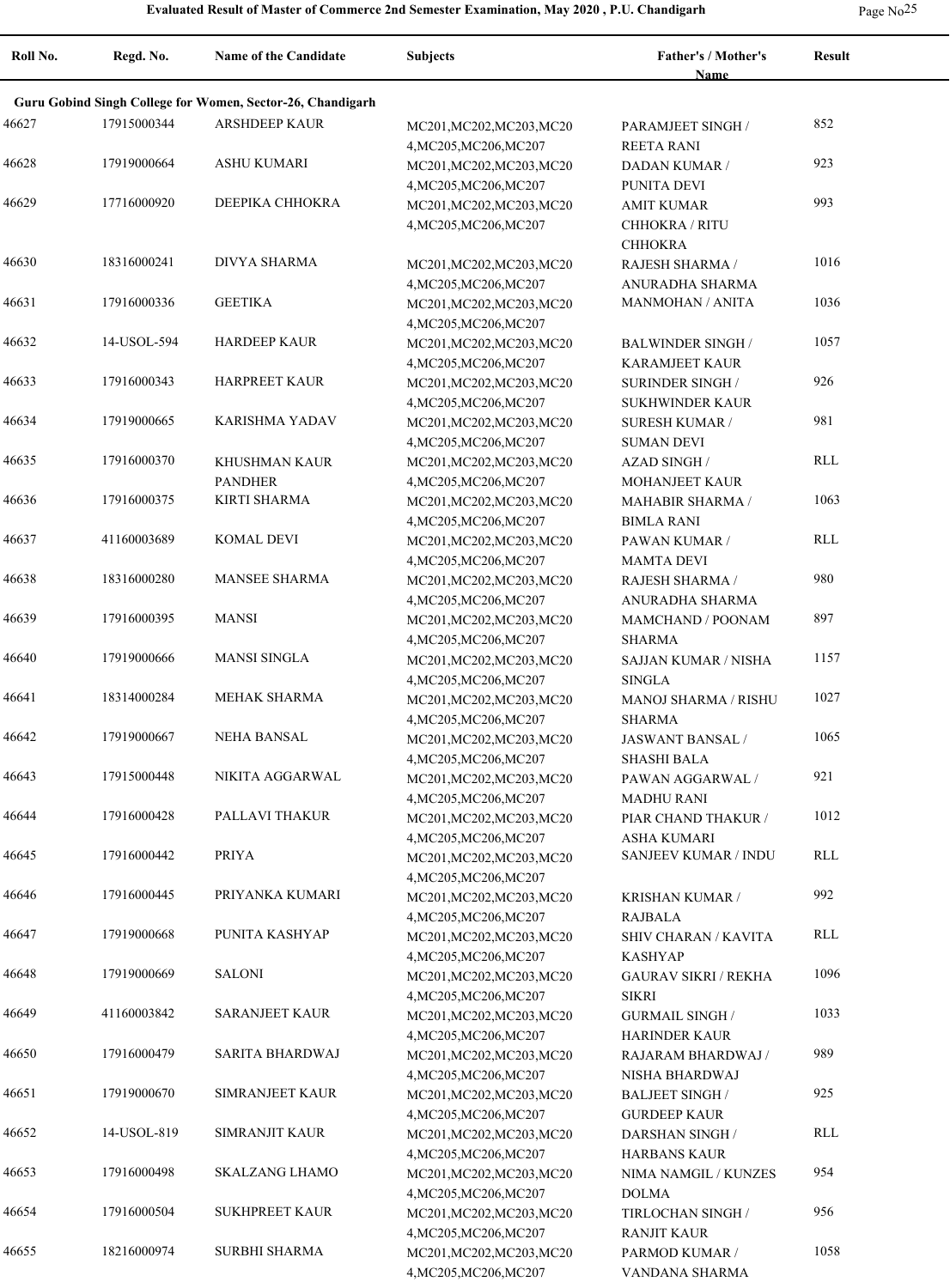| Roll No. | Regd. No. | Name of the Candidate | Subjects | Father's / Mother's Name | Result |
|---|---|---|---|---|---|
| **Guru Gobind Singh College for Women, Sector-26, Chandigarh** | | | | | |
| 46627 | 17915000344 | ARSHDEEP KAUR | MC201,MC202,MC203,MC204,MC205,MC206,MC207 | PARAMJEET SINGH / REETA RANI | 852 |
| 46628 | 17919000664 | ASHU KUMARI | MC201,MC202,MC203,MC204,MC205,MC206,MC207 | DADAN KUMAR / PUNITA DEVI | 923 |
| 46629 | 17716000920 | DEEPIKA CHHOKRA | MC201,MC202,MC203,MC204,MC205,MC206,MC207 | AMIT KUMAR CHHOKRA / RITU CHHOKRA | 993 |
| 46630 | 18316000241 | DIVYA SHARMA | MC201,MC202,MC203,MC204,MC205,MC206,MC207 | RAJESH SHARMA / ANURADHA SHARMA | 1016 |
| 46631 | 17916000336 | GEETIKA | MC201,MC202,MC203,MC204,MC205,MC206,MC207 | MANMOHAN / ANITA | 1036 |
| 46632 | 14-USOL-594 | HARDEEP KAUR | MC201,MC202,MC203,MC204,MC205,MC206,MC207 | BALWINDER SINGH / KARAMJEET KAUR | 1057 |
| 46633 | 17916000343 | HARPREET KAUR | MC201,MC202,MC203,MC204,MC205,MC206,MC207 | SURINDER SINGH / SUKHWINDER KAUR | 926 |
| 46634 | 17919000665 | KARISHMA YADAV | MC201,MC202,MC203,MC204,MC205,MC206,MC207 | SURESH KUMAR / SUMAN DEVI | 981 |
| 46635 | 17916000370 | KHUSHMAN KAUR PANDHER | MC201,MC202,MC203,MC204,MC205,MC206,MC207 | AZAD SINGH / MOHANJEET KAUR | RLL |
| 46636 | 17916000375 | KIRTI SHARMA | MC201,MC202,MC203,MC204,MC205,MC206,MC207 | MAHABIR SHARMA / BIMLA RANI | 1063 |
| 46637 | 41160003689 | KOMAL DEVI | MC201,MC202,MC203,MC204,MC205,MC206,MC207 | PAWAN KUMAR / MAMTA DEVI | RLL |
| 46638 | 18316000280 | MANSEE SHARMA | MC201,MC202,MC203,MC204,MC205,MC206,MC207 | RAJESH SHARMA / ANURADHA SHARMA | 980 |
| 46639 | 17916000395 | MANSI | MC201,MC202,MC203,MC204,MC205,MC206,MC207 | MAMCHAND / POONAM SHARMA | 897 |
| 46640 | 17919000666 | MANSI SINGLA | MC201,MC202,MC203,MC204,MC205,MC206,MC207 | SAJJAN KUMAR / NISHA SINGLA | 1157 |
| 46641 | 18314000284 | MEHAK SHARMA | MC201,MC202,MC203,MC204,MC205,MC206,MC207 | MANOJ SHARMA / RISHU SHARMA | 1027 |
| 46642 | 17919000667 | NEHA BANSAL | MC201,MC202,MC203,MC204,MC205,MC206,MC207 | JASWANT BANSAL / SHASHI BALA | 1065 |
| 46643 | 17915000448 | NIKITA AGGARWAL | MC201,MC202,MC203,MC204,MC205,MC206,MC207 | PAWAN AGGARWAL / MADHU RANI | 921 |
| 46644 | 17916000428 | PALLAVI THAKUR | MC201,MC202,MC203,MC204,MC205,MC206,MC207 | PIAR CHAND THAKUR / ASHA KUMARI | 1012 |
| 46645 | 17916000442 | PRIYA | MC201,MC202,MC203,MC204,MC205,MC206,MC207 | SANJEEV KUMAR / INDU | RLL |
| 46646 | 17916000445 | PRIYANKA KUMARI | MC201,MC202,MC203,MC204,MC205,MC206,MC207 | KRISHAN KUMAR / RAJBALA | 992 |
| 46647 | 17919000668 | PUNITA KASHYAP | MC201,MC202,MC203,MC204,MC205,MC206,MC207 | SHIV CHARAN / KAVITA KASHYAP | RLL |
| 46648 | 17919000669 | SALONI | MC201,MC202,MC203,MC204,MC205,MC206,MC207 | GAURAV SIKRI / REKHA SIKRI | 1096 |
| 46649 | 41160003842 | SARANJEET KAUR | MC201,MC202,MC203,MC204,MC205,MC206,MC207 | GURMAIL SINGH / HARINDER KAUR | 1033 |
| 46650 | 17916000479 | SARITA BHARDWAJ | MC201,MC202,MC203,MC204,MC205,MC206,MC207 | RAJARAM BHARDWAJ / NISHA BHARDWAJ | 989 |
| 46651 | 17919000670 | SIMRANJEET KAUR | MC201,MC202,MC203,MC204,MC205,MC206,MC207 | BALJEET SINGH / GURDEEP KAUR | 925 |
| 46652 | 14-USOL-819 | SIMRANJIT KAUR | MC201,MC202,MC203,MC204,MC205,MC206,MC207 | DARSHAN SINGH / HARBANS KAUR | RLL |
| 46653 | 17916000498 | SKALZANG LHAMO | MC201,MC202,MC203,MC204,MC205,MC206,MC207 | NIMA NAMGIL / KUNZES DOLMA | 954 |
| 46654 | 17916000504 | SUKHPREET KAUR | MC201,MC202,MC203,MC204,MC205,MC206,MC207 | TIRLOCHAN SINGH / RANJIT KAUR | 956 |
| 46655 | 18216000974 | SURBHI SHARMA | MC201,MC202,MC203,MC204,MC205,MC206,MC207 | PARMOD KUMAR / VANDANA SHARMA | 1058 |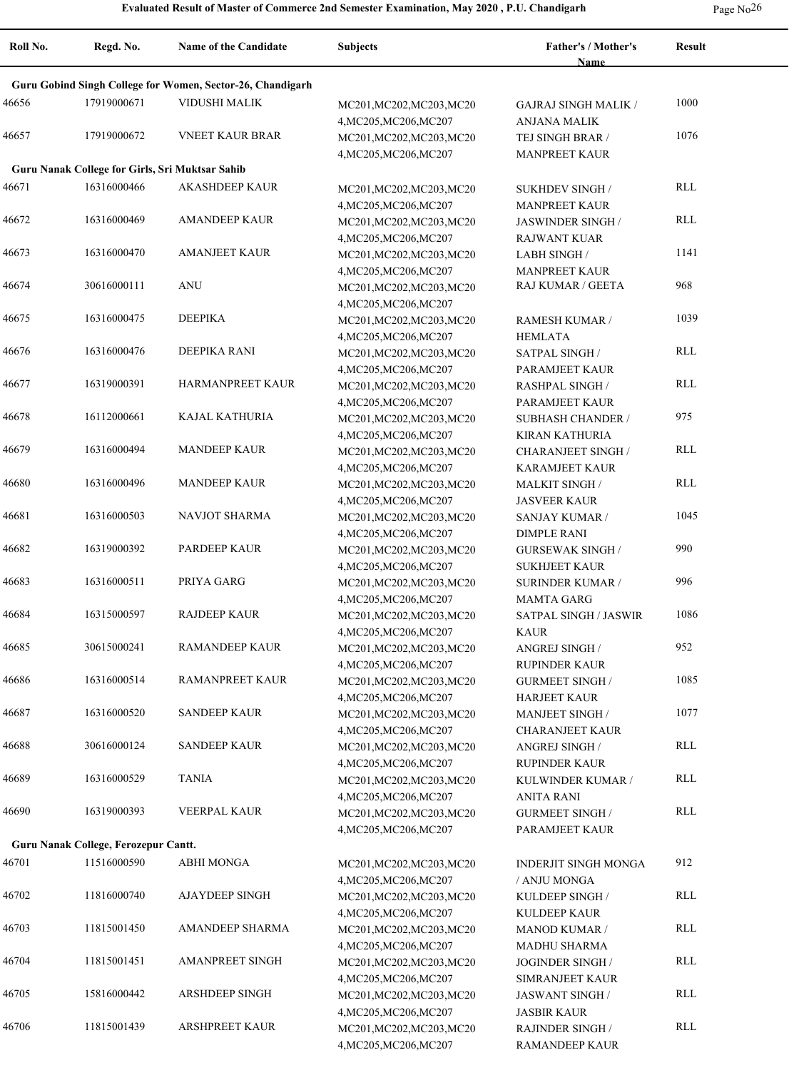**Evaluated Result of Master of Commerce 2nd Semester Examination, May 2020 , P.U. Chandigarh**

| Roll No. | Regd. No. | Name of the Candidate | Subjects | Father's / Mother's Name | Result |
|---|---|---|---|---|---|
| **Guru Gobind Singh College for Women, Sector-26, Chandigarh** | | | | | |
| 46656 | 17919000671 | VIDUSHI MALIK | MC201,MC202,MC203,MC204,MC205,MC206,MC207 | GAJRAJ SINGH MALIK / ANJANA MALIK | 1000 |
| 46657 | 17919000672 | VNEET KAUR BRAR | MC201,MC202,MC203,MC204,MC205,MC206,MC207 | TEJ SINGH BRAR / MANPREET KAUR | 1076 |
| **Guru Nanak College for Girls, Sri Muktsar Sahib** | | | | | |
| 46671 | 16316000466 | AKASHDEEP KAUR | MC201,MC202,MC203,MC204,MC205,MC206,MC207 | SUKHDEV SINGH / MANPREET KAUR | RLL |
| 46672 | 16316000469 | AMANDEEP KAUR | MC201,MC202,MC203,MC204,MC205,MC206,MC207 | JASWINDER SINGH / RAJWANT KUAR | RLL |
| 46673 | 16316000470 | AMANJEET KAUR | MC201,MC202,MC203,MC204,MC205,MC206,MC207 | LABH SINGH / MANPREET KAUR | 1141 |
| 46674 | 30616000111 | ANU | MC201,MC202,MC203,MC204,MC205,MC206,MC207 | RAJ KUMAR / GEETA | 968 |
| 46675 | 16316000475 | DEEPIKA | MC201,MC202,MC203,MC204,MC205,MC206,MC207 | RAMESH KUMAR / HEMLATA | 1039 |
| 46676 | 16316000476 | DEEPIKA RANI | MC201,MC202,MC203,MC204,MC205,MC206,MC207 | SATPAL SINGH / PARAMJEET KAUR | RLL |
| 46677 | 16319000391 | HARMANPREET KAUR | MC201,MC202,MC203,MC204,MC205,MC206,MC207 | RASHPAL SINGH / PARAMJEET KAUR | RLL |
| 46678 | 16112000661 | KAJAL KATHURIA | MC201,MC202,MC203,MC204,MC205,MC206,MC207 | SUBHASH CHANDER / KIRAN KATHURIA | 975 |
| 46679 | 16316000494 | MANDEEP KAUR | MC201,MC202,MC203,MC204,MC205,MC206,MC207 | CHARANJEET SINGH / KARAMJEET KAUR | RLL |
| 46680 | 16316000496 | MANDEEP KAUR | MC201,MC202,MC203,MC204,MC205,MC206,MC207 | MALKIT SINGH / JASVEER KAUR | RLL |
| 46681 | 16316000503 | NAVJOT SHARMA | MC201,MC202,MC203,MC204,MC205,MC206,MC207 | SANJAY KUMAR / DIMPLE RANI | 1045 |
| 46682 | 16319000392 | PARDEEP KAUR | MC201,MC202,MC203,MC204,MC205,MC206,MC207 | GURSEWAK SINGH / SUKHJEET KAUR | 990 |
| 46683 | 16316000511 | PRIYA GARG | MC201,MC202,MC203,MC204,MC205,MC206,MC207 | SURINDER KUMAR / MAMTA GARG | 996 |
| 46684 | 16315000597 | RAJDEEP KAUR | MC201,MC202,MC203,MC204,MC205,MC206,MC207 | SATPAL SINGH / JASWIR KAUR | 1086 |
| 46685 | 30615000241 | RAMANDEEP KAUR | MC201,MC202,MC203,MC204,MC205,MC206,MC207 | ANGREJ SINGH / RUPINDER KAUR | 952 |
| 46686 | 16316000514 | RAMANPREET KAUR | MC201,MC202,MC203,MC204,MC205,MC206,MC207 | GURMEET SINGH / HARJEET KAUR | 1085 |
| 46687 | 16316000520 | SANDEEP KAUR | MC201,MC202,MC203,MC204,MC205,MC206,MC207 | MANJEET SINGH / CHARANJEET KAUR | 1077 |
| 46688 | 30616000124 | SANDEEP KAUR | MC201,MC202,MC203,MC204,MC205,MC206,MC207 | ANGREJ SINGH / RUPINDER KAUR | RLL |
| 46689 | 16316000529 | TANIA | MC201,MC202,MC203,MC204,MC205,MC206,MC207 | KULWINDER KUMAR / ANITA RANI | RLL |
| 46690 | 16319000393 | VEERPAL KAUR | MC201,MC202,MC203,MC204,MC205,MC206,MC207 | GURMEET SINGH / PARAMJEET KAUR | RLL |
| **Guru Nanak College, Ferozepur Cantt.** | | | | | |
| 46701 | 11516000590 | ABHI MONGA | MC201,MC202,MC203,MC204,MC205,MC206,MC207 | INDERJIT SINGH MONGA / ANJU MONGA | 912 |
| 46702 | 11816000740 | AJAYDEEP SINGH | MC201,MC202,MC203,MC204,MC205,MC206,MC207 | KULDEEP SINGH / KULDEEP KAUR | RLL |
| 46703 | 11815001450 | AMANDEEP SHARMA | MC201,MC202,MC203,MC204,MC205,MC206,MC207 | MANOD KUMAR / MADHU SHARMA | RLL |
| 46704 | 11815001451 | AMANPREET SINGH | MC201,MC202,MC203,MC204,MC205,MC206,MC207 | JOGINDER SINGH / SIMRANJEET KAUR | RLL |
| 46705 | 15816000442 | ARSHDEEP SINGH | MC201,MC202,MC203,MC204,MC205,MC206,MC207 | JASWANT SINGH / JASBIR KAUR | RLL |
| 46706 | 11815001439 | ARSHPREET KAUR | MC201,MC202,MC203,MC204,MC205,MC206,MC207 | RAJINDER SINGH / RAMANDEEP KAUR | RLL |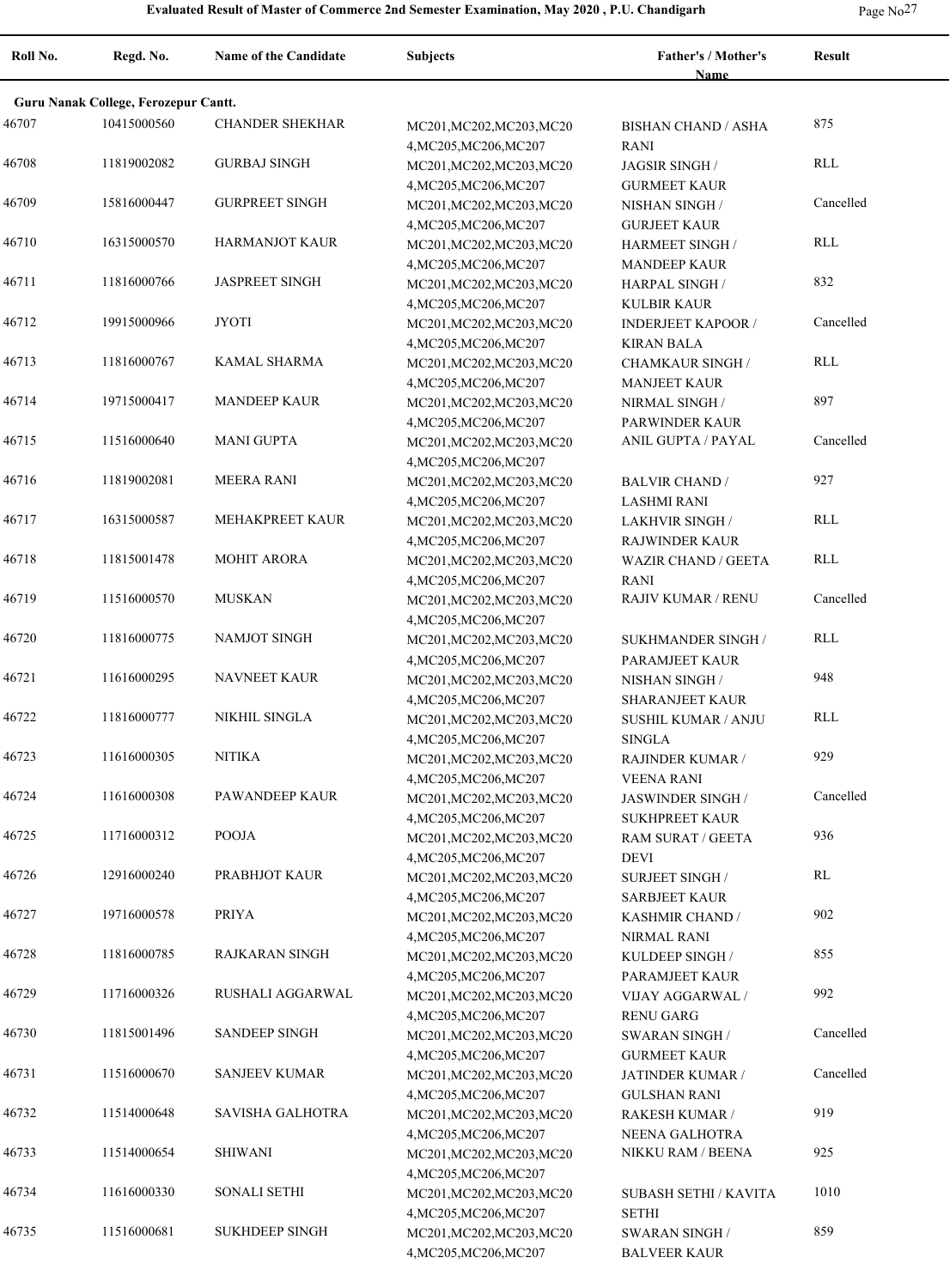**Evaluated Result of Master of Commerce 2nd Semester Examination, May 2020 , P.U. Chandigarh**

| Roll No. | Regd. No. | Name of the Candidate | Subjects | Father's / Mother's Name | Result |
|---|---|---|---|---|---|
| **Guru Nanak College, Ferozepur Cantt.** | | | | | |
| 46707 | 10415000560 | CHANDER SHEKHAR | MC201,MC202,MC203,MC204,MC205,MC206,MC207 | BISHAN CHAND / ASHA RANI | 875 |
| 46708 | 11819002082 | GURBAJ SINGH | MC201,MC202,MC203,MC204,MC205,MC206,MC207 | JAGSIR SINGH / GURMEET KAUR | RLL |
| 46709 | 15816000447 | GURPREET SINGH | MC201,MC202,MC203,MC204,MC205,MC206,MC207 | NISHAN SINGH / GURJEET KAUR | Cancelled |
| 46710 | 16315000570 | HARMANJOT KAUR | MC201,MC202,MC203,MC204,MC205,MC206,MC207 | HARMEET SINGH / MANDEEP KAUR | RLL |
| 46711 | 11816000766 | JASPREET SINGH | MC201,MC202,MC203,MC204,MC205,MC206,MC207 | HARPAL SINGH / KULBIR KAUR | 832 |
| 46712 | 19915000966 | JYOTI | MC201,MC202,MC203,MC204,MC205,MC206,MC207 | INDERJEET KAPOOR / KIRAN BALA | Cancelled |
| 46713 | 11816000767 | KAMAL SHARMA | MC201,MC202,MC203,MC204,MC205,MC206,MC207 | CHAMKAUR SINGH / MANJEET KAUR | RLL |
| 46714 | 19715000417 | MANDEEP KAUR | MC201,MC202,MC203,MC204,MC205,MC206,MC207 | NIRMAL SINGH / PARWINDER KAUR | 897 |
| 46715 | 11516000640 | MANI GUPTA | MC201,MC202,MC203,MC204,MC205,MC206,MC207 | ANIL GUPTA / PAYAL | Cancelled |
| 46716 | 11819002081 | MEERA RANI | MC201,MC202,MC203,MC204,MC205,MC206,MC207 | BALVIR CHAND / LASHMI RANI | 927 |
| 46717 | 16315000587 | MEHAKPREET KAUR | MC201,MC202,MC203,MC204,MC205,MC206,MC207 | LAKHVIR SINGH / RAJWINDER KAUR | RLL |
| 46718 | 11815001478 | MOHIT ARORA | MC201,MC202,MC203,MC204,MC205,MC206,MC207 | WAZIR CHAND / GEETA RANI | RLL |
| 46719 | 11516000570 | MUSKAN | MC201,MC202,MC203,MC204,MC205,MC206,MC207 | RAJIV KUMAR / RENU | Cancelled |
| 46720 | 11816000775 | NAMJOT SINGH | MC201,MC202,MC203,MC204,MC205,MC206,MC207 | SUKHMANDER SINGH / PARAMJEET KAUR | RLL |
| 46721 | 11616000295 | NAVNEET KAUR | MC201,MC202,MC203,MC204,MC205,MC206,MC207 | NISHAN SINGH / SHARANJEET KAUR | 948 |
| 46722 | 11816000777 | NIKHIL SINGLA | MC201,MC202,MC203,MC204,MC205,MC206,MC207 | SUSHIL KUMAR / ANJU SINGLA | RLL |
| 46723 | 11616000305 | NITIKA | MC201,MC202,MC203,MC204,MC205,MC206,MC207 | RAJINDER KUMAR / VEENA RANI | 929 |
| 46724 | 11616000308 | PAWANDEEP KAUR | MC201,MC202,MC203,MC204,MC205,MC206,MC207 | JASWINDER SINGH / SUKHPREET KAUR | Cancelled |
| 46725 | 11716000312 | POOJA | MC201,MC202,MC203,MC204,MC205,MC206,MC207 | RAM SURAT / GEETA DEVI | 936 |
| 46726 | 12916000240 | PRABHJOT KAUR | MC201,MC202,MC203,MC204,MC205,MC206,MC207 | SURJEET SINGH / SARBJEET KAUR | RL |
| 46727 | 19716000578 | PRIYA | MC201,MC202,MC203,MC204,MC205,MC206,MC207 | KASHMIR CHAND / NIRMAL RANI | 902 |
| 46728 | 11816000785 | RAJKARAN SINGH | MC201,MC202,MC203,MC204,MC205,MC206,MC207 | KULDEEP SINGH / PARAMJEET KAUR | 855 |
| 46729 | 11716000326 | RUSHALI AGGARWAL | MC201,MC202,MC203,MC204,MC205,MC206,MC207 | VIJAY AGGARWAL / RENU GARG | 992 |
| 46730 | 11815001496 | SANDEEP SINGH | MC201,MC202,MC203,MC204,MC205,MC206,MC207 | SWARAN SINGH / GURMEET KAUR | Cancelled |
| 46731 | 11516000670 | SANJEEV KUMAR | MC201,MC202,MC203,MC204,MC205,MC206,MC207 | JATINDER KUMAR / GULSHAN RANI | Cancelled |
| 46732 | 11514000648 | SAVISHA GALHOTRA | MC201,MC202,MC203,MC204,MC205,MC206,MC207 | RAKESH KUMAR / NEENA GALHOTRA | 919 |
| 46733 | 11514000654 | SHIWANI | MC201,MC202,MC203,MC204,MC205,MC206,MC207 | NIKKU RAM / BEENA | 925 |
| 46734 | 11616000330 | SONALI SETHI | MC201,MC202,MC203,MC204,MC205,MC206,MC207 | SUBASH SETHI / KAVITA SETHI | 1010 |
| 46735 | 11516000681 | SUKHDEEP SINGH | MC201,MC202,MC203,MC204,MC205,MC206,MC207 | SWARAN SINGH / BALVEER KAUR | 859 |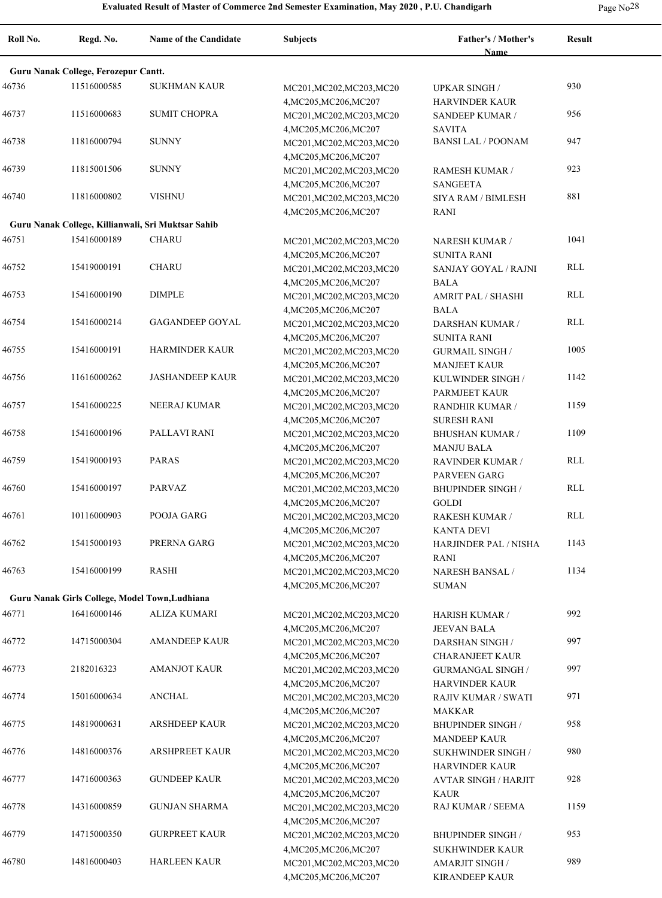| Roll No. | Regd. No. | Name of the Candidate | Subjects | Father's / Mother's Name | Result |
|---|---|---|---|---|---|
| **Guru Nanak College, Ferozepur Cantt.** | | | | | |
| 46736 | 11516000585 | SUKHMAN KAUR | MC201,MC202,MC203,MC204,MC205,MC206,MC207 | UPKAR SINGH / HARVINDER KAUR | 930 |
| 46737 | 11516000683 | SUMIT CHOPRA | MC201,MC202,MC203,MC204,MC205,MC206,MC207 | SANDEEP KUMAR / SAVITA | 956 |
| 46738 | 11816000794 | SUNNY | MC201,MC202,MC203,MC204,MC205,MC206,MC207 | BANSI LAL / POONAM | 947 |
| 46739 | 11815001506 | SUNNY | MC201,MC202,MC203,MC204,MC205,MC206,MC207 | RAMESH KUMAR / SANGEETA | 923 |
| 46740 | 11816000802 | VISHNU | MC201,MC202,MC203,MC204,MC205,MC206,MC207 | SIYA RAM / BIMLESH RANI | 881 |
| **Guru Nanak College, Killianwali, Sri Muktsar Sahib** | | | | | |
| 46751 | 15416000189 | CHARU | MC201,MC202,MC203,MC204,MC205,MC206,MC207 | NARESH KUMAR / SUNITA RANI | 1041 |
| 46752 | 15419000191 | CHARU | MC201,MC202,MC203,MC204,MC205,MC206,MC207 | SANJAY GOYAL / RAJNI BALA | RLL |
| 46753 | 15416000190 | DIMPLE | MC201,MC202,MC203,MC204,MC205,MC206,MC207 | AMRIT PAL / SHASHI BALA | RLL |
| 46754 | 15416000214 | GAGANDEEP GOYAL | MC201,MC202,MC203,MC204,MC205,MC206,MC207 | DARSHAN KUMAR / SUNITA RANI | RLL |
| 46755 | 15416000191 | HARMINDER KAUR | MC201,MC202,MC203,MC204,MC205,MC206,MC207 | GURMAIL SINGH / MANJEET KAUR | 1005 |
| 46756 | 11616000262 | JASHANDEEP KAUR | MC201,MC202,MC203,MC204,MC205,MC206,MC207 | KULWINDER SINGH / PARMJEET KAUR | 1142 |
| 46757 | 15416000225 | NEERAJ KUMAR | MC201,MC202,MC203,MC204,MC205,MC206,MC207 | RANDHIR KUMAR / SURESH RANI | 1159 |
| 46758 | 15416000196 | PALLAVI RANI | MC201,MC202,MC203,MC204,MC205,MC206,MC207 | BHUSHAN KUMAR / MANJU BALA | 1109 |
| 46759 | 15419000193 | PARAS | MC201,MC202,MC203,MC204,MC205,MC206,MC207 | RAVINDER KUMAR / PARVEEN GARG | RLL |
| 46760 | 15416000197 | PARVAZ | MC201,MC202,MC203,MC204,MC205,MC206,MC207 | BHUPINDER SINGH / GOLDI | RLL |
| 46761 | 10116000903 | POOJA GARG | MC201,MC202,MC203,MC204,MC205,MC206,MC207 | RAKESH KUMAR / KANTA DEVI | RLL |
| 46762 | 15415000193 | PRERNA GARG | MC201,MC202,MC203,MC204,MC205,MC206,MC207 | HARJINDER PAL / NISHA RANI | 1143 |
| 46763 | 15416000199 | RASHI | MC201,MC202,MC203,MC204,MC205,MC206,MC207 | NARESH BANSAL / SUMAN | 1134 |
| **Guru Nanak Girls College, Model Town,Ludhiana** | | | | | |
| 46771 | 16416000146 | ALIZA KUMARI | MC201,MC202,MC203,MC204,MC205,MC206,MC207 | HARISH KUMAR / JEEVAN BALA | 992 |
| 46772 | 14715000304 | AMANDEEP KAUR | MC201,MC202,MC203,MC204,MC205,MC206,MC207 | DARSHAN SINGH / CHARANJEET KAUR | 997 |
| 46773 | 2182016323 | AMANJOT KAUR | MC201,MC202,MC203,MC204,MC205,MC206,MC207 | GURMANGAL SINGH / HARVINDER KAUR | 997 |
| 46774 | 15016000634 | ANCHAL | MC201,MC202,MC203,MC204,MC205,MC206,MC207 | RAJIV KUMAR / SWATI MAKKAR | 971 |
| 46775 | 14819000631 | ARSHDEEP KAUR | MC201,MC202,MC203,MC204,MC205,MC206,MC207 | BHUPINDER SINGH / MANDEEP KAUR | 958 |
| 46776 | 14816000376 | ARSHPREET KAUR | MC201,MC202,MC203,MC204,MC205,MC206,MC207 | SUKHWINDER SINGH / HARVINDER KAUR | 980 |
| 46777 | 14716000363 | GUNDEEP KAUR | MC201,MC202,MC203,MC204,MC205,MC206,MC207 | AVTAR SINGH / HARJIT KAUR | 928 |
| 46778 | 14316000859 | GUNJAN SHARMA | MC201,MC202,MC203,MC204,MC205,MC206,MC207 | RAJ KUMAR / SEEMA | 1159 |
| 46779 | 14715000350 | GURPREET KAUR | MC201,MC202,MC203,MC204,MC205,MC206,MC207 | BHUPINDER SINGH / SUKHWINDER KAUR | 953 |
| 46780 | 14816000403 | HARLEEN KAUR | MC201,MC202,MC203,MC204,MC205,MC206,MC207 | AMARJIT SINGH / KIRANDEEP KAUR | 989 |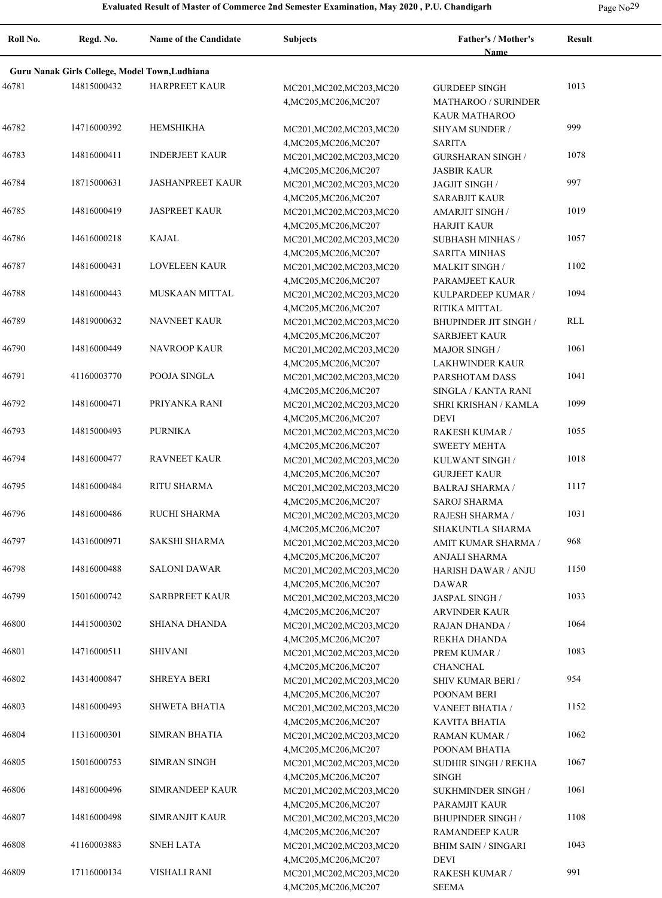## Evaluated Result of Master of Commerce 2nd Semester Examination, May 2020 , P.U. Chandigarh

| Roll No. | Regd. No. | Name of the Candidate | Subjects | Father's / Mother's Name | Result |
|---|---|---|---|---|---|
| **Guru Nanak Girls College, Model Town,Ludhiana** | | | | | |
| 46781 | 14815000432 | HARPREET KAUR | MC201,MC202,MC203,MC204,MC205,MC206,MC207 | GURDEEP SINGH MATHAROO / SURINDER KAUR MATHAROO | 1013 |
| 46782 | 14716000392 | HEMSHIKHA | MC201,MC202,MC203,MC204,MC205,MC206,MC207 | SHYAM SUNDER / SARITA | 999 |
| 46783 | 14816000411 | INDERJEET KAUR | MC201,MC202,MC203,MC204,MC205,MC206,MC207 | GURSHARAN SINGH / JASBIR KAUR | 1078 |
| 46784 | 18715000631 | JASHANPREET KAUR | MC201,MC202,MC203,MC204,MC205,MC206,MC207 | JAGJIT SINGH / SARABJIT KAUR | 997 |
| 46785 | 14816000419 | JASPREET KAUR | MC201,MC202,MC203,MC204,MC205,MC206,MC207 | AMARJIT SINGH / HARJIT KAUR | 1019 |
| 46786 | 14616000218 | KAJAL | MC201,MC202,MC203,MC204,MC205,MC206,MC207 | SUBHASH MINHAS / SARITA MINHAS | 1057 |
| 46787 | 14816000431 | LOVELEEN KAUR | MC201,MC202,MC203,MC204,MC205,MC206,MC207 | MALKIT SINGH / PARAMJEET KAUR | 1102 |
| 46788 | 14816000443 | MUSKAAN MITTAL | MC201,MC202,MC203,MC204,MC205,MC206,MC207 | KULPARDEEP KUMAR / RITIKA MITTAL | 1094 |
| 46789 | 14819000632 | NAVNEET KAUR | MC201,MC202,MC203,MC204,MC205,MC206,MC207 | BHUPINDER JIT SINGH / SARBJEET KAUR | RLL |
| 46790 | 14816000449 | NAVROOP KAUR | MC201,MC202,MC203,MC204,MC205,MC206,MC207 | MAJOR SINGH / LAKHWINDER KAUR | 1061 |
| 46791 | 41160003770 | POOJA SINGLA | MC201,MC202,MC203,MC204,MC205,MC206,MC207 | PARSHOTAM DASS SINGLA / KANTA RANI | 1041 |
| 46792 | 14816000471 | PRIYANKA RANI | MC201,MC202,MC203,MC204,MC205,MC206,MC207 | SHRI KRISHAN / KAMLA DEVI | 1099 |
| 46793 | 14815000493 | PURNIKA | MC201,MC202,MC203,MC204,MC205,MC206,MC207 | RAKESH KUMAR / SWEETY MEHTA | 1055 |
| 46794 | 14816000477 | RAVNEET KAUR | MC201,MC202,MC203,MC204,MC205,MC206,MC207 | KULWANT SINGH / GURJEET KAUR | 1018 |
| 46795 | 14816000484 | RITU SHARMA | MC201,MC202,MC203,MC204,MC205,MC206,MC207 | BALRAJ SHARMA / SAROJ SHARMA | 1117 |
| 46796 | 14816000486 | RUCHI SHARMA | MC201,MC202,MC203,MC204,MC205,MC206,MC207 | RAJESH SHARMA / SHAKUNTLA SHARMA | 1031 |
| 46797 | 14316000971 | SAKSHI SHARMA | MC201,MC202,MC203,MC204,MC205,MC206,MC207 | AMIT KUMAR SHARMA / ANJALI SHARMA | 968 |
| 46798 | 14816000488 | SALONI DAWAR | MC201,MC202,MC203,MC204,MC205,MC206,MC207 | HARISH DAWAR / ANJU DAWAR | 1150 |
| 46799 | 15016000742 | SARBPREET KAUR | MC201,MC202,MC203,MC204,MC205,MC206,MC207 | JASPAL SINGH / ARVINDER KAUR | 1033 |
| 46800 | 14415000302 | SHIANA DHANDA | MC201,MC202,MC203,MC204,MC205,MC206,MC207 | RAJAN DHANDA / REKHA DHANDA | 1064 |
| 46801 | 14716000511 | SHIVANI | MC201,MC202,MC203,MC204,MC205,MC206,MC207 | PREM KUMAR / CHANCHAL | 1083 |
| 46802 | 14314000847 | SHREYA BERI | MC201,MC202,MC203,MC204,MC205,MC206,MC207 | SHIV KUMAR BERI / POONAM BERI | 954 |
| 46803 | 14816000493 | SHWETA BHATIA | MC201,MC202,MC203,MC204,MC205,MC206,MC207 | VANEET BHATIA / KAVITA BHATIA | 1152 |
| 46804 | 11316000301 | SIMRAN BHATIA | MC201,MC202,MC203,MC204,MC205,MC206,MC207 | RAMAN KUMAR / POONAM BHATIA | 1062 |
| 46805 | 15016000753 | SIMRAN SINGH | MC201,MC202,MC203,MC204,MC205,MC206,MC207 | SUDHIR SINGH / REKHA SINGH | 1067 |
| 46806 | 14816000496 | SIMRANDEEP KAUR | MC201,MC202,MC203,MC204,MC205,MC206,MC207 | SUKHMINDER SINGH / PARAMJIT KAUR | 1061 |
| 46807 | 14816000498 | SIMRANJIT KAUR | MC201,MC202,MC203,MC204,MC205,MC206,MC207 | BHUPINDER SINGH / RAMANDEEP KAUR | 1108 |
| 46808 | 41160003883 | SNEH LATA | MC201,MC202,MC203,MC204,MC205,MC206,MC207 | BHIM SAIN / SINGARI DEVI | 1043 |
| 46809 | 17116000134 | VISHALI RANI | MC201,MC202,MC203,MC204,MC205,MC206,MC207 | RAKESH KUMAR / SEEMA | 991 |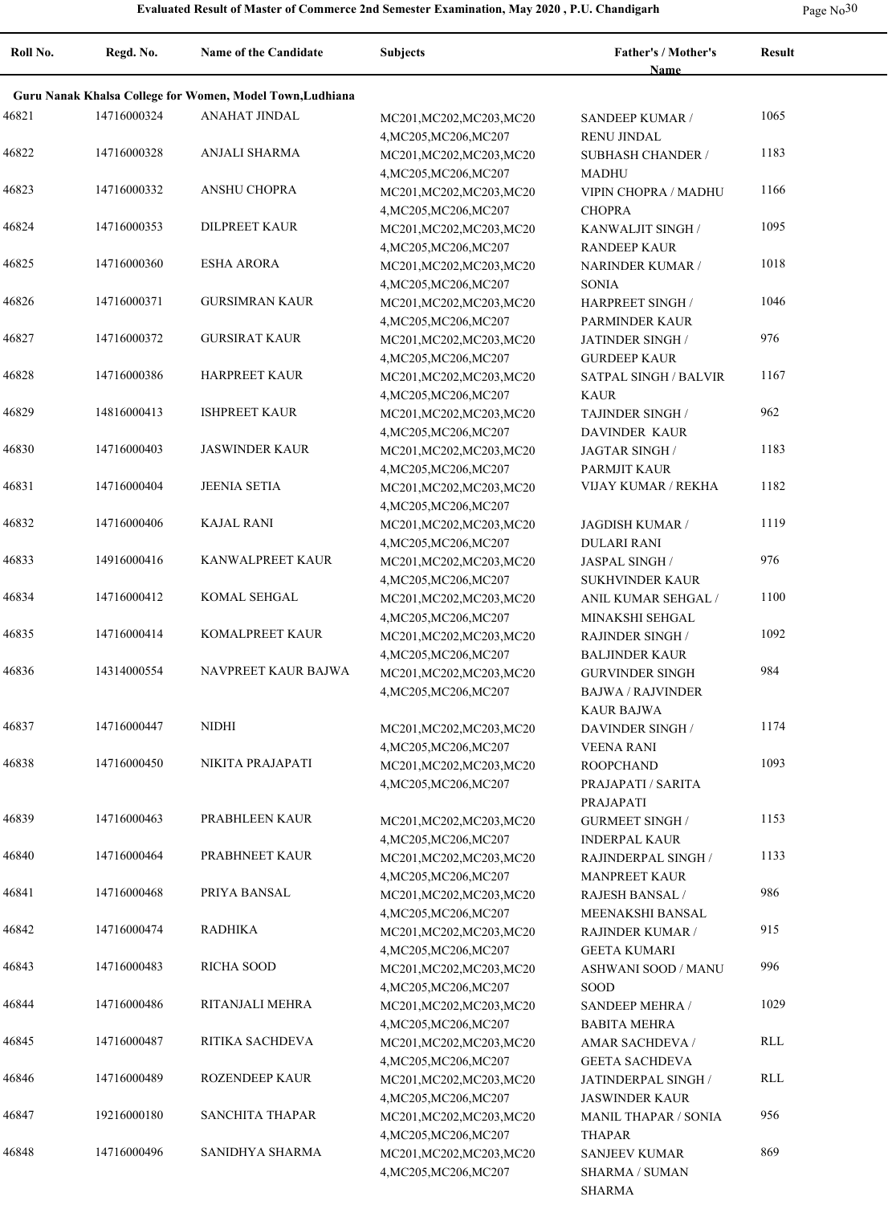# Evaluated Result of Master of Commerce 2nd Semester Examination, May 2020 , P.U. Chandigarh

| Roll No. | Regd. No. | Name of the Candidate | Subjects | Father's / Mother's Name | Result |
|---|---|---|---|---|---|
| **Guru Nanak Khalsa College for Women, Model Town,Ludhiana** | | | | | |
| 46821 | 14716000324 | ANAHAT JINDAL | MC201,MC202,MC203,MC204,MC205,MC206,MC207 | SANDEEP KUMAR / RENU JINDAL | 1065 |
| 46822 | 14716000328 | ANJALI SHARMA | MC201,MC202,MC203,MC204,MC205,MC206,MC207 | SUBHASH CHANDER / MADHU | 1183 |
| 46823 | 14716000332 | ANSHU CHOPRA | MC201,MC202,MC203,MC204,MC205,MC206,MC207 | VIPIN CHOPRA / MADHU CHOPRA | 1166 |
| 46824 | 14716000353 | DILPREET KAUR | MC201,MC202,MC203,MC204,MC205,MC206,MC207 | KANWALJIT SINGH / RANDEEP KAUR | 1095 |
| 46825 | 14716000360 | ESHA ARORA | MC201,MC202,MC203,MC204,MC205,MC206,MC207 | NARINDER KUMAR / SONIA | 1018 |
| 46826 | 14716000371 | GURSIMRAN KAUR | MC201,MC202,MC203,MC204,MC205,MC206,MC207 | HARPREET SINGH / PARMINDER KAUR | 1046 |
| 46827 | 14716000372 | GURSIRAT KAUR | MC201,MC202,MC203,MC204,MC205,MC206,MC207 | JATINDER SINGH / GURDEEP KAUR | 976 |
| 46828 | 14716000386 | HARPREET KAUR | MC201,MC202,MC203,MC204,MC205,MC206,MC207 | SATPAL SINGH / BALVIR KAUR | 1167 |
| 46829 | 14816000413 | ISHPREET KAUR | MC201,MC202,MC203,MC204,MC205,MC206,MC207 | TAJINDER SINGH / DAVINDER KAUR | 962 |
| 46830 | 14716000403 | JASWINDER KAUR | MC201,MC202,MC203,MC204,MC205,MC206,MC207 | JAGTAR SINGH / PARMJIT KAUR | 1183 |
| 46831 | 14716000404 | JEENIA SETIA | MC201,MC202,MC203,MC204,MC205,MC206,MC207 | VIJAY KUMAR / REKHA | 1182 |
| 46832 | 14716000406 | KAJAL RANI | MC201,MC202,MC203,MC204,MC205,MC206,MC207 | JAGDISH KUMAR / DULARI RANI | 1119 |
| 46833 | 14916000416 | KANWALPREET KAUR | MC201,MC202,MC203,MC204,MC205,MC206,MC207 | JASPAL SINGH / SUKHVINDER KAUR | 976 |
| 46834 | 14716000412 | KOMAL SEHGAL | MC201,MC202,MC203,MC204,MC205,MC206,MC207 | ANIL KUMAR SEHGAL / MINAKSHI SEHGAL | 1100 |
| 46835 | 14716000414 | KOMALPREET KAUR | MC201,MC202,MC203,MC204,MC205,MC206,MC207 | RAJINDER SINGH / BALJINDER KAUR | 1092 |
| 46836 | 14314000554 | NAVPREET KAUR BAJWA | MC201,MC202,MC203,MC204,MC205,MC206,MC207 | GURVINDER SINGH BAJWA / RAJVINDER KAUR BAJWA | 984 |
| 46837 | 14716000447 | NIDHI | MC201,MC202,MC203,MC204,MC205,MC206,MC207 | DAVINDER SINGH / VEENA RANI | 1174 |
| 46838 | 14716000450 | NIKITA PRAJAPATI | MC201,MC202,MC203,MC204,MC205,MC206,MC207 | ROOPCHAND PRAJAPATI / SARITA PRAJAPATI | 1093 |
| 46839 | 14716000463 | PRABHLEEN KAUR | MC201,MC202,MC203,MC204,MC205,MC206,MC207 | GURMEET SINGH / INDERPAL KAUR | 1153 |
| 46840 | 14716000464 | PRABHNEET KAUR | MC201,MC202,MC203,MC204,MC205,MC206,MC207 | RAJINDERPAL SINGH / MANPREET KAUR | 1133 |
| 46841 | 14716000468 | PRIYA BANSAL | MC201,MC202,MC203,MC204,MC205,MC206,MC207 | RAJESH BANSAL / MEENAKSHI BANSAL | 986 |
| 46842 | 14716000474 | RADHIKA | MC201,MC202,MC203,MC204,MC205,MC206,MC207 | RAJINDER KUMAR / GEETA KUMARI | 915 |
| 46843 | 14716000483 | RICHA SOOD | MC201,MC202,MC203,MC204,MC205,MC206,MC207 | ASHWANI SOOD / MANU SOOD | 996 |
| 46844 | 14716000486 | RITANJALI MEHRA | MC201,MC202,MC203,MC204,MC205,MC206,MC207 | SANDEEP MEHRA / BABITA MEHRA | 1029 |
| 46845 | 14716000487 | RITIKA SACHDEVA | MC201,MC202,MC203,MC204,MC205,MC206,MC207 | AMAR SACHDEVA / GEETA SACHDEVA | RLL |
| 46846 | 14716000489 | ROZENDEEP KAUR | MC201,MC202,MC203,MC204,MC205,MC206,MC207 | JATINDERPAL SINGH / JASWINDER KAUR | RLL |
| 46847 | 19216000180 | SANCHITA THAPAR | MC201,MC202,MC203,MC204,MC205,MC206,MC207 | MANIL THAPAR / SONIA THAPAR | 956 |
| 46848 | 14716000496 | SANIDHYA SHARMA | MC201,MC202,MC203,MC204,MC205,MC206,MC207 | SANJEEV KUMAR SHARMA / SUMAN SHARMA | 869 |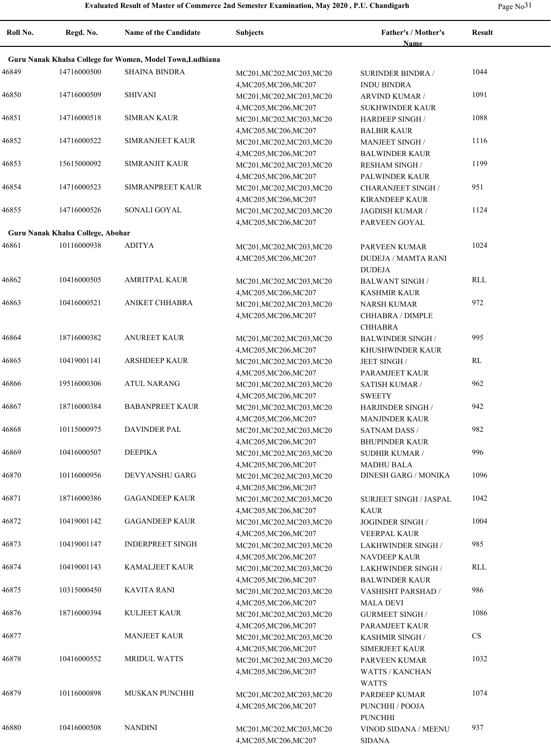# Evaluated Result of Master of Commerce 2nd Semester Examination, May 2020 , P.U. Chandigarh

| Roll No. | Regd. No. | Name of the Candidate | Subjects | Father's / Mother's Name | Result |
|---|---|---|---|---|---|
| **Guru Nanak Khalsa College for Women, Model Town,Ludhiana** | | | | | |
| 46849 | 14716000500 | SHAINA BINDRA | MC201,MC202,MC203,MC204,MC205,MC206,MC207 | SURINDER BINDRA / INDU BINDRA | 1044 |
| 46850 | 14716000509 | SHIVANI | MC201,MC202,MC203,MC204,MC205,MC206,MC207 | ARVIND KUMAR / SUKHWINDER KAUR | 1091 |
| 46851 | 14716000518 | SIMRAN KAUR | MC201,MC202,MC203,MC204,MC205,MC206,MC207 | HARDEEP SINGH / BALBIR KAUR | 1088 |
| 46852 | 14716000522 | SIMRANJEET KAUR | MC201,MC202,MC203,MC204,MC205,MC206,MC207 | MANJEET SINGH / BALWINDER KAUR | 1116 |
| 46853 | 15615000092 | SIMRANJIT KAUR | MC201,MC202,MC203,MC204,MC205,MC206,MC207 | RESHAM SINGH / PALWINDER KAUR | 1199 |
| 46854 | 14716000523 | SIMRANPREET KAUR | MC201,MC202,MC203,MC204,MC205,MC206,MC207 | CHARANJEET SINGH / KIRANDEEP KAUR | 951 |
| 46855 | 14716000526 | SONALI GOYAL | MC201,MC202,MC203,MC204,MC205,MC206,MC207 | JAGDISH KUMAR / PARVEEN GOYAL | 1124 |
| **Guru Nanak Khalsa College, Abohar** | | | | | |
| 46861 | 10116000938 | ADITYA | MC201,MC202,MC203,MC204,MC205,MC206,MC207 | PARVEEN KUMAR DUDEJA / MAMTA RANI DUDEJA | 1024 |
| 46862 | 10416000505 | AMRITPAL KAUR | MC201,MC202,MC203,MC204,MC205,MC206,MC207 | BALWANT SINGH / KASHMIR KAUR | RLL |
| 46863 | 10416000521 | ANIKET CHHABRA | MC201,MC202,MC203,MC204,MC205,MC206,MC207 | NARSH KUMAR CHHABRA / DIMPLE CHHABRA | 972 |
| 46864 | 18716000382 | ANUREET KAUR | MC201,MC202,MC203,MC204,MC205,MC206,MC207 | BALWINDER SINGH / KHUSHWINDER KAUR | 995 |
| 46865 | 10419001141 | ARSHDEEP KAUR | MC201,MC202,MC203,MC204,MC205,MC206,MC207 | JEET SINGH / PARAMJEET KAUR | RL |
| 46866 | 19516000306 | ATUL NARANG | MC201,MC202,MC203,MC204,MC205,MC206,MC207 | SATISH KUMAR / SWEETY | 962 |
| 46867 | 18716000384 | BABANPREET KAUR | MC201,MC202,MC203,MC204,MC205,MC206,MC207 | HARJINDER SINGH / MANJINDER KAUR | 942 |
| 46868 | 10115000975 | DAVINDER PAL | MC201,MC202,MC203,MC204,MC205,MC206,MC207 | SATNAM DASS / BHUPINDER KAUR | 982 |
| 46869 | 10416000507 | DEEPIKA | MC201,MC202,MC203,MC204,MC205,MC206,MC207 | SUDHIR KUMAR / MADHU BALA | 996 |
| 46870 | 10116000956 | DEVYANSHU GARG | MC201,MC202,MC203,MC204,MC205,MC206,MC207 | DINESH GARG / MONIKA | 1096 |
| 46871 | 18716000386 | GAGANDEEP KAUR | MC201,MC202,MC203,MC204,MC205,MC206,MC207 | SURJEET SINGH / JASPAL KAUR | 1042 |
| 46872 | 10419001142 | GAGANDEEP KAUR | MC201,MC202,MC203,MC204,MC205,MC206,MC207 | JOGINDER SINGH / VEERPAL KAUR | 1004 |
| 46873 | 10419001147 | INDERPREET SINGH | MC201,MC202,MC203,MC204,MC205,MC206,MC207 | LAKHWINDER SINGH / NAVDEEP KAUR | 985 |
| 46874 | 10419001143 | KAMALJEET KAUR | MC201,MC202,MC203,MC204,MC205,MC206,MC207 | LAKHWINDER SINGH / BALWINDER KAUR | RLL |
| 46875 | 10315000450 | KAVITA RANI | MC201,MC202,MC203,MC204,MC205,MC206,MC207 | VASHISHT PARSHAD / MALA DEVI | 986 |
| 46876 | 18716000394 | KULJEET KAUR | MC201,MC202,MC203,MC204,MC205,MC206,MC207 | GURMEET SINGH / PARAMJEET KAUR | 1086 |
| 46877 | | MANJEET KAUR | MC201,MC202,MC203,MC204,MC205,MC206,MC207 | KASHMIR SINGH / SIMERJEET KAUR | CS |
| 46878 | 10416000552 | MRIDUL WATTS | MC201,MC202,MC203,MC204,MC205,MC206,MC207 | PARVEEN KUMAR WATTS / KANCHAN WATTS | 1032 |
| 46879 | 10116000898 | MUSKAN PUNCHHI | MC201,MC202,MC203,MC204,MC205,MC206,MC207 | PARDEEP KUMAR PUNCHHI / POOJA PUNCHHI | 1074 |
| 46880 | 10416000508 | NANDINI | MC201,MC202,MC203,MC204,MC205,MC206,MC207 | VINOD SIDANA / MEENU SIDANA | 937 |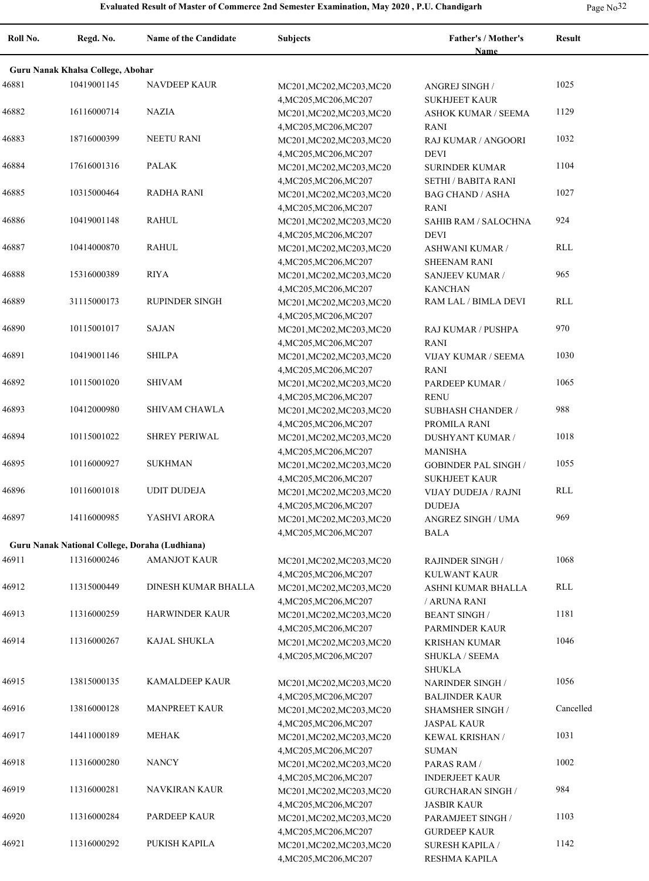**Evaluated Result of Master of Commerce 2nd Semester Examination, May 2020 , P.U. Chandigarh**

| Roll No. | Regd. No. | Name of the Candidate | Subjects | Father's / Mother's Name | Result |
|---|---|---|---|---|---|
| **Guru Nanak Khalsa College, Abohar** | | | | | |
| 46881 | 10419001145 | NAVDEEP KAUR | MC201,MC202,MC203,MC204,MC205,MC206,MC207 | ANGREJ SINGH / SUKHJEET KAUR | 1025 |
| 46882 | 16116000714 | NAZIA | MC201,MC202,MC203,MC204,MC205,MC206,MC207 | ASHOK KUMAR / SEEMA RANI | 1129 |
| 46883 | 18716000399 | NEETU RANI | MC201,MC202,MC203,MC204,MC205,MC206,MC207 | RAJ KUMAR / ANGOORI DEVI | 1032 |
| 46884 | 17616001316 | PALAK | MC201,MC202,MC203,MC204,MC205,MC206,MC207 | SURINDER KUMAR SETHI / BABITA RANI | 1104 |
| 46885 | 10315000464 | RADHA RANI | MC201,MC202,MC203,MC204,MC205,MC206,MC207 | BAG CHAND / ASHA RANI | 1027 |
| 46886 | 10419001148 | RAHUL | MC201,MC202,MC203,MC204,MC205,MC206,MC207 | SAHIB RAM / SALOCHNA DEVI | 924 |
| 46887 | 10414000870 | RAHUL | MC201,MC202,MC203,MC204,MC205,MC206,MC207 | ASHWANI KUMAR / SHEENAM RANI | RLL |
| 46888 | 15316000389 | RIYA | MC201,MC202,MC203,MC204,MC205,MC206,MC207 | SANJEEV KUMAR / KANCHAN | 965 |
| 46889 | 31115000173 | RUPINDER SINGH | MC201,MC202,MC203,MC204,MC205,MC206,MC207 | RAM LAL / BIMLA DEVI | RLL |
| 46890 | 10115001017 | SAJAN | MC201,MC202,MC203,MC204,MC205,MC206,MC207 | RAJ KUMAR / PUSHPA RANI | 970 |
| 46891 | 10419001146 | SHILPA | MC201,MC202,MC203,MC204,MC205,MC206,MC207 | VIJAY KUMAR / SEEMA RANI | 1030 |
| 46892 | 10115001020 | SHIVAM | MC201,MC202,MC203,MC204,MC205,MC206,MC207 | PARDEEP KUMAR / RENU | 1065 |
| 46893 | 10412000980 | SHIVAM CHAWLA | MC201,MC202,MC203,MC204,MC205,MC206,MC207 | SUBHASH CHANDER / PROMILA RANI | 988 |
| 46894 | 10115001022 | SHREY PERIWAL | MC201,MC202,MC203,MC204,MC205,MC206,MC207 | DUSHYANT KUMAR / MANISHA | 1018 |
| 46895 | 10116000927 | SUKHMAN | MC201,MC202,MC203,MC204,MC205,MC206,MC207 | GOBINDER PAL SINGH / SUKHJEET KAUR | 1055 |
| 46896 | 10116001018 | UDIT DUDEJA | MC201,MC202,MC203,MC204,MC205,MC206,MC207 | VIJAY DUDEJA / RAJNI DUDEJA | RLL |
| 46897 | 14116000985 | YASHVI ARORA | MC201,MC202,MC203,MC204,MC205,MC206,MC207 | ANGREZ SINGH / UMA BALA | 969 |
| **Guru Nanak National College, Doraha (Ludhiana)** | | | | | |
| 46911 | 11316000246 | AMANJOT KAUR | MC201,MC202,MC203,MC204,MC205,MC206,MC207 | RAJINDER SINGH / KULWANT KAUR | 1068 |
| 46912 | 11315000449 | DINESH KUMAR BHALLA | MC201,MC202,MC203,MC204,MC205,MC206,MC207 | ASHNI KUMAR BHALLA / ARUNA RANI | RLL |
| 46913 | 11316000259 | HARWINDER KAUR | MC201,MC202,MC203,MC204,MC205,MC206,MC207 | BEANT SINGH / PARMINDER KAUR | 1181 |
| 46914 | 11316000267 | KAJAL SHUKLA | MC201,MC202,MC203,MC204,MC205,MC206,MC207 | KRISHAN KUMAR SHUKLA / SEEMA SHUKLA | 1046 |
| 46915 | 13815000135 | KAMALDEEP KAUR | MC201,MC202,MC203,MC204,MC205,MC206,MC207 | NARINDER SINGH / BALJINDER KAUR | 1056 |
| 46916 | 13816000128 | MANPREET KAUR | MC201,MC202,MC203,MC204,MC205,MC206,MC207 | SHAMSHER SINGH / JASPAL KAUR | Cancelled |
| 46917 | 14411000189 | MEHAK | MC201,MC202,MC203,MC204,MC205,MC206,MC207 | KEWAL KRISHAN / SUMAN | 1031 |
| 46918 | 11316000280 | NANCY | MC201,MC202,MC203,MC204,MC205,MC206,MC207 | PARAS RAM / INDERJEET KAUR | 1002 |
| 46919 | 11316000281 | NAVKIRAN KAUR | MC201,MC202,MC203,MC204,MC205,MC206,MC207 | GURCHARAN SINGH / JASBIR KAUR | 984 |
| 46920 | 11316000284 | PARDEEP KAUR | MC201,MC202,MC203,MC204,MC205,MC206,MC207 | PARAMJEET SINGH / GURDEEP KAUR | 1103 |
| 46921 | 11316000292 | PUKISH KAPILA | MC201,MC202,MC203,MC204,MC205,MC206,MC207 | SURESH KAPILA / RESHMA KAPILA | 1142 |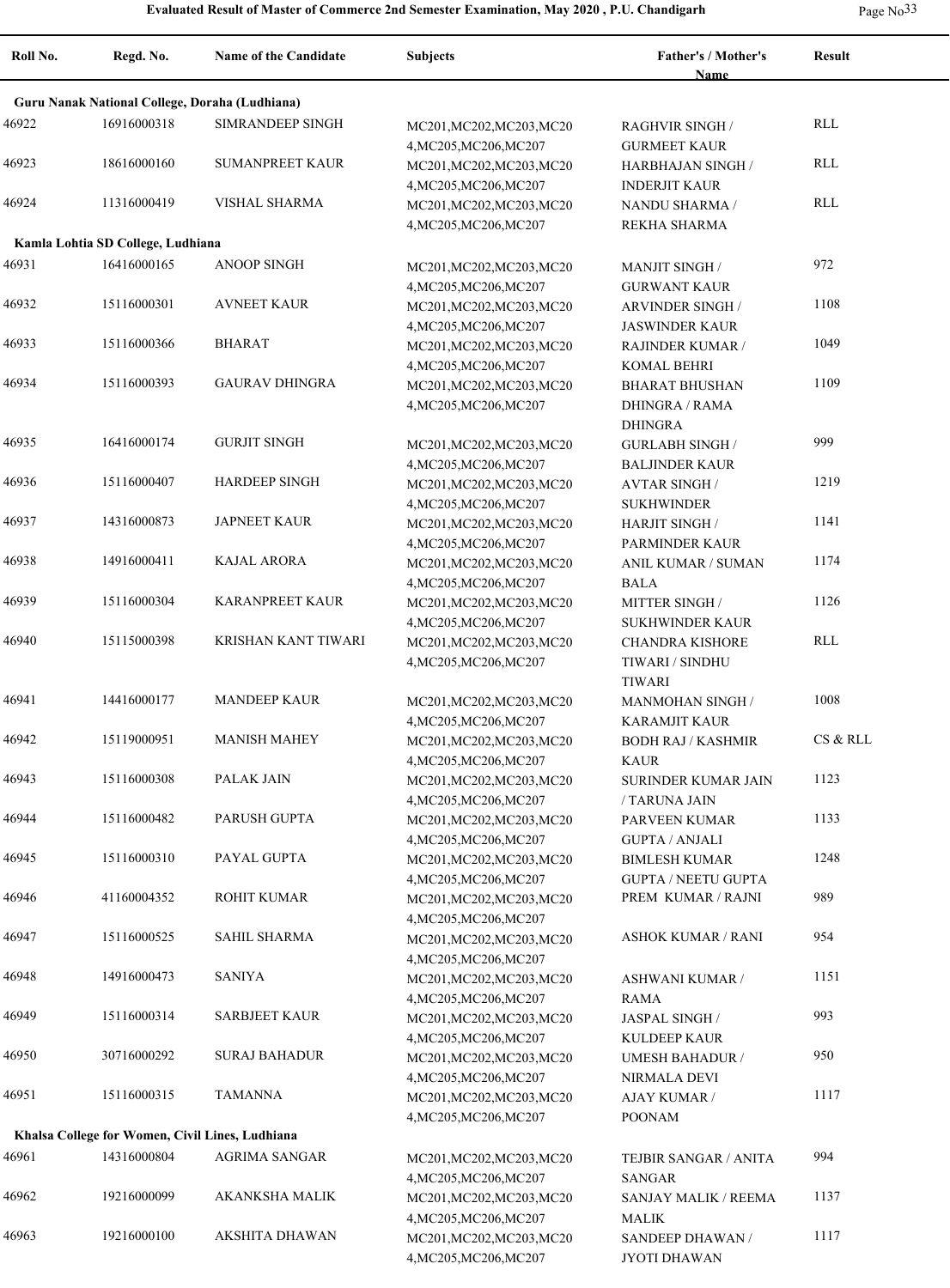# Evaluated Result of Master of Commerce 2nd Semester Examination, May 2020 , P.U. Chandigarh

| Roll No. | Regd. No. | Name of the Candidate | Subjects | Father's / Mother's Name | Result |
|---|---|---|---|---|---|
| **Guru Nanak National College, Doraha (Ludhiana)** | | | | | |
| 46922 | 16916000318 | SIMRANDEEP SINGH | MC201,MC202,MC203,MC204,MC205,MC206,MC207 | RAGHVIR SINGH / GURMEET KAUR | RLL |
| 46923 | 18616000160 | SUMANPREET KAUR | MC201,MC202,MC203,MC204,MC205,MC206,MC207 | HARBHAJAN SINGH / INDERJIT KAUR | RLL |
| 46924 | 11316000419 | VISHAL SHARMA | MC201,MC202,MC203,MC204,MC205,MC206,MC207 | NANDU SHARMA / REKHA SHARMA | RLL |
| **Kamla Lohtia SD College, Ludhiana** | | | | | |
| 46931 | 16416000165 | ANOOP SINGH | MC201,MC202,MC203,MC204,MC205,MC206,MC207 | MANJIT SINGH / GURWANT KAUR | 972 |
| 46932 | 15116000301 | AVNEET KAUR | MC201,MC202,MC203,MC204,MC205,MC206,MC207 | ARVINDER SINGH / JASWINDER KAUR | 1108 |
| 46933 | 15116000366 | BHARAT | MC201,MC202,MC203,MC204,MC205,MC206,MC207 | RAJINDER KUMAR / KOMAL BEHRI | 1049 |
| 46934 | 15116000393 | GAURAV DHINGRA | MC201,MC202,MC203,MC204,MC205,MC206,MC207 | BHARAT BHUSHAN DHINGRA / RAMA DHINGRA | 1109 |
| 46935 | 16416000174 | GURJIT SINGH | MC201,MC202,MC203,MC204,MC205,MC206,MC207 | GURLABH SINGH / BALJINDER KAUR | 999 |
| 46936 | 15116000407 | HARDEEP SINGH | MC201,MC202,MC203,MC204,MC205,MC206,MC207 | AVTAR SINGH / SUKHWINDER | 1219 |
| 46937 | 14316000873 | JAPNEET KAUR | MC201,MC202,MC203,MC204,MC205,MC206,MC207 | HARJIT SINGH / PARMINDER KAUR | 1141 |
| 46938 | 14916000411 | KAJAL ARORA | MC201,MC202,MC203,MC204,MC205,MC206,MC207 | ANIL KUMAR / SUMAN BALA | 1174 |
| 46939 | 15116000304 | KARANPREET KAUR | MC201,MC202,MC203,MC204,MC205,MC206,MC207 | MITTER SINGH / SUKHWINDER KAUR | 1126 |
| 46940 | 15115000398 | KRISHAN KANT TIWARI | MC201,MC202,MC203,MC204,MC205,MC206,MC207 | CHANDRA KISHORE TIWARI / SINDHU TIWARI | RLL |
| 46941 | 14416000177 | MANDEEP KAUR | MC201,MC202,MC203,MC204,MC205,MC206,MC207 | MANMOHAN SINGH / KARAMJIT KAUR | 1008 |
| 46942 | 15119000951 | MANISH MAHEY | MC201,MC202,MC203,MC204,MC205,MC206,MC207 | BODH RAJ / KASHMIR KAUR | CS & RLL |
| 46943 | 15116000308 | PALAK JAIN | MC201,MC202,MC203,MC204,MC205,MC206,MC207 | SURINDER KUMAR JAIN / TARUNA JAIN | 1123 |
| 46944 | 15116000482 | PARUSH GUPTA | MC201,MC202,MC203,MC204,MC205,MC206,MC207 | PARVEEN KUMAR GUPTA / ANJALI | 1133 |
| 46945 | 15116000310 | PAYAL GUPTA | MC201,MC202,MC203,MC204,MC205,MC206,MC207 | BIMLESH KUMAR GUPTA / NEETU GUPTA | 1248 |
| 46946 | 41160004352 | ROHIT KUMAR | MC201,MC202,MC203,MC204,MC205,MC206,MC207 | PREM KUMAR / RAJNI | 989 |
| 46947 | 15116000525 | SAHIL SHARMA | MC201,MC202,MC203,MC204,MC205,MC206,MC207 | ASHOK KUMAR / RANI | 954 |
| 46948 | 14916000473 | SANIYA | MC201,MC202,MC203,MC204,MC205,MC206,MC207 | ASHWANI KUMAR / RAMA | 1151 |
| 46949 | 15116000314 | SARBJEET KAUR | MC201,MC202,MC203,MC204,MC205,MC206,MC207 | JASPAL SINGH / KULDEEP KAUR | 993 |
| 46950 | 30716000292 | SURAJ BAHADUR | MC201,MC202,MC203,MC204,MC205,MC206,MC207 | UMESH BAHADUR / NIRMALA DEVI | 950 |
| 46951 | 15116000315 | TAMANNA | MC201,MC202,MC203,MC204,MC205,MC206,MC207 | AJAY KUMAR / POONAM | 1117 |
| **Khalsa College for Women, Civil Lines, Ludhiana** | | | | | |
| 46961 | 14316000804 | AGRIMA SANGAR | MC201,MC202,MC203,MC204,MC205,MC206,MC207 | TEJBIR SANGAR / ANITA SANGAR | 994 |
| 46962 | 19216000099 | AKANKSHA MALIK | MC201,MC202,MC203,MC204,MC205,MC206,MC207 | SANJAY MALIK / REEMA MALIK | 1137 |
| 46963 | 19216000100 | AKSHITA DHAWAN | MC201,MC202,MC203,MC204,MC205,MC206,MC207 | SANDEEP DHAWAN / JYOTI DHAWAN | 1117 |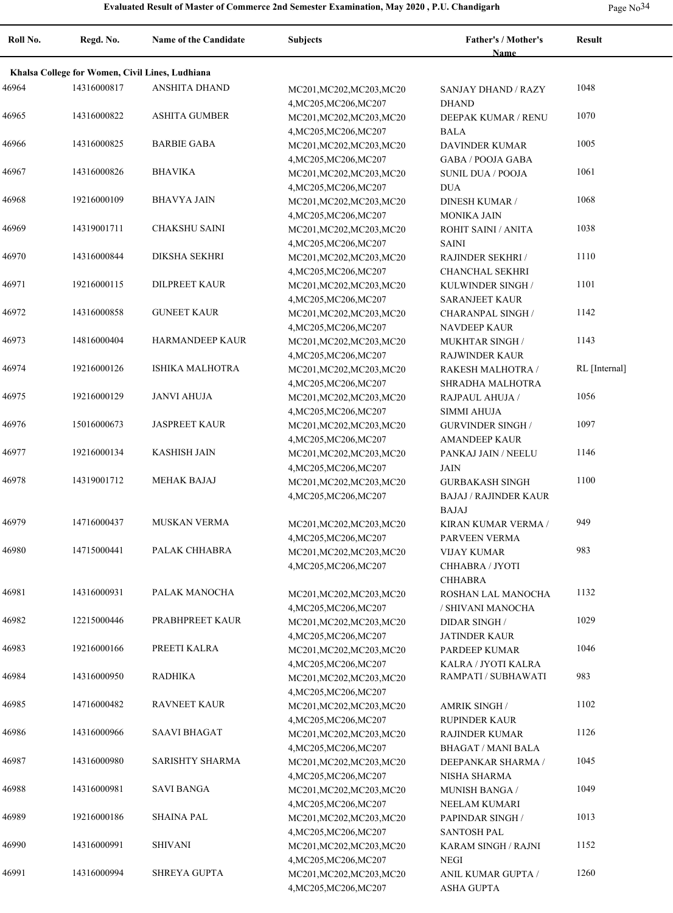| Roll No. | Regd. No. | Name of the Candidate | Subjects | Father's / Mother's Name | Result |
|---|---|---|---|---|---|
| **Khalsa College for Women, Civil Lines, Ludhiana** | | | | | |
| 46964 | 14316000817 | ANSHITA DHAND | MC201,MC202,MC203,MC204,MC205,MC206,MC207 | SANJAY DHAND / RAZY DHAND | 1048 |
| 46965 | 14316000822 | ASHITA GUMBER | MC201,MC202,MC203,MC204,MC205,MC206,MC207 | DEEPAK KUMAR / RENU BALA | 1070 |
| 46966 | 14316000825 | BARBIE GABA | MC201,MC202,MC203,MC204,MC205,MC206,MC207 | DAVINDER KUMAR GABA / POOJA GABA | 1005 |
| 46967 | 14316000826 | BHAVIKA | MC201,MC202,MC203,MC204,MC205,MC206,MC207 | SUNIL DUA / POOJA DUA | 1061 |
| 46968 | 19216000109 | BHAVYA JAIN | MC201,MC202,MC203,MC204,MC205,MC206,MC207 | DINESH KUMAR / MONIKA JAIN | 1068 |
| 46969 | 14319001711 | CHAKSHU SAINI | MC201,MC202,MC203,MC204,MC205,MC206,MC207 | ROHIT SAINI / ANITA SAINI | 1038 |
| 46970 | 14316000844 | DIKSHA SEKHRI | MC201,MC202,MC203,MC204,MC205,MC206,MC207 | RAJINDER SEKHRI / CHANCHAL SEKHRI | 1110 |
| 46971 | 19216000115 | DILPREET KAUR | MC201,MC202,MC203,MC204,MC205,MC206,MC207 | KULWINDER SINGH / SARANJEET KAUR | 1101 |
| 46972 | 14316000858 | GUNEET KAUR | MC201,MC202,MC203,MC204,MC205,MC206,MC207 | CHARANPAL SINGH / NAVDEEP KAUR | 1142 |
| 46973 | 14816000404 | HARMANDEEP KAUR | MC201,MC202,MC203,MC204,MC205,MC206,MC207 | MUKHTAR SINGH / RAJWINDER KAUR | 1143 |
| 46974 | 19216000126 | ISHIKA MALHOTRA | MC201,MC202,MC203,MC204,MC205,MC206,MC207 | RAKESH MALHOTRA / SHRADHA MALHOTRA | RL [Internal] |
| 46975 | 19216000129 | JANVI AHUJA | MC201,MC202,MC203,MC204,MC205,MC206,MC207 | RAJPAUL AHUJA / SIMMI AHUJA | 1056 |
| 46976 | 15016000673 | JASPREET KAUR | MC201,MC202,MC203,MC204,MC205,MC206,MC207 | GURVINDER SINGH / AMANDEEP KAUR | 1097 |
| 46977 | 19216000134 | KASHISH JAIN | MC201,MC202,MC203,MC204,MC205,MC206,MC207 | PANKAJ JAIN / NEELU JAIN | 1146 |
| 46978 | 14319001712 | MEHAK BAJAJ | MC201,MC202,MC203,MC204,MC205,MC206,MC207 | GURBAKASH SINGH BAJAJ / RAJINDER KAUR BAJAJ | 1100 |
| 46979 | 14716000437 | MUSKAN VERMA | MC201,MC202,MC203,MC204,MC205,MC206,MC207 | KIRAN KUMAR VERMA / PARVEEN VERMA | 949 |
| 46980 | 14715000441 | PALAK CHHABRA | MC201,MC202,MC203,MC204,MC205,MC206,MC207 | VIJAY KUMAR CHHABRA / JYOTI CHHABRA | 983 |
| 46981 | 14316000931 | PALAK MANOCHA | MC201,MC202,MC203,MC204,MC205,MC206,MC207 | ROSHAN LAL MANOCHA / SHIVANI MANOCHA | 1132 |
| 46982 | 12215000446 | PRABHPREET KAUR | MC201,MC202,MC203,MC204,MC205,MC206,MC207 | DIDAR SINGH / JATINDER KAUR | 1029 |
| 46983 | 19216000166 | PREETI KALRA | MC201,MC202,MC203,MC204,MC205,MC206,MC207 | PARDEEP KUMAR KALRA / JYOTI KALRA | 1046 |
| 46984 | 14316000950 | RADHIKA | MC201,MC202,MC203,MC204,MC205,MC206,MC207 | RAMPATI / SUBHAWATI | 983 |
| 46985 | 14716000482 | RAVNEET KAUR | MC201,MC202,MC203,MC204,MC205,MC206,MC207 | AMRIK SINGH / RUPINDER KAUR | 1102 |
| 46986 | 14316000966 | SAAVI BHAGAT | MC201,MC202,MC203,MC204,MC205,MC206,MC207 | RAJINDER KUMAR BHAGAT / MANI BALA | 1126 |
| 46987 | 14316000980 | SARISHTY SHARMA | MC201,MC202,MC203,MC204,MC205,MC206,MC207 | DEEPANKAR SHARMA / NISHA SHARMA | 1045 |
| 46988 | 14316000981 | SAVI BANGA | MC201,MC202,MC203,MC204,MC205,MC206,MC207 | MUNISH BANGA / NEELAM KUMARI | 1049 |
| 46989 | 19216000186 | SHAINA PAL | MC201,MC202,MC203,MC204,MC205,MC206,MC207 | PAPINDAR SINGH / SANTOSH PAL | 1013 |
| 46990 | 14316000991 | SHIVANI | MC201,MC202,MC203,MC204,MC205,MC206,MC207 | KARAM SINGH / RAJNI NEGI | 1152 |
| 46991 | 14316000994 | SHREYA GUPTA | MC201,MC202,MC203,MC204,MC205,MC206,MC207 | ANIL KUMAR GUPTA / ASHA GUPTA | 1260 |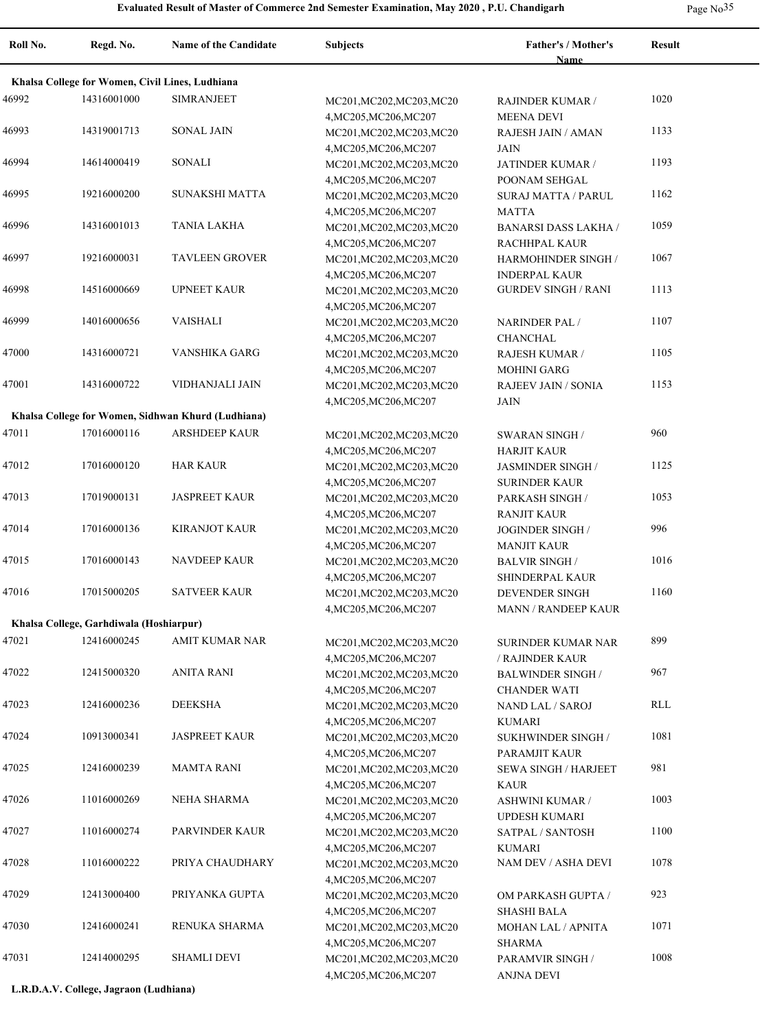| Roll No. | Regd. No. | Name of the Candidate | Subjects | Father's / Mother's Name | Result |
|---|---|---|---|---|---|
| **Khalsa College for Women, Civil Lines, Ludhiana** | | | | | |
| 46992 | 14316001000 | SIMRANJEET | MC201,MC202,MC203,MC204,MC205,MC206,MC207 | RAJINDER KUMAR / MEENA DEVI | 1020 |
| 46993 | 14319001713 | SONAL JAIN | MC201,MC202,MC203,MC204,MC205,MC206,MC207 | RAJESH JAIN / AMAN JAIN | 1133 |
| 46994 | 14614000419 | SONALI | MC201,MC202,MC203,MC204,MC205,MC206,MC207 | JATINDER KUMAR / POONAM SEHGAL | 1193 |
| 46995 | 19216000200 | SUNAKSHI MATTA | MC201,MC202,MC203,MC204,MC205,MC206,MC207 | SURAJ MATTA / PARUL MATTA | 1162 |
| 46996 | 14316001013 | TANIA LAKHA | MC201,MC202,MC203,MC204,MC205,MC206,MC207 | BANARSI DASS LAKHA / RACHHPAL KAUR | 1059 |
| 46997 | 19216000031 | TAVLEEN GROVER | MC201,MC202,MC203,MC204,MC205,MC206,MC207 | HARMOHINDER SINGH / INDERPAL KAUR | 1067 |
| 46998 | 14516000669 | UPNEET KAUR | MC201,MC202,MC203,MC204,MC205,MC206,MC207 | GURDEV SINGH / RANI | 1113 |
| 46999 | 14016000656 | VAISHALI | MC201,MC202,MC203,MC204,MC205,MC206,MC207 | NARINDER PAL / CHANCHAL | 1107 |
| 47000 | 14316000721 | VANSHIKA GARG | MC201,MC202,MC203,MC204,MC205,MC206,MC207 | RAJESH KUMAR / MOHINI GARG | 1105 |
| 47001 | 14316000722 | VIDHANJALI JAIN | MC201,MC202,MC203,MC204,MC205,MC206,MC207 | RAJEEV JAIN / SONIA JAIN | 1153 |
| **Khalsa College for Women, Sidhwan Khurd (Ludhiana)** | | | | | |
| 47011 | 17016000116 | ARSHDEEP KAUR | MC201,MC202,MC203,MC204,MC205,MC206,MC207 | SWARAN SINGH / HARJIT KAUR | 960 |
| 47012 | 17016000120 | HAR KAUR | MC201,MC202,MC203,MC204,MC205,MC206,MC207 | JASMINDER SINGH / SURINDER KAUR | 1125 |
| 47013 | 17019000131 | JASPREET KAUR | MC201,MC202,MC203,MC204,MC205,MC206,MC207 | PARKASH SINGH / RANJIT KAUR | 1053 |
| 47014 | 17016000136 | KIRANJOT KAUR | MC201,MC202,MC203,MC204,MC205,MC206,MC207 | JOGINDER SINGH / MANJIT KAUR | 996 |
| 47015 | 17016000143 | NAVDEEP KAUR | MC201,MC202,MC203,MC204,MC205,MC206,MC207 | BALVIR SINGH / SHINDERPAL KAUR | 1016 |
| 47016 | 17015000205 | SATVEER KAUR | MC201,MC202,MC203,MC204,MC205,MC206,MC207 | DEVENDER SINGH MANN / RANDEEP KAUR | 1160 |
| **Khalsa College, Garhdiwala (Hoshiarpur)** | | | | | |
| 47021 | 12416000245 | AMIT KUMAR NAR | MC201,MC202,MC203,MC204,MC205,MC206,MC207 | SURINDER KUMAR NAR / RAJINDER KAUR | 899 |
| 47022 | 12415000320 | ANITA RANI | MC201,MC202,MC203,MC204,MC205,MC206,MC207 | BALWINDER SINGH / CHANDER WATI | 967 |
| 47023 | 12416000236 | DEEKSHA | MC201,MC202,MC203,MC204,MC205,MC206,MC207 | NAND LAL / SAROJ KUMARI | RLL |
| 47024 | 10913000341 | JASPREET KAUR | MC201,MC202,MC203,MC204,MC205,MC206,MC207 | SUKHWINDER SINGH / PARAMJIT KAUR | 1081 |
| 47025 | 12416000239 | MAMTA RANI | MC201,MC202,MC203,MC204,MC205,MC206,MC207 | SEWA SINGH / HARJEET KAUR | 981 |
| 47026 | 11016000269 | NEHA SHARMA | MC201,MC202,MC203,MC204,MC205,MC206,MC207 | ASHWINI KUMAR / UPDESH KUMARI | 1003 |
| 47027 | 11016000274 | PARVINDER KAUR | MC201,MC202,MC203,MC204,MC205,MC206,MC207 | SATPAL / SANTOSH KUMARI | 1100 |
| 47028 | 11016000222 | PRIYA CHAUDHARY | MC201,MC202,MC203,MC204,MC205,MC206,MC207 | NAM DEV / ASHA DEVI | 1078 |
| 47029 | 12413000400 | PRIYANKA GUPTA | MC201,MC202,MC203,MC204,MC205,MC206,MC207 | OM PARKASH GUPTA / SHASHI BALA | 923 |
| 47030 | 12416000241 | RENUKA SHARMA | MC201,MC202,MC203,MC204,MC205,MC206,MC207 | MOHAN LAL / APNITA SHARMA | 1071 |
| 47031 | 12414000295 | SHAMLI DEVI | MC201,MC202,MC203,MC204,MC205,MC206,MC207 | PARAMVIR SINGH / ANJNA DEVI | 1008 |
| **L.R.D.A.V. College, Jagraon (Ludhiana)** | | | | | |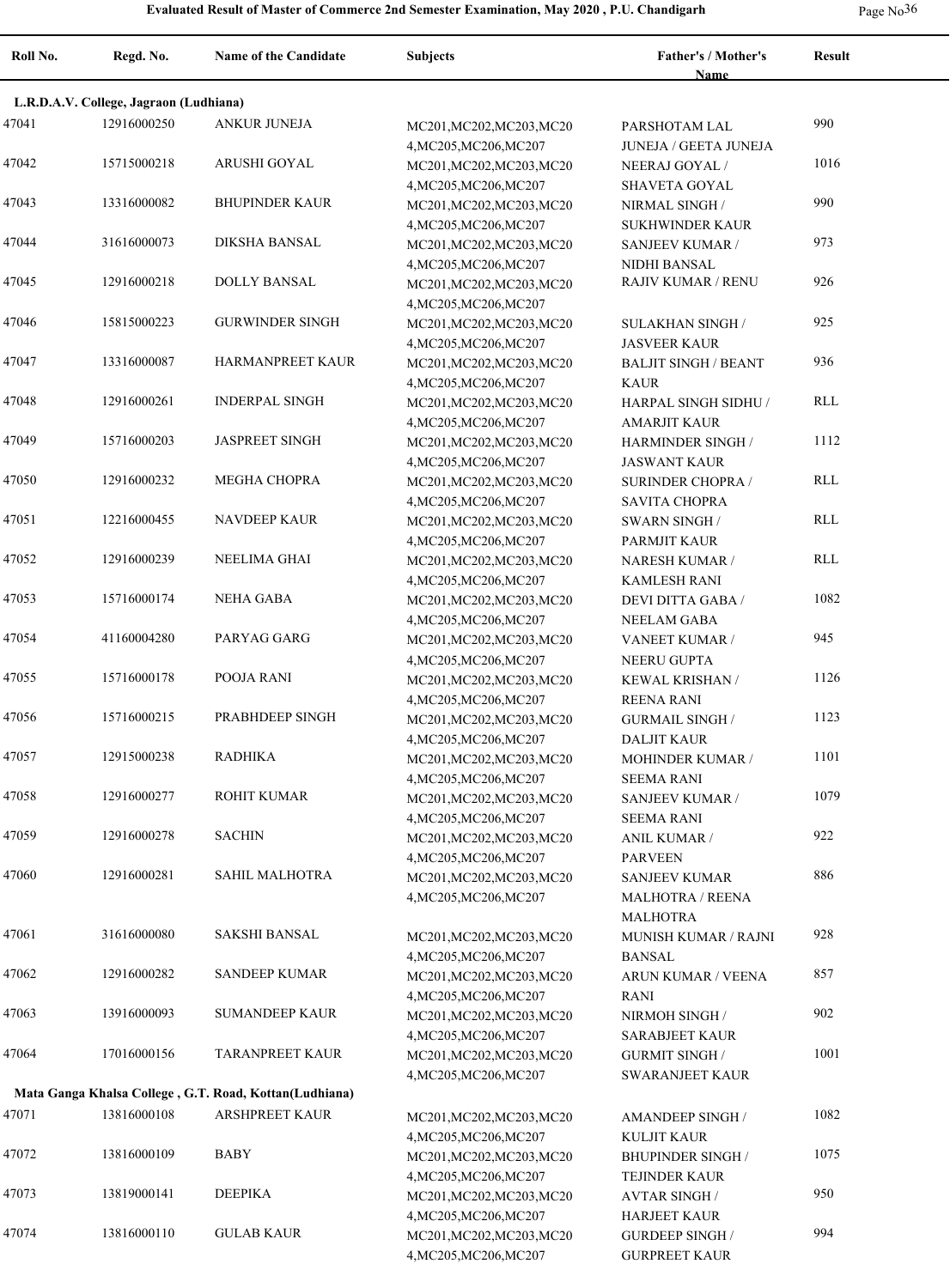**Evaluated Result of Master of Commerce 2nd Semester Examination, May 2020 , P.U. Chandigarh**

| Roll No. | Regd. No. | Name of the Candidate | Subjects | Father's / Mother's Name | Result |
|---|---|---|---|---|---|
| **L.R.D.A.V. College, Jagraon (Ludhiana)** | | | | | |
| 47041 | 12916000250 | ANKUR JUNEJA | MC201,MC202,MC203,MC204,MC205,MC206,MC207 | PARSHOTAM LAL JUNEJA / GEETA JUNEJA | 990 |
| 47042 | 15715000218 | ARUSHI GOYAL | MC201,MC202,MC203,MC204,MC205,MC206,MC207 | NEERAJ GOYAL / SHAVETA GOYAL | 1016 |
| 47043 | 13316000082 | BHUPINDER KAUR | MC201,MC202,MC203,MC204,MC205,MC206,MC207 | NIRMAL SINGH / SUKHWINDER KAUR | 990 |
| 47044 | 31616000073 | DIKSHA BANSAL | MC201,MC202,MC203,MC204,MC205,MC206,MC207 | SANJEEV KUMAR / NIDHI BANSAL | 973 |
| 47045 | 12916000218 | DOLLY BANSAL | MC201,MC202,MC203,MC204,MC205,MC206,MC207 | RAJIV KUMAR / RENU | 926 |
| 47046 | 15815000223 | GURWINDER SINGH | MC201,MC202,MC203,MC204,MC205,MC206,MC207 | SULAKHAN SINGH / JASVEER KAUR | 925 |
| 47047 | 13316000087 | HARMANPREET KAUR | MC201,MC202,MC203,MC204,MC205,MC206,MC207 | BALJIT SINGH / BEANT KAUR | 936 |
| 47048 | 12916000261 | INDERPAL SINGH | MC201,MC202,MC203,MC204,MC205,MC206,MC207 | HARPAL SINGH SIDHU / AMARJIT KAUR | RLL |
| 47049 | 15716000203 | JASPREET SINGH | MC201,MC202,MC203,MC204,MC205,MC206,MC207 | HARMINDER SINGH / JASWANT KAUR | 1112 |
| 47050 | 12916000232 | MEGHA CHOPRA | MC201,MC202,MC203,MC204,MC205,MC206,MC207 | SURINDER CHOPRA / SAVITA CHOPRA | RLL |
| 47051 | 12216000455 | NAVDEEP KAUR | MC201,MC202,MC203,MC204,MC205,MC206,MC207 | SWARN SINGH / PARMJIT KAUR | RLL |
| 47052 | 12916000239 | NEELIMA GHAI | MC201,MC202,MC203,MC204,MC205,MC206,MC207 | NARESH KUMAR / KAMLESH RANI | RLL |
| 47053 | 15716000174 | NEHA GABA | MC201,MC202,MC203,MC204,MC205,MC206,MC207 | DEVI DITTA GABA / NEELAM GABA | 1082 |
| 47054 | 41160004280 | PARYAG GARG | MC201,MC202,MC203,MC204,MC205,MC206,MC207 | VANEET KUMAR / NEERU GUPTA | 945 |
| 47055 | 15716000178 | POOJA RANI | MC201,MC202,MC203,MC204,MC205,MC206,MC207 | KEWAL KRISHAN / REENA RANI | 1126 |
| 47056 | 15716000215 | PRABHDEEP SINGH | MC201,MC202,MC203,MC204,MC205,MC206,MC207 | GURMAIL SINGH / DALJIT KAUR | 1123 |
| 47057 | 12915000238 | RADHIKA | MC201,MC202,MC203,MC204,MC205,MC206,MC207 | MOHINDER KUMAR / SEEMA RANI | 1101 |
| 47058 | 12916000277 | ROHIT KUMAR | MC201,MC202,MC203,MC204,MC205,MC206,MC207 | SANJEEV KUMAR / SEEMA RANI | 1079 |
| 47059 | 12916000278 | SACHIN | MC201,MC202,MC203,MC204,MC205,MC206,MC207 | ANIL KUMAR / PARVEEN | 922 |
| 47060 | 12916000281 | SAHIL MALHOTRA | MC201,MC202,MC203,MC204,MC205,MC206,MC207 | SANJEEV KUMAR MALHOTRA / REENA MALHOTRA | 886 |
| 47061 | 31616000080 | SAKSHI BANSAL | MC201,MC202,MC203,MC204,MC205,MC206,MC207 | MUNISH KUMAR / RAJNI BANSAL | 928 |
| 47062 | 12916000282 | SANDEEP KUMAR | MC201,MC202,MC203,MC204,MC205,MC206,MC207 | ARUN KUMAR / VEENA RANI | 857 |
| 47063 | 13916000093 | SUMANDEEP KAUR | MC201,MC202,MC203,MC204,MC205,MC206,MC207 | NIRMOH SINGH / SARABJEET KAUR | 902 |
| 47064 | 17016000156 | TARANPREET KAUR | MC201,MC202,MC203,MC204,MC205,MC206,MC207 | GURMIT SINGH / SWARANJEET KAUR | 1001 |
| **Mata Ganga Khalsa College , G.T. Road, Kottan(Ludhiana)** | | | | | |
| 47071 | 13816000108 | ARSHPREET KAUR | MC201,MC202,MC203,MC204,MC205,MC206,MC207 | AMANDEEP SINGH / KULJIT KAUR | 1082 |
| 47072 | 13816000109 | BABY | MC201,MC202,MC203,MC204,MC205,MC206,MC207 | BHUPINDER SINGH / TEJINDER KAUR | 1075 |
| 47073 | 13819000141 | DEEPIKA | MC201,MC202,MC203,MC204,MC205,MC206,MC207 | AVTAR SINGH / HARJEET KAUR | 950 |
| 47074 | 13816000110 | GULAB KAUR | MC201,MC202,MC203,MC204,MC205,MC206,MC207 | GURDEEP SINGH / GURPREET KAUR | 994 |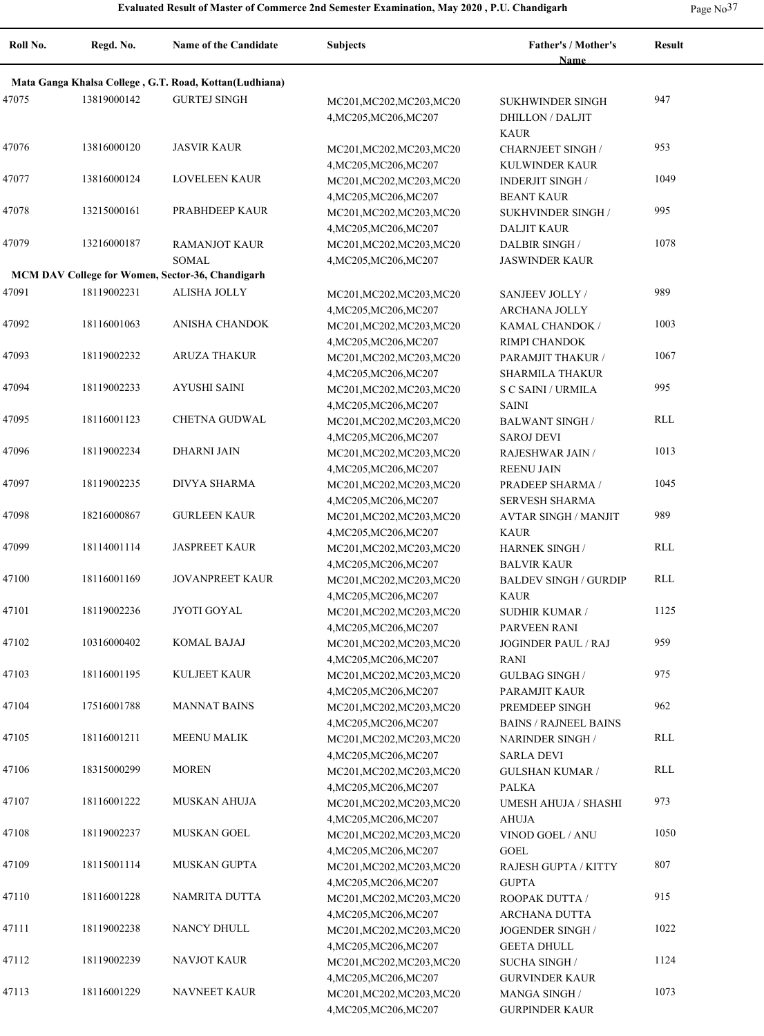**Evaluated Result of Master of Commerce 2nd Semester Examination, May 2020 , P.U. Chandigarh**

| Roll No. | Regd. No. | Name of the Candidate | Subjects | Father's / Mother's Name | Result |
|---|---|---|---|---|---|
| **Mata Ganga Khalsa College , G.T. Road, Kottan(Ludhiana)** | | | | | |
| 47075 | 13819000142 | GURTEJ SINGH | MC201,MC202,MC203,MC204,MC205,MC206,MC207 | SUKHWINDER SINGH DHILLON / DALJIT KAUR | 947 |
| 47076 | 13816000120 | JASVIR KAUR | MC201,MC202,MC203,MC204,MC205,MC206,MC207 | CHARNJEET SINGH / KULWINDER KAUR | 953 |
| 47077 | 13816000124 | LOVELEEN KAUR | MC201,MC202,MC203,MC204,MC205,MC206,MC207 | INDERJIT SINGH / BEANT KAUR | 1049 |
| 47078 | 13215000161 | PRABHDEEP KAUR | MC201,MC202,MC203,MC204,MC205,MC206,MC207 | SUKHVINDER SINGH / DALJIT KAUR | 995 |
| 47079 | 13216000187 | RAMANJOT KAUR SOMAL | MC201,MC202,MC203,MC204,MC205,MC206,MC207 | DALBIR SINGH / JASWINDER KAUR | 1078 |
| **MCM DAV College for Women, Sector-36, Chandigarh** | | | | | |
| 47091 | 18119002231 | ALISHA JOLLY | MC201,MC202,MC203,MC204,MC205,MC206,MC207 | SANJEEV JOLLY / ARCHANA JOLLY | 989 |
| 47092 | 18116001063 | ANISHA CHANDOK | MC201,MC202,MC203,MC204,MC205,MC206,MC207 | KAMAL CHANDOK / RIMPI CHANDOK | 1003 |
| 47093 | 18119002232 | ARUZA THAKUR | MC201,MC202,MC203,MC204,MC205,MC206,MC207 | PARAMJIT THAKUR / SHARMILA THAKUR | 1067 |
| 47094 | 18119002233 | AYUSHI SAINI | MC201,MC202,MC203,MC204,MC205,MC206,MC207 | S C SAINI / URMILA SAINI | 995 |
| 47095 | 18116001123 | CHETNA GUDWAL | MC201,MC202,MC203,MC204,MC205,MC206,MC207 | BALWANT SINGH / SAROJ DEVI | RLL |
| 47096 | 18119002234 | DHARNI JAIN | MC201,MC202,MC203,MC204,MC205,MC206,MC207 | RAJESHWAR JAIN / REENU JAIN | 1013 |
| 47097 | 18119002235 | DIVYA SHARMA | MC201,MC202,MC203,MC204,MC205,MC206,MC207 | PRADEEP SHARMA / SERVESH SHARMA | 1045 |
| 47098 | 18216000867 | GURLEEN KAUR | MC201,MC202,MC203,MC204,MC205,MC206,MC207 | AVTAR SINGH / MANJIT KAUR | 989 |
| 47099 | 18114001114 | JASPREET KAUR | MC201,MC202,MC203,MC204,MC205,MC206,MC207 | HARNEK SINGH / BALVIR KAUR | RLL |
| 47100 | 18116001169 | JOVANPREET KAUR | MC201,MC202,MC203,MC204,MC205,MC206,MC207 | BALDEV SINGH / GURDIP KAUR | RLL |
| 47101 | 18119002236 | JYOTI GOYAL | MC201,MC202,MC203,MC204,MC205,MC206,MC207 | SUDHIR KUMAR / PARVEEN RANI | 1125 |
| 47102 | 10316000402 | KOMAL BAJAJ | MC201,MC202,MC203,MC204,MC205,MC206,MC207 | JOGINDER PAUL / RAJ RANI | 959 |
| 47103 | 18116001195 | KULJEET KAUR | MC201,MC202,MC203,MC204,MC205,MC206,MC207 | GULBAG SINGH / PARAMJIT KAUR | 975 |
| 47104 | 17516001788 | MANNAT BAINS | MC201,MC202,MC203,MC204,MC205,MC206,MC207 | PREMDEEP SINGH BAINS / RAJNEEL BAINS | 962 |
| 47105 | 18116001211 | MEENU MALIK | MC201,MC202,MC203,MC204,MC205,MC206,MC207 | NARINDER SINGH / SARLA DEVI | RLL |
| 47106 | 18315000299 | MOREN | MC201,MC202,MC203,MC204,MC205,MC206,MC207 | GULSHAN KUMAR / PALKA | RLL |
| 47107 | 18116001222 | MUSKAN AHUJA | MC201,MC202,MC203,MC204,MC205,MC206,MC207 | UMESH AHUJA / SHASHI AHUJA | 973 |
| 47108 | 18119002237 | MUSKAN GOEL | MC201,MC202,MC203,MC204,MC205,MC206,MC207 | VINOD GOEL / ANU GOEL | 1050 |
| 47109 | 18115001114 | MUSKAN GUPTA | MC201,MC202,MC203,MC204,MC205,MC206,MC207 | RAJESH GUPTA / KITTY GUPTA | 807 |
| 47110 | 18116001228 | NAMRITA DUTTA | MC201,MC202,MC203,MC204,MC205,MC206,MC207 | ROOPAK DUTTA / ARCHANA DUTTA | 915 |
| 47111 | 18119002238 | NANCY DHULL | MC201,MC202,MC203,MC204,MC205,MC206,MC207 | JOGENDER SINGH / GEETA DHULL | 1022 |
| 47112 | 18119002239 | NAVJOT KAUR | MC201,MC202,MC203,MC204,MC205,MC206,MC207 | SUCHA SINGH / GURVINDER KAUR | 1124 |
| 47113 | 18116001229 | NAVNEET KAUR | MC201,MC202,MC203,MC204,MC205,MC206,MC207 | MANGA SINGH / GURPINDER KAUR | 1073 |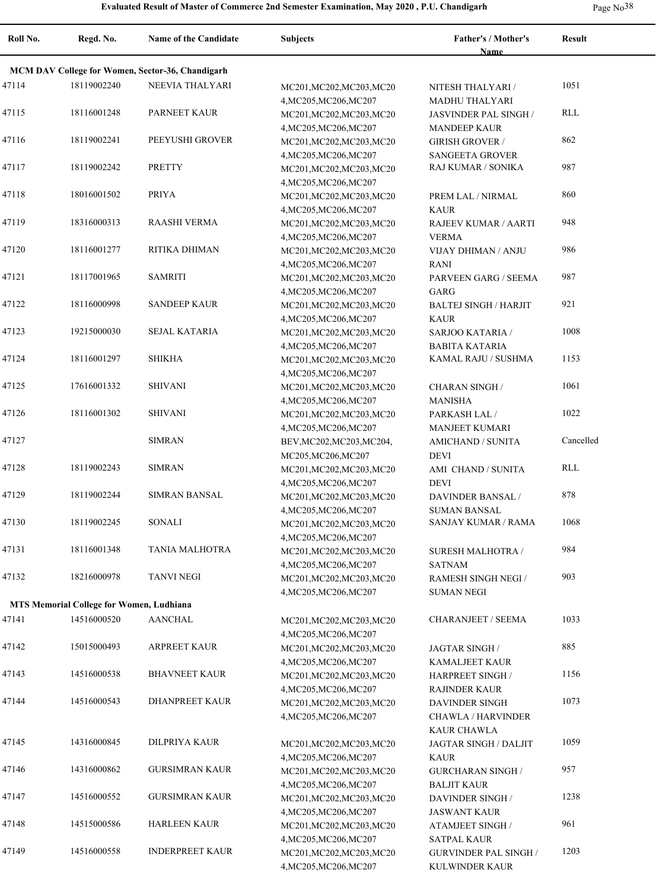**Evaluated Result of Master of Commerce 2nd Semester Examination, May 2020 , P.U. Chandigarh**

| Roll No. | Regd. No. | Name of the Candidate | Subjects | Father's / Mother's Name | Result |
|---|---|---|---|---|---|
| **MCM DAV College for Women, Sector-36, Chandigarh** | | | | | |
| 47114 | 18119002240 | NEEVIA THALYARI | MC201,MC202,MC203,MC204,MC205,MC206,MC207 | NITESH THALYARI / MADHU THALYARI | 1051 |
| 47115 | 18116001248 | PARNEET KAUR | MC201,MC202,MC203,MC204,MC205,MC206,MC207 | JASVINDER PAL SINGH / MANDEEP KAUR | RLL |
| 47116 | 18119002241 | PEEYUSHI GROVER | MC201,MC202,MC203,MC204,MC205,MC206,MC207 | GIRISH GROVER / SANGEETA GROVER | 862 |
| 47117 | 18119002242 | PRETTY | MC201,MC202,MC203,MC204,MC205,MC206,MC207 | RAJ KUMAR / SONIKA | 987 |
| 47118 | 18016001502 | PRIYA | MC201,MC202,MC203,MC204,MC205,MC206,MC207 | PREM LAL / NIRMAL KAUR | 860 |
| 47119 | 18316000313 | RAASHI VERMA | MC201,MC202,MC203,MC204,MC205,MC206,MC207 | RAJEEV KUMAR / AARTI VERMA | 948 |
| 47120 | 18116001277 | RITIKA DHIMAN | MC201,MC202,MC203,MC204,MC205,MC206,MC207 | VIJAY DHIMAN / ANJU RANI | 986 |
| 47121 | 18117001965 | SAMRITI | MC201,MC202,MC203,MC204,MC205,MC206,MC207 | PARVEEN GARG / SEEMA GARG | 987 |
| 47122 | 18116000998 | SANDEEP KAUR | MC201,MC202,MC203,MC204,MC205,MC206,MC207 | BALTEJ SINGH / HARJIT KAUR | 921 |
| 47123 | 19215000030 | SEJAL KATARIA | MC201,MC202,MC203,MC204,MC205,MC206,MC207 | SARJOO KATARIA / BABITA KATARIA | 1008 |
| 47124 | 18116001297 | SHIKHA | MC201,MC202,MC203,MC204,MC205,MC206,MC207 | KAMAL RAJU / SUSHMA | 1153 |
| 47125 | 17616001332 | SHIVANI | MC201,MC202,MC203,MC204,MC205,MC206,MC207 | CHARAN SINGH / MANISHA | 1061 |
| 47126 | 18116001302 | SHIVANI | MC201,MC202,MC203,MC204,MC205,MC206,MC207 | PARKASH LAL / MANJEET KUMARI | 1022 |
| 47127 | | SIMRAN | BEV,MC202,MC203,MC204,MC205,MC206,MC207 | AMICHAND / SUNITA DEVI | Cancelled |
| 47128 | 18119002243 | SIMRAN | MC201,MC202,MC203,MC204,MC205,MC206,MC207 | AMI CHAND / SUNITA DEVI | RLL |
| 47129 | 18119002244 | SIMRAN BANSAL | MC201,MC202,MC203,MC204,MC205,MC206,MC207 | DAVINDER BANSAL / SUMAN BANSAL | 878 |
| 47130 | 18119002245 | SONALI | MC201,MC202,MC203,MC204,MC205,MC206,MC207 | SANJAY KUMAR / RAMA | 1068 |
| 47131 | 18116001348 | TANIA MALHOTRA | MC201,MC202,MC203,MC204,MC205,MC206,MC207 | SURESH MALHOTRA / SATNAM | 984 |
| 47132 | 18216000978 | TANVI NEGI | MC201,MC202,MC203,MC204,MC205,MC206,MC207 | RAMESH SINGH NEGI / SUMAN NEGI | 903 |
| **MTS Memorial College for Women, Ludhiana** | | | | | |
| 47141 | 14516000520 | AANCHAL | MC201,MC202,MC203,MC204,MC205,MC206,MC207 | CHARANJEET / SEEMA | 1033 |
| 47142 | 15015000493 | ARPREET KAUR | MC201,MC202,MC203,MC204,MC205,MC206,MC207 | JAGTAR SINGH / KAMALJEET KAUR | 885 |
| 47143 | 14516000538 | BHAVNEET KAUR | MC201,MC202,MC203,MC204,MC205,MC206,MC207 | HARPREET SINGH / RAJINDER KAUR | 1156 |
| 47144 | 14516000543 | DHANPREET KAUR | MC201,MC202,MC203,MC204,MC205,MC206,MC207 | DAVINDER SINGH CHAWLA / HARVINDER KAUR CHAWLA | 1073 |
| 47145 | 14316000845 | DILPRIYA KAUR | MC201,MC202,MC203,MC204,MC205,MC206,MC207 | JAGTAR SINGH / DALJIT KAUR | 1059 |
| 47146 | 14316000862 | GURSIMRAN KAUR | MC201,MC202,MC203,MC204,MC205,MC206,MC207 | GURCHARAN SINGH / BALJIT KAUR | 957 |
| 47147 | 14516000552 | GURSIMRAN KAUR | MC201,MC202,MC203,MC204,MC205,MC206,MC207 | DAVINDER SINGH / JASWANT KAUR | 1238 |
| 47148 | 14515000586 | HARLEEN KAUR | MC201,MC202,MC203,MC204,MC205,MC206,MC207 | ATAMJEET SINGH / SATPAL KAUR | 961 |
| 47149 | 14516000558 | INDERPREET KAUR | MC201,MC202,MC203,MC204,MC205,MC206,MC207 | GURVINDER PAL SINGH / KULWINDER KAUR | 1203 |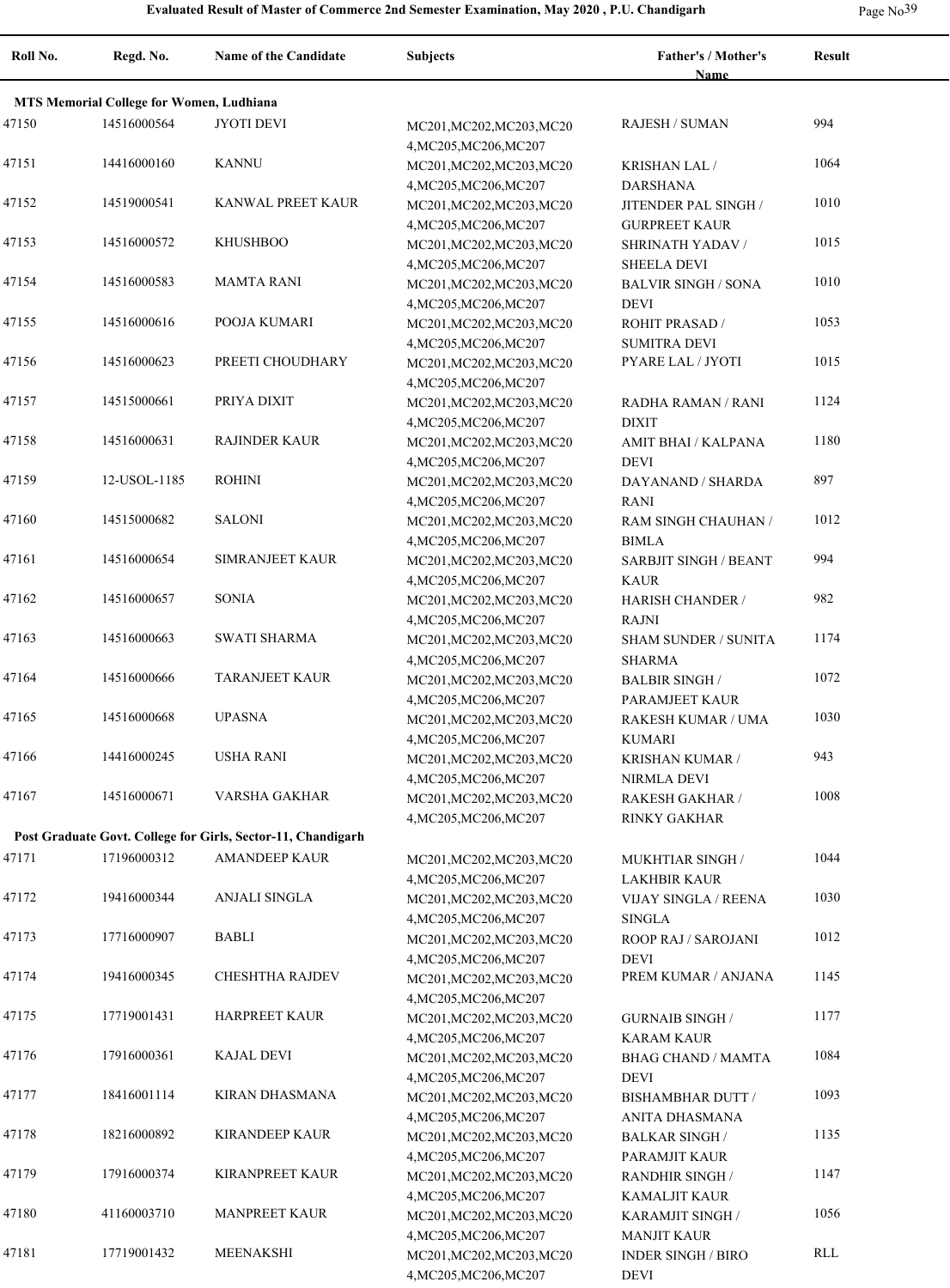**Evaluated Result of Master of Commerce 2nd Semester Examination, May 2020 , P.U. Chandigarh**

| Roll No. | Regd. No. | Name of the Candidate | Subjects | Father's / Mother's Name | Result |
|---|---|---|---|---|---|
| **MTS Memorial College for Women, Ludhiana** | | | | | |
| 47150 | 14516000564 | JYOTI DEVI | MC201,MC202,MC203,MC204,MC205,MC206,MC207 | RAJESH / SUMAN | 994 |
| 47151 | 14416000160 | KANNU | MC201,MC202,MC203,MC204,MC205,MC206,MC207 | KRISHAN LAL / DARSHANA | 1064 |
| 47152 | 14519000541 | KANWAL PREET KAUR | MC201,MC202,MC203,MC204,MC205,MC206,MC207 | JITENDER PAL SINGH / GURPREET KAUR | 1010 |
| 47153 | 14516000572 | KHUSHBOO | MC201,MC202,MC203,MC204,MC205,MC206,MC207 | SHRINATH YADAV / SHEELA DEVI | 1015 |
| 47154 | 14516000583 | MAMTA RANI | MC201,MC202,MC203,MC204,MC205,MC206,MC207 | BALVIR SINGH / SONA DEVI | 1010 |
| 47155 | 14516000616 | POOJA KUMARI | MC201,MC202,MC203,MC204,MC205,MC206,MC207 | ROHIT PRASAD / SUMITRA DEVI | 1053 |
| 47156 | 14516000623 | PREETI CHOUDHARY | MC201,MC202,MC203,MC204,MC205,MC206,MC207 | PYARE LAL / JYOTI | 1015 |
| 47157 | 14515000661 | PRIYA DIXIT | MC201,MC202,MC203,MC204,MC205,MC206,MC207 | RADHA RAMAN / RANI DIXIT | 1124 |
| 47158 | 14516000631 | RAJINDER KAUR | MC201,MC202,MC203,MC204,MC205,MC206,MC207 | AMIT BHAI / KALPANA DEVI | 1180 |
| 47159 | 12-USOL-1185 | ROHINI | MC201,MC202,MC203,MC204,MC205,MC206,MC207 | DAYANAND / SHARDA RANI | 897 |
| 47160 | 14515000682 | SALONI | MC201,MC202,MC203,MC204,MC205,MC206,MC207 | RAM SINGH CHAUHAN / BIMLA | 1012 |
| 47161 | 14516000654 | SIMRANJEET KAUR | MC201,MC202,MC203,MC204,MC205,MC206,MC207 | SARBJIT SINGH / BEANT KAUR | 994 |
| 47162 | 14516000657 | SONIA | MC201,MC202,MC203,MC204,MC205,MC206,MC207 | HARISH CHANDER / RAJNI | 982 |
| 47163 | 14516000663 | SWATI SHARMA | MC201,MC202,MC203,MC204,MC205,MC206,MC207 | SHAM SUNDER / SUNITA SHARMA | 1174 |
| 47164 | 14516000666 | TARANJEET KAUR | MC201,MC202,MC203,MC204,MC205,MC206,MC207 | BALBIR SINGH / PARAMJEET KAUR | 1072 |
| 47165 | 14516000668 | UPASNA | MC201,MC202,MC203,MC204,MC205,MC206,MC207 | RAKESH KUMAR / UMA KUMARI | 1030 |
| 47166 | 14416000245 | USHA RANI | MC201,MC202,MC203,MC204,MC205,MC206,MC207 | KRISHAN KUMAR / NIRMLA DEVI | 943 |
| 47167 | 14516000671 | VARSHA GAKHAR | MC201,MC202,MC203,MC204,MC205,MC206,MC207 | RAKESH GAKHAR / RINKY GAKHAR | 1008 |
| **Post Graduate Govt. College for Girls, Sector-11, Chandigarh** | | | | | |
| 47171 | 17196000312 | AMANDEEP KAUR | MC201,MC202,MC203,MC204,MC205,MC206,MC207 | MUKHTIAR SINGH / LAKHBIR KAUR | 1044 |
| 47172 | 19416000344 | ANJALI SINGLA | MC201,MC202,MC203,MC204,MC205,MC206,MC207 | VIJAY SINGLA / REENA SINGLA | 1030 |
| 47173 | 17716000907 | BABLI | MC201,MC202,MC203,MC204,MC205,MC206,MC207 | ROOP RAJ / SAROJANI DEVI | 1012 |
| 47174 | 19416000345 | CHESHTHA RAJDEV | MC201,MC202,MC203,MC204,MC205,MC206,MC207 | PREM KUMAR / ANJANA | 1145 |
| 47175 | 17719001431 | HARPREET KAUR | MC201,MC202,MC203,MC204,MC205,MC206,MC207 | GURNAIB SINGH / KARAM KAUR | 1177 |
| 47176 | 17916000361 | KAJAL DEVI | MC201,MC202,MC203,MC204,MC205,MC206,MC207 | BHAG CHAND / MAMTA DEVI | 1084 |
| 47177 | 18416001114 | KIRAN DHASMANA | MC201,MC202,MC203,MC204,MC205,MC206,MC207 | BISHAMBHAR DUTT / ANITA DHASMANA | 1093 |
| 47178 | 18216000892 | KIRANDEEP KAUR | MC201,MC202,MC203,MC204,MC205,MC206,MC207 | BALKAR SINGH / PARAMJIT KAUR | 1135 |
| 47179 | 17916000374 | KIRANPREET KAUR | MC201,MC202,MC203,MC204,MC205,MC206,MC207 | RANDHIR SINGH / KAMALJIT KAUR | 1147 |
| 47180 | 41160003710 | MANPREET KAUR | MC201,MC202,MC203,MC204,MC205,MC206,MC207 | KARAMJIT SINGH / MANJIT KAUR | 1056 |
| 47181 | 17719001432 | MEENAKSHI | MC201,MC202,MC203,MC204,MC205,MC206,MC207 | INDER SINGH / BIRO DEVI | RLL |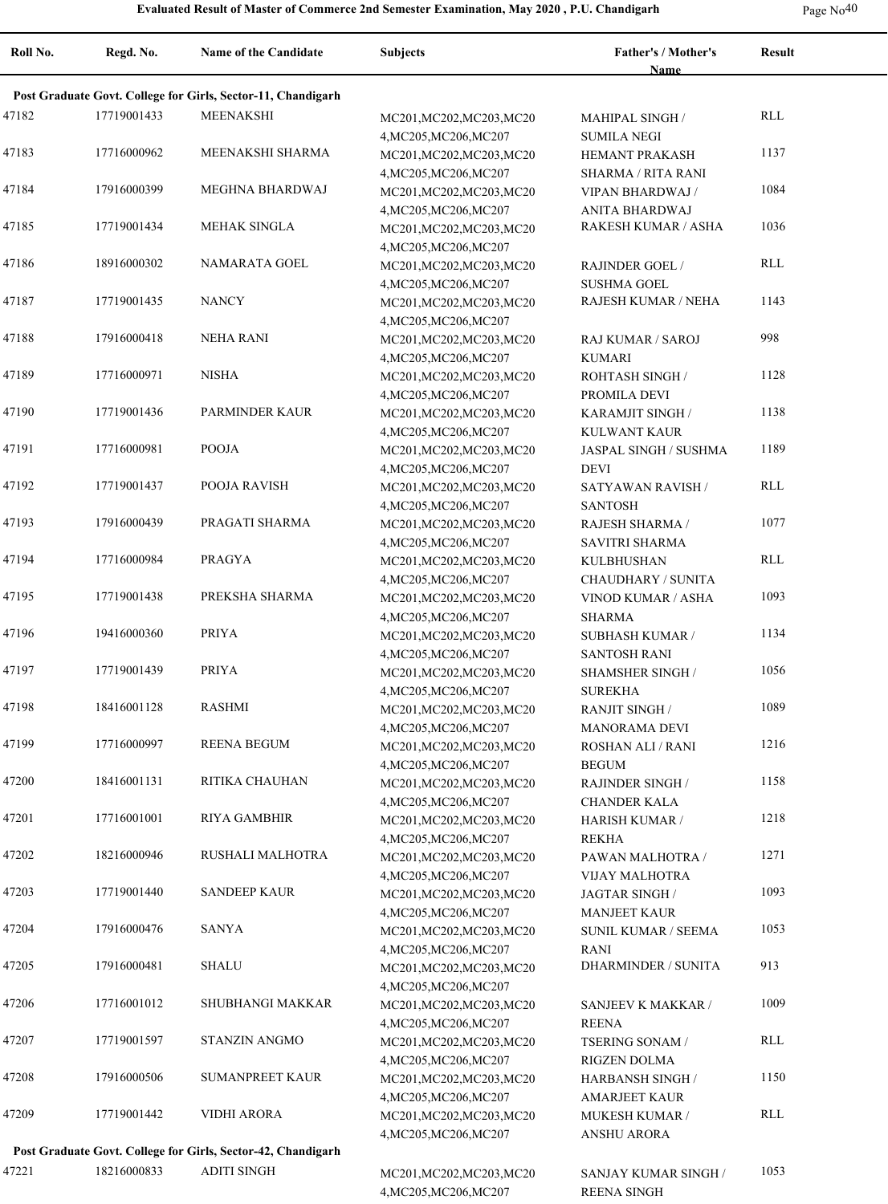**Evaluated Result of Master of Commerce 2nd Semester Examination, May 2020 , P.U. Chandigarh**

| Roll No. | Regd. No. | Name of the Candidate | Subjects | Father's / Mother's Name | Result |
|---|---|---|---|---|---|
| **Post Graduate Govt. College for Girls, Sector-11, Chandigarh** | | | | | |
| 47182 | 17719001433 | MEENAKSHI | MC201,MC202,MC203,MC204,MC205,MC206,MC207 | MAHIPAL SINGH / SUMILA NEGI | RLL |
| 47183 | 17716000962 | MEENAKSHI SHARMA | MC201,MC202,MC203,MC204,MC205,MC206,MC207 | HEMANT PRAKASH SHARMA / RITA RANI | 1137 |
| 47184 | 17916000399 | MEGHNA BHARDWAJ | MC201,MC202,MC203,MC204,MC205,MC206,MC207 | VIPAN BHARDWAJ / ANITA BHARDWAJ | 1084 |
| 47185 | 17719001434 | MEHAK SINGLA | MC201,MC202,MC203,MC204,MC205,MC206,MC207 | RAKESH KUMAR / ASHA | 1036 |
| 47186 | 18916000302 | NAMARATA GOEL | MC201,MC202,MC203,MC204,MC205,MC206,MC207 | RAJINDER GOEL / SUSHMA GOEL | RLL |
| 47187 | 17719001435 | NANCY | MC201,MC202,MC203,MC204,MC205,MC206,MC207 | RAJESH KUMAR / NEHA | 1143 |
| 47188 | 17916000418 | NEHA RANI | MC201,MC202,MC203,MC204,MC205,MC206,MC207 | RAJ KUMAR / SAROJ KUMARI | 998 |
| 47189 | 17716000971 | NISHA | MC201,MC202,MC203,MC204,MC205,MC206,MC207 | ROHTASH SINGH / PROMILA DEVI | 1128 |
| 47190 | 17719001436 | PARMINDER KAUR | MC201,MC202,MC203,MC204,MC205,MC206,MC207 | KARAMJIT SINGH / KULWANT KAUR | 1138 |
| 47191 | 17716000981 | POOJA | MC201,MC202,MC203,MC204,MC205,MC206,MC207 | JASPAL SINGH / SUSHMA DEVI | 1189 |
| 47192 | 17719001437 | POOJA RAVISH | MC201,MC202,MC203,MC204,MC205,MC206,MC207 | SATYAWAN RAVISH / SANTOSH | RLL |
| 47193 | 17916000439 | PRAGATI SHARMA | MC201,MC202,MC203,MC204,MC205,MC206,MC207 | RAJESH SHARMA / SAVITRI SHARMA | 1077 |
| 47194 | 17716000984 | PRAGYA | MC201,MC202,MC203,MC204,MC205,MC206,MC207 | KULBHUSHAN CHAUDHARY / SUNITA | RLL |
| 47195 | 17719001438 | PREKSHA SHARMA | MC201,MC202,MC203,MC204,MC205,MC206,MC207 | VINOD KUMAR / ASHA SHARMA | 1093 |
| 47196 | 19416000360 | PRIYA | MC201,MC202,MC203,MC204,MC205,MC206,MC207 | SUBHASH KUMAR / SANTOSH RANI | 1134 |
| 47197 | 17719001439 | PRIYA | MC201,MC202,MC203,MC204,MC205,MC206,MC207 | SHAMSHER SINGH / SUREKHA | 1056 |
| 47198 | 18416001128 | RASHMI | MC201,MC202,MC203,MC204,MC205,MC206,MC207 | RANJIT SINGH / MANORAMA DEVI | 1089 |
| 47199 | 17716000997 | REENA BEGUM | MC201,MC202,MC203,MC204,MC205,MC206,MC207 | ROSHAN ALI / RANI BEGUM | 1216 |
| 47200 | 18416001131 | RITIKA CHAUHAN | MC201,MC202,MC203,MC204,MC205,MC206,MC207 | RAJINDER SINGH / CHANDER KALA | 1158 |
| 47201 | 17716001001 | RIYA GAMBHIR | MC201,MC202,MC203,MC204,MC205,MC206,MC207 | HARISH KUMAR / REKHA | 1218 |
| 47202 | 18216000946 | RUSHALI MALHOTRA | MC201,MC202,MC203,MC204,MC205,MC206,MC207 | PAWAN MALHOTRA / VIJAY MALHOTRA | 1271 |
| 47203 | 17719001440 | SANDEEP KAUR | MC201,MC202,MC203,MC204,MC205,MC206,MC207 | JAGTAR SINGH / MANJEET KAUR | 1093 |
| 47204 | 17916000476 | SANYA | MC201,MC202,MC203,MC204,MC205,MC206,MC207 | SUNIL KUMAR / SEEMA RANI | 1053 |
| 47205 | 17916000481 | SHALU | MC201,MC202,MC203,MC204,MC205,MC206,MC207 | DHARMINDER / SUNITA | 913 |
| 47206 | 17716001012 | SHUBHANGI MAKKAR | MC201,MC202,MC203,MC204,MC205,MC206,MC207 | SANJEEV K MAKKAR / REENA | 1009 |
| 47207 | 17719001597 | STANZIN ANGMO | MC201,MC202,MC203,MC204,MC205,MC206,MC207 | TSERING SONAM / RIGZEN DOLMA | RLL |
| 47208 | 17916000506 | SUMANPREET KAUR | MC201,MC202,MC203,MC204,MC205,MC206,MC207 | HARBANSH SINGH / AMARJEET KAUR | 1150 |
| 47209 | 17719001442 | VIDHI ARORA | MC201,MC202,MC203,MC204,MC205,MC206,MC207 | MUKESH KUMAR / ANSHU ARORA | RLL |
| **Post Graduate Govt. College for Girls, Sector-42, Chandigarh** | | | | | |
| 47221 | 18216000833 | ADITI SINGH | MC201,MC202,MC203,MC204,MC205,MC206,MC207 | SANJAY KUMAR SINGH / REENA SINGH | 1053 |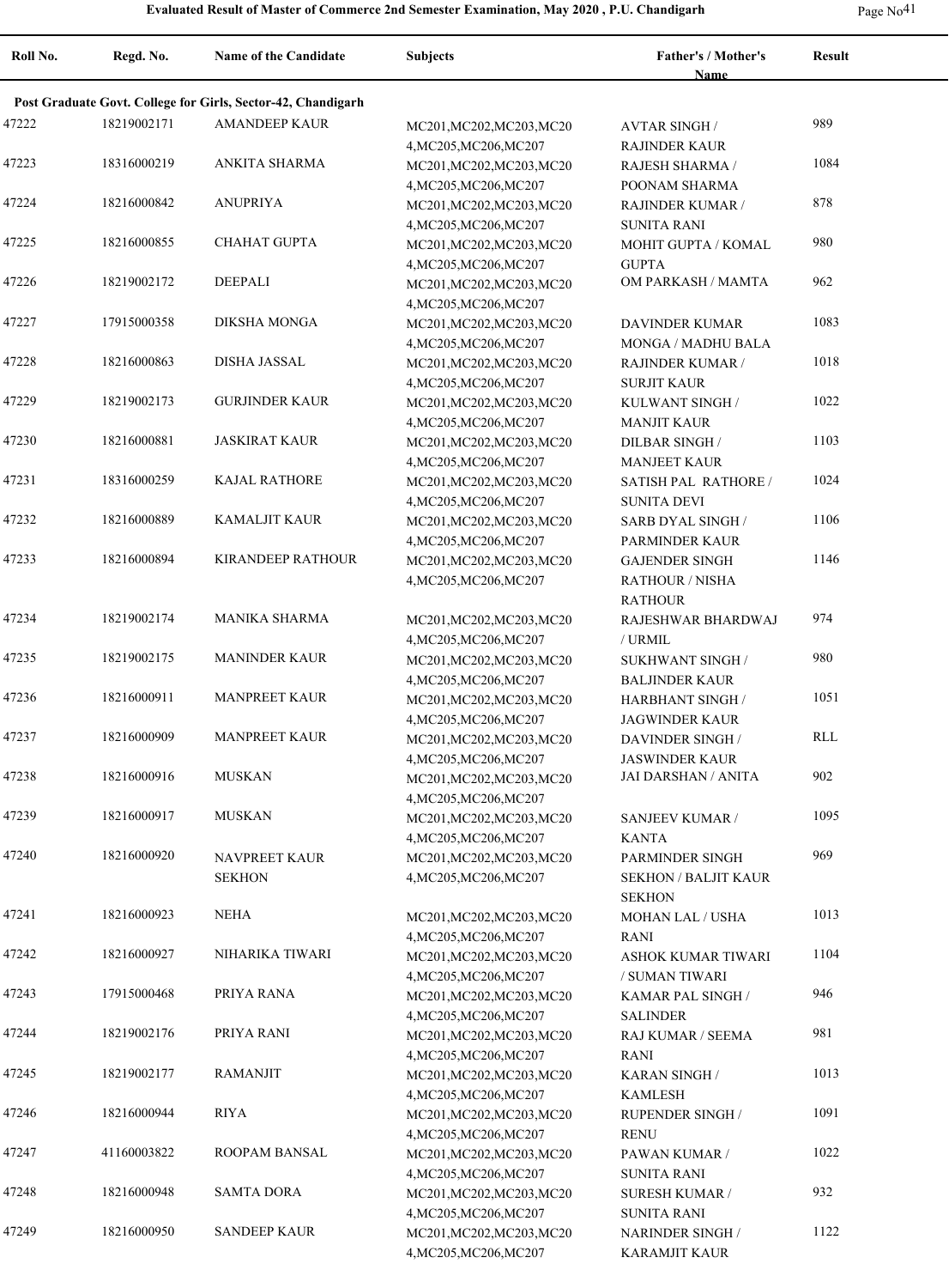**Evaluated Result of Master of Commerce 2nd Semester Examination, May 2020 , P.U. Chandigarh**

| Roll No. | Regd. No. | Name of the Candidate | Subjects | Father's / Mother's Name | Result |
|---|---|---|---|---|---|
| **Post Graduate Govt. College for Girls, Sector-42, Chandigarh** | | | | | |
| 47222 | 18219002171 | AMANDEEP KAUR | MC201,MC202,MC203,MC204,MC205,MC206,MC207 | AVTAR SINGH / RAJINDER KAUR | 989 |
| 47223 | 18316000219 | ANKITA SHARMA | MC201,MC202,MC203,MC204,MC205,MC206,MC207 | RAJESH SHARMA / POONAM SHARMA | 1084 |
| 47224 | 18216000842 | ANUPRIYA | MC201,MC202,MC203,MC204,MC205,MC206,MC207 | RAJINDER KUMAR / SUNITA RANI | 878 |
| 47225 | 18216000855 | CHAHAT GUPTA | MC201,MC202,MC203,MC204,MC205,MC206,MC207 | MOHIT GUPTA / KOMAL GUPTA | 980 |
| 47226 | 18219002172 | DEEPALI | MC201,MC202,MC203,MC204,MC205,MC206,MC207 | OM PARKASH / MAMTA | 962 |
| 47227 | 17915000358 | DIKSHA MONGA | MC201,MC202,MC203,MC204,MC205,MC206,MC207 | DAVINDER KUMAR MONGA / MADHU BALA | 1083 |
| 47228 | 18216000863 | DISHA JASSAL | MC201,MC202,MC203,MC204,MC205,MC206,MC207 | RAJINDER KUMAR / SURJIT KAUR | 1018 |
| 47229 | 18219002173 | GURJINDER KAUR | MC201,MC202,MC203,MC204,MC205,MC206,MC207 | KULWANT SINGH / MANJIT KAUR | 1022 |
| 47230 | 18216000881 | JASKIRAT KAUR | MC201,MC202,MC203,MC204,MC205,MC206,MC207 | DILBAR SINGH / MANJEET KAUR | 1103 |
| 47231 | 18316000259 | KAJAL RATHORE | MC201,MC202,MC203,MC204,MC205,MC206,MC207 | SATISH PAL RATHORE / SUNITA DEVI | 1024 |
| 47232 | 18216000889 | KAMALJIT KAUR | MC201,MC202,MC203,MC204,MC205,MC206,MC207 | SARB DYAL SINGH / PARMINDER KAUR | 1106 |
| 47233 | 18216000894 | KIRANDEEP RATHOUR | MC201,MC202,MC203,MC204,MC205,MC206,MC207 | GAJENDER SINGH RATHOUR / NISHA RATHOUR | 1146 |
| 47234 | 18219002174 | MANIKA SHARMA | MC201,MC202,MC203,MC204,MC205,MC206,MC207 | RAJESHWAR BHARDWAJ / URMIL | 974 |
| 47235 | 18219002175 | MANINDER KAUR | MC201,MC202,MC203,MC204,MC205,MC206,MC207 | SUKHWANT SINGH / BALJINDER KAUR | 980 |
| 47236 | 18216000911 | MANPREET KAUR | MC201,MC202,MC203,MC204,MC205,MC206,MC207 | HARBHANT SINGH / JAGWINDER KAUR | 1051 |
| 47237 | 18216000909 | MANPREET KAUR | MC201,MC202,MC203,MC204,MC205,MC206,MC207 | DAVINDER SINGH / JASWINDER KAUR | RLL |
| 47238 | 18216000916 | MUSKAN | MC201,MC202,MC203,MC204,MC205,MC206,MC207 | JAI DARSHAN / ANITA | 902 |
| 47239 | 18216000917 | MUSKAN | MC201,MC202,MC203,MC204,MC205,MC206,MC207 | SANJEEV KUMAR / KANTA | 1095 |
| 47240 | 18216000920 | NAVPREET KAUR SEKHON | MC201,MC202,MC203,MC204,MC205,MC206,MC207 | PARMINDER SINGH SEKHON / BALJIT KAUR SEKHON | 969 |
| 47241 | 18216000923 | NEHA | MC201,MC202,MC203,MC204,MC205,MC206,MC207 | MOHAN LAL / USHA RANI | 1013 |
| 47242 | 18216000927 | NIHARIKA TIWARI | MC201,MC202,MC203,MC204,MC205,MC206,MC207 | ASHOK KUMAR TIWARI / SUMAN TIWARI | 1104 |
| 47243 | 17915000468 | PRIYA RANA | MC201,MC202,MC203,MC204,MC205,MC206,MC207 | KAMAR PAL SINGH / SALINDER | 946 |
| 47244 | 18219002176 | PRIYA RANI | MC201,MC202,MC203,MC204,MC205,MC206,MC207 | RAJ KUMAR / SEEMA RANI | 981 |
| 47245 | 18219002177 | RAMANJIT | MC201,MC202,MC203,MC204,MC205,MC206,MC207 | KARAN SINGH / KAMLESH | 1013 |
| 47246 | 18216000944 | RIYA | MC201,MC202,MC203,MC204,MC205,MC206,MC207 | RUPENDER SINGH / RENU | 1091 |
| 47247 | 41160003822 | ROOPAM BANSAL | MC201,MC202,MC203,MC204,MC205,MC206,MC207 | PAWAN KUMAR / SUNITA RANI | 1022 |
| 47248 | 18216000948 | SAMTA DORA | MC201,MC202,MC203,MC204,MC205,MC206,MC207 | SURESH KUMAR / SUNITA RANI | 932 |
| 47249 | 18216000950 | SANDEEP KAUR | MC201,MC202,MC203,MC204,MC205,MC206,MC207 | NARINDER SINGH / KARAMJIT KAUR | 1122 |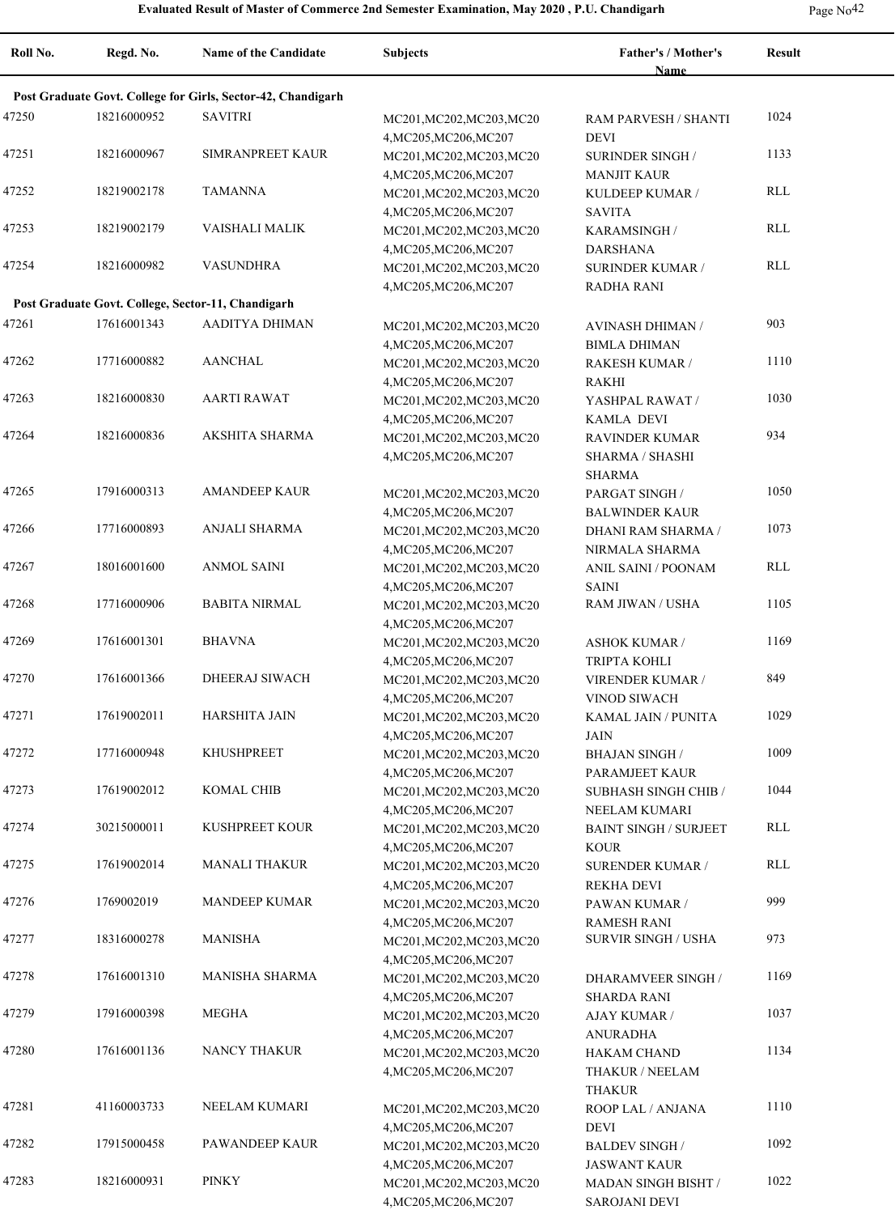# Evaluated Result of Master of Commerce 2nd Semester Examination, May 2020 , P.U. Chandigarh

| Roll No. | Regd. No. | Name of the Candidate | Subjects | Father's / Mother's Name | Result |
|---|---|---|---|---|---|
| **Post Graduate Govt. College for Girls, Sector-42, Chandigarh** | | | | | |
| 47250 | 18216000952 | SAVITRI | MC201,MC202,MC203,MC204,MC205,MC206,MC207 | RAM PARVESH / SHANTI DEVI | 1024 |
| 47251 | 18216000967 | SIMRANPREET KAUR | MC201,MC202,MC203,MC204,MC205,MC206,MC207 | SURINDER SINGH / MANJIT KAUR | 1133 |
| 47252 | 18219002178 | TAMANNA | MC201,MC202,MC203,MC204,MC205,MC206,MC207 | KULDEEP KUMAR / SAVITA | RLL |
| 47253 | 18219002179 | VAISHALI MALIK | MC201,MC202,MC203,MC204,MC205,MC206,MC207 | KARAMSINGH / DARSHANA | RLL |
| 47254 | 18216000982 | VASUNDHRA | MC201,MC202,MC203,MC204,MC205,MC206,MC207 | SURINDER KUMAR / RADHA RANI | RLL |
| **Post Graduate Govt. College, Sector-11, Chandigarh** | | | | | |
| 47261 | 17616001343 | AADITYA DHIMAN | MC201,MC202,MC203,MC204,MC205,MC206,MC207 | AVINASH DHIMAN / BIMLA DHIMAN | 903 |
| 47262 | 17716000882 | AANCHAL | MC201,MC202,MC203,MC204,MC205,MC206,MC207 | RAKESH KUMAR / RAKHI | 1110 |
| 47263 | 18216000830 | AARTI RAWAT | MC201,MC202,MC203,MC204,MC205,MC206,MC207 | YASHPAL RAWAT / KAMLA DEVI | 1030 |
| 47264 | 18216000836 | AKSHITA SHARMA | MC201,MC202,MC203,MC204,MC205,MC206,MC207 | RAVINDER KUMAR SHARMA / SHASHI SHARMA | 934 |
| 47265 | 17916000313 | AMANDEEP KAUR | MC201,MC202,MC203,MC204,MC205,MC206,MC207 | PARGAT SINGH / BALWINDER KAUR | 1050 |
| 47266 | 17716000893 | ANJALI SHARMA | MC201,MC202,MC203,MC204,MC205,MC206,MC207 | DHANI RAM SHARMA / NIRMALA SHARMA | 1073 |
| 47267 | 18016001600 | ANMOL SAINI | MC201,MC202,MC203,MC204,MC205,MC206,MC207 | ANIL SAINI / POONAM SAINI | RLL |
| 47268 | 17716000906 | BABITA NIRMAL | MC201,MC202,MC203,MC204,MC205,MC206,MC207 | RAM JIWAN / USHA | 1105 |
| 47269 | 17616001301 | BHAVNA | MC201,MC202,MC203,MC204,MC205,MC206,MC207 | ASHOK KUMAR / TRIPTA KOHLI | 1169 |
| 47270 | 17616001366 | DHEERAJ SIWACH | MC201,MC202,MC203,MC204,MC205,MC206,MC207 | VIRENDER KUMAR / VINOD SIWACH | 849 |
| 47271 | 17619002011 | HARSHITA JAIN | MC201,MC202,MC203,MC204,MC205,MC206,MC207 | KAMAL JAIN / PUNITA JAIN | 1029 |
| 47272 | 17716000948 | KHUSHPREET | MC201,MC202,MC203,MC204,MC205,MC206,MC207 | BHAJAN SINGH / PARAMJEET KAUR | 1009 |
| 47273 | 17619002012 | KOMAL CHIB | MC201,MC202,MC203,MC204,MC205,MC206,MC207 | SUBHASH SINGH CHIB / NEELAM KUMARI | 1044 |
| 47274 | 30215000011 | KUSHPREET KOUR | MC201,MC202,MC203,MC204,MC205,MC206,MC207 | BAINT SINGH / SURJEET KOUR | RLL |
| 47275 | 17619002014 | MANALI THAKUR | MC201,MC202,MC203,MC204,MC205,MC206,MC207 | SURENDER KUMAR / REKHA DEVI | RLL |
| 47276 | 1769002019 | MANDEEP KUMAR | MC201,MC202,MC203,MC204,MC205,MC206,MC207 | PAWAN KUMAR / RAMESH RANI | 999 |
| 47277 | 18316000278 | MANISHA | MC201,MC202,MC203,MC204,MC205,MC206,MC207 | SURVIR SINGH / USHA | 973 |
| 47278 | 17616001310 | MANISHA SHARMA | MC201,MC202,MC203,MC204,MC205,MC206,MC207 | DHARAMVEER SINGH / SHARDA RANI | 1169 |
| 47279 | 17916000398 | MEGHA | MC201,MC202,MC203,MC204,MC205,MC206,MC207 | AJAY KUMAR / ANURADHA | 1037 |
| 47280 | 17616001136 | NANCY THAKUR | MC201,MC202,MC203,MC204,MC205,MC206,MC207 | HAKAM CHAND THAKUR / NEELAM THAKUR | 1134 |
| 47281 | 41160003733 | NEELAM KUMARI | MC201,MC202,MC203,MC204,MC205,MC206,MC207 | ROOP LAL / ANJANA DEVI | 1110 |
| 47282 | 17915000458 | PAWANDEEP KAUR | MC201,MC202,MC203,MC204,MC205,MC206,MC207 | BALDEV SINGH / JASWANT KAUR | 1092 |
| 47283 | 18216000931 | PINKY | MC201,MC202,MC203,MC204,MC205,MC206,MC207 | MADAN SINGH BISHT / SAROJANI DEVI | 1022 |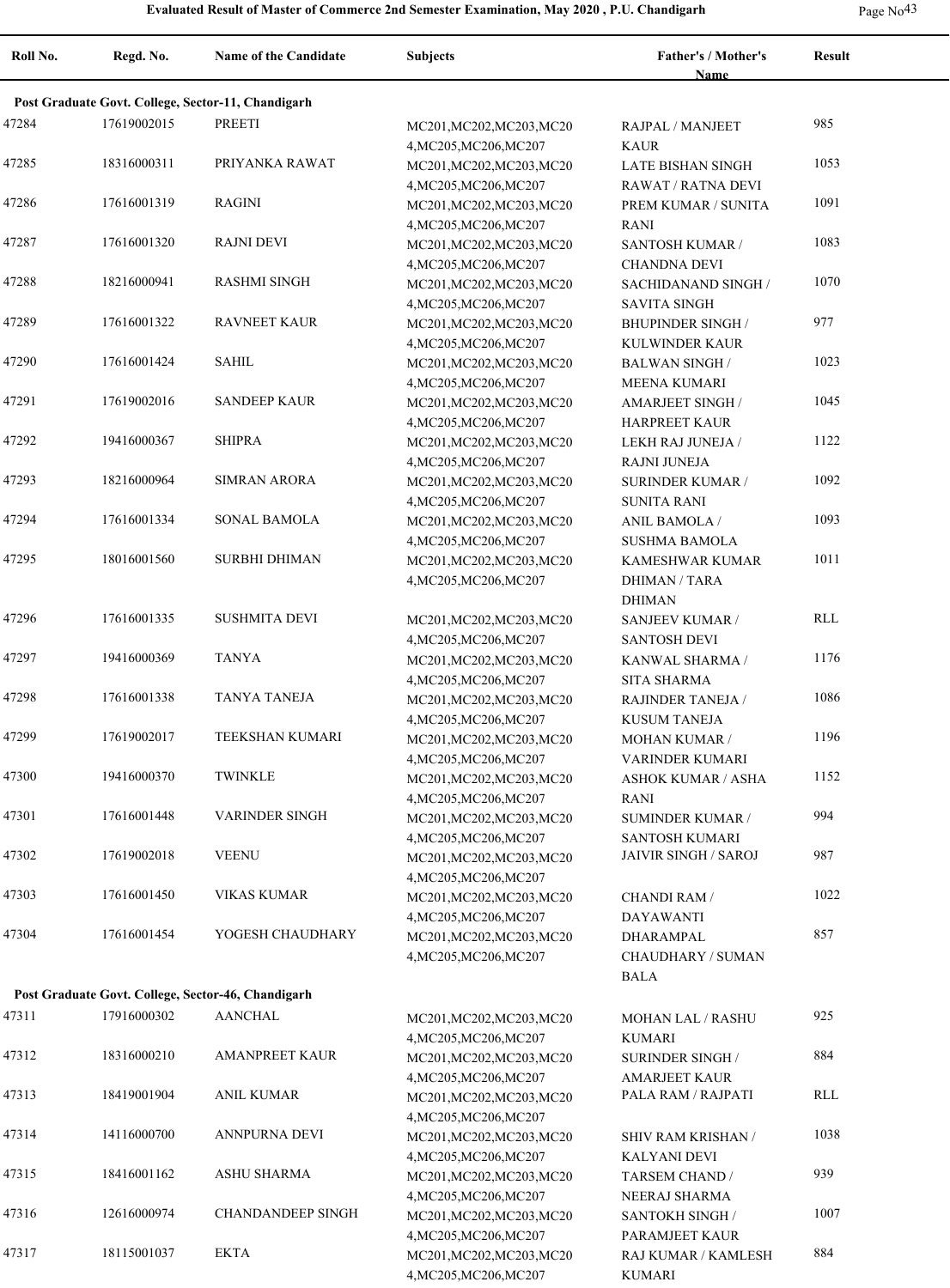# Evaluated Result of Master of Commerce 2nd Semester Examination, May 2020 , P.U. Chandigarh

| Roll No. | Regd. No. | Name of the Candidate | Subjects | Father's / Mother's Name | Result |
|---|---|---|---|---|---|
| **Post Graduate Govt. College, Sector-11, Chandigarh** | | | | | |
| 47284 | 17619002015 | PREETI | MC201,MC202,MC203,MC204,MC205,MC206,MC207 | RAJPAL / MANJEET KAUR | 985 |
| 47285 | 18316000311 | PRIYANKA RAWAT | MC201,MC202,MC203,MC204,MC205,MC206,MC207 | LATE BISHAN SINGH RAWAT / RATNA DEVI | 1053 |
| 47286 | 17616001319 | RAGINI | MC201,MC202,MC203,MC204,MC205,MC206,MC207 | PREM KUMAR / SUNITA RANI | 1091 |
| 47287 | 17616001320 | RAJNI DEVI | MC201,MC202,MC203,MC204,MC205,MC206,MC207 | SANTOSH KUMAR / CHANDNA DEVI | 1083 |
| 47288 | 18216000941 | RASHMI SINGH | MC201,MC202,MC203,MC204,MC205,MC206,MC207 | SACHIDANAND SINGH / SAVITA SINGH | 1070 |
| 47289 | 17616001322 | RAVNEET KAUR | MC201,MC202,MC203,MC204,MC205,MC206,MC207 | BHUPINDER SINGH / KULWINDER KAUR | 977 |
| 47290 | 17616001424 | SAHIL | MC201,MC202,MC203,MC204,MC205,MC206,MC207 | BALWAN SINGH / MEENA KUMARI | 1023 |
| 47291 | 17619002016 | SANDEEP KAUR | MC201,MC202,MC203,MC204,MC205,MC206,MC207 | AMARJEET SINGH / HARPREET KAUR | 1045 |
| 47292 | 19416000367 | SHIPRA | MC201,MC202,MC203,MC204,MC205,MC206,MC207 | LEKH RAJ JUNEJA / RAJNI JUNEJA | 1122 |
| 47293 | 18216000964 | SIMRAN ARORA | MC201,MC202,MC203,MC204,MC205,MC206,MC207 | SURINDER KUMAR / SUNITA RANI | 1092 |
| 47294 | 17616001334 | SONAL BAMOLA | MC201,MC202,MC203,MC204,MC205,MC206,MC207 | ANIL BAMOLA / SUSHMA BAMOLA | 1093 |
| 47295 | 18016001560 | SURBHI DHIMAN | MC201,MC202,MC203,MC204,MC205,MC206,MC207 | KAMESHWAR KUMAR DHIMAN / TARA DHIMAN | 1011 |
| 47296 | 17616001335 | SUSHMITA DEVI | MC201,MC202,MC203,MC204,MC205,MC206,MC207 | SANJEEV KUMAR / SANTOSH DEVI | RLL |
| 47297 | 19416000369 | TANYA | MC201,MC202,MC203,MC204,MC205,MC206,MC207 | KANWAL SHARMA / SITA SHARMA | 1176 |
| 47298 | 17616001338 | TANYA TANEJA | MC201,MC202,MC203,MC204,MC205,MC206,MC207 | RAJINDER TANEJA / KUSUM TANEJA | 1086 |
| 47299 | 17619002017 | TEEKSHAN KUMARI | MC201,MC202,MC203,MC204,MC205,MC206,MC207 | MOHAN KUMAR / VARINDER KUMARI | 1196 |
| 47300 | 19416000370 | TWINKLE | MC201,MC202,MC203,MC204,MC205,MC206,MC207 | ASHOK KUMAR / ASHA RANI | 1152 |
| 47301 | 17616001448 | VARINDER SINGH | MC201,MC202,MC203,MC204,MC205,MC206,MC207 | SUMINDER KUMAR / SANTOSH KUMARI | 994 |
| 47302 | 17619002018 | VEENU | MC201,MC202,MC203,MC204,MC205,MC206,MC207 | JAIVIR SINGH / SAROJ | 987 |
| 47303 | 17616001450 | VIKAS KUMAR | MC201,MC202,MC203,MC204,MC205,MC206,MC207 | CHANDI RAM / DAYAWANTI | 1022 |
| 47304 | 17616001454 | YOGESH CHAUDHARY | MC201,MC202,MC203,MC204,MC205,MC206,MC207 | DHARAMPAL CHAUDHARY / SUMAN BALA | 857 |
| **Post Graduate Govt. College, Sector-46, Chandigarh** | | | | | |
| 47311 | 17916000302 | AANCHAL | MC201,MC202,MC203,MC204,MC205,MC206,MC207 | MOHAN LAL / RASHU KUMARI | 925 |
| 47312 | 18316000210 | AMANPREET KAUR | MC201,MC202,MC203,MC204,MC205,MC206,MC207 | SURINDER SINGH / AMARJEET KAUR | 884 |
| 47313 | 18419001904 | ANIL KUMAR | MC201,MC202,MC203,MC204,MC205,MC206,MC207 | PALA RAM / RAJPATI | RLL |
| 47314 | 14116000700 | ANNPURNA DEVI | MC201,MC202,MC203,MC204,MC205,MC206,MC207 | SHIV RAM KRISHAN / KALYANI DEVI | 1038 |
| 47315 | 18416001162 | ASHU SHARMA | MC201,MC202,MC203,MC204,MC205,MC206,MC207 | TARSEM CHAND / NEERAJ SHARMA | 939 |
| 47316 | 12616000974 | CHANDANDEEP SINGH | MC201,MC202,MC203,MC204,MC205,MC206,MC207 | SANTOKH SINGH / PARAMJEET KAUR | 1007 |
| 47317 | 18115001037 | EKTA | MC201,MC202,MC203,MC204,MC205,MC206,MC207 | RAJ KUMAR / KAMLESH KUMARI | 884 |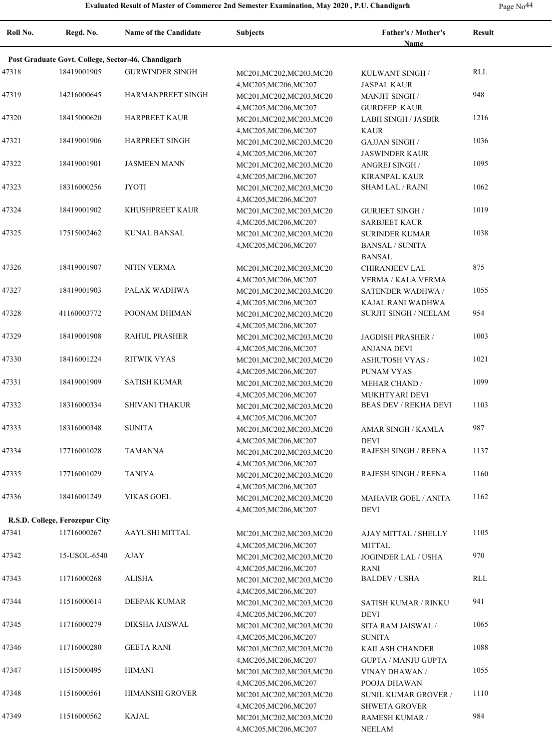| Roll No. | Regd. No. | Name of the Candidate | Subjects | Father's / Mother's Name | Result |
|---|---|---|---|---|---|
| **Post Graduate Govt. College, Sector-46, Chandigarh** | | | | | |
| 47318 | 18419001905 | GURWINDER SINGH | MC201,MC202,MC203,MC204,MC205,MC206,MC207 | KULWANT SINGH / JASPAL KAUR | RLL |
| 47319 | 14216000645 | HARMANPREET SINGH | MC201,MC202,MC203,MC204,MC205,MC206,MC207 | MANJIT SINGH / GURDEEP KAUR | 948 |
| 47320 | 18415000620 | HARPREET KAUR | MC201,MC202,MC203,MC204,MC205,MC206,MC207 | LABH SINGH / JASBIR KAUR | 1216 |
| 47321 | 18419001906 | HARPREET SINGH | MC201,MC202,MC203,MC204,MC205,MC206,MC207 | GAJJAN SINGH / JASWINDER KAUR | 1036 |
| 47322 | 18419001901 | JASMEEN MANN | MC201,MC202,MC203,MC204,MC205,MC206,MC207 | ANGREJ SINGH / KIRANPAL KAUR | 1095 |
| 47323 | 18316000256 | JYOTI | MC201,MC202,MC203,MC204,MC205,MC206,MC207 | SHAM LAL / RAJNI | 1062 |
| 47324 | 18419001902 | KHUSHPREET KAUR | MC201,MC202,MC203,MC204,MC205,MC206,MC207 | GURJEET SINGH / SARBJEET KAUR | 1019 |
| 47325 | 17515002462 | KUNAL BANSAL | MC201,MC202,MC203,MC204,MC205,MC206,MC207 | SURINDER KUMAR BANSAL / SUNITA BANSAL | 1038 |
| 47326 | 18419001907 | NITIN VERMA | MC201,MC202,MC203,MC204,MC205,MC206,MC207 | CHIRANJEEV LAL VERMA / KALA VERMA | 875 |
| 47327 | 18419001903 | PALAK WADHWA | MC201,MC202,MC203,MC204,MC205,MC206,MC207 | SATENDER WADHWA / KAJAL RANI WADHWA | 1055 |
| 47328 | 41160003772 | POONAM DHIMAN | MC201,MC202,MC203,MC204,MC205,MC206,MC207 | SURJIT SINGH / NEELAM | 954 |
| 47329 | 18419001908 | RAHUL PRASHER | MC201,MC202,MC203,MC204,MC205,MC206,MC207 | JAGDISH PRASHER / ANJANA DEVI | 1003 |
| 47330 | 18416001224 | RITWIK VYAS | MC201,MC202,MC203,MC204,MC205,MC206,MC207 | ASHUTOSH VYAS / PUNAM VYAS | 1021 |
| 47331 | 18419001909 | SATISH KUMAR | MC201,MC202,MC203,MC204,MC205,MC206,MC207 | MEHAR CHAND / MUKHTYARI DEVI | 1099 |
| 47332 | 18316000334 | SHIVANI THAKUR | MC201,MC202,MC203,MC204,MC205,MC206,MC207 | BEAS DEV / REKHA DEVI | 1103 |
| 47333 | 18316000348 | SUNITA | MC201,MC202,MC203,MC204,MC205,MC206,MC207 | AMAR SINGH / KAMLA DEVI | 987 |
| 47334 | 17716001028 | TAMANNA | MC201,MC202,MC203,MC204,MC205,MC206,MC207 | RAJESH SINGH / REENA | 1137 |
| 47335 | 17716001029 | TANIYA | MC201,MC202,MC203,MC204,MC205,MC206,MC207 | RAJESH SINGH / REENA | 1160 |
| 47336 | 18416001249 | VIKAS GOEL | MC201,MC202,MC203,MC204,MC205,MC206,MC207 | MAHAVIR GOEL / ANITA DEVI | 1162 |
| **R.S.D. College, Ferozepur City** | | | | | |
| 47341 | 11716000267 | AAYUSHI MITTAL | MC201,MC202,MC203,MC204,MC205,MC206,MC207 | AJAY MITTAL / SHELLY MITTAL | 1105 |
| 47342 | 15-USOL-6540 | AJAY | MC201,MC202,MC203,MC204,MC205,MC206,MC207 | JOGINDER LAL / USHA RANI | 970 |
| 47343 | 11716000268 | ALISHA | MC201,MC202,MC203,MC204,MC205,MC206,MC207 | BALDEV / USHA | RLL |
| 47344 | 11516000614 | DEEPAK KUMAR | MC201,MC202,MC203,MC204,MC205,MC206,MC207 | SATISH KUMAR / RINKU DEVI | 941 |
| 47345 | 11716000279 | DIKSHA JAISWAL | MC201,MC202,MC203,MC204,MC205,MC206,MC207 | SITA RAM JAISWAL / SUNITA | 1065 |
| 47346 | 11716000280 | GEETA RANI | MC201,MC202,MC203,MC204,MC205,MC206,MC207 | KAILASH CHANDER GUPTA / MANJU GUPTA | 1088 |
| 47347 | 11515000495 | HIMANI | MC201,MC202,MC203,MC204,MC205,MC206,MC207 | VINAY DHAWAN / POOJA DHAWAN | 1055 |
| 47348 | 11516000561 | HIMANSHI GROVER | MC201,MC202,MC203,MC204,MC205,MC206,MC207 | SUNIL KUMAR GROVER / SHWETA GROVER | 1110 |
| 47349 | 11516000562 | KAJAL | MC201,MC202,MC203,MC204,MC205,MC206,MC207 | RAMESH KUMAR / NEELAM | 984 |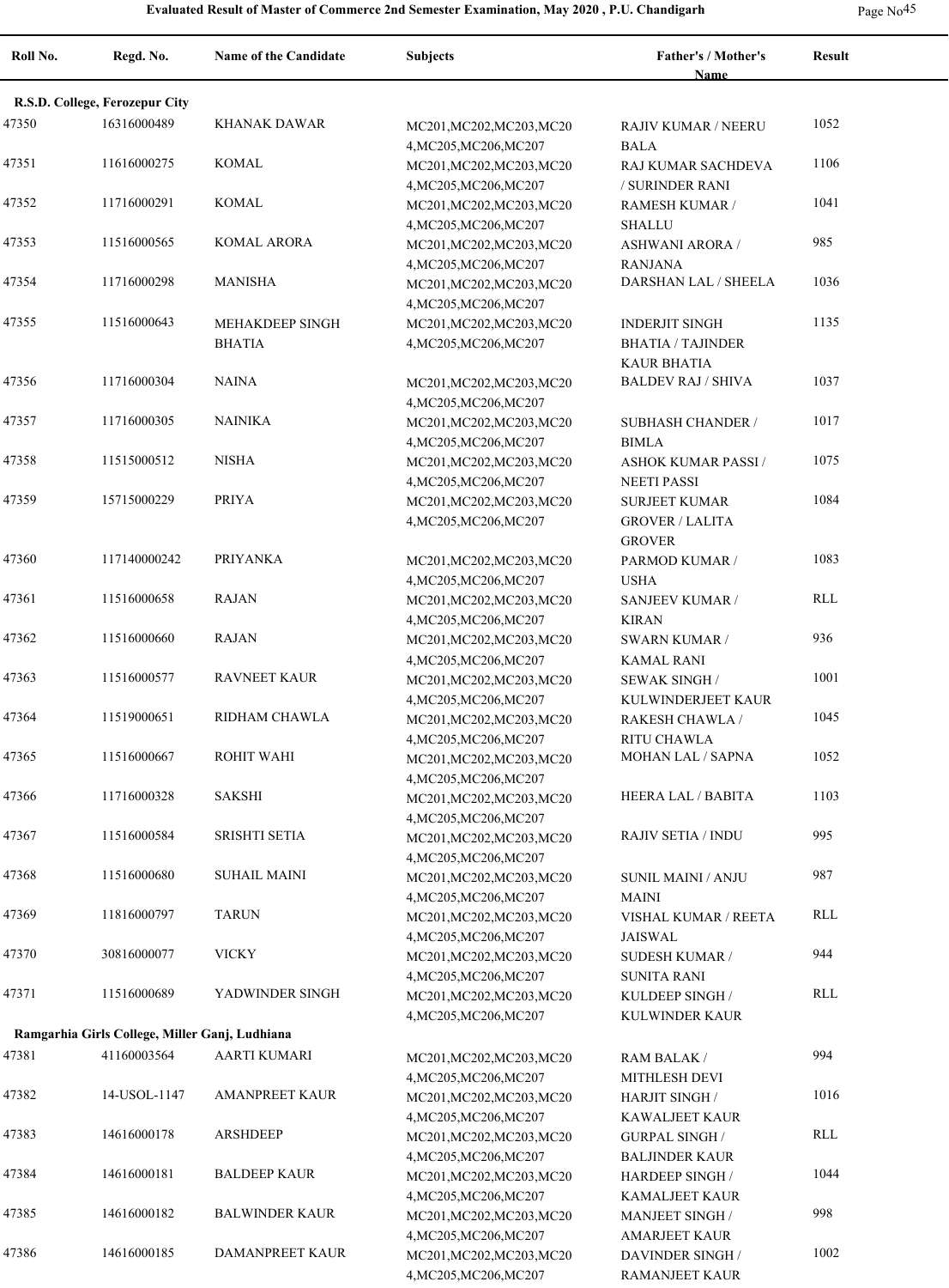# Evaluated Result of Master of Commerce 2nd Semester Examination, May 2020 , P.U. Chandigarh

| Roll No. | Regd. No. | Name of the Candidate | Subjects | Father's / Mother's Name | Result |
|---|---|---|---|---|---|
| **R.S.D. College, Ferozepur City** | | | | | |
| 47350 | 16316000489 | KHANAK DAWAR | MC201,MC202,MC203,MC204,MC205,MC206,MC207 | RAJIV KUMAR / NEERU BALA | 1052 |
| 47351 | 11616000275 | KOMAL | MC201,MC202,MC203,MC204,MC205,MC206,MC207 | RAJ KUMAR SACHDEVA / SURINDER RANI | 1106 |
| 47352 | 11716000291 | KOMAL | MC201,MC202,MC203,MC204,MC205,MC206,MC207 | RAMESH KUMAR / SHALLU | 1041 |
| 47353 | 11516000565 | KOMAL ARORA | MC201,MC202,MC203,MC204,MC205,MC206,MC207 | ASHWANI ARORA / RANJANA | 985 |
| 47354 | 11716000298 | MANISHA | MC201,MC202,MC203,MC204,MC205,MC206,MC207 | DARSHAN LAL / SHEELA | 1036 |
| 47355 | 11516000643 | MEHAKDEEP SINGH BHATIA | MC201,MC202,MC203,MC204,MC205,MC206,MC207 | INDERJIT SINGH BHATIA / TAJINDER KAUR BHATIA | 1135 |
| 47356 | 11716000304 | NAINA | MC201,MC202,MC203,MC204,MC205,MC206,MC207 | BALDEV RAJ / SHIVA | 1037 |
| 47357 | 11716000305 | NAINIKA | MC201,MC202,MC203,MC204,MC205,MC206,MC207 | SUBHASH CHANDER / BIMLA | 1017 |
| 47358 | 11515000512 | NISHA | MC201,MC202,MC203,MC204,MC205,MC206,MC207 | ASHOK KUMAR PASSI / NEETI PASSI | 1075 |
| 47359 | 15715000229 | PRIYA | MC201,MC202,MC203,MC204,MC205,MC206,MC207 | SURJEET KUMAR GROVER / LALITA GROVER | 1084 |
| 47360 | 117140000242 | PRIYANKA | MC201,MC202,MC203,MC204,MC205,MC206,MC207 | PARMOD KUMAR / USHA | 1083 |
| 47361 | 11516000658 | RAJAN | MC201,MC202,MC203,MC204,MC205,MC206,MC207 | SANJEEV KUMAR / KIRAN | RLL |
| 47362 | 11516000660 | RAJAN | MC201,MC202,MC203,MC204,MC205,MC206,MC207 | SWARN KUMAR / KAMAL RANI | 936 |
| 47363 | 11516000577 | RAVNEET KAUR | MC201,MC202,MC203,MC204,MC205,MC206,MC207 | SEWAK SINGH / KULWINDERJEET KAUR | 1001 |
| 47364 | 11519000651 | RIDHAM CHAWLA | MC201,MC202,MC203,MC204,MC205,MC206,MC207 | RAKESH CHAWLA / RITU CHAWLA | 1045 |
| 47365 | 11516000667 | ROHIT WAHI | MC201,MC202,MC203,MC204,MC205,MC206,MC207 | MOHAN LAL / SAPNA | 1052 |
| 47366 | 11716000328 | SAKSHI | MC201,MC202,MC203,MC204,MC205,MC206,MC207 | HEERA LAL / BABITA | 1103 |
| 47367 | 11516000584 | SRISHTI SETIA | MC201,MC202,MC203,MC204,MC205,MC206,MC207 | RAJIV SETIA / INDU | 995 |
| 47368 | 11516000680 | SUHAIL MAINI | MC201,MC202,MC203,MC204,MC205,MC206,MC207 | SUNIL MAINI / ANJU MAINI | 987 |
| 47369 | 11816000797 | TARUN | MC201,MC202,MC203,MC204,MC205,MC206,MC207 | VISHAL KUMAR / REETA JAISWAL | RLL |
| 47370 | 30816000077 | VICKY | MC201,MC202,MC203,MC204,MC205,MC206,MC207 | SUDESH KUMAR / SUNITA RANI | 944 |
| 47371 | 11516000689 | YADWINDER SINGH | MC201,MC202,MC203,MC204,MC205,MC206,MC207 | KULDEEP SINGH / KULWINDER KAUR | RLL |
| **Ramgarhia Girls College, Miller Ganj, Ludhiana** | | | | | |
| 47381 | 41160003564 | AARTI KUMARI | MC201,MC202,MC203,MC204,MC205,MC206,MC207 | RAM BALAK / MITHLESH DEVI | 994 |
| 47382 | 14-USOL-1147 | AMANPREET KAUR | MC201,MC202,MC203,MC204,MC205,MC206,MC207 | HARJIT SINGH / KAWALJEET KAUR | 1016 |
| 47383 | 14616000178 | ARSHDEEP | MC201,MC202,MC203,MC204,MC205,MC206,MC207 | GURPAL SINGH / BALJINDER KAUR | RLL |
| 47384 | 14616000181 | BALDEEP KAUR | MC201,MC202,MC203,MC204,MC205,MC206,MC207 | HARDEEP SINGH / KAMALJEET KAUR | 1044 |
| 47385 | 14616000182 | BALWINDER KAUR | MC201,MC202,MC203,MC204,MC205,MC206,MC207 | MANJEET SINGH / AMARJEET KAUR | 998 |
| 47386 | 14616000185 | DAMANPREET KAUR | MC201,MC202,MC203,MC204,MC205,MC206,MC207 | DAVINDER SINGH / RAMANJEET KAUR | 1002 |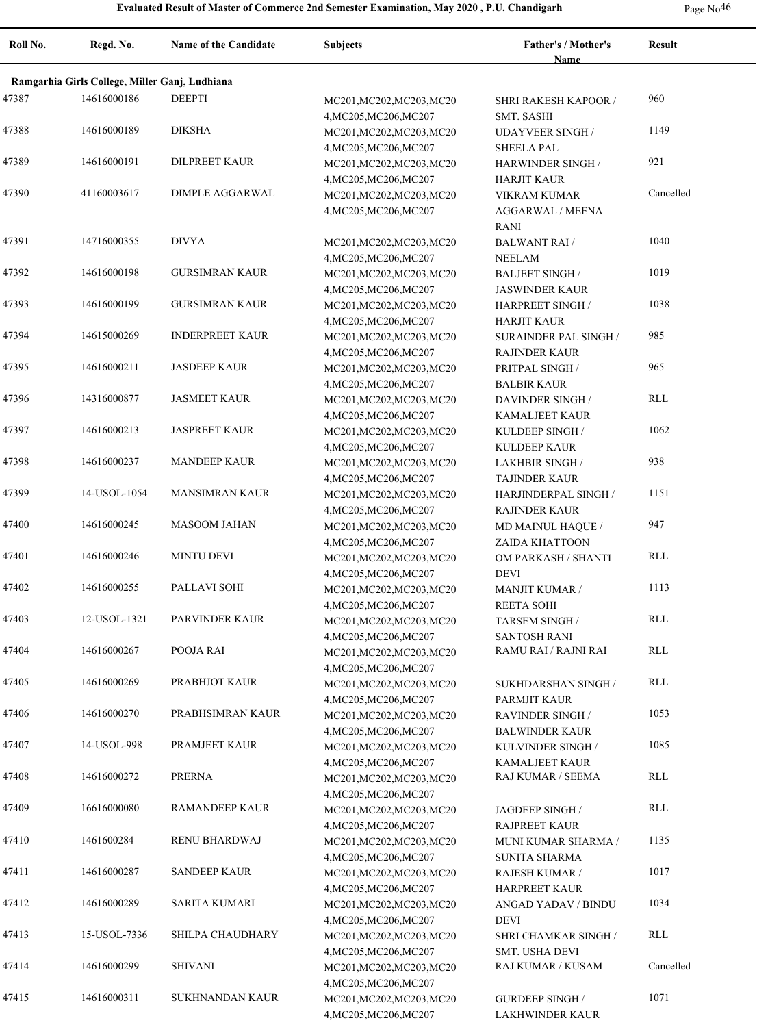# Evaluated Result of Master of Commerce 2nd Semester Examination, May 2020 , P.U. Chandigarh

| Roll No. | Regd. No. | Name of the Candidate | Subjects | Father's / Mother's Name | Result |
|---|---|---|---|---|---|
| **Ramgarhia Girls College, Miller Ganj, Ludhiana** | | | | | |
| 47387 | 14616000186 | DEEPTI | MC201,MC202,MC203,MC204,MC205,MC206,MC207 | SHRI RAKESH KAPOOR / SMT. SASHI | 960 |
| 47388 | 14616000189 | DIKSHA | MC201,MC202,MC203,MC204,MC205,MC206,MC207 | UDAYVEER SINGH / SHEELA PAL | 1149 |
| 47389 | 14616000191 | DILPREET KAUR | MC201,MC202,MC203,MC204,MC205,MC206,MC207 | HARWINDER SINGH / HARJIT KAUR | 921 |
| 47390 | 41160003617 | DIMPLE AGGARWAL | MC201,MC202,MC203,MC204,MC205,MC206,MC207 | VIKRAM KUMAR AGGARWAL / MEENA RANI | Cancelled |
| 47391 | 14716000355 | DIVYA | MC201,MC202,MC203,MC204,MC205,MC206,MC207 | BALWANT RAI / NEELAM | 1040 |
| 47392 | 14616000198 | GURSIMRAN KAUR | MC201,MC202,MC203,MC204,MC205,MC206,MC207 | BALJEET SINGH / JASWINDER KAUR | 1019 |
| 47393 | 14616000199 | GURSIMRAN KAUR | MC201,MC202,MC203,MC204,MC205,MC206,MC207 | HARPREET SINGH / HARJIT KAUR | 1038 |
| 47394 | 14615000269 | INDERPREET KAUR | MC201,MC202,MC203,MC204,MC205,MC206,MC207 | SURAINDER PAL SINGH / RAJINDER KAUR | 985 |
| 47395 | 14616000211 | JASDEEP KAUR | MC201,MC202,MC203,MC204,MC205,MC206,MC207 | PRITPAL SINGH / BALBIR KAUR | 965 |
| 47396 | 14316000877 | JASMEET KAUR | MC201,MC202,MC203,MC204,MC205,MC206,MC207 | DAVINDER SINGH / KAMALJEET KAUR | RLL |
| 47397 | 14616000213 | JASPREET KAUR | MC201,MC202,MC203,MC204,MC205,MC206,MC207 | KULDEEP SINGH / KULDEEP KAUR | 1062 |
| 47398 | 14616000237 | MANDEEP KAUR | MC201,MC202,MC203,MC204,MC205,MC206,MC207 | LAKHBIR SINGH / TAJINDER KAUR | 938 |
| 47399 | 14-USOL-1054 | MANSIMRAN KAUR | MC201,MC202,MC203,MC204,MC205,MC206,MC207 | HARJINDERPAL SINGH / RAJINDER KAUR | 1151 |
| 47400 | 14616000245 | MASOOM JAHAN | MC201,MC202,MC203,MC204,MC205,MC206,MC207 | MD MAINUL HAQUE / ZAIDA KHATTOON | 947 |
| 47401 | 14616000246 | MINTU DEVI | MC201,MC202,MC203,MC204,MC205,MC206,MC207 | OM PARKASH / SHANTI DEVI | RLL |
| 47402 | 14616000255 | PALLAVI SOHI | MC201,MC202,MC203,MC204,MC205,MC206,MC207 | MANJIT KUMAR / REETA SOHI | 1113 |
| 47403 | 12-USOL-1321 | PARVINDER KAUR | MC201,MC202,MC203,MC204,MC205,MC206,MC207 | TARSEM SINGH / SANTOSH RANI | RLL |
| 47404 | 14616000267 | POOJA RAI | MC201,MC202,MC203,MC204,MC205,MC206,MC207 | RAMU RAI / RAJNI RAI | RLL |
| 47405 | 14616000269 | PRABHJOT KAUR | MC201,MC202,MC203,MC204,MC205,MC206,MC207 | SUKHDARSHAN SINGH / PARMJIT KAUR | RLL |
| 47406 | 14616000270 | PRABHSIMRAN KAUR | MC201,MC202,MC203,MC204,MC205,MC206,MC207 | RAVINDER SINGH / BALWINDER KAUR | 1053 |
| 47407 | 14-USOL-998 | PRAMJEET KAUR | MC201,MC202,MC203,MC204,MC205,MC206,MC207 | KULVINDER SINGH / KAMALJEET KAUR | 1085 |
| 47408 | 14616000272 | PRERNA | MC201,MC202,MC203,MC204,MC205,MC206,MC207 | RAJ KUMAR / SEEMA | RLL |
| 47409 | 16616000080 | RAMANDEEP KAUR | MC201,MC202,MC203,MC204,MC205,MC206,MC207 | JAGDEEP SINGH / RAJPREET KAUR | RLL |
| 47410 | 1461600284 | RENU BHARDWAJ | MC201,MC202,MC203,MC204,MC205,MC206,MC207 | MUNI KUMAR SHARMA / SUNITA SHARMA | 1135 |
| 47411 | 14616000287 | SANDEEP KAUR | MC201,MC202,MC203,MC204,MC205,MC206,MC207 | RAJESH KUMAR / HARPREET KAUR | 1017 |
| 47412 | 14616000289 | SARITA KUMARI | MC201,MC202,MC203,MC204,MC205,MC206,MC207 | ANGAD YADAV / BINDU DEVI | 1034 |
| 47413 | 15-USOL-7336 | SHILPA CHAUDHARY | MC201,MC202,MC203,MC204,MC205,MC206,MC207 | SHRI CHAMKAR SINGH / SMT. USHA DEVI | RLL |
| 47414 | 14616000299 | SHIVANI | MC201,MC202,MC203,MC204,MC205,MC206,MC207 | RAJ KUMAR / KUSAM | Cancelled |
| 47415 | 14616000311 | SUKHNANDAN KAUR | MC201,MC202,MC203,MC204,MC205,MC206,MC207 | GURDEEP SINGH / LAKHWINDER KAUR | 1071 |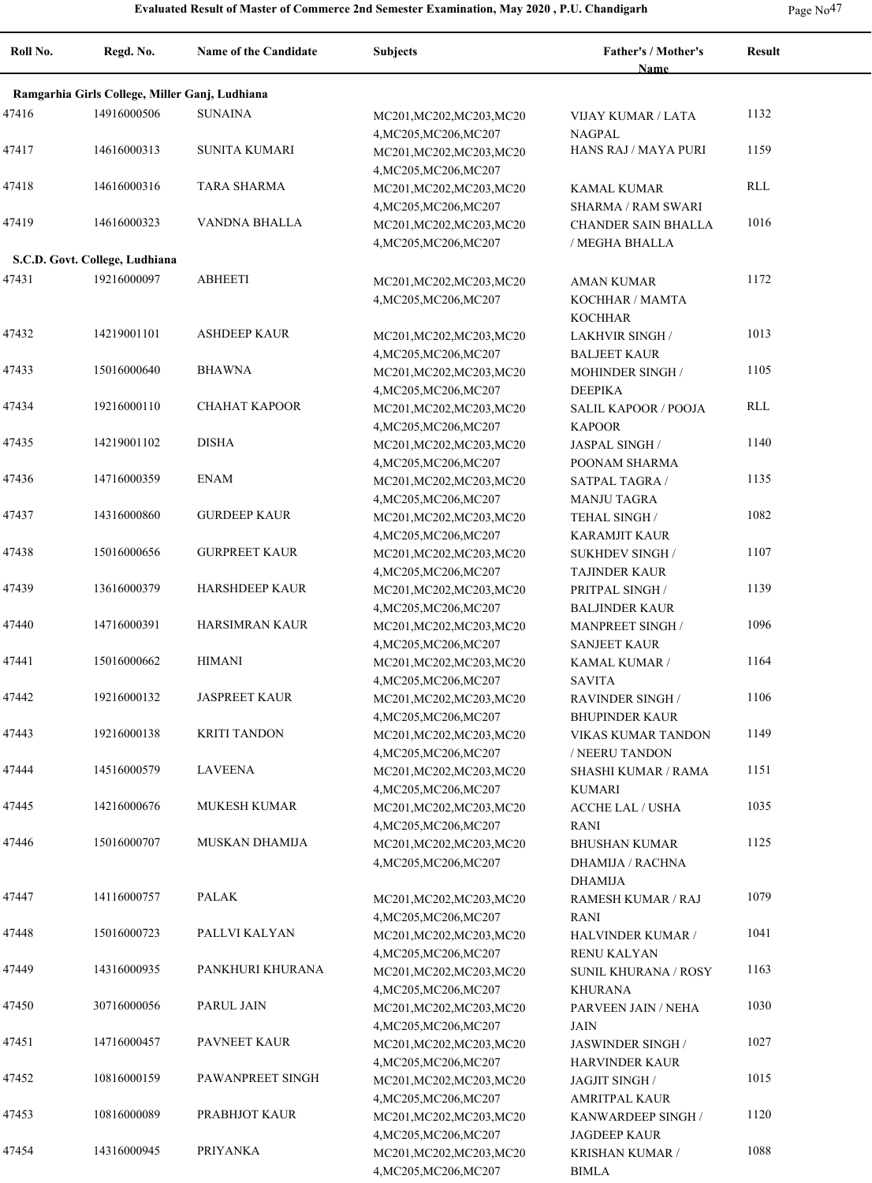**Evaluated Result of Master of Commerce 2nd Semester Examination, May 2020 , P.U. Chandigarh**

| Roll No. | Regd. No. | Name of the Candidate | Subjects | Father's / Mother's Name | Result |
|---|---|---|---|---|---|
| **Ramgarhia Girls College, Miller Ganj, Ludhiana** | | | | | |
| 47416 | 14916000506 | SUNAINA | MC201,MC202,MC203,MC204,MC205,MC206,MC207 | VIJAY KUMAR / LATA NAGPAL | 1132 |
| 47417 | 14616000313 | SUNITA KUMARI | MC201,MC202,MC203,MC204,MC205,MC206,MC207 | HANS RAJ / MAYA PURI | 1159 |
| 47418 | 14616000316 | TARA SHARMA | MC201,MC202,MC203,MC204,MC205,MC206,MC207 | KAMAL KUMAR SHARMA / RAM SWARI | RLL |
| 47419 | 14616000323 | VANDNA BHALLA | MC201,MC202,MC203,MC204,MC205,MC206,MC207 | CHANDER SAIN BHALLA / MEGHA BHALLA | 1016 |
| **S.C.D. Govt. College, Ludhiana** | | | | | |
| 47431 | 19216000097 | ABHEETI | MC201,MC202,MC203,MC204,MC205,MC206,MC207 | AMAN KUMAR KOCHHAR / MAMTA KOCHHAR | 1172 |
| 47432 | 14219001101 | ASHDEEP KAUR | MC201,MC202,MC203,MC204,MC205,MC206,MC207 | LAKHVIR SINGH / BALJEET KAUR | 1013 |
| 47433 | 15016000640 | BHAWNA | MC201,MC202,MC203,MC204,MC205,MC206,MC207 | MOHINDER SINGH / DEEPIKA | 1105 |
| 47434 | 19216000110 | CHAHAT KAPOOR | MC201,MC202,MC203,MC204,MC205,MC206,MC207 | SALIL KAPOOR / POOJA KAPOOR | RLL |
| 47435 | 14219001102 | DISHA | MC201,MC202,MC203,MC204,MC205,MC206,MC207 | JASPAL SINGH / POONAM SHARMA | 1140 |
| 47436 | 14716000359 | ENAM | MC201,MC202,MC203,MC204,MC205,MC206,MC207 | SATPAL TAGRA / MANJU TAGRA | 1135 |
| 47437 | 14316000860 | GURDEEP KAUR | MC201,MC202,MC203,MC204,MC205,MC206,MC207 | TEHAL SINGH / KARAMJIT KAUR | 1082 |
| 47438 | 15016000656 | GURPREET KAUR | MC201,MC202,MC203,MC204,MC205,MC206,MC207 | SUKHDEV SINGH / TAJINDER KAUR | 1107 |
| 47439 | 13616000379 | HARSHDEEP KAUR | MC201,MC202,MC203,MC204,MC205,MC206,MC207 | PRITPAL SINGH / BALJINDER KAUR | 1139 |
| 47440 | 14716000391 | HARSIMRAN KAUR | MC201,MC202,MC203,MC204,MC205,MC206,MC207 | MANPREET SINGH / SANJEET KAUR | 1096 |
| 47441 | 15016000662 | HIMANI | MC201,MC202,MC203,MC204,MC205,MC206,MC207 | KAMAL KUMAR / SAVITA | 1164 |
| 47442 | 19216000132 | JASPREET KAUR | MC201,MC202,MC203,MC204,MC205,MC206,MC207 | RAVINDER SINGH / BHUPINDER KAUR | 1106 |
| 47443 | 19216000138 | KRITI TANDON | MC201,MC202,MC203,MC204,MC205,MC206,MC207 | VIKAS KUMAR TANDON / NEERU TANDON | 1149 |
| 47444 | 14516000579 | LAVEENA | MC201,MC202,MC203,MC204,MC205,MC206,MC207 | SHASHI KUMAR / RAMA KUMARI | 1151 |
| 47445 | 14216000676 | MUKESH KUMAR | MC201,MC202,MC203,MC204,MC205,MC206,MC207 | ACCHE LAL / USHA RANI | 1035 |
| 47446 | 15016000707 | MUSKAN DHAMIJA | MC201,MC202,MC203,MC204,MC205,MC206,MC207 | BHUSHAN KUMAR DHAMIJA / RACHNA DHAMIJA | 1125 |
| 47447 | 14116000757 | PALAK | MC201,MC202,MC203,MC204,MC205,MC206,MC207 | RAMESH KUMAR / RAJ RANI | 1079 |
| 47448 | 15016000723 | PALLVI KALYAN | MC201,MC202,MC203,MC204,MC205,MC206,MC207 | HALVINDER KUMAR / RENU KALYAN | 1041 |
| 47449 | 14316000935 | PANKHURI KHURANA | MC201,MC202,MC203,MC204,MC205,MC206,MC207 | SUNIL KHURANA / ROSY KHURANA | 1163 |
| 47450 | 30716000056 | PARUL JAIN | MC201,MC202,MC203,MC204,MC205,MC206,MC207 | PARVEEN JAIN / NEHA JAIN | 1030 |
| 47451 | 14716000457 | PAVNEET KAUR | MC201,MC202,MC203,MC204,MC205,MC206,MC207 | JASWINDER SINGH / HARVINDER KAUR | 1027 |
| 47452 | 10816000159 | PAWANPREET SINGH | MC201,MC202,MC203,MC204,MC205,MC206,MC207 | JAGJIT SINGH / AMRITPAL KAUR | 1015 |
| 47453 | 10816000089 | PRABHJOT KAUR | MC201,MC202,MC203,MC204,MC205,MC206,MC207 | KANWARDEEP SINGH / JAGDEEP KAUR | 1120 |
| 47454 | 14316000945 | PRIYANKA | MC201,MC202,MC203,MC204,MC205,MC206,MC207 | KRISHAN KUMAR / BIMLA | 1088 |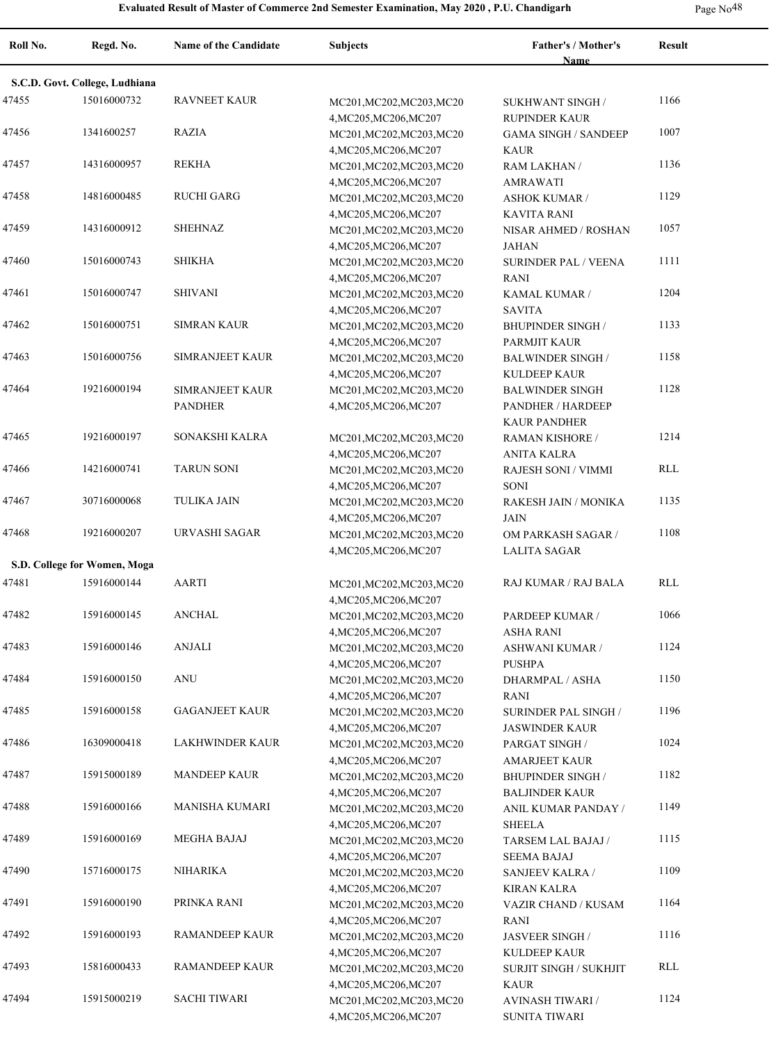# Evaluated Result of Master of Commerce 2nd Semester Examination, May 2020 , P.U. Chandigarh

| Roll No. | Regd. No. | Name of the Candidate | Subjects | Father's / Mother's Name | Result |
|---|---|---|---|---|---|
| **S.C.D. Govt. College, Ludhiana** | | | | | |
| 47455 | 15016000732 | RAVNEET KAUR | MC201,MC202,MC203,MC204,MC205,MC206,MC207 | SUKHWANT SINGH / RUPINDER KAUR | 1166 |
| 47456 | 1341600257 | RAZIA | MC201,MC202,MC203,MC204,MC205,MC206,MC207 | GAMA SINGH / SANDEEP KAUR | 1007 |
| 47457 | 14316000957 | REKHA | MC201,MC202,MC203,MC204,MC205,MC206,MC207 | RAM LAKHAN / AMRAWATI | 1136 |
| 47458 | 14816000485 | RUCHI GARG | MC201,MC202,MC203,MC204,MC205,MC206,MC207 | ASHOK KUMAR / KAVITA RANI | 1129 |
| 47459 | 14316000912 | SHEHNAZ | MC201,MC202,MC203,MC204,MC205,MC206,MC207 | NISAR AHMED / ROSHAN JAHAN | 1057 |
| 47460 | 15016000743 | SHIKHA | MC201,MC202,MC203,MC204,MC205,MC206,MC207 | SURINDER PAL / VEENA RANI | 1111 |
| 47461 | 15016000747 | SHIVANI | MC201,MC202,MC203,MC204,MC205,MC206,MC207 | KAMAL KUMAR / SAVITA | 1204 |
| 47462 | 15016000751 | SIMRAN KAUR | MC201,MC202,MC203,MC204,MC205,MC206,MC207 | BHUPINDER SINGH / PARMJIT KAUR | 1133 |
| 47463 | 15016000756 | SIMRANJEET KAUR | MC201,MC202,MC203,MC204,MC205,MC206,MC207 | BALWINDER SINGH / KULDEEP KAUR | 1158 |
| 47464 | 19216000194 | SIMRANJEET KAUR PANDHER | MC201,MC202,MC203,MC204,MC205,MC206,MC207 | BALWINDER SINGH PANDHER / HARDEEP KAUR PANDHER | 1128 |
| 47465 | 19216000197 | SONAKSHI KALRA | MC201,MC202,MC203,MC204,MC205,MC206,MC207 | RAMAN KISHORE / ANITA KALRA | 1214 |
| 47466 | 14216000741 | TARUN SONI | MC201,MC202,MC203,MC204,MC205,MC206,MC207 | RAJESH SONI / VIMMI SONI | RLL |
| 47467 | 30716000068 | TULIKA JAIN | MC201,MC202,MC203,MC204,MC205,MC206,MC207 | RAKESH JAIN / MONIKA JAIN | 1135 |
| 47468 | 19216000207 | URVASHI SAGAR | MC201,MC202,MC203,MC204,MC205,MC206,MC207 | OM PARKASH SAGAR / LALITA SAGAR | 1108 |
| **S.D. College for Women, Moga** | | | | | |
| 47481 | 15916000144 | AARTI | MC201,MC202,MC203,MC204,MC205,MC206,MC207 | RAJ KUMAR / RAJ BALA | RLL |
| 47482 | 15916000145 | ANCHAL | MC201,MC202,MC203,MC204,MC205,MC206,MC207 | PARDEEP KUMAR / ASHA RANI | 1066 |
| 47483 | 15916000146 | ANJALI | MC201,MC202,MC203,MC204,MC205,MC206,MC207 | ASHWANI KUMAR / PUSHPA | 1124 |
| 47484 | 15916000150 | ANU | MC201,MC202,MC203,MC204,MC205,MC206,MC207 | DHARMPAL / ASHA RANI | 1150 |
| 47485 | 15916000158 | GAGANJEET KAUR | MC201,MC202,MC203,MC204,MC205,MC206,MC207 | SURINDER PAL SINGH / JASWINDER KAUR | 1196 |
| 47486 | 16309000418 | LAKHWINDER KAUR | MC201,MC202,MC203,MC204,MC205,MC206,MC207 | PARGAT SINGH / AMARJEET KAUR | 1024 |
| 47487 | 15915000189 | MANDEEP KAUR | MC201,MC202,MC203,MC204,MC205,MC206,MC207 | BHUPINDER SINGH / BALJINDER KAUR | 1182 |
| 47488 | 15916000166 | MANISHA KUMARI | MC201,MC202,MC203,MC204,MC205,MC206,MC207 | ANIL KUMAR PANDAY / SHEELA | 1149 |
| 47489 | 15916000169 | MEGHA BAJAJ | MC201,MC202,MC203,MC204,MC205,MC206,MC207 | TARSEM LAL BAJAJ / SEEMA BAJAJ | 1115 |
| 47490 | 15716000175 | NIHARIKA | MC201,MC202,MC203,MC204,MC205,MC206,MC207 | SANJEEV KALRA / KIRAN KALRA | 1109 |
| 47491 | 15916000190 | PRINKA RANI | MC201,MC202,MC203,MC204,MC205,MC206,MC207 | VAZIR CHAND / KUSAM RANI | 1164 |
| 47492 | 15916000193 | RAMANDEEP KAUR | MC201,MC202,MC203,MC204,MC205,MC206,MC207 | JASVEER SINGH / KULDEEP KAUR | 1116 |
| 47493 | 15816000433 | RAMANDEEP KAUR | MC201,MC202,MC203,MC204,MC205,MC206,MC207 | SURJIT SINGH / SUKHJIT KAUR | RLL |
| 47494 | 15915000219 | SACHI TIWARI | MC201,MC202,MC203,MC204,MC205,MC206,MC207 | AVINASH TIWARI / SUNITA TIWARI | 1124 |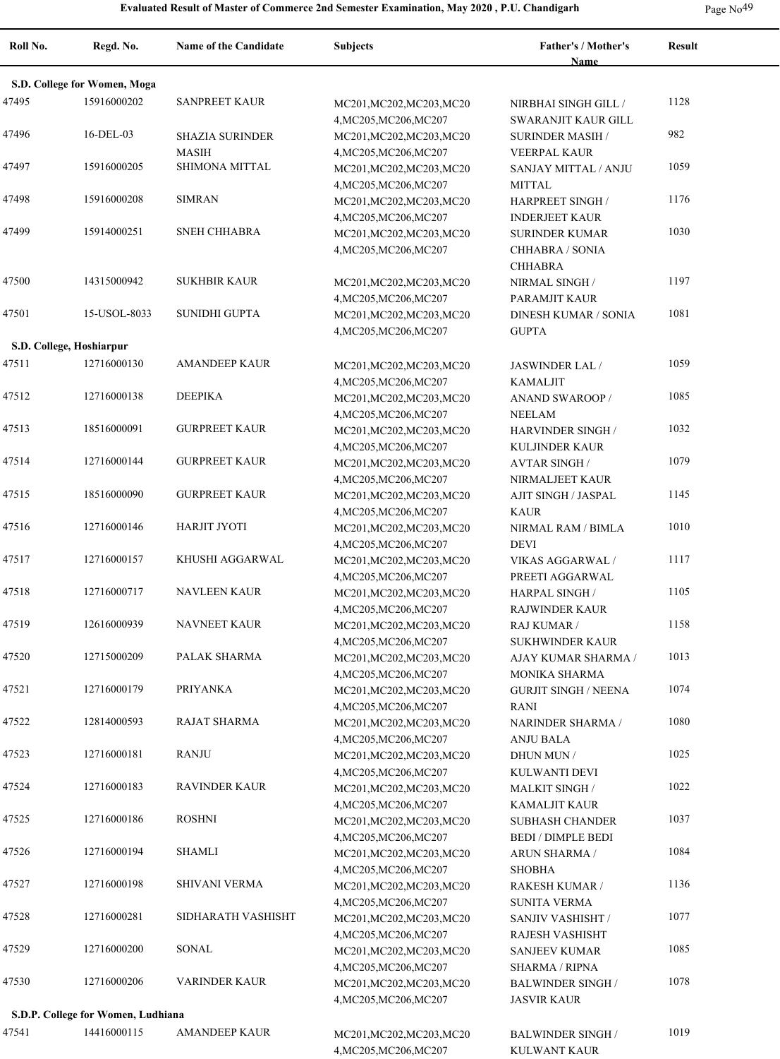# Evaluated Result of Master of Commerce 2nd Semester Examination, May 2020 , P.U. Chandigarh

| Roll No. | Regd. No. | Name of the Candidate | Subjects | Father's / Mother's Name | Result |
|---|---|---|---|---|---|
| **S.D. College for Women, Moga** | | | | | |
| 47495 | 15916000202 | SANPREET KAUR | MC201,MC202,MC203,MC204,MC205,MC206,MC207 | NIRBHAI SINGH GILL / SWARANJIT KAUR GILL | 1128 |
| 47496 | 16-DEL-03 | SHAZIA SURINDER MASIH | MC201,MC202,MC203,MC204,MC205,MC206,MC207 | SURINDER MASIH / VEERPAL KAUR | 982 |
| 47497 | 15916000205 | SHIMONA MITTAL | MC201,MC202,MC203,MC204,MC205,MC206,MC207 | SANJAY MITTAL / ANJU MITTAL | 1059 |
| 47498 | 15916000208 | SIMRAN | MC201,MC202,MC203,MC204,MC205,MC206,MC207 | HARPREET SINGH / INDERJEET KAUR | 1176 |
| 47499 | 15914000251 | SNEH CHHABRA | MC201,MC202,MC203,MC204,MC205,MC206,MC207 | SURINDER KUMAR CHHABRA / SONIA CHHABRA | 1030 |
| 47500 | 14315000942 | SUKHBIR KAUR | MC201,MC202,MC203,MC204,MC205,MC206,MC207 | NIRMAL SINGH / PARAMJIT KAUR | 1197 |
| 47501 | 15-USOL-8033 | SUNIDHI GUPTA | MC201,MC202,MC203,MC204,MC205,MC206,MC207 | DINESH KUMAR / SONIA GUPTA | 1081 |
| **S.D. College, Hoshiarpur** | | | | | |
| 47511 | 12716000130 | AMANDEEP KAUR | MC201,MC202,MC203,MC204,MC205,MC206,MC207 | JASWINDER LAL / KAMALJIT | 1059 |
| 47512 | 12716000138 | DEEPIKA | MC201,MC202,MC203,MC204,MC205,MC206,MC207 | ANAND SWAROOP / NEELAM | 1085 |
| 47513 | 18516000091 | GURPREET KAUR | MC201,MC202,MC203,MC204,MC205,MC206,MC207 | HARVINDER SINGH / KULJINDER KAUR | 1032 |
| 47514 | 12716000144 | GURPREET KAUR | MC201,MC202,MC203,MC204,MC205,MC206,MC207 | AVTAR SINGH / NIRMALJEET KAUR | 1079 |
| 47515 | 18516000090 | GURPREET KAUR | MC201,MC202,MC203,MC204,MC205,MC206,MC207 | AJIT SINGH / JASPAL KAUR | 1145 |
| 47516 | 12716000146 | HARJIT JYOTI | MC201,MC202,MC203,MC204,MC205,MC206,MC207 | NIRMAL RAM / BIMLA DEVI | 1010 |
| 47517 | 12716000157 | KHUSHI AGGARWAL | MC201,MC202,MC203,MC204,MC205,MC206,MC207 | VIKAS AGGARWAL / PREETI AGGARWAL | 1117 |
| 47518 | 12716000717 | NAVLEEN KAUR | MC201,MC202,MC203,MC204,MC205,MC206,MC207 | HARPAL SINGH / RAJWINDER KAUR | 1105 |
| 47519 | 12616000939 | NAVNEET KAUR | MC201,MC202,MC203,MC204,MC205,MC206,MC207 | RAJ KUMAR / SUKHWINDER KAUR | 1158 |
| 47520 | 12715000209 | PALAK SHARMA | MC201,MC202,MC203,MC204,MC205,MC206,MC207 | AJAY KUMAR SHARMA / MONIKA SHARMA | 1013 |
| 47521 | 12716000179 | PRIYANKA | MC201,MC202,MC203,MC204,MC205,MC206,MC207 | GURJIT SINGH / NEENA RANI | 1074 |
| 47522 | 12814000593 | RAJAT SHARMA | MC201,MC202,MC203,MC204,MC205,MC206,MC207 | NARINDER SHARMA / ANJU BALA | 1080 |
| 47523 | 12716000181 | RANJU | MC201,MC202,MC203,MC204,MC205,MC206,MC207 | DHUN MUN / KULWANTI DEVI | 1025 |
| 47524 | 12716000183 | RAVINDER KAUR | MC201,MC202,MC203,MC204,MC205,MC206,MC207 | MALKIT SINGH / KAMALJIT KAUR | 1022 |
| 47525 | 12716000186 | ROSHNI | MC201,MC202,MC203,MC204,MC205,MC206,MC207 | SUBHASH CHANDER BEDI / DIMPLE BEDI | 1037 |
| 47526 | 12716000194 | SHAMLI | MC201,MC202,MC203,MC204,MC205,MC206,MC207 | ARUN SHARMA / SHOBHA | 1084 |
| 47527 | 12716000198 | SHIVANI VERMA | MC201,MC202,MC203,MC204,MC205,MC206,MC207 | RAKESH KUMAR / SUNITA VERMA | 1136 |
| 47528 | 12716000281 | SIDHARATH VASHISHT | MC201,MC202,MC203,MC204,MC205,MC206,MC207 | SANJIV VASHISHT / RAJESH VASHISHT | 1077 |
| 47529 | 12716000200 | SONAL | MC201,MC202,MC203,MC204,MC205,MC206,MC207 | SANJEEV KUMAR SHARMA / RIPNA | 1085 |
| 47530 | 12716000206 | VARINDER KAUR | MC201,MC202,MC203,MC204,MC205,MC206,MC207 | BALWINDER SINGH / JASVIR KAUR | 1078 |
| **S.D.P. College for Women, Ludhiana** | | | | | |
| 47541 | 14416000115 | AMANDEEP KAUR | MC201,MC202,MC203,MC204,MC205,MC206,MC207 | BALWINDER SINGH / KULWANT KAUR | 1019 |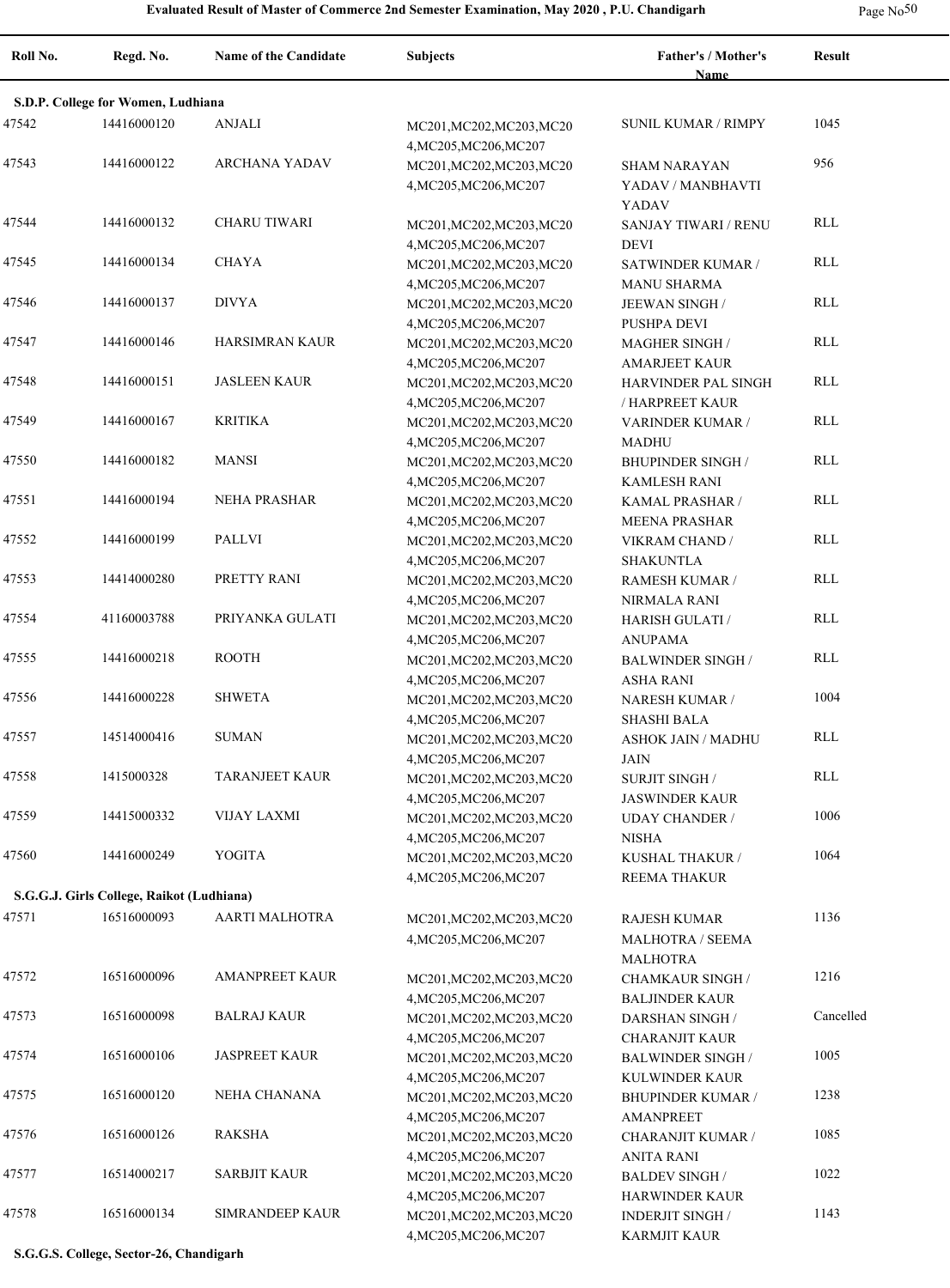**Evaluated Result of Master of Commerce 2nd Semester Examination, May 2020 , P.U. Chandigarh**

| Roll No. | Regd. No. | Name of the Candidate | Subjects | Father's / Mother's Name | Result |
|---|---|---|---|---|---|
| **S.D.P. College for Women, Ludhiana** | | | | | |
| 47542 | 14416000120 | ANJALI | MC201,MC202,MC203,MC204,MC205,MC206,MC207 | SUNIL KUMAR / RIMPY | 1045 |
| 47543 | 14416000122 | ARCHANA YADAV | MC201,MC202,MC203,MC204,MC205,MC206,MC207 | SHAM NARAYAN YADAV / MANBHAVTI YADAV | 956 |
| 47544 | 14416000132 | CHARU TIWARI | MC201,MC202,MC203,MC204,MC205,MC206,MC207 | SANJAY TIWARI / RENU DEVI | RLL |
| 47545 | 14416000134 | CHAYA | MC201,MC202,MC203,MC204,MC205,MC206,MC207 | SATWINDER KUMAR / MANU SHARMA | RLL |
| 47546 | 14416000137 | DIVYA | MC201,MC202,MC203,MC204,MC205,MC206,MC207 | JEEWAN SINGH / PUSHPA DEVI | RLL |
| 47547 | 14416000146 | HARSIMRAN KAUR | MC201,MC202,MC203,MC204,MC205,MC206,MC207 | MAGHER SINGH / AMARJEET KAUR | RLL |
| 47548 | 14416000151 | JASLEEN KAUR | MC201,MC202,MC203,MC204,MC205,MC206,MC207 | HARVINDER PAL SINGH / HARPREET KAUR | RLL |
| 47549 | 14416000167 | KRITIKA | MC201,MC202,MC203,MC204,MC205,MC206,MC207 | VARINDER KUMAR / MADHU | RLL |
| 47550 | 14416000182 | MANSI | MC201,MC202,MC203,MC204,MC205,MC206,MC207 | BHUPINDER SINGH / KAMLESH RANI | RLL |
| 47551 | 14416000194 | NEHA PRASHAR | MC201,MC202,MC203,MC204,MC205,MC206,MC207 | KAMAL PRASHAR / MEENA PRASHAR | RLL |
| 47552 | 14416000199 | PALLVI | MC201,MC202,MC203,MC204,MC205,MC206,MC207 | VIKRAM CHAND / SHAKUNTLA | RLL |
| 47553 | 14414000280 | PRETTY RANI | MC201,MC202,MC203,MC204,MC205,MC206,MC207 | RAMESH KUMAR / NIRMALA RANI | RLL |
| 47554 | 41160003788 | PRIYANKA GULATI | MC201,MC202,MC203,MC204,MC205,MC206,MC207 | HARISH GULATI / ANUPAMA | RLL |
| 47555 | 14416000218 | ROOTH | MC201,MC202,MC203,MC204,MC205,MC206,MC207 | BALWINDER SINGH / ASHA RANI | RLL |
| 47556 | 14416000228 | SHWETA | MC201,MC202,MC203,MC204,MC205,MC206,MC207 | NARESH KUMAR / SHASHI BALA | 1004 |
| 47557 | 14514000416 | SUMAN | MC201,MC202,MC203,MC204,MC205,MC206,MC207 | ASHOK JAIN / MADHU JAIN | RLL |
| 47558 | 1415000328 | TARANJEET KAUR | MC201,MC202,MC203,MC204,MC205,MC206,MC207 | SURJIT SINGH / JASWINDER KAUR | RLL |
| 47559 | 14415000332 | VIJAY LAXMI | MC201,MC202,MC203,MC204,MC205,MC206,MC207 | UDAY CHANDER / NISHA | 1006 |
| 47560 | 14416000249 | YOGITA | MC201,MC202,MC203,MC204,MC205,MC206,MC207 | KUSHAL THAKUR / REEMA THAKUR | 1064 |
| **S.G.G.J. Girls College, Raikot (Ludhiana)** | | | | | |
| 47571 | 16516000093 | AARTI MALHOTRA | MC201,MC202,MC203,MC204,MC205,MC206,MC207 | RAJESH KUMAR MALHOTRA / SEEMA MALHOTRA | 1136 |
| 47572 | 16516000096 | AMANPREET KAUR | MC201,MC202,MC203,MC204,MC205,MC206,MC207 | CHAMKAUR SINGH / BALJINDER KAUR | 1216 |
| 47573 | 16516000098 | BALRAJ KAUR | MC201,MC202,MC203,MC204,MC205,MC206,MC207 | DARSHAN SINGH / CHARANJIT KAUR | Cancelled |
| 47574 | 16516000106 | JASPREET KAUR | MC201,MC202,MC203,MC204,MC205,MC206,MC207 | BALWINDER SINGH / KULWINDER KAUR | 1005 |
| 47575 | 16516000120 | NEHA CHANANA | MC201,MC202,MC203,MC204,MC205,MC206,MC207 | BHUPINDER KUMAR / AMANPREET | 1238 |
| 47576 | 16516000126 | RAKSHA | MC201,MC202,MC203,MC204,MC205,MC206,MC207 | CHARANJIT KUMAR / ANITA RANI | 1085 |
| 47577 | 16514000217 | SARBJIT KAUR | MC201,MC202,MC203,MC204,MC205,MC206,MC207 | BALDEV SINGH / HARWINDER KAUR | 1022 |
| 47578 | 16516000134 | SIMRANDEEP KAUR | MC201,MC202,MC203,MC204,MC205,MC206,MC207 | INDERJIT SINGH / KARMJIT KAUR | 1143 |

**S.G.G.S. College, Sector-26, Chandigarh**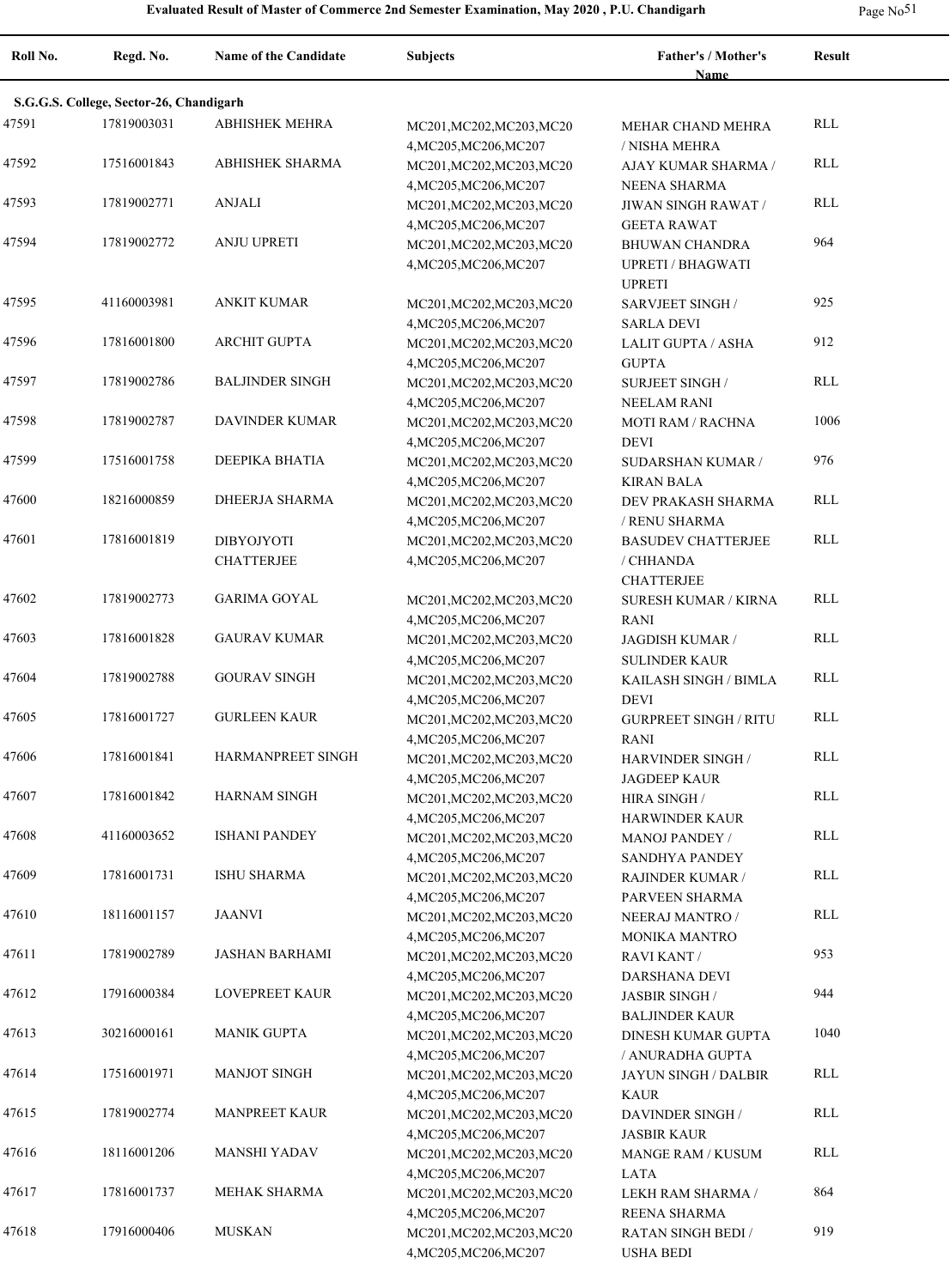# Evaluated Result of Master of Commerce 2nd Semester Examination, May 2020 , P.U. Chandigarh

| Roll No. | Regd. No. | Name of the Candidate | Subjects | Father's / Mother's Name | Result |
|---|---|---|---|---|---|
| **S.G.G.S. College, Sector-26, Chandigarh** | | | | | |
| 47591 | 17819003031 | ABHISHEK MEHRA | MC201,MC202,MC203,MC204,MC205,MC206,MC207 | MEHAR CHAND MEHRA / NISHA MEHRA | RLL |
| 47592 | 17516001843 | ABHISHEK SHARMA | MC201,MC202,MC203,MC204,MC205,MC206,MC207 | AJAY KUMAR SHARMA / NEENA SHARMA | RLL |
| 47593 | 17819002771 | ANJALI | MC201,MC202,MC203,MC204,MC205,MC206,MC207 | JIWAN SINGH RAWAT / GEETA RAWAT | RLL |
| 47594 | 17819002772 | ANJU UPRETI | MC201,MC202,MC203,MC204,MC205,MC206,MC207 | BHUWAN CHANDRA UPRETI / BHAGWATI UPRETI | 964 |
| 47595 | 41160003981 | ANKIT KUMAR | MC201,MC202,MC203,MC204,MC205,MC206,MC207 | SARVJEET SINGH / SARLA DEVI | 925 |
| 47596 | 17816001800 | ARCHIT GUPTA | MC201,MC202,MC203,MC204,MC205,MC206,MC207 | LALIT GUPTA / ASHA GUPTA | 912 |
| 47597 | 17819002786 | BALJINDER SINGH | MC201,MC202,MC203,MC204,MC205,MC206,MC207 | SURJEET SINGH / NEELAM RANI | RLL |
| 47598 | 17819002787 | DAVINDER KUMAR | MC201,MC202,MC203,MC204,MC205,MC206,MC207 | MOTI RAM / RACHNA DEVI | 1006 |
| 47599 | 17516001758 | DEEPIKA BHATIA | MC201,MC202,MC203,MC204,MC205,MC206,MC207 | SUDARSHAN KUMAR / KIRAN BALA | 976 |
| 47600 | 18216000859 | DHEERJA SHARMA | MC201,MC202,MC203,MC204,MC205,MC206,MC207 | DEV PRAKASH SHARMA / RENU SHARMA | RLL |
| 47601 | 17816001819 | DIBYOJYOTI CHATTERJEE | MC201,MC202,MC203,MC204,MC205,MC206,MC207 | BASUDEV CHATTERJEE / CHHANDA CHATTERJEE | RLL |
| 47602 | 17819002773 | GARIMA GOYAL | MC201,MC202,MC203,MC204,MC205,MC206,MC207 | SURESH KUMAR / KIRNA RANI | RLL |
| 47603 | 17816001828 | GAURAV KUMAR | MC201,MC202,MC203,MC204,MC205,MC206,MC207 | JAGDISH KUMAR / SULINDER KAUR | RLL |
| 47604 | 17819002788 | GOURAV SINGH | MC201,MC202,MC203,MC204,MC205,MC206,MC207 | KAILASH SINGH / BIMLA DEVI | RLL |
| 47605 | 17816001727 | GURLEEN KAUR | MC201,MC202,MC203,MC204,MC205,MC206,MC207 | GURPREET SINGH / RITU RANI | RLL |
| 47606 | 17816001841 | HARMANPREET SINGH | MC201,MC202,MC203,MC204,MC205,MC206,MC207 | HARVINDER SINGH / JAGDEEP KAUR | RLL |
| 47607 | 17816001842 | HARNAM SINGH | MC201,MC202,MC203,MC204,MC205,MC206,MC207 | HIRA SINGH / HARWINDER KAUR | RLL |
| 47608 | 41160003652 | ISHANI PANDEY | MC201,MC202,MC203,MC204,MC205,MC206,MC207 | MANOJ PANDEY / SANDHYA PANDEY | RLL |
| 47609 | 17816001731 | ISHU SHARMA | MC201,MC202,MC203,MC204,MC205,MC206,MC207 | RAJINDER KUMAR / PARVEEN SHARMA | RLL |
| 47610 | 18116001157 | JAANVI | MC201,MC202,MC203,MC204,MC205,MC206,MC207 | NEERAJ MANTRO / MONIKA MANTRO | RLL |
| 47611 | 17819002789 | JASHAN BARHAMI | MC201,MC202,MC203,MC204,MC205,MC206,MC207 | RAVI KANT / DARSHANA DEVI | 953 |
| 47612 | 17916000384 | LOVEPREET KAUR | MC201,MC202,MC203,MC204,MC205,MC206,MC207 | JASBIR SINGH / BALJINDER KAUR | 944 |
| 47613 | 30216000161 | MANIK GUPTA | MC201,MC202,MC203,MC204,MC205,MC206,MC207 | DINESH KUMAR GUPTA / ANURADHA GUPTA | 1040 |
| 47614 | 17516001971 | MANJOT SINGH | MC201,MC202,MC203,MC204,MC205,MC206,MC207 | JAYUN SINGH / DALBIR KAUR | RLL |
| 47615 | 17819002774 | MANPREET KAUR | MC201,MC202,MC203,MC204,MC205,MC206,MC207 | DAVINDER SINGH / JASBIR KAUR | RLL |
| 47616 | 18116001206 | MANSHI YADAV | MC201,MC202,MC203,MC204,MC205,MC206,MC207 | MANGE RAM / KUSUM LATA | RLL |
| 47617 | 17816001737 | MEHAK SHARMA | MC201,MC202,MC203,MC204,MC205,MC206,MC207 | LEKH RAM SHARMA / REENA SHARMA | 864 |
| 47618 | 17916000406 | MUSKAN | MC201,MC202,MC203,MC204,MC205,MC206,MC207 | RATAN SINGH BEDI / USHA BEDI | 919 |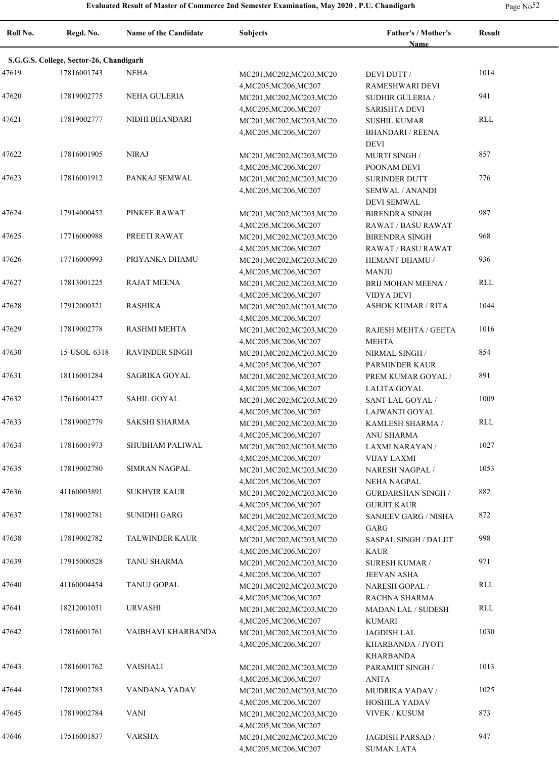# Evaluated Result of Master of Commerce 2nd Semester Examination, May 2020 , P.U. Chandigarh

| Roll No. | Regd. No. | Name of the Candidate | Subjects | Father's / Mother's Name | Result |
|---|---|---|---|---|---|
| **S.G.G.S. College, Sector-26, Chandigarh** | | | | | |
| 47619 | 17816001743 | NEHA | MC201,MC202,MC203,MC204,MC205,MC206,MC207 | DEVI DUTT / RAMESHWARI DEVI | 1014 |
| 47620 | 17819002775 | NEHA GULERIA | MC201,MC202,MC203,MC204,MC205,MC206,MC207 | SUDHIR GULERIA / SARISHTA DEVI | 941 |
| 47621 | 17819002777 | NIDHI BHANDARI | MC201,MC202,MC203,MC204,MC205,MC206,MC207 | SUSHIL KUMAR BHANDARI / REENA DEVI | RLL |
| 47622 | 17816001905 | NIRAJ | MC201,MC202,MC203,MC204,MC205,MC206,MC207 | MURTI SINGH / POONAM DEVI | 857 |
| 47623 | 17816001912 | PANKAJ SEMWAL | MC201,MC202,MC203,MC204,MC205,MC206,MC207 | SURINDER DUTT SEMWAL / ANANDI DEVI SEMWAL | 776 |
| 47624 | 17914000452 | PINKEE RAWAT | MC201,MC202,MC203,MC204,MC205,MC206,MC207 | BIRENDRA SINGH RAWAT / BASU RAWAT | 987 |
| 47625 | 17716000988 | PREETI RAWAT | MC201,MC202,MC203,MC204,MC205,MC206,MC207 | BIRENDRA SINGH RAWAT / BASU RAWAT | 968 |
| 47626 | 17716000993 | PRIYANKA DHAMU | MC201,MC202,MC203,MC204,MC205,MC206,MC207 | HEMANT DHAMU / MANJU | 936 |
| 47627 | 17813001225 | RAJAT MEENA | MC201,MC202,MC203,MC204,MC205,MC206,MC207 | BRIJ MOHAN MEENA / VIDYA DEVI | RLL |
| 47628 | 17912000321 | RASHIKA | MC201,MC202,MC203,MC204,MC205,MC206,MC207 | ASHOK KUMAR / RITA | 1044 |
| 47629 | 17819002778 | RASHMI MEHTA | MC201,MC202,MC203,MC204,MC205,MC206,MC207 | RAJESH MEHTA / GEETA MEHTA | 1016 |
| 47630 | 15-USOL-6318 | RAVINDER SINGH | MC201,MC202,MC203,MC204,MC205,MC206,MC207 | NIRMAL SINGH / PARMINDER KAUR | 854 |
| 47631 | 18116001284 | SAGRIKA GOYAL | MC201,MC202,MC203,MC204,MC205,MC206,MC207 | PREM KUMAR GOYAL / LALITA GOYAL | 891 |
| 47632 | 17616001427 | SAHIL GOYAL | MC201,MC202,MC203,MC204,MC205,MC206,MC207 | SANT LAL GOYAL / LAJWANTI GOYAL | 1009 |
| 47633 | 17819002779 | SAKSHI SHARMA | MC201,MC202,MC203,MC204,MC205,MC206,MC207 | KAMLESH SHARMA / ANU SHARMA | RLL |
| 47634 | 17816001973 | SHUBHAM PALIWAL | MC201,MC202,MC203,MC204,MC205,MC206,MC207 | LAXMI NARAYAN / VIJAY LAXMI | 1027 |
| 47635 | 17819002780 | SIMRAN NAGPAL | MC201,MC202,MC203,MC204,MC205,MC206,MC207 | NARESH NAGPAL / NEHA NAGPAL | 1053 |
| 47636 | 41160003891 | SUKHVIR KAUR | MC201,MC202,MC203,MC204,MC205,MC206,MC207 | GURDARSHAN SINGH / GURJIT KAUR | 882 |
| 47637 | 17819002781 | SUNIDHI GARG | MC201,MC202,MC203,MC204,MC205,MC206,MC207 | SANJEEV GARG / NISHA GARG | 872 |
| 47638 | 17819002782 | TALWINDER KAUR | MC201,MC202,MC203,MC204,MC205,MC206,MC207 | SASPAL SINGH / DALJIT KAUR | 998 |
| 47639 | 17915000528 | TANU SHARMA | MC201,MC202,MC203,MC204,MC205,MC206,MC207 | SURESH KUMAR / JEEVAN ASHA | 971 |
| 47640 | 41160004454 | TANUJ GOPAL | MC201,MC202,MC203,MC204,MC205,MC206,MC207 | NARESH GOPAL / RACHNA SHARMA | RLL |
| 47641 | 18212001031 | URVASHI | MC201,MC202,MC203,MC204,MC205,MC206,MC207 | MADAN LAL / SUDESH KUMARI | RLL |
| 47642 | 17816001761 | VAIBHAVI KHARBANDA | MC201,MC202,MC203,MC204,MC205,MC206,MC207 | JAGDISH LAL KHARBANDA / JYOTI KHARBANDA | 1030 |
| 47643 | 17816001762 | VAISHALI | MC201,MC202,MC203,MC204,MC205,MC206,MC207 | PARAMJIT SINGH / ANITA | 1013 |
| 47644 | 17819002783 | VANDANA YADAV | MC201,MC202,MC203,MC204,MC205,MC206,MC207 | MUDRIKA YADAV / HOSHILA YADAV | 1025 |
| 47645 | 17819002784 | VANI | MC201,MC202,MC203,MC204,MC205,MC206,MC207 | VIVEK / KUSUM | 873 |
| 47646 | 17516001837 | VARSHA | MC201,MC202,MC203,MC204,MC205,MC206,MC207 | JAGDISH PARSAD / SUMAN LATA | 947 |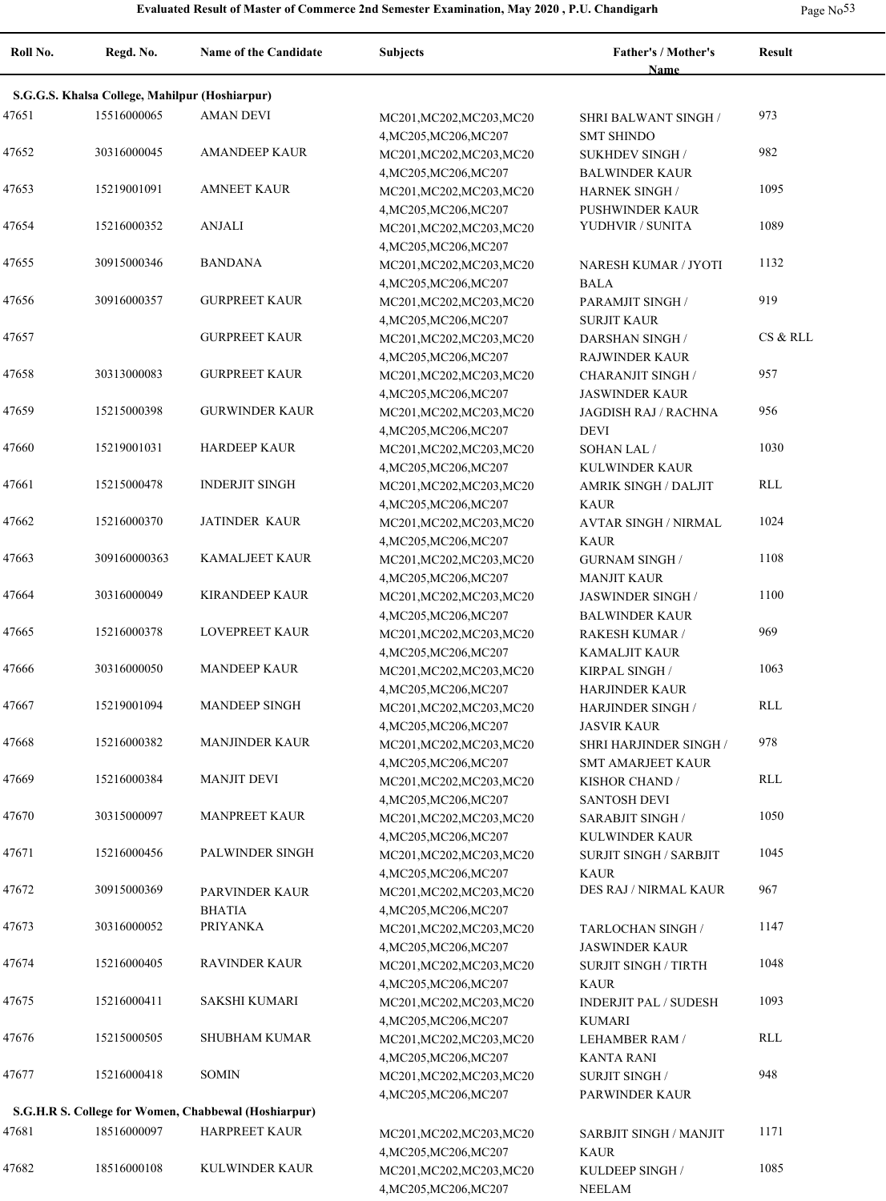# Evaluated Result of Master of Commerce 2nd Semester Examination, May 2020 , P.U. Chandigarh

| Roll No. | Regd. No. | Name of the Candidate | Subjects | Father's / Mother's Name | Result |
|---|---|---|---|---|---|
| **S.G.G.S. Khalsa College, Mahilpur (Hoshiarpur)** | | | | | |
| 47651 | 15516000065 | AMAN DEVI | MC201,MC202,MC203,MC204,MC205,MC206,MC207 | SHRI BALWANT SINGH / SMT SHINDO | 973 |
| 47652 | 30316000045 | AMANDEEP KAUR | MC201,MC202,MC203,MC204,MC205,MC206,MC207 | SUKHDEV SINGH / BALWINDER KAUR | 982 |
| 47653 | 15219001091 | AMNEET KAUR | MC201,MC202,MC203,MC204,MC205,MC206,MC207 | HARNEK SINGH / PUSHWINDER KAUR | 1095 |
| 47654 | 15216000352 | ANJALI | MC201,MC202,MC203,MC204,MC205,MC206,MC207 | YUDHVIR / SUNITA | 1089 |
| 47655 | 30915000346 | BANDANA | MC201,MC202,MC203,MC204,MC205,MC206,MC207 | NARESH KUMAR / JYOTI BALA | 1132 |
| 47656 | 30916000357 | GURPREET KAUR | MC201,MC202,MC203,MC204,MC205,MC206,MC207 | PARAMJIT SINGH / SURJIT KAUR | 919 |
| 47657 | | GURPREET KAUR | MC201,MC202,MC203,MC204,MC205,MC206,MC207 | DARSHAN SINGH / RAJWINDER KAUR | CS & RLL |
| 47658 | 30313000083 | GURPREET KAUR | MC201,MC202,MC203,MC204,MC205,MC206,MC207 | CHARANJIT SINGH / JASWINDER KAUR | 957 |
| 47659 | 15215000398 | GURWINDER KAUR | MC201,MC202,MC203,MC204,MC205,MC206,MC207 | JAGDISH RAJ / RACHNA DEVI | 956 |
| 47660 | 15219001031 | HARDEEP KAUR | MC201,MC202,MC203,MC204,MC205,MC206,MC207 | SOHAN LAL / KULWINDER KAUR | 1030 |
| 47661 | 15215000478 | INDERJIT SINGH | MC201,MC202,MC203,MC204,MC205,MC206,MC207 | AMRIK SINGH / DALJIT KAUR | RLL |
| 47662 | 15216000370 | JATINDER KAUR | MC201,MC202,MC203,MC204,MC205,MC206,MC207 | AVTAR SINGH / NIRMAL KAUR | 1024 |
| 47663 | 309160000363 | KAMALJEET KAUR | MC201,MC202,MC203,MC204,MC205,MC206,MC207 | GURNAM SINGH / MANJIT KAUR | 1108 |
| 47664 | 30316000049 | KIRANDEEP KAUR | MC201,MC202,MC203,MC204,MC205,MC206,MC207 | JASWINDER SINGH / BALWINDER KAUR | 1100 |
| 47665 | 15216000378 | LOVEPREET KAUR | MC201,MC202,MC203,MC204,MC205,MC206,MC207 | RAKESH KUMAR / KAMALJIT KAUR | 969 |
| 47666 | 30316000050 | MANDEEP KAUR | MC201,MC202,MC203,MC204,MC205,MC206,MC207 | KIRPAL SINGH / HARJINDER KAUR | 1063 |
| 47667 | 15219001094 | MANDEEP SINGH | MC201,MC202,MC203,MC204,MC205,MC206,MC207 | HARJINDER SINGH / JASVIR KAUR | RLL |
| 47668 | 15216000382 | MANJINDER KAUR | MC201,MC202,MC203,MC204,MC205,MC206,MC207 | SHRI HARJINDER SINGH / SMT AMARJEET KAUR | 978 |
| 47669 | 15216000384 | MANJIT DEVI | MC201,MC202,MC203,MC204,MC205,MC206,MC207 | KISHOR CHAND / SANTOSH DEVI | RLL |
| 47670 | 30315000097 | MANPREET KAUR | MC201,MC202,MC203,MC204,MC205,MC206,MC207 | SARABJIT SINGH / KULWINDER KAUR | 1050 |
| 47671 | 15216000456 | PALWINDER SINGH | MC201,MC202,MC203,MC204,MC205,MC206,MC207 | SURJIT SINGH / SARBJIT KAUR | 1045 |
| 47672 | 30915000369 | PARVINDER KAUR BHATIA | MC201,MC202,MC203,MC204,MC205,MC206,MC207 | DES RAJ / NIRMAL KAUR | 967 |
| 47673 | 30316000052 | PRIYANKA | MC201,MC202,MC203,MC204,MC205,MC206,MC207 | TARLOCHAN SINGH / JASWINDER KAUR | 1147 |
| 47674 | 15216000405 | RAVINDER KAUR | MC201,MC202,MC203,MC204,MC205,MC206,MC207 | SURJIT SINGH / TIRTH KAUR | 1048 |
| 47675 | 15216000411 | SAKSHI KUMARI | MC201,MC202,MC203,MC204,MC205,MC206,MC207 | INDERJIT PAL / SUDESH KUMARI | 1093 |
| 47676 | 15215000505 | SHUBHAM KUMAR | MC201,MC202,MC203,MC204,MC205,MC206,MC207 | LEHAMBER RAM / KANTA RANI | RLL |
| 47677 | 15216000418 | SOMIN | MC201,MC202,MC203,MC204,MC205,MC206,MC207 | SURJIT SINGH / PARWINDER KAUR | 948 |
| **S.G.H.R S. College for Women, Chabbewal (Hoshiarpur)** | | | | | |
| 47681 | 18516000097 | HARPREET KAUR | MC201,MC202,MC203,MC204,MC205,MC206,MC207 | SARBJIT SINGH / MANJIT KAUR | 1171 |
| 47682 | 18516000108 | KULWINDER KAUR | MC201,MC202,MC203,MC204,MC205,MC206,MC207 | KULDEEP SINGH / NEELAM | 1085 |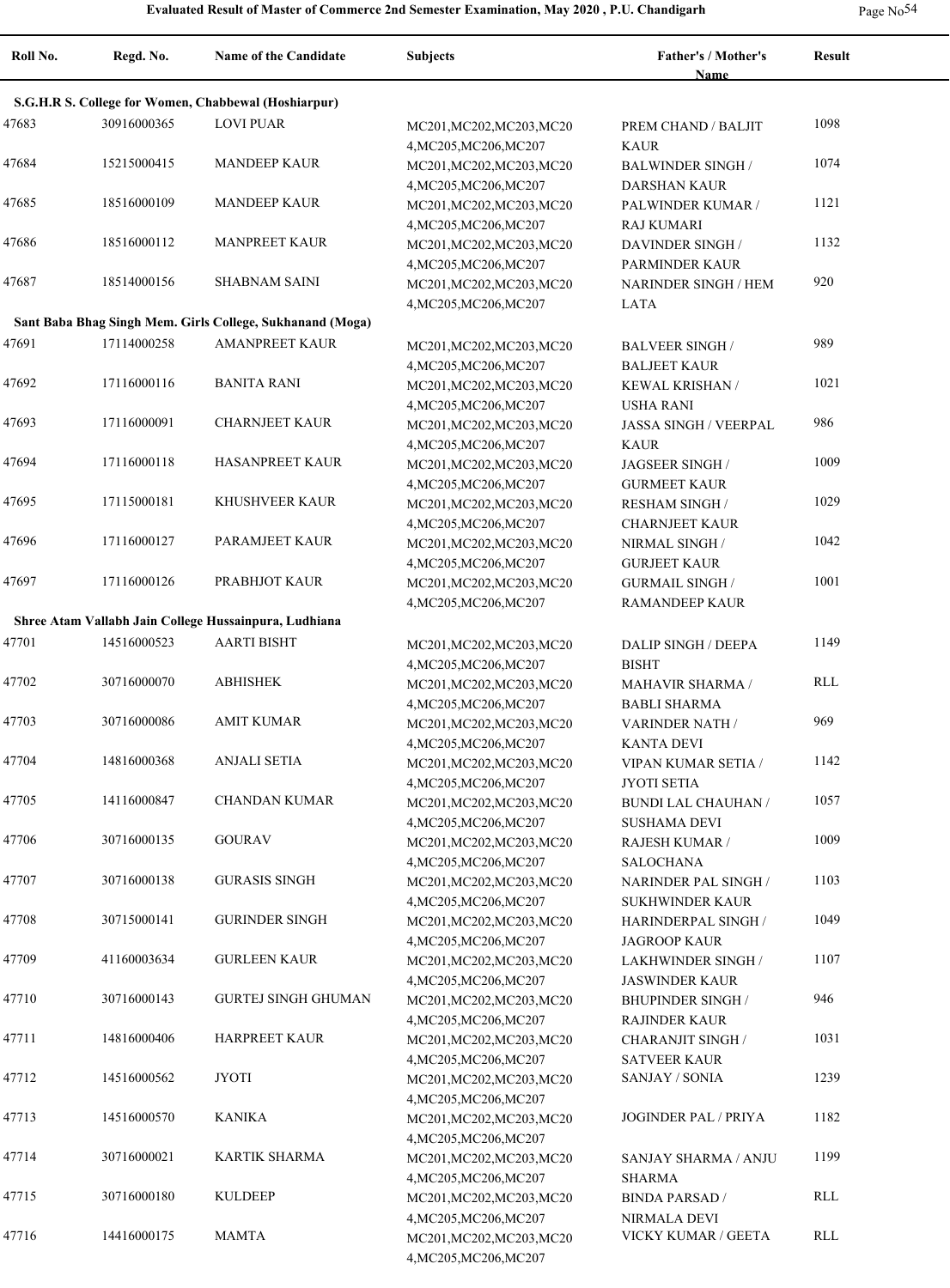# Evaluated Result of Master of Commerce 2nd Semester Examination, May 2020 , P.U. Chandigarh

| Roll No. | Regd. No. | Name of the Candidate | Subjects | Father's / Mother's Name | Result |
|---|---|---|---|---|---|
| **S.G.H.R S. College for Women, Chabbewal (Hoshiarpur)** | | | | | |
| 47683 | 30916000365 | LOVI PUAR | MC201,MC202,MC203,MC204,MC205,MC206,MC207 | PREM CHAND / BALJIT KAUR | 1098 |
| 47684 | 15215000415 | MANDEEP KAUR | MC201,MC202,MC203,MC204,MC205,MC206,MC207 | BALWINDER SINGH / DARSHAN KAUR | 1074 |
| 47685 | 18516000109 | MANDEEP KAUR | MC201,MC202,MC203,MC204,MC205,MC206,MC207 | PALWINDER KUMAR / RAJ KUMARI | 1121 |
| 47686 | 18516000112 | MANPREET KAUR | MC201,MC202,MC203,MC204,MC205,MC206,MC207 | DAVINDER SINGH / PARMINDER KAUR | 1132 |
| 47687 | 18514000156 | SHABNAM SAINI | MC201,MC202,MC203,MC204,MC205,MC206,MC207 | NARINDER SINGH / HEM LATA | 920 |
| **Sant Baba Bhag Singh Mem. Girls College, Sukhanand (Moga)** | | | | | |
| 47691 | 17114000258 | AMANPREET KAUR | MC201,MC202,MC203,MC204,MC205,MC206,MC207 | BALVEER SINGH / BALJEET KAUR | 989 |
| 47692 | 17116000116 | BANITA RANI | MC201,MC202,MC203,MC204,MC205,MC206,MC207 | KEWAL KRISHAN / USHA RANI | 1021 |
| 47693 | 17116000091 | CHARNJEET KAUR | MC201,MC202,MC203,MC204,MC205,MC206,MC207 | JASSA SINGH / VEERPAL KAUR | 986 |
| 47694 | 17116000118 | HASANPREET KAUR | MC201,MC202,MC203,MC204,MC205,MC206,MC207 | JAGSEER SINGH / GURMEET KAUR | 1009 |
| 47695 | 17115000181 | KHUSHVEER KAUR | MC201,MC202,MC203,MC204,MC205,MC206,MC207 | RESHAM SINGH / CHARNJEET KAUR | 1029 |
| 47696 | 17116000127 | PARAMJEET KAUR | MC201,MC202,MC203,MC204,MC205,MC206,MC207 | NIRMAL SINGH / GURJEET KAUR | 1042 |
| 47697 | 17116000126 | PRABHJOT KAUR | MC201,MC202,MC203,MC204,MC205,MC206,MC207 | GURMAIL SINGH / RAMANDEEP KAUR | 1001 |
| **Shree Atam Vallabh Jain College Hussainpura, Ludhiana** | | | | | |
| 47701 | 14516000523 | AARTI BISHT | MC201,MC202,MC203,MC204,MC205,MC206,MC207 | DALIP SINGH / DEEPA BISHT | 1149 |
| 47702 | 30716000070 | ABHISHEK | MC201,MC202,MC203,MC204,MC205,MC206,MC207 | MAHAVIR SHARMA / BABLI SHARMA | RLL |
| 47703 | 30716000086 | AMIT KUMAR | MC201,MC202,MC203,MC204,MC205,MC206,MC207 | VARINDER NATH / KANTA DEVI | 969 |
| 47704 | 14816000368 | ANJALI SETIA | MC201,MC202,MC203,MC204,MC205,MC206,MC207 | VIPAN KUMAR SETIA / JYOTI SETIA | 1142 |
| 47705 | 14116000847 | CHANDAN KUMAR | MC201,MC202,MC203,MC204,MC205,MC206,MC207 | BUNDI LAL CHAUHAN / SUSHAMA DEVI | 1057 |
| 47706 | 30716000135 | GOURAV | MC201,MC202,MC203,MC204,MC205,MC206,MC207 | RAJESH KUMAR / SALOCHANA | 1009 |
| 47707 | 30716000138 | GURASIS SINGH | MC201,MC202,MC203,MC204,MC205,MC206,MC207 | NARINDER PAL SINGH / SUKHWINDER KAUR | 1103 |
| 47708 | 30715000141 | GURINDER SINGH | MC201,MC202,MC203,MC204,MC205,MC206,MC207 | HARINDERPAL SINGH / JAGROOP KAUR | 1049 |
| 47709 | 41160003634 | GURLEEN KAUR | MC201,MC202,MC203,MC204,MC205,MC206,MC207 | LAKHWINDER SINGH / JASWINDER KAUR | 1107 |
| 47710 | 30716000143 | GURTEJ SINGH GHUMAN | MC201,MC202,MC203,MC204,MC205,MC206,MC207 | BHUPINDER SINGH / RAJINDER KAUR | 946 |
| 47711 | 14816000406 | HARPREET KAUR | MC201,MC202,MC203,MC204,MC205,MC206,MC207 | CHARANJIT SINGH / SATVEER KAUR | 1031 |
| 47712 | 14516000562 | JYOTI | MC201,MC202,MC203,MC204,MC205,MC206,MC207 | SANJAY / SONIA | 1239 |
| 47713 | 14516000570 | KANIKA | MC201,MC202,MC203,MC204,MC205,MC206,MC207 | JOGINDER PAL / PRIYA | 1182 |
| 47714 | 30716000021 | KARTIK SHARMA | MC201,MC202,MC203,MC204,MC205,MC206,MC207 | SANJAY SHARMA / ANJU SHARMA | 1199 |
| 47715 | 30716000180 | KULDEEP | MC201,MC202,MC203,MC204,MC205,MC206,MC207 | BINDA PARSAD / NIRMALA DEVI | RLL |
| 47716 | 14416000175 | MAMTA | MC201,MC202,MC203,MC204,MC205,MC206,MC207 | VICKY KUMAR / GEETA | RLL |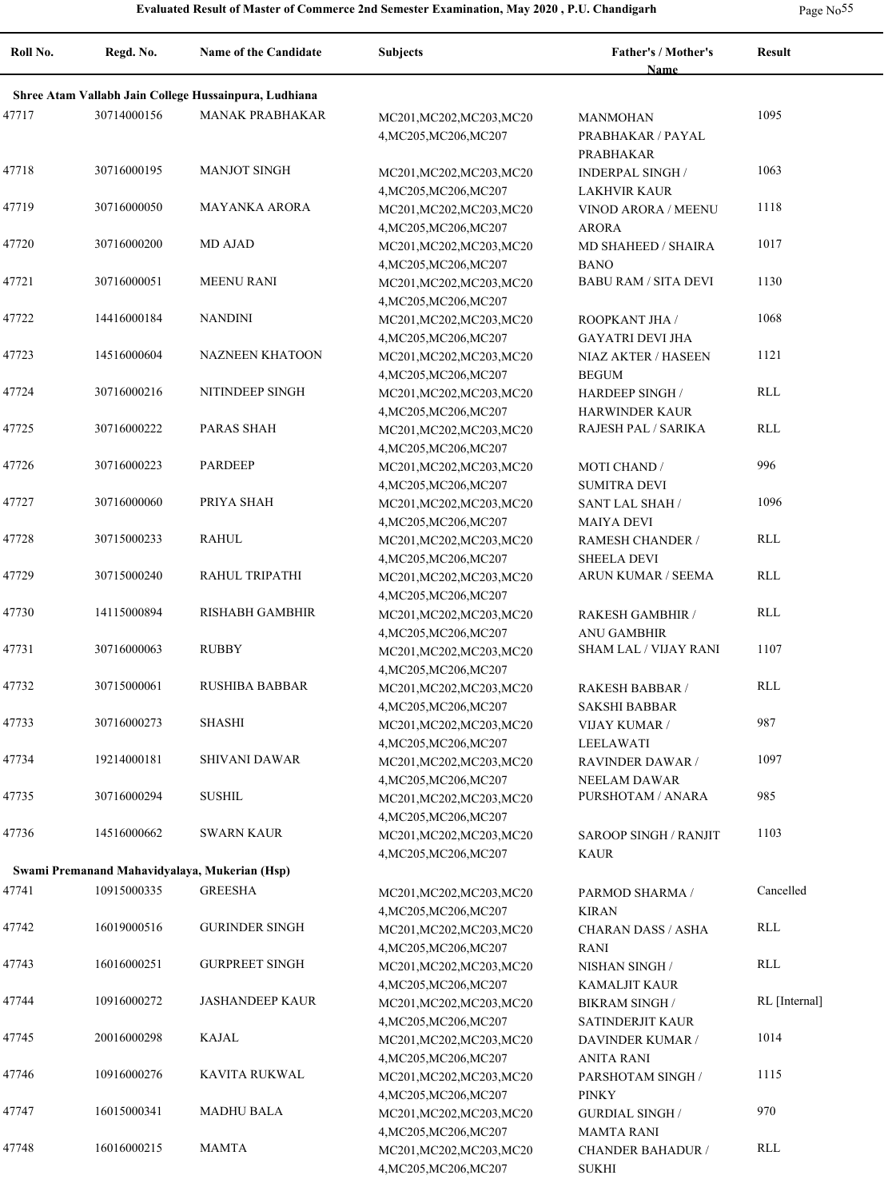# Evaluated Result of Master of Commerce 2nd Semester Examination, May 2020 , P.U. Chandigarh

| Roll No. | Regd. No. | Name of the Candidate | Subjects | Father's / Mother's Name | Result |
|---|---|---|---|---|---|
| **Shree Atam Vallabh Jain College Hussainpura, Ludhiana** | | | | | |
| 47717 | 30714000156 | MANAK PRABHAKAR | MC201,MC202,MC203,MC204,MC205,MC206,MC207 | MANMOHAN PRABHAKAR / PAYAL PRABHAKAR | 1095 |
| 47718 | 30716000195 | MANJOT SINGH | MC201,MC202,MC203,MC204,MC205,MC206,MC207 | INDERPAL SINGH / LAKHVIR KAUR | 1063 |
| 47719 | 30716000050 | MAYANKA ARORA | MC201,MC202,MC203,MC204,MC205,MC206,MC207 | VINOD ARORA / MEENU ARORA | 1118 |
| 47720 | 30716000200 | MD AJAD | MC201,MC202,MC203,MC204,MC205,MC206,MC207 | MD SHAHEED / SHAIRA BANO | 1017 |
| 47721 | 30716000051 | MEENU RANI | MC201,MC202,MC203,MC204,MC205,MC206,MC207 | BABU RAM / SITA DEVI | 1130 |
| 47722 | 14416000184 | NANDINI | MC201,MC202,MC203,MC204,MC205,MC206,MC207 | ROOPKANT JHA / GAYATRI DEVI JHA | 1068 |
| 47723 | 14516000604 | NAZNEEN KHATOON | MC201,MC202,MC203,MC204,MC205,MC206,MC207 | NIAZ AKTER / HASEEN BEGUM | 1121 |
| 47724 | 30716000216 | NITINDEEP SINGH | MC201,MC202,MC203,MC204,MC205,MC206,MC207 | HARDEEP SINGH / HARWINDER KAUR | RLL |
| 47725 | 30716000222 | PARAS SHAH | MC201,MC202,MC203,MC204,MC205,MC206,MC207 | RAJESH PAL / SARIKA | RLL |
| 47726 | 30716000223 | PARDEEP | MC201,MC202,MC203,MC204,MC205,MC206,MC207 | MOTI CHAND / SUMITRA DEVI | 996 |
| 47727 | 30716000060 | PRIYA SHAH | MC201,MC202,MC203,MC204,MC205,MC206,MC207 | SANT LAL SHAH / MAIYA DEVI | 1096 |
| 47728 | 30715000233 | RAHUL | MC201,MC202,MC203,MC204,MC205,MC206,MC207 | RAMESH CHANDER / SHEELA DEVI | RLL |
| 47729 | 30715000240 | RAHUL TRIPATHI | MC201,MC202,MC203,MC204,MC205,MC206,MC207 | ARUN KUMAR / SEEMA | RLL |
| 47730 | 14115000894 | RISHABH GAMBHIR | MC201,MC202,MC203,MC204,MC205,MC206,MC207 | RAKESH GAMBHIR / ANU GAMBHIR | RLL |
| 47731 | 30716000063 | RUBBY | MC201,MC202,MC203,MC204,MC205,MC206,MC207 | SHAM LAL / VIJAY RANI | 1107 |
| 47732 | 30715000061 | RUSHIBA BABBAR | MC201,MC202,MC203,MC204,MC205,MC206,MC207 | RAKESH BABBAR / SAKSHI BABBAR | RLL |
| 47733 | 30716000273 | SHASHI | MC201,MC202,MC203,MC204,MC205,MC206,MC207 | VIJAY KUMAR / LEELAWATI | 987 |
| 47734 | 19214000181 | SHIVANI DAWAR | MC201,MC202,MC203,MC204,MC205,MC206,MC207 | RAVINDER DAWAR / NEELAM DAWAR | 1097 |
| 47735 | 30716000294 | SUSHIL | MC201,MC202,MC203,MC204,MC205,MC206,MC207 | PURSHOTAM / ANARA | 985 |
| 47736 | 14516000662 | SWARN KAUR | MC201,MC202,MC203,MC204,MC205,MC206,MC207 | SAROOP SINGH / RANJIT KAUR | 1103 |
| **Swami Premanand Mahavidyalaya, Mukerian (Hsp)** | | | | | |
| 47741 | 10915000335 | GREESHA | MC201,MC202,MC203,MC204,MC205,MC206,MC207 | PARMOD SHARMA / KIRAN | Cancelled |
| 47742 | 16019000516 | GURINDER SINGH | MC201,MC202,MC203,MC204,MC205,MC206,MC207 | CHARAN DASS / ASHA RANI | RLL |
| 47743 | 16016000251 | GURPREET SINGH | MC201,MC202,MC203,MC204,MC205,MC206,MC207 | NISHAN SINGH / KAMALJIT KAUR | RLL |
| 47744 | 10916000272 | JASHANDEEP KAUR | MC201,MC202,MC203,MC204,MC205,MC206,MC207 | BIKRAM SINGH / SATINDERJIT KAUR | RL [Internal] |
| 47745 | 20016000298 | KAJAL | MC201,MC202,MC203,MC204,MC205,MC206,MC207 | DAVINDER KUMAR / ANITA RANI | 1014 |
| 47746 | 10916000276 | KAVITA RUKWAL | MC201,MC202,MC203,MC204,MC205,MC206,MC207 | PARSHOTAM SINGH / PINKY | 1115 |
| 47747 | 16015000341 | MADHU BALA | MC201,MC202,MC203,MC204,MC205,MC206,MC207 | GURDIAL SINGH / MAMTA RANI | 970 |
| 47748 | 16016000215 | MAMTA | MC201,MC202,MC203,MC204,MC205,MC206,MC207 | CHANDER BAHADUR / SUKHI | RLL |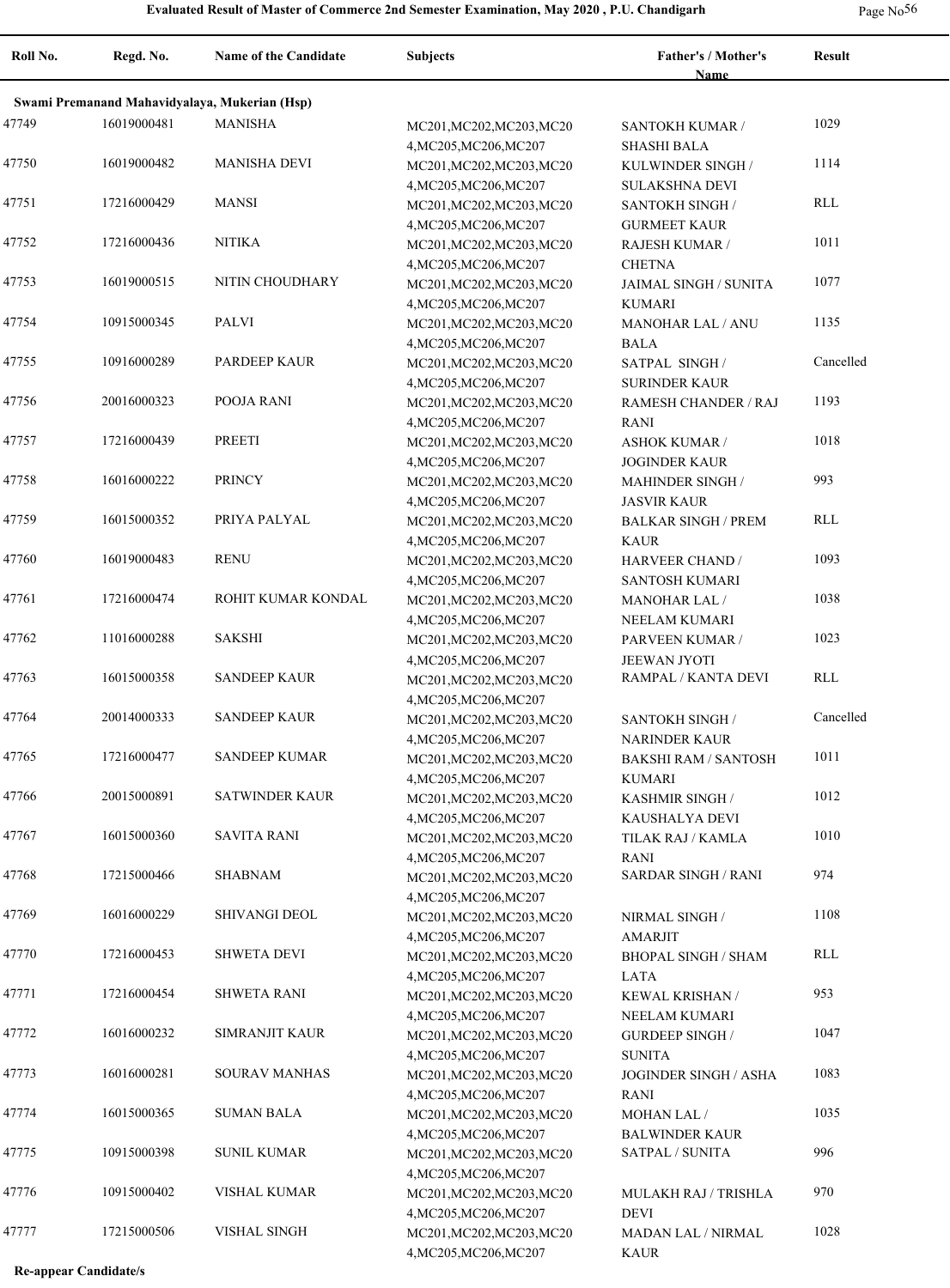## Evaluated Result of Master of Commerce 2nd Semester Examination, May 2020 , P.U. Chandigarh

| Roll No. | Regd. No. | Name of the Candidate | Subjects | Father's / Mother's Name | Result |
|---|---|---|---|---|---|
| **Swami Premanand Mahavidyalaya, Mukerian (Hsp)** | | | | | |
| 47749 | 16019000481 | MANISHA | MC201,MC202,MC203,MC204,MC205,MC206,MC207 | SANTOKH KUMAR / SHASHI BALA | 1029 |
| 47750 | 16019000482 | MANISHA DEVI | MC201,MC202,MC203,MC204,MC205,MC206,MC207 | KULWINDER SINGH / SULAKSHNA DEVI | 1114 |
| 47751 | 17216000429 | MANSI | MC201,MC202,MC203,MC204,MC205,MC206,MC207 | SANTOKH SINGH / GURMEET KAUR | RLL |
| 47752 | 17216000436 | NITIKA | MC201,MC202,MC203,MC204,MC205,MC206,MC207 | RAJESH KUMAR / CHETNA | 1011 |
| 47753 | 16019000515 | NITIN CHOUDHARY | MC201,MC202,MC203,MC204,MC205,MC206,MC207 | JAIMAL SINGH / SUNITA KUMARI | 1077 |
| 47754 | 10915000345 | PALVI | MC201,MC202,MC203,MC204,MC205,MC206,MC207 | MANOHAR LAL / ANU BALA | 1135 |
| 47755 | 10916000289 | PARDEEP KAUR | MC201,MC202,MC203,MC204,MC205,MC206,MC207 | SATPAL SINGH / SURINDER KAUR | Cancelled |
| 47756 | 20016000323 | POOJA RANI | MC201,MC202,MC203,MC204,MC205,MC206,MC207 | RAMESH CHANDER / RAJ RANI | 1193 |
| 47757 | 17216000439 | PREETI | MC201,MC202,MC203,MC204,MC205,MC206,MC207 | ASHOK KUMAR / JOGINDER KAUR | 1018 |
| 47758 | 16016000222 | PRINCY | MC201,MC202,MC203,MC204,MC205,MC206,MC207 | MAHINDER SINGH / JASVIR KAUR | 993 |
| 47759 | 16015000352 | PRIYA PALYAL | MC201,MC202,MC203,MC204,MC205,MC206,MC207 | BALKAR SINGH / PREM KAUR | RLL |
| 47760 | 16019000483 | RENU | MC201,MC202,MC203,MC204,MC205,MC206,MC207 | HARVEER CHAND / SANTOSH KUMARI | 1093 |
| 47761 | 17216000474 | ROHIT KUMAR KONDAL | MC201,MC202,MC203,MC204,MC205,MC206,MC207 | MANOHAR LAL / NEELAM KUMARI | 1038 |
| 47762 | 11016000288 | SAKSHI | MC201,MC202,MC203,MC204,MC205,MC206,MC207 | PARVEEN KUMAR / JEEWAN JYOTI | 1023 |
| 47763 | 16015000358 | SANDEEP KAUR | MC201,MC202,MC203,MC204,MC205,MC206,MC207 | RAMPAL / KANTA DEVI | RLL |
| 47764 | 20014000333 | SANDEEP KAUR | MC201,MC202,MC203,MC204,MC205,MC206,MC207 | SANTOKH SINGH / NARINDER KAUR | Cancelled |
| 47765 | 17216000477 | SANDEEP KUMAR | MC201,MC202,MC203,MC204,MC205,MC206,MC207 | BAKSHI RAM / SANTOSH KUMARI | 1011 |
| 47766 | 20015000891 | SATWINDER KAUR | MC201,MC202,MC203,MC204,MC205,MC206,MC207 | KASHMIR SINGH / KAUSHALYA DEVI | 1012 |
| 47767 | 16015000360 | SAVITA RANI | MC201,MC202,MC203,MC204,MC205,MC206,MC207 | TILAK RAJ / KAMLA RANI | 1010 |
| 47768 | 17215000466 | SHABNAM | MC201,MC202,MC203,MC204,MC205,MC206,MC207 | SARDAR SINGH / RANI | 974 |
| 47769 | 16016000229 | SHIVANGI DEOL | MC201,MC202,MC203,MC204,MC205,MC206,MC207 | NIRMAL SINGH / AMARJIT | 1108 |
| 47770 | 17216000453 | SHWETA DEVI | MC201,MC202,MC203,MC204,MC205,MC206,MC207 | BHOPAL SINGH / SHAM LATA | RLL |
| 47771 | 17216000454 | SHWETA RANI | MC201,MC202,MC203,MC204,MC205,MC206,MC207 | KEWAL KRISHAN / NEELAM KUMARI | 953 |
| 47772 | 16016000232 | SIMRANJIT KAUR | MC201,MC202,MC203,MC204,MC205,MC206,MC207 | GURDEEP SINGH / SUNITA | 1047 |
| 47773 | 16016000281 | SOURAV MANHAS | MC201,MC202,MC203,MC204,MC205,MC206,MC207 | JOGINDER SINGH / ASHA RANI | 1083 |
| 47774 | 16015000365 | SUMAN BALA | MC201,MC202,MC203,MC204,MC205,MC206,MC207 | MOHAN LAL / BALWINDER KAUR | 1035 |
| 47775 | 10915000398 | SUNIL KUMAR | MC201,MC202,MC203,MC204,MC205,MC206,MC207 | SATPAL / SUNITA | 996 |
| 47776 | 10915000402 | VISHAL KUMAR | MC201,MC202,MC203,MC204,MC205,MC206,MC207 | MULAKH RAJ / TRISHLA DEVI | 970 |
| 47777 | 17215000506 | VISHAL SINGH | MC201,MC202,MC203,MC204,MC205,MC206,MC207 | MADAN LAL / NIRMAL KAUR | 1028 |

**Re-appear Candidate/s**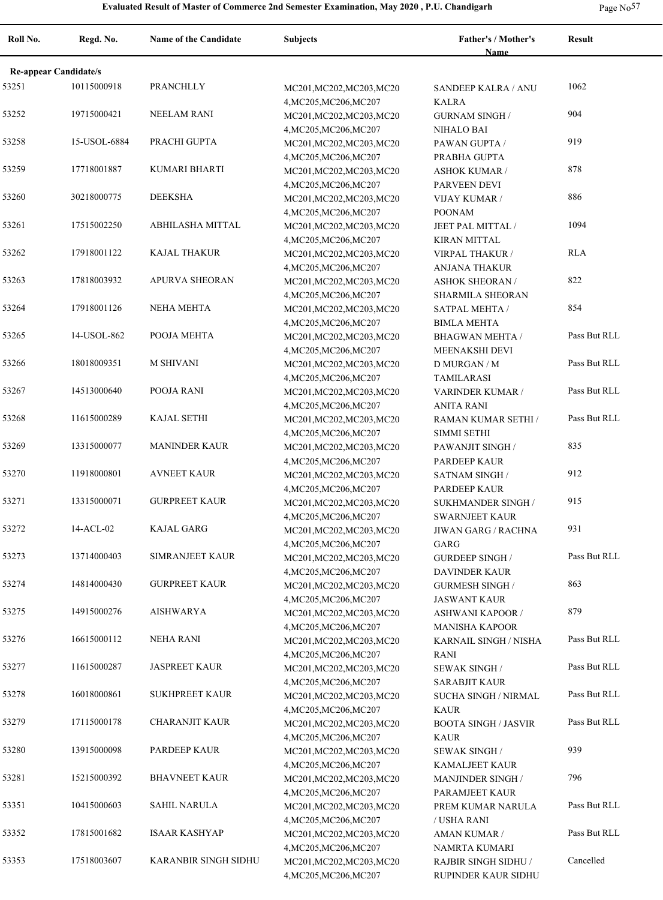| Roll No. | Regd. No. | Name of the Candidate | Subjects | Father's / Mother's Name | Result |
|---|---|---|---|---|---|
| **Re-appear Candidate/s** | | | | | |
| 53251 | 10115000918 | PRANCHLLY | MC201,MC202,MC203,MC204,MC205,MC206,MC207 | SANDEEP KALRA / ANU KALRA | 1062 |
| 53252 | 19715000421 | NEELAM RANI | MC201,MC202,MC203,MC204,MC205,MC206,MC207 | GURNAM SINGH / NIHALO BAI | 904 |
| 53258 | 15-USOL-6884 | PRACHI GUPTA | MC201,MC202,MC203,MC204,MC205,MC206,MC207 | PAWAN GUPTA / PRABHA GUPTA | 919 |
| 53259 | 17718001887 | KUMARI BHARTI | MC201,MC202,MC203,MC204,MC205,MC206,MC207 | ASHOK KUMAR / PARVEEN DEVI | 878 |
| 53260 | 30218000775 | DEEKSHA | MC201,MC202,MC203,MC204,MC205,MC206,MC207 | VIJAY KUMAR / POONAM | 886 |
| 53261 | 17515002250 | ABHILASHA MITTAL | MC201,MC202,MC203,MC204,MC205,MC206,MC207 | JEET PAL MITTAL / KIRAN MITTAL | 1094 |
| 53262 | 17918001122 | KAJAL THAKUR | MC201,MC202,MC203,MC204,MC205,MC206,MC207 | VIRPAL THAKUR / ANJANA THAKUR | RLA |
| 53263 | 17818003932 | APURVA SHEORAN | MC201,MC202,MC203,MC204,MC205,MC206,MC207 | ASHOK SHEORAN / SHARMILA SHEORAN | 822 |
| 53264 | 17918001126 | NEHA MEHTA | MC201,MC202,MC203,MC204,MC205,MC206,MC207 | SATPAL MEHTA / BIMLA MEHTA | 854 |
| 53265 | 14-USOL-862 | POOJA MEHTA | MC201,MC202,MC203,MC204,MC205,MC206,MC207 | BHAGWAN MEHTA / MEENAKSHI DEVI | Pass But RLL |
| 53266 | 18018009351 | M SHIVANI | MC201,MC202,MC203,MC204,MC205,MC206,MC207 | D MURGAN / M TAMILARASI | Pass But RLL |
| 53267 | 14513000640 | POOJA RANI | MC201,MC202,MC203,MC204,MC205,MC206,MC207 | VARINDER KUMAR / ANITA RANI | Pass But RLL |
| 53268 | 11615000289 | KAJAL SETHI | MC201,MC202,MC203,MC204,MC205,MC206,MC207 | RAMAN KUMAR SETHI / SIMMI SETHI | Pass But RLL |
| 53269 | 13315000077 | MANINDER KAUR | MC201,MC202,MC203,MC204,MC205,MC206,MC207 | PAWANJIT SINGH / PARDEEP KAUR | 835 |
| 53270 | 11918000801 | AVNEET KAUR | MC201,MC202,MC203,MC204,MC205,MC206,MC207 | SATNAM SINGH / PARDEEP KAUR | 912 |
| 53271 | 13315000071 | GURPREET KAUR | MC201,MC202,MC203,MC204,MC205,MC206,MC207 | SUKHMANDER SINGH / SWARNJEET KAUR | 915 |
| 53272 | 14-ACL-02 | KAJAL GARG | MC201,MC202,MC203,MC204,MC205,MC206,MC207 | JIWAN GARG / RACHNA GARG | 931 |
| 53273 | 13714000403 | SIMRANJEET KAUR | MC201,MC202,MC203,MC204,MC205,MC206,MC207 | GURDEEP SINGH / DAVINDER KAUR | Pass But RLL |
| 53274 | 14814000430 | GURPREET KAUR | MC201,MC202,MC203,MC204,MC205,MC206,MC207 | GURMESH SINGH / JASWANT KAUR | 863 |
| 53275 | 14915000276 | AISHWARYA | MC201,MC202,MC203,MC204,MC205,MC206,MC207 | ASHWANI KAPOOR / MANISHA KAPOOR | 879 |
| 53276 | 16615000112 | NEHA RANI | MC201,MC202,MC203,MC204,MC205,MC206,MC207 | KARNAIL SINGH / NISHA RANI | Pass But RLL |
| 53277 | 11615000287 | JASPREET KAUR | MC201,MC202,MC203,MC204,MC205,MC206,MC207 | SEWAK SINGH / SARABJIT KAUR | Pass But RLL |
| 53278 | 16018000861 | SUKHPREET KAUR | MC201,MC202,MC203,MC204,MC205,MC206,MC207 | SUCHA SINGH / NIRMAL KAUR | Pass But RLL |
| 53279 | 17115000178 | CHARANJIT KAUR | MC201,MC202,MC203,MC204,MC205,MC206,MC207 | BOOTA SINGH / JASVIR KAUR | Pass But RLL |
| 53280 | 13915000098 | PARDEEP KAUR | MC201,MC202,MC203,MC204,MC205,MC206,MC207 | SEWAK SINGH / KAMALJEET KAUR | 939 |
| 53281 | 15215000392 | BHAVNEET KAUR | MC201,MC202,MC203,MC204,MC205,MC206,MC207 | MANJINDER SINGH / PARAMJEET KAUR | 796 |
| 53351 | 10415000603 | SAHIL NARULA | MC201,MC202,MC203,MC204,MC205,MC206,MC207 | PREM KUMAR NARULA / USHA RANI | Pass But RLL |
| 53352 | 17815001682 | ISAAR KASHYAP | MC201,MC202,MC203,MC204,MC205,MC206,MC207 | AMAN KUMAR / NAMRTA KUMARI | Pass But RLL |
| 53353 | 17518003607 | KARANBIR SINGH SIDHU | MC201,MC202,MC203,MC204,MC205,MC206,MC207 | RAJBIR SINGH SIDHU / RUPINDER KAUR SIDHU | Cancelled |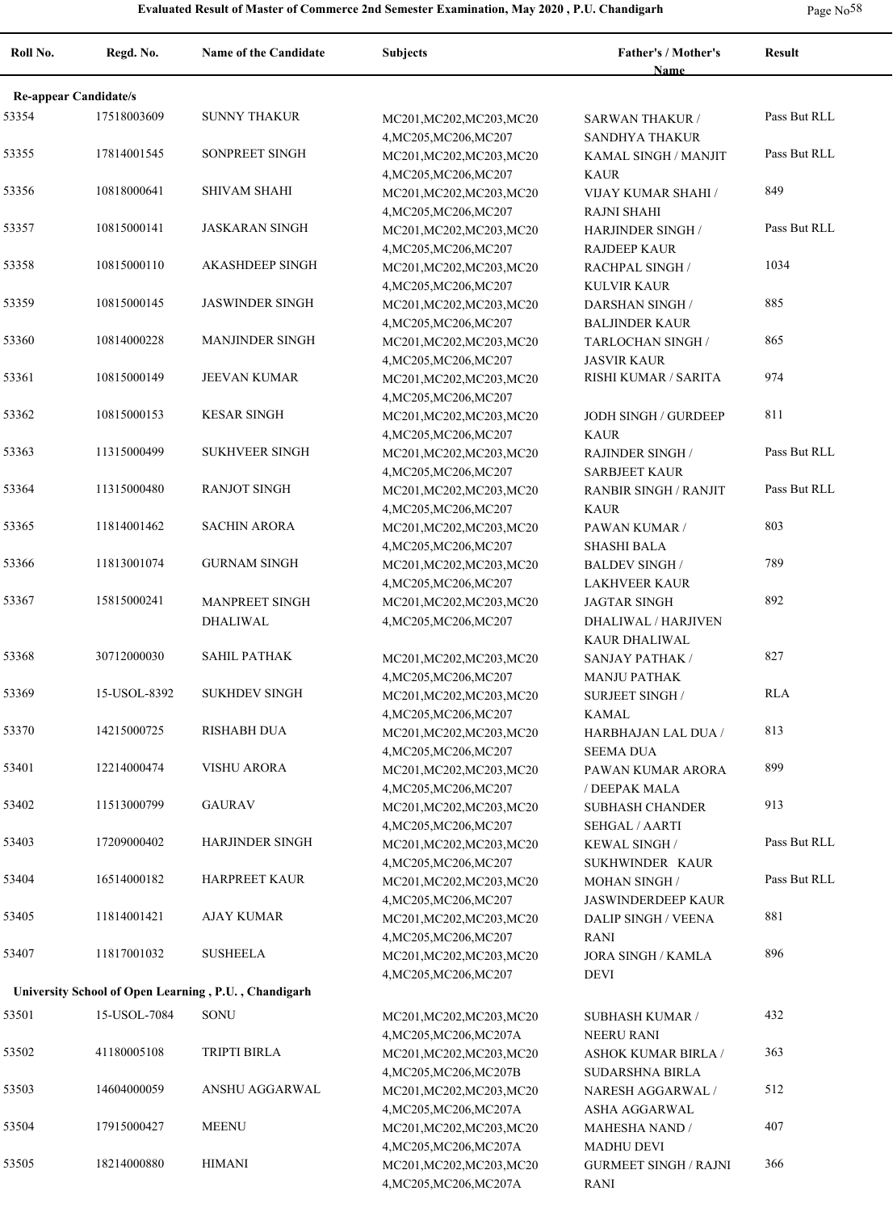# Evaluated Result of Master of Commerce 2nd Semester Examination, May 2020 , P.U. Chandigarh

| Roll No. | Regd. No. | Name of the Candidate | Subjects | Father's / Mother's Name | Result |
|---|---|---|---|---|---|
| **Re-appear Candidate/s** | | | | | |
| 53354 | 17518003609 | SUNNY THAKUR | MC201,MC202,MC203,MC204,MC205,MC206,MC207 | SARWAN THAKUR / SANDHYA THAKUR | Pass But RLL |
| 53355 | 17814001545 | SONPREET SINGH | MC201,MC202,MC203,MC204,MC205,MC206,MC207 | KAMAL SINGH / MANJIT KAUR | Pass But RLL |
| 53356 | 10818000641 | SHIVAM SHAHI | MC201,MC202,MC203,MC204,MC205,MC206,MC207 | VIJAY KUMAR SHAHI / RAJNI SHAHI | 849 |
| 53357 | 10815000141 | JASKARAN SINGH | MC201,MC202,MC203,MC204,MC205,MC206,MC207 | HARJINDER SINGH / RAJDEEP KAUR | Pass But RLL |
| 53358 | 10815000110 | AKASHDEEP SINGH | MC201,MC202,MC203,MC204,MC205,MC206,MC207 | RACHPAL SINGH / KULVIR KAUR | 1034 |
| 53359 | 10815000145 | JASWINDER SINGH | MC201,MC202,MC203,MC204,MC205,MC206,MC207 | DARSHAN SINGH / BALJINDER KAUR | 885 |
| 53360 | 10814000228 | MANJINDER SINGH | MC201,MC202,MC203,MC204,MC205,MC206,MC207 | TARLOCHAN SINGH / JASVIR KAUR | 865 |
| 53361 | 10815000149 | JEEVAN KUMAR | MC201,MC202,MC203,MC204,MC205,MC206,MC207 | RISHI KUMAR / SARITA | 974 |
| 53362 | 10815000153 | KESAR SINGH | MC201,MC202,MC203,MC204,MC205,MC206,MC207 | JODH SINGH / GURDEEP KAUR | 811 |
| 53363 | 11315000499 | SUKHVEER SINGH | MC201,MC202,MC203,MC204,MC205,MC206,MC207 | RAJINDER SINGH / SARBJEET KAUR | Pass But RLL |
| 53364 | 11315000480 | RANJOT SINGH | MC201,MC202,MC203,MC204,MC205,MC206,MC207 | RANBIR SINGH / RANJIT KAUR | Pass But RLL |
| 53365 | 11814001462 | SACHIN ARORA | MC201,MC202,MC203,MC204,MC205,MC206,MC207 | PAWAN KUMAR / SHASHI BALA | 803 |
| 53366 | 11813001074 | GURNAM SINGH | MC201,MC202,MC203,MC204,MC205,MC206,MC207 | BALDEV SINGH / LAKHVEER KAUR | 789 |
| 53367 | 15815000241 | MANPREET SINGH DHALIWAL | MC201,MC202,MC203,MC204,MC205,MC206,MC207 | JAGTAR SINGH DHALIWAL / HARJIVEN KAUR DHALIWAL | 892 |
| 53368 | 30712000030 | SAHIL PATHAK | MC201,MC202,MC203,MC204,MC205,MC206,MC207 | SANJAY PATHAK / MANJU PATHAK | 827 |
| 53369 | 15-USOL-8392 | SUKHDEV SINGH | MC201,MC202,MC203,MC204,MC205,MC206,MC207 | SURJEET SINGH / KAMAL | RLA |
| 53370 | 14215000725 | RISHABH DUA | MC201,MC202,MC203,MC204,MC205,MC206,MC207 | HARBHAJAN LAL DUA / SEEMA DUA | 813 |
| 53401 | 12214000474 | VISHU ARORA | MC201,MC202,MC203,MC204,MC205,MC206,MC207 | PAWAN KUMAR ARORA / DEEPAK MALA | 899 |
| 53402 | 11513000799 | GAURAV | MC201,MC202,MC203,MC204,MC205,MC206,MC207 | SUBHASH CHANDER SEHGAL / AARTI | 913 |
| 53403 | 17209000402 | HARJINDER SINGH | MC201,MC202,MC203,MC204,MC205,MC206,MC207 | KEWAL SINGH / SUKHWINDER KAUR | Pass But RLL |
| 53404 | 16514000182 | HARPREET KAUR | MC201,MC202,MC203,MC204,MC205,MC206,MC207 | MOHAN SINGH / JASWINDERDEEP KAUR | Pass But RLL |
| 53405 | 11814001421 | AJAY KUMAR | MC201,MC202,MC203,MC204,MC205,MC206,MC207 | DALIP SINGH / VEENA RANI | 881 |
| 53407 | 11817001032 | SUSHEELA | MC201,MC202,MC203,MC204,MC205,MC206,MC207 | JORA SINGH / KAMLA DEVI | 896 |
| **University School of Open Learning , P.U. , Chandigarh** | | | | | |
| 53501 | 15-USOL-7084 | SONU | MC201,MC202,MC203,MC204,MC205,MC206,MC207A | SUBHASH KUMAR / NEERU RANI | 432 |
| 53502 | 41180005108 | TRIPTI BIRLA | MC201,MC202,MC203,MC204,MC205,MC206,MC207B | ASHOK KUMAR BIRLA / SUDARSHNA BIRLA | 363 |
| 53503 | 14604000059 | ANSHU AGGARWAL | MC201,MC202,MC203,MC204,MC205,MC206,MC207A | NARESH AGGARWAL / ASHA AGGARWAL | 512 |
| 53504 | 17915000427 | MEENU | MC201,MC202,MC203,MC204,MC205,MC206,MC207A | MAHESHA NAND / MADHU DEVI | 407 |
| 53505 | 18214000880 | HIMANI | MC201,MC202,MC203,MC204,MC205,MC206,MC207A | GURMEET SINGH / RAJNI RANI | 366 |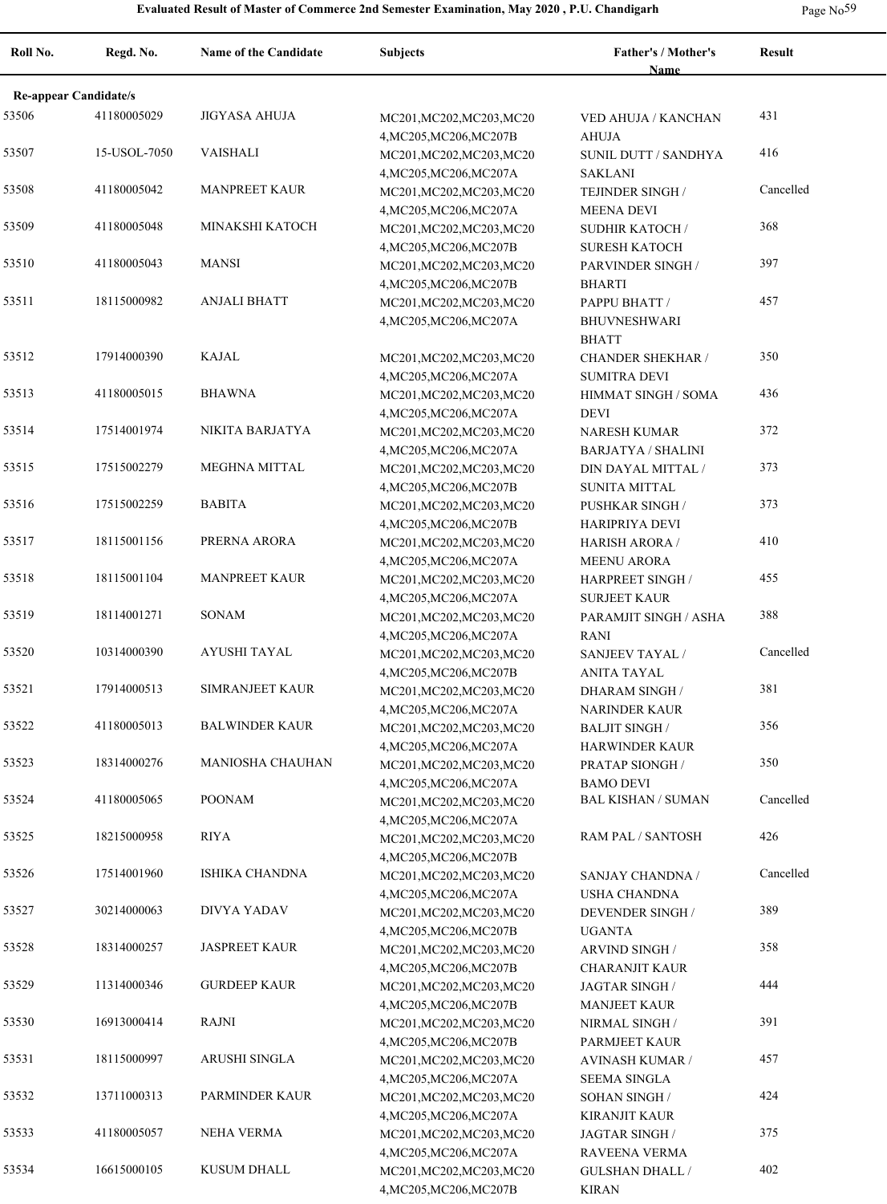# Evaluated Result of Master of Commerce 2nd Semester Examination, May 2020 , P.U. Chandigarh

| Roll No. | Regd. No. | Name of the Candidate | Subjects | Father's / Mother's Name | Result |
|---|---|---|---|---|---|
| **Re-appear Candidate/s** | | | | | |
| 53506 | 41180005029 | JIGYASA AHUJA | MC201,MC202,MC203,MC204,MC205,MC206,MC207B | VED AHUJA / KANCHAN AHUJA | 431 |
| 53507 | 15-USOL-7050 | VAISHALI | MC201,MC202,MC203,MC204,MC205,MC206,MC207A | SUNIL DUTT / SANDHYA SAKLANI | 416 |
| 53508 | 41180005042 | MANPREET KAUR | MC201,MC202,MC203,MC204,MC205,MC206,MC207A | TEJINDER SINGH / MEENA DEVI | Cancelled |
| 53509 | 41180005048 | MINAKSHI KATOCH | MC201,MC202,MC203,MC204,MC205,MC206,MC207B | SUDHIR KATOCH / SURESH KATOCH | 368 |
| 53510 | 41180005043 | MANSI | MC201,MC202,MC203,MC204,MC205,MC206,MC207B | PARVINDER SINGH / BHARTI | 397 |
| 53511 | 18115000982 | ANJALI BHATT | MC201,MC202,MC203,MC204,MC205,MC206,MC207A | PAPPU BHATT / BHUVNESHWARI BHATT | 457 |
| 53512 | 17914000390 | KAJAL | MC201,MC202,MC203,MC204,MC205,MC206,MC207A | CHANDER SHEKHAR / SUMITRA DEVI | 350 |
| 53513 | 41180005015 | BHAWNA | MC201,MC202,MC203,MC204,MC205,MC206,MC207A | HIMMAT SINGH / SOMA DEVI | 436 |
| 53514 | 17514001974 | NIKITA BARJATYA | MC201,MC202,MC203,MC204,MC205,MC206,MC207A | NARESH KUMAR BARJATYA / SHALINI | 372 |
| 53515 | 17515002279 | MEGHNA MITTAL | MC201,MC202,MC203,MC204,MC205,MC206,MC207B | DIN DAYAL MITTAL / SUNITA MITTAL | 373 |
| 53516 | 17515002259 | BABITA | MC201,MC202,MC203,MC204,MC205,MC206,MC207B | PUSHKAR SINGH / HARIPRIYA DEVI | 373 |
| 53517 | 18115001156 | PRERNA ARORA | MC201,MC202,MC203,MC204,MC205,MC206,MC207A | HARISH ARORA / MEENU ARORA | 410 |
| 53518 | 18115001104 | MANPREET KAUR | MC201,MC202,MC203,MC204,MC205,MC206,MC207A | HARPREET SINGH / SURJEET KAUR | 455 |
| 53519 | 18114001271 | SONAM | MC201,MC202,MC203,MC204,MC205,MC206,MC207A | PARAMJIT SINGH / ASHA RANI | 388 |
| 53520 | 10314000390 | AYUSHI TAYAL | MC201,MC202,MC203,MC204,MC205,MC206,MC207B | SANJEEV TAYAL / ANITA TAYAL | Cancelled |
| 53521 | 17914000513 | SIMRANJEET KAUR | MC201,MC202,MC203,MC204,MC205,MC206,MC207A | DHARAM SINGH / NARINDER KAUR | 381 |
| 53522 | 41180005013 | BALWINDER KAUR | MC201,MC202,MC203,MC204,MC205,MC206,MC207A | BALJIT SINGH / HARWINDER KAUR | 356 |
| 53523 | 18314000276 | MANIOSHA CHAUHAN | MC201,MC202,MC203,MC204,MC205,MC206,MC207A | PRATAP SIONGH / BAMO DEVI | 350 |
| 53524 | 41180005065 | POONAM | MC201,MC202,MC203,MC204,MC205,MC206,MC207A | BAL KISHAN / SUMAN | Cancelled |
| 53525 | 18215000958 | RIYA | MC201,MC202,MC203,MC204,MC205,MC206,MC207B | RAM PAL / SANTOSH | 426 |
| 53526 | 17514001960 | ISHIKA CHANDNA | MC201,MC202,MC203,MC204,MC205,MC206,MC207A | SANJAY CHANDNA / USHA CHANDNA | Cancelled |
| 53527 | 30214000063 | DIVYA YADAV | MC201,MC202,MC203,MC204,MC205,MC206,MC207B | DEVENDER SINGH / UGANTA | 389 |
| 53528 | 18314000257 | JASPREET KAUR | MC201,MC202,MC203,MC204,MC205,MC206,MC207B | ARVIND SINGH / CHARANJIT KAUR | 358 |
| 53529 | 11314000346 | GURDEEP KAUR | MC201,MC202,MC203,MC204,MC205,MC206,MC207B | JAGTAR SINGH / MANJEET KAUR | 444 |
| 53530 | 16913000414 | RAJNI | MC201,MC202,MC203,MC204,MC205,MC206,MC207B | NIRMAL SINGH / PARMJEET KAUR | 391 |
| 53531 | 18115000997 | ARUSHI SINGLA | MC201,MC202,MC203,MC204,MC205,MC206,MC207A | AVINASH KUMAR / SEEMA SINGLA | 457 |
| 53532 | 13711000313 | PARMINDER KAUR | MC201,MC202,MC203,MC204,MC205,MC206,MC207A | SOHAN SINGH / KIRANJIT KAUR | 424 |
| 53533 | 41180005057 | NEHA VERMA | MC201,MC202,MC203,MC204,MC205,MC206,MC207A | JAGTAR SINGH / RAVEENA VERMA | 375 |
| 53534 | 16615000105 | KUSUM DHALL | MC201,MC202,MC203,MC204,MC205,MC206,MC207B | GULSHAN DHALL / KIRAN | 402 |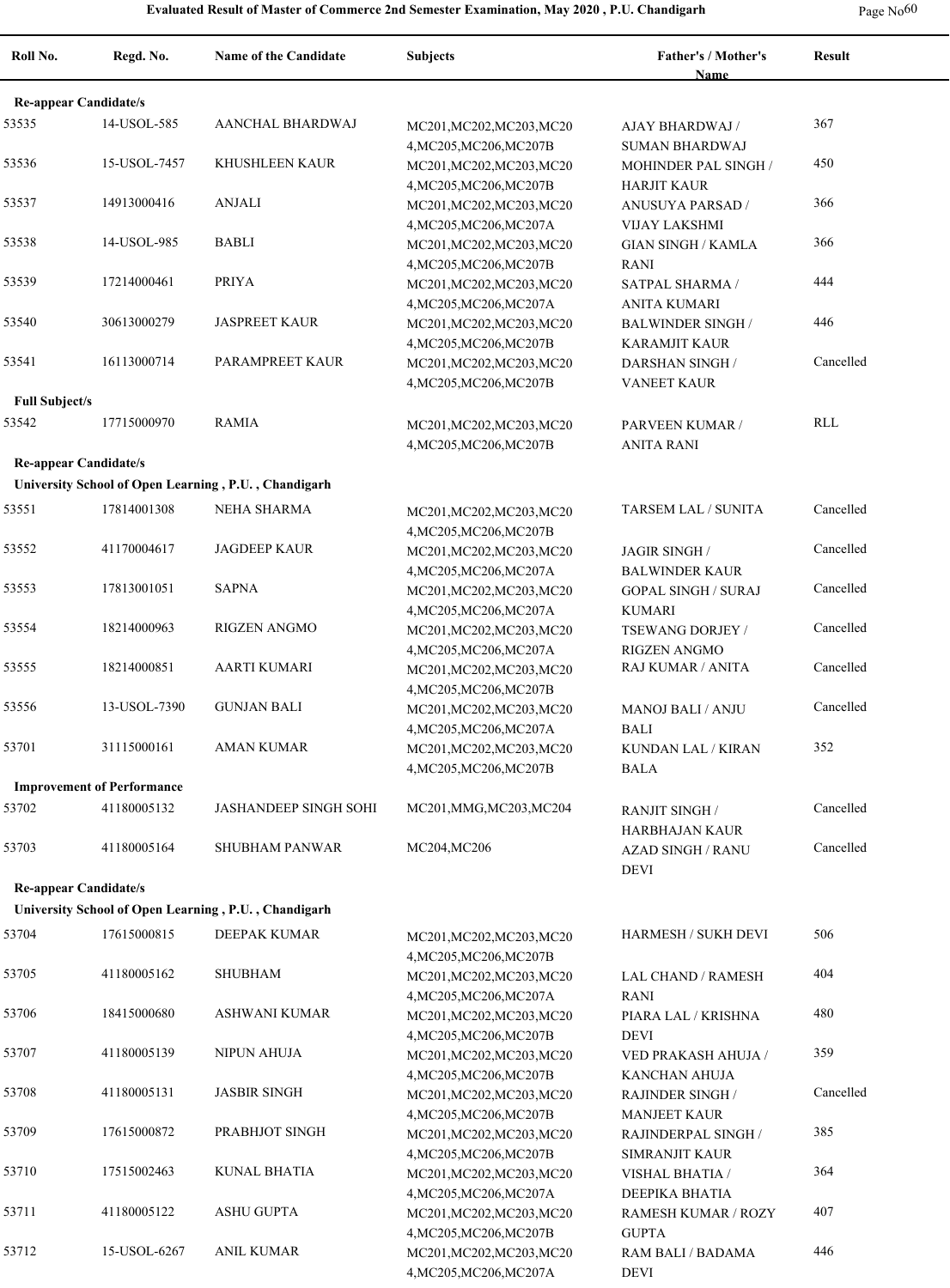## Evaluated Result of Master of Commerce 2nd Semester Examination, May 2020 , P.U. Chandigarh

| Roll No. | Regd. No. | Name of the Candidate | Subjects | Father's / Mother's Name | Result |
|---|---|---|---|---|---|
| **Re-appear Candidate/s** | | | | | |
| 53535 | 14-USOL-585 | AANCHAL BHARDWAJ | MC201,MC202,MC203,MC204,MC205,MC206,MC207B | AJAY BHARDWAJ / SUMAN BHARDWAJ | 367 |
| 53536 | 15-USOL-7457 | KHUSHLEEN KAUR | MC201,MC202,MC203,MC204,MC205,MC206,MC207B | MOHINDER PAL SINGH / HARJIT KAUR | 450 |
| 53537 | 14913000416 | ANJALI | MC201,MC202,MC203,MC204,MC205,MC206,MC207A | ANUSUYA PARSAD / VIJAY LAKSHMI | 366 |
| 53538 | 14-USOL-985 | BABLI | MC201,MC202,MC203,MC204,MC205,MC206,MC207B | GIAN SINGH / KAMLA RANI | 366 |
| 53539 | 17214000461 | PRIYA | MC201,MC202,MC203,MC204,MC205,MC206,MC207A | SATPAL SHARMA / ANITA KUMARI | 444 |
| 53540 | 30613000279 | JASPREET KAUR | MC201,MC202,MC203,MC204,MC205,MC206,MC207B | BALWINDER SINGH / KARAMJIT KAUR | 446 |
| 53541 | 16113000714 | PARAMPREET KAUR | MC201,MC202,MC203,MC204,MC205,MC206,MC207B | DARSHAN SINGH / VANEET KAUR | Cancelled |
| **Full Subject/s** | | | | | |
| 53542 | 17715000970 | RAMIA | MC201,MC202,MC203,MC204,MC205,MC206,MC207B | PARVEEN KUMAR / ANITA RANI | RLL |
| **Re-appear Candidate/s** | | | | | |
| **University School of Open Learning , P.U. , Chandigarh** | | | | | |
| 53551 | 17814001308 | NEHA SHARMA | MC201,MC202,MC203,MC204,MC205,MC206,MC207B | TARSEM LAL / SUNITA | Cancelled |
| 53552 | 41170004617 | JAGDEEP KAUR | MC201,MC202,MC203,MC204,MC205,MC206,MC207A | JAGIR SINGH / BALWINDER KAUR | Cancelled |
| 53553 | 17813001051 | SAPNA | MC201,MC202,MC203,MC204,MC205,MC206,MC207A | GOPAL SINGH / SURAJ KUMARI | Cancelled |
| 53554 | 18214000963 | RIGZEN ANGMO | MC201,MC202,MC203,MC204,MC205,MC206,MC207A | TSEWANG DORJEY / RIGZEN ANGMO | Cancelled |
| 53555 | 18214000851 | AARTI KUMARI | MC201,MC202,MC203,MC204,MC205,MC206,MC207B | RAJ KUMAR / ANITA | Cancelled |
| 53556 | 13-USOL-7390 | GUNJAN BALI | MC201,MC202,MC203,MC204,MC205,MC206,MC207A | MANOJ BALI / ANJU BALI | Cancelled |
| 53701 | 31115000161 | AMAN KUMAR | MC201,MC202,MC203,MC204,MC205,MC206,MC207B | KUNDAN LAL / KIRAN BALA | 352 |
| **Improvement of Performance** | | | | | |
| 53702 | 41180005132 | JASHANDEEP SINGH SOHI | MC201,MMG,MC203,MC204 | RANJIT SINGH / HARBHAJAN KAUR | Cancelled |
| 53703 | 41180005164 | SHUBHAM PANWAR | MC204,MC206 | AZAD SINGH / RANU DEVI | Cancelled |
| **Re-appear Candidate/s** | | | | | |
| **University School of Open Learning , P.U. , Chandigarh** | | | | | |
| 53704 | 17615000815 | DEEPAK KUMAR | MC201,MC202,MC203,MC204,MC205,MC206,MC207B | HARMESH / SUKH DEVI | 506 |
| 53705 | 41180005162 | SHUBHAM | MC201,MC202,MC203,MC204,MC205,MC206,MC207A | LAL CHAND / RAMESH RANI | 404 |
| 53706 | 18415000680 | ASHWANI KUMAR | MC201,MC202,MC203,MC204,MC205,MC206,MC207B | PIARA LAL / KRISHNA DEVI | 480 |
| 53707 | 41180005139 | NIPUN AHUJA | MC201,MC202,MC203,MC204,MC205,MC206,MC207B | VED PRAKASH AHUJA / KANCHAN AHUJA | 359 |
| 53708 | 41180005131 | JASBIR SINGH | MC201,MC202,MC203,MC204,MC205,MC206,MC207B | RAJINDER SINGH / MANJEET KAUR | Cancelled |
| 53709 | 17615000872 | PRABHJOT SINGH | MC201,MC202,MC203,MC204,MC205,MC206,MC207B | RAJINDERPAL SINGH / SIMRANJIT KAUR | 385 |
| 53710 | 17515002463 | KUNAL BHATIA | MC201,MC202,MC203,MC204,MC205,MC206,MC207A | VISHAL BHATIA / DEEPIKA BHATIA | 364 |
| 53711 | 41180005122 | ASHU GUPTA | MC201,MC202,MC203,MC204,MC205,MC206,MC207B | RAMESH KUMAR / ROZY GUPTA | 407 |
| 53712 | 15-USOL-6267 | ANIL KUMAR | MC201,MC202,MC203,MC204,MC205,MC206,MC207A | RAM BALI / BADAMA DEVI | 446 |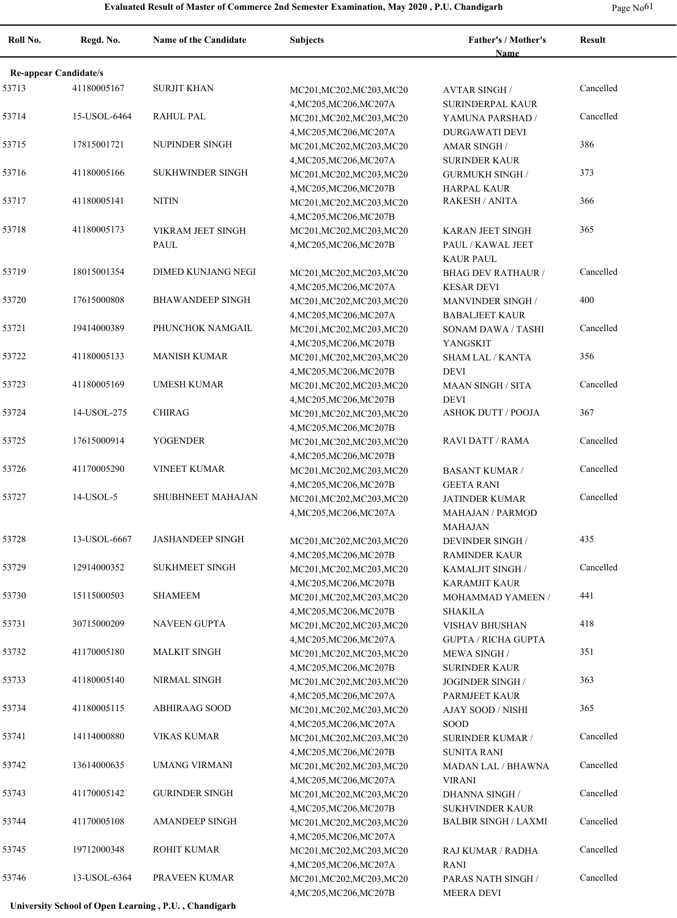| Roll No. | Regd. No. | Name of the Candidate | Subjects | Father's / Mother's Name | Result |
|---|---|---|---|---|---|
| **Re-appear Candidate/s** | | | | | |
| 53713 | 41180005167 | SURJIT KHAN | MC201,MC202,MC203,MC204,MC205,MC206,MC207A | AVTAR SINGH / SURINDERPAL KAUR | Cancelled |
| 53714 | 15-USOL-6464 | RAHUL PAL | MC201,MC202,MC203,MC204,MC205,MC206,MC207A | YAMUNA PARSHAD / DURGAWATI DEVI | Cancelled |
| 53715 | 17815001721 | NUPINDER SINGH | MC201,MC202,MC203,MC204,MC205,MC206,MC207A | AMAR SINGH / SURINDER KAUR | 386 |
| 53716 | 41180005166 | SUKHWINDER SINGH | MC201,MC202,MC203,MC204,MC205,MC206,MC207B | GURMUKH SINGH / HARPAL KAUR | 373 |
| 53717 | 41180005141 | NITIN | MC201,MC202,MC203,MC204,MC205,MC206,MC207B | RAKESH / ANITA | 366 |
| 53718 | 41180005173 | VIKRAM JEET SINGH PAUL | MC201,MC202,MC203,MC204,MC205,MC206,MC207B | KARAN JEET SINGH PAUL / KAWAL JEET KAUR PAUL | 365 |
| 53719 | 18015001354 | DIMED KUNJANG NEGI | MC201,MC202,MC203,MC204,MC205,MC206,MC207A | BHAG DEV RATHAUR / KESAR DEVI | Cancelled |
| 53720 | 17615000808 | BHAWANDEEP SINGH | MC201,MC202,MC203,MC204,MC205,MC206,MC207A | MANVINDER SINGH / BABALJEET KAUR | 400 |
| 53721 | 19414000389 | PHUNCHOK NAMGAIL | MC201,MC202,MC203,MC204,MC205,MC206,MC207B | SONAM DAWA / TASHI YANGSKIT | Cancelled |
| 53722 | 41180005133 | MANISH KUMAR | MC201,MC202,MC203,MC204,MC205,MC206,MC207B | SHAM LAL / KANTA DEVI | 356 |
| 53723 | 41180005169 | UMESH KUMAR | MC201,MC202,MC203,MC204,MC205,MC206,MC207B | MAAN SINGH / SITA DEVI | Cancelled |
| 53724 | 14-USOL-275 | CHIRAG | MC201,MC202,MC203,MC204,MC205,MC206,MC207B | ASHOK DUTT / POOJA | 367 |
| 53725 | 17615000914 | YOGENDER | MC201,MC202,MC203,MC204,MC205,MC206,MC207B | RAVI DATT / RAMA | Cancelled |
| 53726 | 41170005290 | VINEET KUMAR | MC201,MC202,MC203,MC204,MC205,MC206,MC207B | BASANT KUMAR / GEETA RANI | Cancelled |
| 53727 | 14-USOL-5 | SHUBHNEET MAHAJAN | MC201,MC202,MC203,MC204,MC205,MC206,MC207A | JATINDER KUMAR MAHAJAN / PARMOD MAHAJAN | Cancelled |
| 53728 | 13-USOL-6667 | JASHANDEEP SINGH | MC201,MC202,MC203,MC204,MC205,MC206,MC207B | DEVINDER SINGH / RAMINDER KAUR | 435 |
| 53729 | 12914000352 | SUKHMEET SINGH | MC201,MC202,MC203,MC204,MC205,MC206,MC207B | KAMALJIT SINGH / KARAMJIT KAUR | Cancelled |
| 53730 | 15115000503 | SHAMEEM | MC201,MC202,MC203,MC204,MC205,MC206,MC207B | MOHAMMAD YAMEEN / SHAKILA | 441 |
| 53731 | 30715000209 | NAVEEN GUPTA | MC201,MC202,MC203,MC204,MC205,MC206,MC207A | VISHAV BHUSHAN GUPTA / RICHA GUPTA | 418 |
| 53732 | 41170005180 | MALKIT SINGH | MC201,MC202,MC203,MC204,MC205,MC206,MC207B | MEWA SINGH / SURINDER KAUR | 351 |
| 53733 | 41180005140 | NIRMAL SINGH | MC201,MC202,MC203,MC204,MC205,MC206,MC207A | JOGINDER SINGH / PARMJEET KAUR | 363 |
| 53734 | 41180005115 | ABHIRAAG SOOD | MC201,MC202,MC203,MC204,MC205,MC206,MC207A | AJAY SOOD / NISHI SOOD | 365 |
| 53741 | 14114000880 | VIKAS KUMAR | MC201,MC202,MC203,MC204,MC205,MC206,MC207B | SURINDER KUMAR / SUNITA RANI | Cancelled |
| 53742 | 13614000635 | UMANG VIRMANI | MC201,MC202,MC203,MC204,MC205,MC206,MC207A | MADAN LAL / BHAWNA VIRANI | Cancelled |
| 53743 | 41170005142 | GURINDER SINGH | MC201,MC202,MC203,MC204,MC205,MC206,MC207B | DHANNA SINGH / SUKHVINDER KAUR | Cancelled |
| 53744 | 41170005108 | AMANDEEP SINGH | MC201,MC202,MC203,MC204,MC205,MC206,MC207A | BALBIR SINGH / LAXMI | Cancelled |
| 53745 | 19712000348 | ROHIT KUMAR | MC201,MC202,MC203,MC204,MC205,MC206,MC207A | RAJ KUMAR / RADHA RANI | Cancelled |
| 53746 | 13-USOL-6364 | PRAVEEN KUMAR | MC201,MC202,MC203,MC204,MC205,MC206,MC207B | PARAS NATH SINGH / MEERA DEVI | Cancelled |

**University School of Open Learning , P.U. , Chandigarh**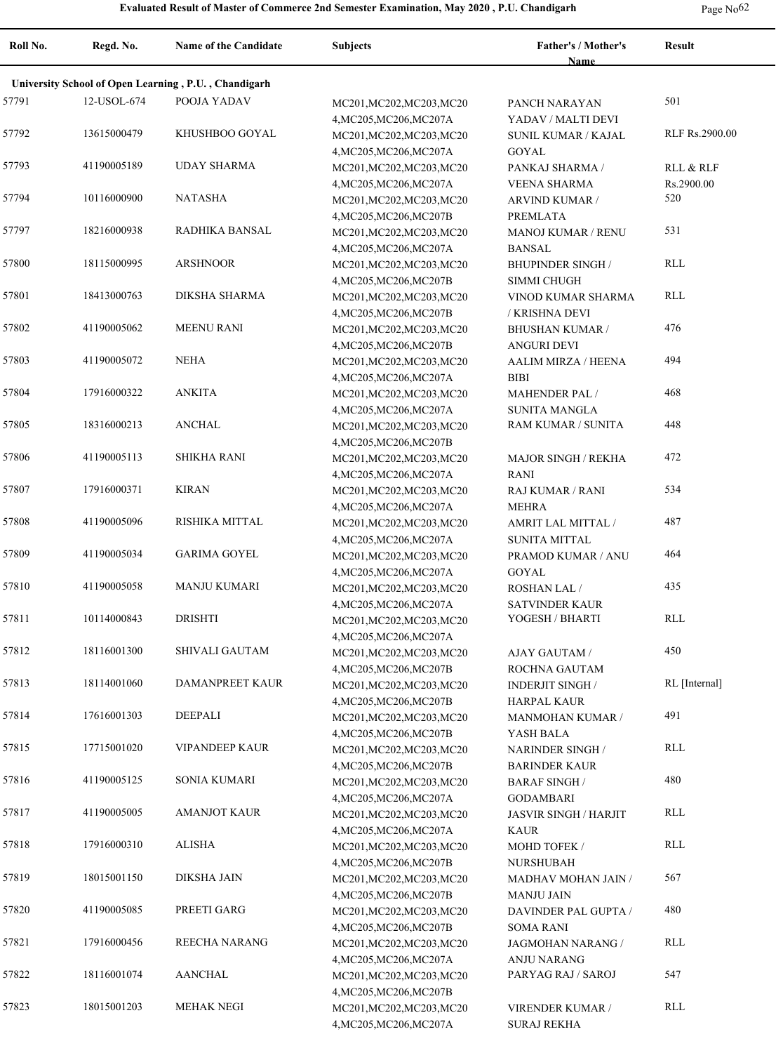**Evaluated Result of Master of Commerce 2nd Semester Examination, May 2020 , P.U. Chandigarh**

| Roll No. | Regd. No. | Name of the Candidate | Subjects | Father's / Mother's Name | Result |
|---|---|---|---|---|---|
| **University School of Open Learning , P.U. , Chandigarh** | | | | | |
| 57791 | 12-USOL-674 | POOJA YADAV | MC201,MC202,MC203,MC204,MC205,MC206,MC207A | PANCH NARAYAN YADAV / MALTI DEVI | 501 |
| 57792 | 13615000479 | KHUSHBOO GOYAL | MC201,MC202,MC203,MC204,MC205,MC206,MC207A | SUNIL KUMAR / KAJAL GOYAL | RLF Rs.2900.00 |
| 57793 | 41190005189 | UDAY SHARMA | MC201,MC202,MC203,MC204,MC205,MC206,MC207A | PANKAJ SHARMA / VEENA SHARMA | RLL & RLF Rs.2900.00 |
| 57794 | 10116000900 | NATASHA | MC201,MC202,MC203,MC204,MC205,MC206,MC207B | ARVIND KUMAR / PREMLATA | 520 |
| 57797 | 18216000938 | RADHIKA BANSAL | MC201,MC202,MC203,MC204,MC205,MC206,MC207A | MANOJ KUMAR / RENU BANSAL | 531 |
| 57800 | 18115000995 | ARSHNOOR | MC201,MC202,MC203,MC204,MC205,MC206,MC207B | BHUPINDER SINGH / SIMMI CHUGH | RLL |
| 57801 | 18413000763 | DIKSHA SHARMA | MC201,MC202,MC203,MC204,MC205,MC206,MC207B | VINOD KUMAR SHARMA / KRISHNA DEVI | RLL |
| 57802 | 41190005062 | MEENU RANI | MC201,MC202,MC203,MC204,MC205,MC206,MC207B | BHUSHAN KUMAR / ANGURI DEVI | 476 |
| 57803 | 41190005072 | NEHA | MC201,MC202,MC203,MC204,MC205,MC206,MC207A | AALIM MIRZA / HEENA BIBI | 494 |
| 57804 | 17916000322 | ANKITA | MC201,MC202,MC203,MC204,MC205,MC206,MC207A | MAHENDER PAL / SUNITA MANGLA | 468 |
| 57805 | 18316000213 | ANCHAL | MC201,MC202,MC203,MC204,MC205,MC206,MC207B | RAM KUMAR / SUNITA | 448 |
| 57806 | 41190005113 | SHIKHA RANI | MC201,MC202,MC203,MC204,MC205,MC206,MC207A | MAJOR SINGH / REKHA RANI | 472 |
| 57807 | 17916000371 | KIRAN | MC201,MC202,MC203,MC204,MC205,MC206,MC207A | RAJ KUMAR / RANI MEHRA | 534 |
| 57808 | 41190005096 | RISHIKA MITTAL | MC201,MC202,MC203,MC204,MC205,MC206,MC207A | AMRIT LAL MITTAL / SUNITA MITTAL | 487 |
| 57809 | 41190005034 | GARIMA GOYEL | MC201,MC202,MC203,MC204,MC205,MC206,MC207A | PRAMOD KUMAR / ANU GOYAL | 464 |
| 57810 | 41190005058 | MANJU KUMARI | MC201,MC202,MC203,MC204,MC205,MC206,MC207A | ROSHAN LAL / SATVINDER KAUR | 435 |
| 57811 | 10114000843 | DRISHTI | MC201,MC202,MC203,MC204,MC205,MC206,MC207A | YOGESH / BHARTI | RLL |
| 57812 | 18116001300 | SHIVALI GAUTAM | MC201,MC202,MC203,MC204,MC205,MC206,MC207B | AJAY GAUTAM / ROCHNA GAUTAM | 450 |
| 57813 | 18114001060 | DAMANPREET KAUR | MC201,MC202,MC203,MC204,MC205,MC206,MC207B | INDERJIT SINGH / HARPAL KAUR | RL [Internal] |
| 57814 | 17616001303 | DEEPALI | MC201,MC202,MC203,MC204,MC205,MC206,MC207B | MANMOHAN KUMAR / YASH BALA | 491 |
| 57815 | 17715001020 | VIPANDEEP KAUR | MC201,MC202,MC203,MC204,MC205,MC206,MC207B | NARINDER SINGH / BARINDER KAUR | RLL |
| 57816 | 41190005125 | SONIA KUMARI | MC201,MC202,MC203,MC204,MC205,MC206,MC207A | BARAF SINGH / GODAMBARI | 480 |
| 57817 | 41190005005 | AMANJOT KAUR | MC201,MC202,MC203,MC204,MC205,MC206,MC207A | JASVIR SINGH / HARJIT KAUR | RLL |
| 57818 | 17916000310 | ALISHA | MC201,MC202,MC203,MC204,MC205,MC206,MC207B | MOHD TOFEK / NURSHUBAH | RLL |
| 57819 | 18015001150 | DIKSHA JAIN | MC201,MC202,MC203,MC204,MC205,MC206,MC207B | MADHAV MOHAN JAIN / MANJU JAIN | 567 |
| 57820 | 41190005085 | PREETI GARG | MC201,MC202,MC203,MC204,MC205,MC206,MC207B | DAVINDER PAL GUPTA / SOMA RANI | 480 |
| 57821 | 17916000456 | REECHA NARANG | MC201,MC202,MC203,MC204,MC205,MC206,MC207A | JAGMOHAN NARANG / ANJU NARANG | RLL |
| 57822 | 18116001074 | AANCHAL | MC201,MC202,MC203,MC204,MC205,MC206,MC207B | PARYAG RAJ / SAROJ | 547 |
| 57823 | 18015001203 | MEHAK NEGI | MC201,MC202,MC203,MC204,MC205,MC206,MC207A | VIRENDER KUMAR / SURAJ REKHA | RLL |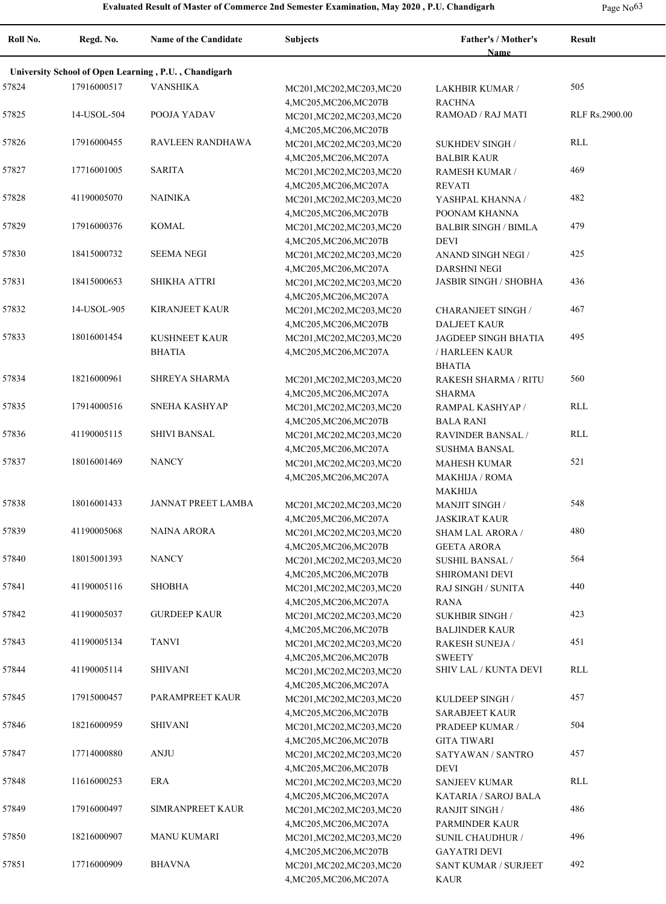**Evaluated Result of Master of Commerce 2nd Semester Examination, May 2020 , P.U. Chandigarh**

| Roll No. | Regd. No. | Name of the Candidate | Subjects | Father's / Mother's Name | Result |
|---|---|---|---|---|---|
| **University School of Open Learning , P.U. , Chandigarh** | | | | | |
| 57824 | 17916000517 | VANSHIKA | MC201,MC202,MC203,MC204,MC205,MC206,MC207B | LAKHBIR KUMAR / RACHNA | 505 |
| 57825 | 14-USOL-504 | POOJA YADAV | MC201,MC202,MC203,MC204,MC205,MC206,MC207B | RAMOAD / RAJ MATI | RLF Rs.2900.00 |
| 57826 | 17916000455 | RAVLEEN RANDHAWA | MC201,MC202,MC203,MC204,MC205,MC206,MC207A | SUKHDEV SINGH / BALBIR KAUR | RLL |
| 57827 | 17716001005 | SARITA | MC201,MC202,MC203,MC204,MC205,MC206,MC207A | RAMESH KUMAR / REVATI | 469 |
| 57828 | 41190005070 | NAINIKA | MC201,MC202,MC203,MC204,MC205,MC206,MC207B | YASHPAL KHANNA / POONAM KHANNA | 482 |
| 57829 | 17916000376 | KOMAL | MC201,MC202,MC203,MC204,MC205,MC206,MC207B | BALBIR SINGH / BIMLA DEVI | 479 |
| 57830 | 18415000732 | SEEMA NEGI | MC201,MC202,MC203,MC204,MC205,MC206,MC207A | ANAND SINGH NEGI / DARSHNI NEGI | 425 |
| 57831 | 18415000653 | SHIKHA ATTRI | MC201,MC202,MC203,MC204,MC205,MC206,MC207A | JASBIR SINGH / SHOBHA | 436 |
| 57832 | 14-USOL-905 | KIRANJEET KAUR | MC201,MC202,MC203,MC204,MC205,MC206,MC207B | CHARANJEET SINGH / DALJEET KAUR | 467 |
| 57833 | 18016001454 | KUSHNEET KAUR BHATIA | MC201,MC202,MC203,MC204,MC205,MC206,MC207A | JAGDEEP SINGH BHATIA / HARLEEN KAUR BHATIA | 495 |
| 57834 | 18216000961 | SHREYA SHARMA | MC201,MC202,MC203,MC204,MC205,MC206,MC207A | RAKESH SHARMA / RITU SHARMA | 560 |
| 57835 | 17914000516 | SNEHA KASHYAP | MC201,MC202,MC203,MC204,MC205,MC206,MC207B | RAMPAL KASHYAP / BALA RANI | RLL |
| 57836 | 41190005115 | SHIVI BANSAL | MC201,MC202,MC203,MC204,MC205,MC206,MC207A | RAVINDER BANSAL / SUSHMA BANSAL | RLL |
| 57837 | 18016001469 | NANCY | MC201,MC202,MC203,MC204,MC205,MC206,MC207A | MAHESH KUMAR MAKHIJA / ROMA MAKHIJA | 521 |
| 57838 | 18016001433 | JANNAT PREET LAMBA | MC201,MC202,MC203,MC204,MC205,MC206,MC207A | MANJIT SINGH / JASKIRAT KAUR | 548 |
| 57839 | 41190005068 | NAINA ARORA | MC201,MC202,MC203,MC204,MC205,MC206,MC207B | SHAM LAL ARORA / GEETA ARORA | 480 |
| 57840 | 18015001393 | NANCY | MC201,MC202,MC203,MC204,MC205,MC206,MC207B | SUSHIL BANSAL / SHIROMANI DEVI | 564 |
| 57841 | 41190005116 | SHOBHA | MC201,MC202,MC203,MC204,MC205,MC206,MC207A | RAJ SINGH / SUNITA RANA | 440 |
| 57842 | 41190005037 | GURDEEP KAUR | MC201,MC202,MC203,MC204,MC205,MC206,MC207B | SUKHBIR SINGH / BALJINDER KAUR | 423 |
| 57843 | 41190005134 | TANVI | MC201,MC202,MC203,MC204,MC205,MC206,MC207B | RAKESH SUNEJA / SWEETY | 451 |
| 57844 | 41190005114 | SHIVANI | MC201,MC202,MC203,MC204,MC205,MC206,MC207A | SHIV LAL / KUNTA DEVI | RLL |
| 57845 | 17915000457 | PARAMPREET KAUR | MC201,MC202,MC203,MC204,MC205,MC206,MC207B | KULDEEP SINGH / SARABJEET KAUR | 457 |
| 57846 | 18216000959 | SHIVANI | MC201,MC202,MC203,MC204,MC205,MC206,MC207B | PRADEEP KUMAR / GITA TIWARI | 504 |
| 57847 | 17714000880 | ANJU | MC201,MC202,MC203,MC204,MC205,MC206,MC207B | SATYAWAN / SANTRO DEVI | 457 |
| 57848 | 11616000253 | ERA | MC201,MC202,MC203,MC204,MC205,MC206,MC207A | SANJEEV KUMAR KATARIA / SAROJ BALA | RLL |
| 57849 | 17916000497 | SIMRANPREET KAUR | MC201,MC202,MC203,MC204,MC205,MC206,MC207A | RANJIT SINGH / PARMINDER KAUR | 486 |
| 57850 | 18216000907 | MANU KUMARI | MC201,MC202,MC203,MC204,MC205,MC206,MC207B | SUNIL CHAUDHUR / GAYATRI DEVI | 496 |
| 57851 | 17716000909 | BHAVNA | MC201,MC202,MC203,MC204,MC205,MC206,MC207A | SANT KUMAR / SURJEET KAUR | 492 |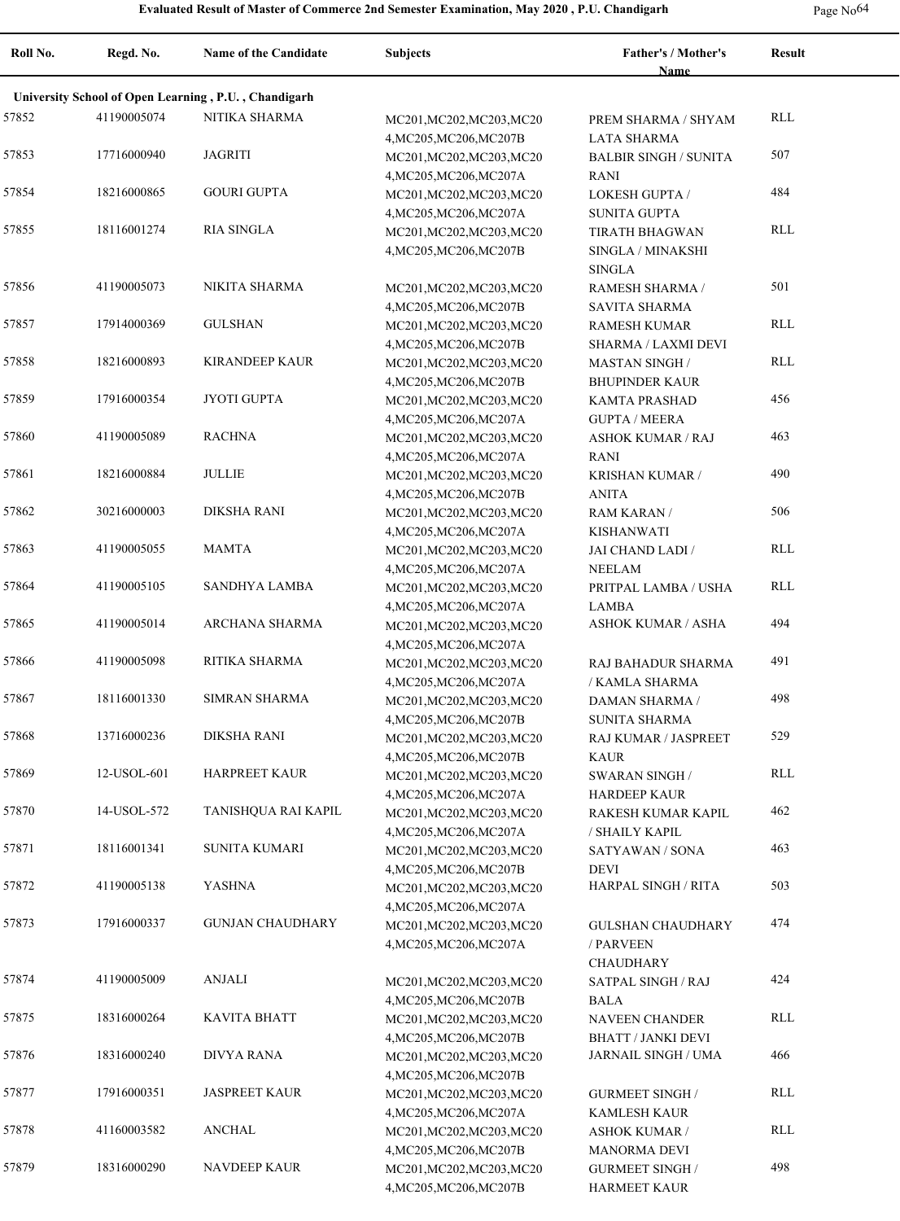**Evaluated Result of Master of Commerce 2nd Semester Examination, May 2020 , P.U. Chandigarh**

| Roll No. | Regd. No. | Name of the Candidate | Subjects | Father's / Mother's Name | Result |
|---|---|---|---|---|---|
| **University School of Open Learning , P.U. , Chandigarh** | | | | | |
| 57852 | 41190005074 | NITIKA SHARMA | MC201,MC202,MC203,MC204,MC205,MC206,MC207B | PREM SHARMA / SHYAM LATA SHARMA | RLL |
| 57853 | 17716000940 | JAGRITI | MC201,MC202,MC203,MC204,MC205,MC206,MC207A | BALBIR SINGH / SUNITA RANI | 507 |
| 57854 | 18216000865 | GOURI GUPTA | MC201,MC202,MC203,MC204,MC205,MC206,MC207A | LOKESH GUPTA / SUNITA GUPTA | 484 |
| 57855 | 18116001274 | RIA SINGLA | MC201,MC202,MC203,MC204,MC205,MC206,MC207B | TIRATH BHAGWAN SINGLA / MINAKSHI SINGLA | RLL |
| 57856 | 41190005073 | NIKITA SHARMA | MC201,MC202,MC203,MC204,MC205,MC206,MC207B | RAMESH SHARMA / SAVITA SHARMA | 501 |
| 57857 | 17914000369 | GULSHAN | MC201,MC202,MC203,MC204,MC205,MC206,MC207B | RAMESH KUMAR SHARMA / LAXMI DEVI | RLL |
| 57858 | 18216000893 | KIRANDEEP KAUR | MC201,MC202,MC203,MC204,MC205,MC206,MC207B | MASTAN SINGH / BHUPINDER KAUR | RLL |
| 57859 | 17916000354 | JYOTI GUPTA | MC201,MC202,MC203,MC204,MC205,MC206,MC207A | KAMTA PRASHAD GUPTA / MEERA | 456 |
| 57860 | 41190005089 | RACHNA | MC201,MC202,MC203,MC204,MC205,MC206,MC207A | ASHOK KUMAR / RAJ RANI | 463 |
| 57861 | 18216000884 | JULLIE | MC201,MC202,MC203,MC204,MC205,MC206,MC207B | KRISHAN KUMAR / ANITA | 490 |
| 57862 | 30216000003 | DIKSHA RANI | MC201,MC202,MC203,MC204,MC205,MC206,MC207A | RAM KARAN / KISHANWATI | 506 |
| 57863 | 41190005055 | MAMTA | MC201,MC202,MC203,MC204,MC205,MC206,MC207A | JAI CHAND LADI / NEELAM | RLL |
| 57864 | 41190005105 | SANDHYA LAMBA | MC201,MC202,MC203,MC204,MC205,MC206,MC207A | PRITPAL LAMBA / USHA LAMBA | RLL |
| 57865 | 41190005014 | ARCHANA SHARMA | MC201,MC202,MC203,MC204,MC205,MC206,MC207A | ASHOK KUMAR / ASHA | 494 |
| 57866 | 41190005098 | RITIKA SHARMA | MC201,MC202,MC203,MC204,MC205,MC206,MC207A | RAJ BAHADUR SHARMA / KAMLA SHARMA | 491 |
| 57867 | 18116001330 | SIMRAN SHARMA | MC201,MC202,MC203,MC204,MC205,MC206,MC207B | DAMAN SHARMA / SUNITA SHARMA | 498 |
| 57868 | 13716000236 | DIKSHA RANI | MC201,MC202,MC203,MC204,MC205,MC206,MC207B | RAJ KUMAR / JASPREET KAUR | 529 |
| 57869 | 12-USOL-601 | HARPREET KAUR | MC201,MC202,MC203,MC204,MC205,MC206,MC207A | SWARAN SINGH / HARDEEP KAUR | RLL |
| 57870 | 14-USOL-572 | TANISHQUA RAI KAPIL | MC201,MC202,MC203,MC204,MC205,MC206,MC207A | RAKESH KUMAR KAPIL / SHAILY KAPIL | 462 |
| 57871 | 18116001341 | SUNITA KUMARI | MC201,MC202,MC203,MC204,MC205,MC206,MC207B | SATYAWAN / SONA DEVI | 463 |
| 57872 | 41190005138 | YASHNA | MC201,MC202,MC203,MC204,MC205,MC206,MC207A | HARPAL SINGH / RITA | 503 |
| 57873 | 17916000337 | GUNJAN CHAUDHARY | MC201,MC202,MC203,MC204,MC205,MC206,MC207A | GULSHAN CHAUDHARY / PARVEEN CHAUDHARY | 474 |
| 57874 | 41190005009 | ANJALI | MC201,MC202,MC203,MC204,MC205,MC206,MC207B | SATPAL SINGH / RAJ BALA | 424 |
| 57875 | 18316000264 | KAVITA BHATT | MC201,MC202,MC203,MC204,MC205,MC206,MC207B | NAVEEN CHANDER BHATT / JANKI DEVI | RLL |
| 57876 | 18316000240 | DIVYA RANA | MC201,MC202,MC203,MC204,MC205,MC206,MC207B | JARNAIL SINGH / UMA | 466 |
| 57877 | 17916000351 | JASPREET KAUR | MC201,MC202,MC203,MC204,MC205,MC206,MC207A | GURMEET SINGH / KAMLESH KAUR | RLL |
| 57878 | 41160003582 | ANCHAL | MC201,MC202,MC203,MC204,MC205,MC206,MC207B | ASHOK KUMAR / MANORMA DEVI | RLL |
| 57879 | 18316000290 | NAVDEEP KAUR | MC201,MC202,MC203,MC204,MC205,MC206,MC207B | GURMEET SINGH / HARMEET KAUR | 498 |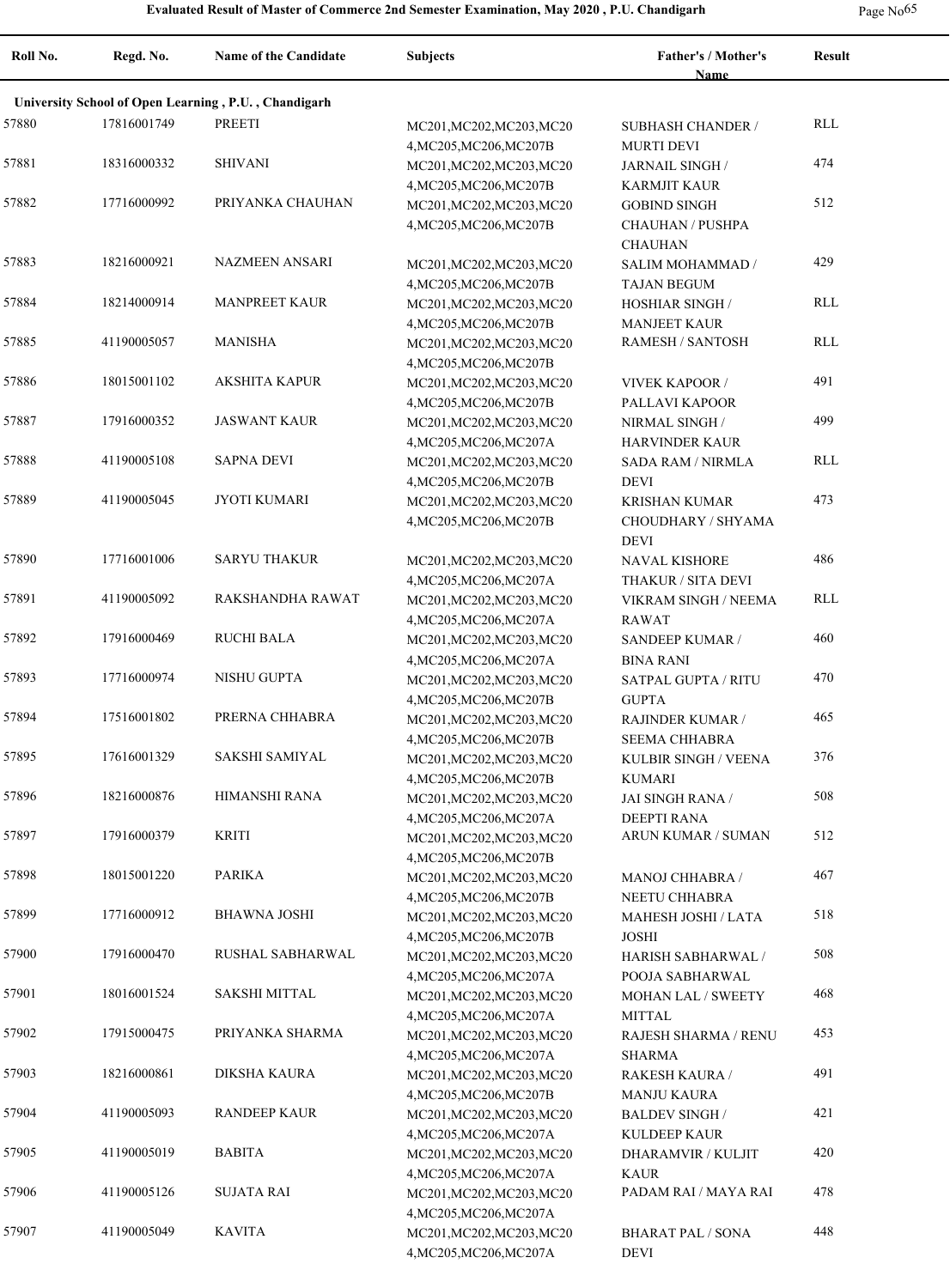| Roll No. | Regd. No. | Name of the Candidate | Subjects | Father's / Mother's Name | Result |
|---|---|---|---|---|---|
| **University School of Open Learning , P.U. , Chandigarh** | | | | | |
| 57880 | 17816001749 | PREETI | MC201,MC202,MC203,MC204,MC205,MC206,MC207B | SUBHASH CHANDER / MURTI DEVI | RLL |
| 57881 | 18316000332 | SHIVANI | MC201,MC202,MC203,MC204,MC205,MC206,MC207B | JARNAIL SINGH / KARMJIT KAUR | 474 |
| 57882 | 17716000992 | PRIYANKA CHAUHAN | MC201,MC202,MC203,MC204,MC205,MC206,MC207B | GOBIND SINGH CHAUHAN / PUSHPA CHAUHAN | 512 |
| 57883 | 18216000921 | NAZMEEN ANSARI | MC201,MC202,MC203,MC204,MC205,MC206,MC207B | SALIM MOHAMMAD / TAJAN BEGUM | 429 |
| 57884 | 18214000914 | MANPREET KAUR | MC201,MC202,MC203,MC204,MC205,MC206,MC207B | HOSHIAR SINGH / MANJEET KAUR | RLL |
| 57885 | 41190005057 | MANISHA | MC201,MC202,MC203,MC204,MC205,MC206,MC207B | RAMESH / SANTOSH | RLL |
| 57886 | 18015001102 | AKSHITA KAPUR | MC201,MC202,MC203,MC204,MC205,MC206,MC207B | VIVEK KAPOOR / PALLAVI KAPOOR | 491 |
| 57887 | 17916000352 | JASWANT KAUR | MC201,MC202,MC203,MC204,MC205,MC206,MC207A | NIRMAL SINGH / HARVINDER KAUR | 499 |
| 57888 | 41190005108 | SAPNA DEVI | MC201,MC202,MC203,MC204,MC205,MC206,MC207B | SADA RAM / NIRMLA DEVI | RLL |
| 57889 | 41190005045 | JYOTI KUMARI | MC201,MC202,MC203,MC204,MC205,MC206,MC207B | KRISHAN KUMAR CHOUDHARY / SHYAMA DEVI | 473 |
| 57890 | 17716001006 | SARYU THAKUR | MC201,MC202,MC203,MC204,MC205,MC206,MC207A | NAVAL KISHORE THAKUR / SITA DEVI | 486 |
| 57891 | 41190005092 | RAKSHANDHA RAWAT | MC201,MC202,MC203,MC204,MC205,MC206,MC207A | VIKRAM SINGH / NEEMA RAWAT | RLL |
| 57892 | 17916000469 | RUCHI BALA | MC201,MC202,MC203,MC204,MC205,MC206,MC207A | SANDEEP KUMAR / BINA RANI | 460 |
| 57893 | 17716000974 | NISHU GUPTA | MC201,MC202,MC203,MC204,MC205,MC206,MC207B | SATPAL GUPTA / RITU GUPTA | 470 |
| 57894 | 17516001802 | PRERNA CHHABRA | MC201,MC202,MC203,MC204,MC205,MC206,MC207B | RAJINDER KUMAR / SEEMA CHHABRA | 465 |
| 57895 | 17616001329 | SAKSHI SAMIYAL | MC201,MC202,MC203,MC204,MC205,MC206,MC207B | KULBIR SINGH / VEENA KUMARI | 376 |
| 57896 | 18216000876 | HIMANSHI RANA | MC201,MC202,MC203,MC204,MC205,MC206,MC207A | JAI SINGH RANA / DEEPTI RANA | 508 |
| 57897 | 17916000379 | KRITI | MC201,MC202,MC203,MC204,MC205,MC206,MC207B | ARUN KUMAR / SUMAN | 512 |
| 57898 | 18015001220 | PARIKA | MC201,MC202,MC203,MC204,MC205,MC206,MC207B | MANOJ CHHABRA / NEETU CHHABRA | 467 |
| 57899 | 17716000912 | BHAWNA JOSHI | MC201,MC202,MC203,MC204,MC205,MC206,MC207B | MAHESH JOSHI / LATA JOSHI | 518 |
| 57900 | 17916000470 | RUSHAL SABHARWAL | MC201,MC202,MC203,MC204,MC205,MC206,MC207A | HARISH SABHARWAL / POOJA SABHARWAL | 508 |
| 57901 | 18016001524 | SAKSHI MITTAL | MC201,MC202,MC203,MC204,MC205,MC206,MC207A | MOHAN LAL / SWEETY MITTAL | 468 |
| 57902 | 17915000475 | PRIYANKA SHARMA | MC201,MC202,MC203,MC204,MC205,MC206,MC207A | RAJESH SHARMA / RENU SHARMA | 453 |
| 57903 | 18216000861 | DIKSHA KAURA | MC201,MC202,MC203,MC204,MC205,MC206,MC207B | RAKESH KAURA / MANJU KAURA | 491 |
| 57904 | 41190005093 | RANDEEP KAUR | MC201,MC202,MC203,MC204,MC205,MC206,MC207A | BALDEV SINGH / KULDEEP KAUR | 421 |
| 57905 | 41190005019 | BABITA | MC201,MC202,MC203,MC204,MC205,MC206,MC207A | DHARAMVIR / KULJIT KAUR | 420 |
| 57906 | 41190005126 | SUJATA RAI | MC201,MC202,MC203,MC204,MC205,MC206,MC207A | PADAM RAI / MAYA RAI | 478 |
| 57907 | 41190005049 | KAVITA | MC201,MC202,MC203,MC204,MC205,MC206,MC207A | BHARAT PAL / SONA DEVI | 448 |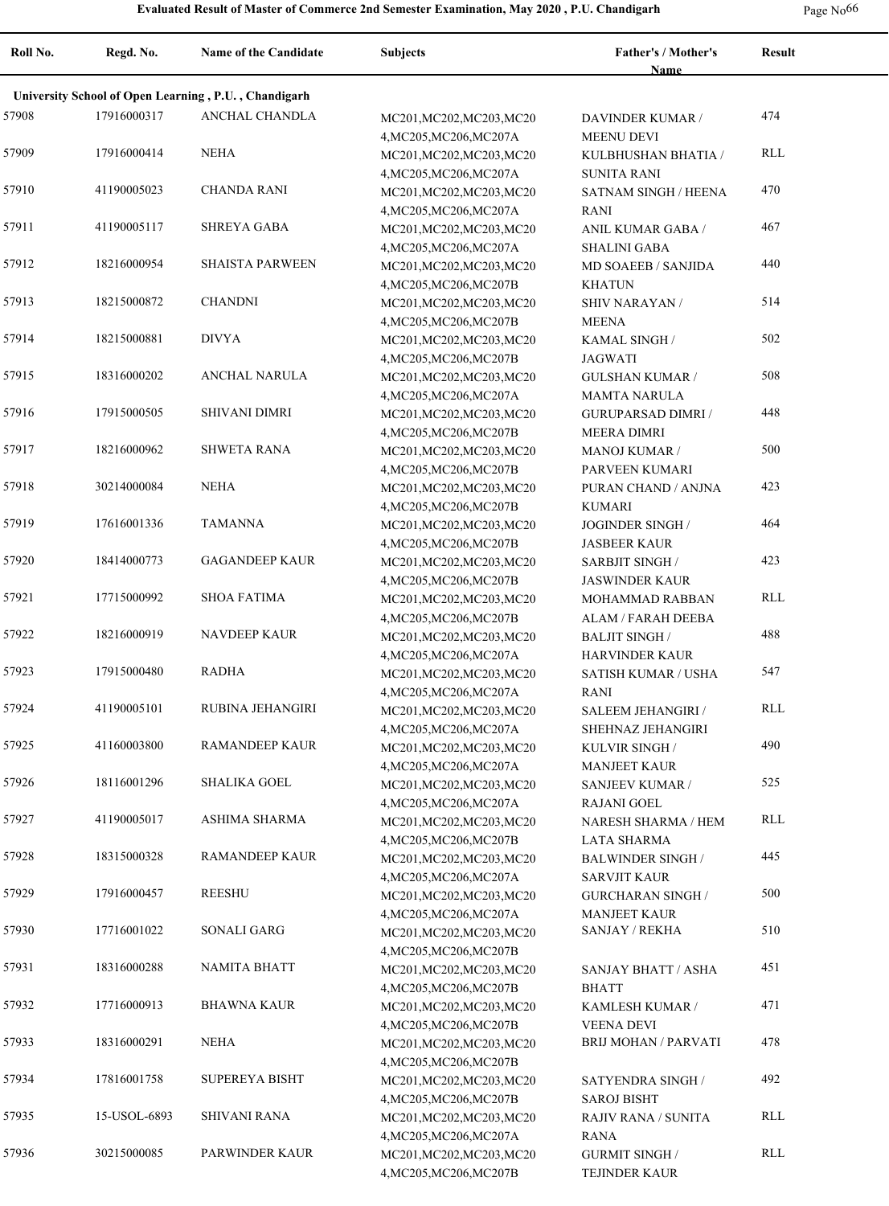**Evaluated Result of Master of Commerce 2nd Semester Examination, May 2020 , P.U. Chandigarh**

| Roll No. | Regd. No. | Name of the Candidate | Subjects | Father's / Mother's Name | Result |
|---|---|---|---|---|---|
| **University School of Open Learning , P.U. , Chandigarh** | | | | | |
| 57908 | 17916000317 | ANCHAL CHANDLA | MC201,MC202,MC203,MC204,MC205,MC206,MC207A | DAVINDER KUMAR / MEENU DEVI | 474 |
| 57909 | 17916000414 | NEHA | MC201,MC202,MC203,MC204,MC205,MC206,MC207A | KULBHUSHAN BHATIA / SUNITA RANI | RLL |
| 57910 | 41190005023 | CHANDA RANI | MC201,MC202,MC203,MC204,MC205,MC206,MC207A | SATNAM SINGH / HEENA RANI | 470 |
| 57911 | 41190005117 | SHREYA GABA | MC201,MC202,MC203,MC204,MC205,MC206,MC207A | ANIL KUMAR GABA / SHALINI GABA | 467 |
| 57912 | 18216000954 | SHAISTA PARWEEN | MC201,MC202,MC203,MC204,MC205,MC206,MC207B | MD SOAEEB / SANJIDA KHATUN | 440 |
| 57913 | 18215000872 | CHANDNI | MC201,MC202,MC203,MC204,MC205,MC206,MC207B | SHIV NARAYAN / MEENA | 514 |
| 57914 | 18215000881 | DIVYA | MC201,MC202,MC203,MC204,MC205,MC206,MC207B | KAMAL SINGH / JAGWATI | 502 |
| 57915 | 18316000202 | ANCHAL NARULA | MC201,MC202,MC203,MC204,MC205,MC206,MC207A | GULSHAN KUMAR / MAMTA NARULA | 508 |
| 57916 | 17915000505 | SHIVANI DIMRI | MC201,MC202,MC203,MC204,MC205,MC206,MC207B | GURUPARSAD DIMRI / MEERA DIMRI | 448 |
| 57917 | 18216000962 | SHWETA RANA | MC201,MC202,MC203,MC204,MC205,MC206,MC207B | MANOJ KUMAR / PARVEEN KUMARI | 500 |
| 57918 | 30214000084 | NEHA | MC201,MC202,MC203,MC204,MC205,MC206,MC207B | PURAN CHAND / ANJNA KUMARI | 423 |
| 57919 | 17616001336 | TAMANNA | MC201,MC202,MC203,MC204,MC205,MC206,MC207B | JOGINDER SINGH / JASBEER KAUR | 464 |
| 57920 | 18414000773 | GAGANDEEP KAUR | MC201,MC202,MC203,MC204,MC205,MC206,MC207B | SARBJIT SINGH / JASWINDER KAUR | 423 |
| 57921 | 17715000992 | SHOA FATIMA | MC201,MC202,MC203,MC204,MC205,MC206,MC207B | MOHAMMAD RABBAN ALAM / FARAH DEEBA | RLL |
| 57922 | 18216000919 | NAVDEEP KAUR | MC201,MC202,MC203,MC204,MC205,MC206,MC207A | BALJIT SINGH / HARVINDER KAUR | 488 |
| 57923 | 17915000480 | RADHA | MC201,MC202,MC203,MC204,MC205,MC206,MC207A | SATISH KUMAR / USHA RANI | 547 |
| 57924 | 41190005101 | RUBINA JEHANGIRI | MC201,MC202,MC203,MC204,MC205,MC206,MC207A | SALEEM JEHANGIRI / SHEHNAZ JEHANGIRI | RLL |
| 57925 | 41160003800 | RAMANDEEP KAUR | MC201,MC202,MC203,MC204,MC205,MC206,MC207A | KULVIR SINGH / MANJEET KAUR | 490 |
| 57926 | 18116001296 | SHALIKA GOEL | MC201,MC202,MC203,MC204,MC205,MC206,MC207A | SANJEEV KUMAR / RAJANI GOEL | 525 |
| 57927 | 41190005017 | ASHIMA SHARMA | MC201,MC202,MC203,MC204,MC205,MC206,MC207B | NARESH SHARMA / HEM LATA SHARMA | RLL |
| 57928 | 18315000328 | RAMANDEEP KAUR | MC201,MC202,MC203,MC204,MC205,MC206,MC207A | BALWINDER SINGH / SARVJIT KAUR | 445 |
| 57929 | 17916000457 | REESHU | MC201,MC202,MC203,MC204,MC205,MC206,MC207A | GURCHARAN SINGH / MANJEET KAUR | 500 |
| 57930 | 17716001022 | SONALI GARG | MC201,MC202,MC203,MC204,MC205,MC206,MC207B | SANJAY / REKHA | 510 |
| 57931 | 18316000288 | NAMITA BHATT | MC201,MC202,MC203,MC204,MC205,MC206,MC207B | SANJAY BHATT / ASHA BHATT | 451 |
| 57932 | 17716000913 | BHAWNA KAUR | MC201,MC202,MC203,MC204,MC205,MC206,MC207B | KAMLESH KUMAR / VEENA DEVI | 471 |
| 57933 | 18316000291 | NEHA | MC201,MC202,MC203,MC204,MC205,MC206,MC207B | BRIJ MOHAN / PARVATI | 478 |
| 57934 | 17816001758 | SUPEREYA BISHT | MC201,MC202,MC203,MC204,MC205,MC206,MC207B | SATYENDRA SINGH / SAROJ BISHT | 492 |
| 57935 | 15-USOL-6893 | SHIVANI RANA | MC201,MC202,MC203,MC204,MC205,MC206,MC207A | RAJIV RANA / SUNITA RANA | RLL |
| 57936 | 30215000085 | PARWINDER KAUR | MC201,MC202,MC203,MC204,MC205,MC206,MC207B | GURMIT SINGH / TEJINDER KAUR | RLL |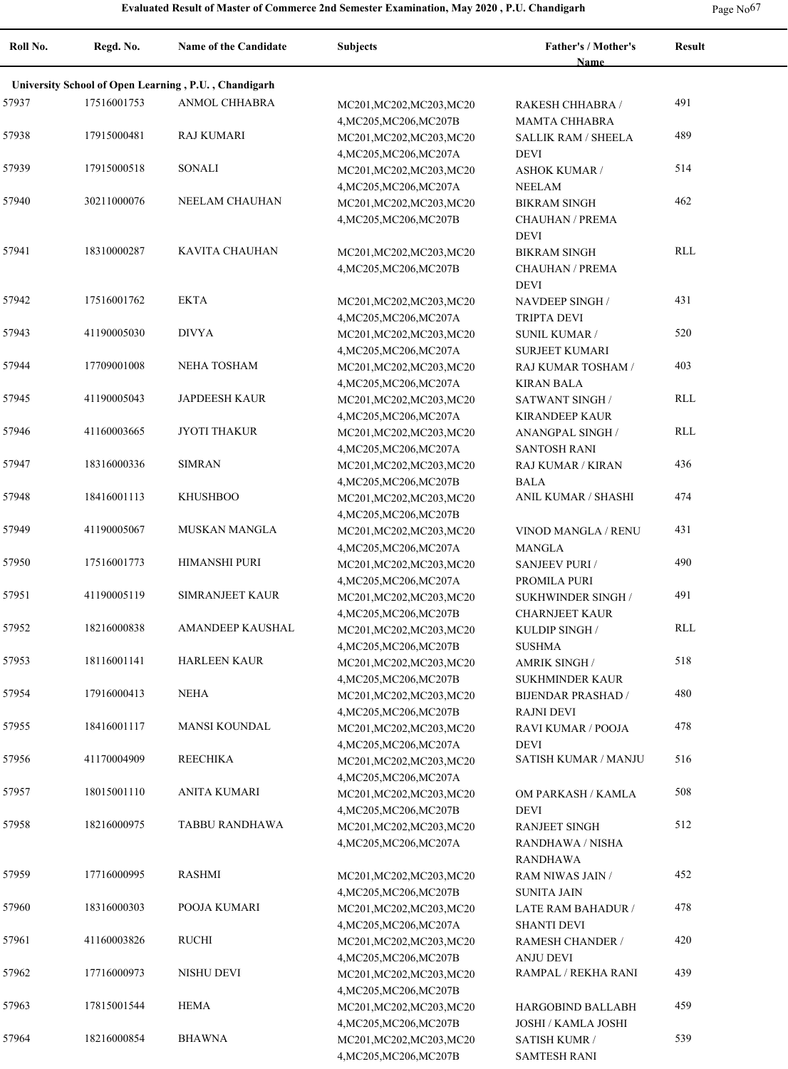# Evaluated Result of Master of Commerce 2nd Semester Examination, May 2020 , P.U. Chandigarh

| Roll No. | Regd. No. | Name of the Candidate | Subjects | Father's / Mother's Name | Result |
|---|---|---|---|---|---|
| **University School of Open Learning , P.U. , Chandigarh** | | | | | |
| 57937 | 17516001753 | ANMOL CHHABRA | MC201,MC202,MC203,MC204,MC205,MC206,MC207B | RAKESH CHHABRA / MAMTA CHHABRA | 491 |
| 57938 | 17915000481 | RAJ KUMARI | MC201,MC202,MC203,MC204,MC205,MC206,MC207A | SALLIK RAM / SHEELA DEVI | 489 |
| 57939 | 17915000518 | SONALI | MC201,MC202,MC203,MC204,MC205,MC206,MC207A | ASHOK KUMAR / NEELAM | 514 |
| 57940 | 30211000076 | NEELAM CHAUHAN | MC201,MC202,MC203,MC204,MC205,MC206,MC207B | BIKRAM SINGH CHAUHAN / PREMA DEVI | 462 |
| 57941 | 18310000287 | KAVITA CHAUHAN | MC201,MC202,MC203,MC204,MC205,MC206,MC207B | BIKRAM SINGH CHAUHAN / PREMA DEVI | RLL |
| 57942 | 17516001762 | EKTA | MC201,MC202,MC203,MC204,MC205,MC206,MC207A | NAVDEEP SINGH / TRIPTA DEVI | 431 |
| 57943 | 41190005030 | DIVYA | MC201,MC202,MC203,MC204,MC205,MC206,MC207A | SUNIL KUMAR / SURJEET KUMARI | 520 |
| 57944 | 17709001008 | NEHA TOSHAM | MC201,MC202,MC203,MC204,MC205,MC206,MC207A | RAJ KUMAR TOSHAM / KIRAN BALA | 403 |
| 57945 | 41190005043 | JAPDEESH KAUR | MC201,MC202,MC203,MC204,MC205,MC206,MC207A | SATWANT SINGH / KIRANDEEP KAUR | RLL |
| 57946 | 41160003665 | JYOTI THAKUR | MC201,MC202,MC203,MC204,MC205,MC206,MC207A | ANANGPAL SINGH / SANTOSH RANI | RLL |
| 57947 | 18316000336 | SIMRAN | MC201,MC202,MC203,MC204,MC205,MC206,MC207B | RAJ KUMAR / KIRAN BALA | 436 |
| 57948 | 18416001113 | KHUSHBOO | MC201,MC202,MC203,MC204,MC205,MC206,MC207B | ANIL KUMAR / SHASHI | 474 |
| 57949 | 41190005067 | MUSKAN MANGLA | MC201,MC202,MC203,MC204,MC205,MC206,MC207A | VINOD MANGLA / RENU MANGLA | 431 |
| 57950 | 17516001773 | HIMANSHI PURI | MC201,MC202,MC203,MC204,MC205,MC206,MC207A | SANJEEV PURI / PROMILA PURI | 490 |
| 57951 | 41190005119 | SIMRANJEET KAUR | MC201,MC202,MC203,MC204,MC205,MC206,MC207B | SUKHWINDER SINGH / CHARNJEET KAUR | 491 |
| 57952 | 18216000838 | AMANDEEP KAUSHAL | MC201,MC202,MC203,MC204,MC205,MC206,MC207B | KULDIP SINGH / SUSHMA | RLL |
| 57953 | 18116001141 | HARLEEN KAUR | MC201,MC202,MC203,MC204,MC205,MC206,MC207B | AMRIK SINGH / SUKHMINDER KAUR | 518 |
| 57954 | 17916000413 | NEHA | MC201,MC202,MC203,MC204,MC205,MC206,MC207B | BIJENDAR PRASHAD / RAJNI DEVI | 480 |
| 57955 | 18416001117 | MANSI KOUNDAL | MC201,MC202,MC203,MC204,MC205,MC206,MC207A | RAVI KUMAR / POOJA DEVI | 478 |
| 57956 | 41170004909 | REECHIKA | MC201,MC202,MC203,MC204,MC205,MC206,MC207A | SATISH KUMAR / MANJU | 516 |
| 57957 | 18015001110 | ANITA KUMARI | MC201,MC202,MC203,MC204,MC205,MC206,MC207B | OM PARKASH / KAMLA DEVI | 508 |
| 57958 | 18216000975 | TABBU RANDHAWA | MC201,MC202,MC203,MC204,MC205,MC206,MC207A | RANJEET SINGH RANDHAWA / NISHA RANDHAWA | 512 |
| 57959 | 17716000995 | RASHMI | MC201,MC202,MC203,MC204,MC205,MC206,MC207B | RAM NIWAS JAIN / SUNITA JAIN | 452 |
| 57960 | 18316000303 | POOJA KUMARI | MC201,MC202,MC203,MC204,MC205,MC206,MC207A | LATE RAM BAHADUR / SHANTI DEVI | 478 |
| 57961 | 41160003826 | RUCHI | MC201,MC202,MC203,MC204,MC205,MC206,MC207B | RAMESH CHANDER / ANJU DEVI | 420 |
| 57962 | 17716000973 | NISHU DEVI | MC201,MC202,MC203,MC204,MC205,MC206,MC207B | RAMPAL / REKHA RANI | 439 |
| 57963 | 17815001544 | HEMA | MC201,MC202,MC203,MC204,MC205,MC206,MC207B | HARGOBIND BALLABH JOSHI / KAMLA JOSHI | 459 |
| 57964 | 18216000854 | BHAWNA | MC201,MC202,MC203,MC204,MC205,MC206,MC207B | SATISH KUMR / SAMTESH RANI | 539 |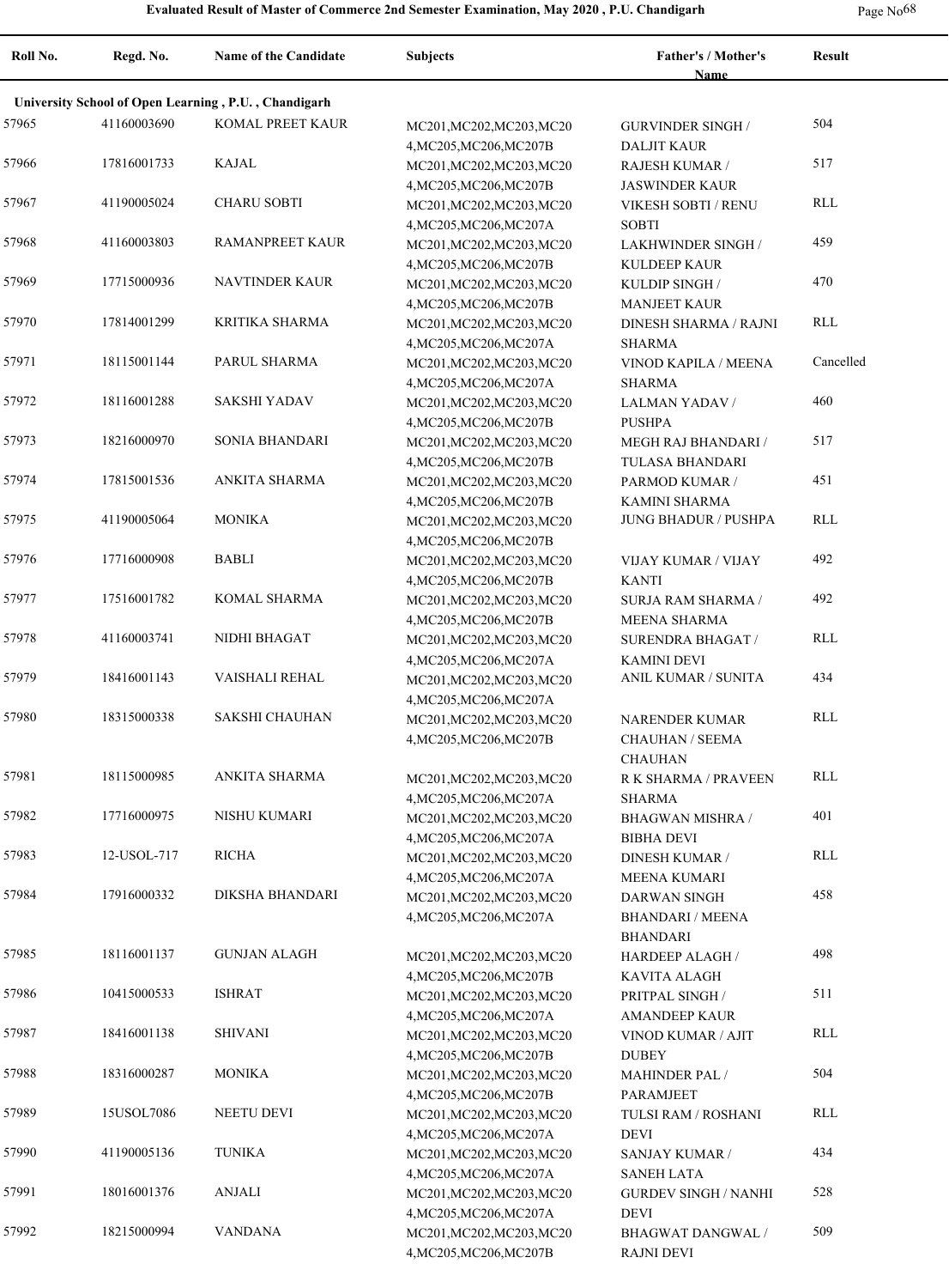# Evaluated Result of Master of Commerce 2nd Semester Examination, May 2020 , P.U. Chandigarh

| Roll No. | Regd. No. | Name of the Candidate | Subjects | Father's / Mother's Name | Result |
|---|---|---|---|---|---|
| **University School of Open Learning , P.U. , Chandigarh** | | | | | |
| 57965 | 41160003690 | KOMAL PREET KAUR | MC201,MC202,MC203,MC204,MC205,MC206,MC207B | GURVINDER SINGH / DALJIT KAUR | 504 |
| 57966 | 17816001733 | KAJAL | MC201,MC202,MC203,MC204,MC205,MC206,MC207B | RAJESH KUMAR / JASWINDER KAUR | 517 |
| 57967 | 41190005024 | CHARU SOBTI | MC201,MC202,MC203,MC204,MC205,MC206,MC207A | VIKESH SOBTI / RENU SOBTI | RLL |
| 57968 | 41160003803 | RAMANPREET KAUR | MC201,MC202,MC203,MC204,MC205,MC206,MC207B | LAKHWINDER SINGH / KULDEEP KAUR | 459 |
| 57969 | 17715000936 | NAVTINDER KAUR | MC201,MC202,MC203,MC204,MC205,MC206,MC207B | KULDIP SINGH / MANJEET KAUR | 470 |
| 57970 | 17814001299 | KRITIKA SHARMA | MC201,MC202,MC203,MC204,MC205,MC206,MC207A | DINESH SHARMA / RAJNI SHARMA | RLL |
| 57971 | 18115001144 | PARUL SHARMA | MC201,MC202,MC203,MC204,MC205,MC206,MC207A | VINOD KAPILA / MEENA SHARMA | Cancelled |
| 57972 | 18116001288 | SAKSHI YADAV | MC201,MC202,MC203,MC204,MC205,MC206,MC207B | LALMAN YADAV / PUSHPA | 460 |
| 57973 | 18216000970 | SONIA BHANDARI | MC201,MC202,MC203,MC204,MC205,MC206,MC207B | MEGH RAJ BHANDARI / TULASA BHANDARI | 517 |
| 57974 | 17815001536 | ANKITA SHARMA | MC201,MC202,MC203,MC204,MC205,MC206,MC207B | PARMOD KUMAR / KAMINI SHARMA | 451 |
| 57975 | 41190005064 | MONIKA | MC201,MC202,MC203,MC204,MC205,MC206,MC207B | JUNG BHADUR / PUSHPA | RLL |
| 57976 | 17716000908 | BABLI | MC201,MC202,MC203,MC204,MC205,MC206,MC207B | VIJAY KUMAR / VIJAY KANTI | 492 |
| 57977 | 17516001782 | KOMAL SHARMA | MC201,MC202,MC203,MC204,MC205,MC206,MC207B | SURJA RAM SHARMA / MEENA SHARMA | 492 |
| 57978 | 41160003741 | NIDHI BHAGAT | MC201,MC202,MC203,MC204,MC205,MC206,MC207A | SURENDRA BHAGAT / KAMINI DEVI | RLL |
| 57979 | 18416001143 | VAISHALI REHAL | MC201,MC202,MC203,MC204,MC205,MC206,MC207A | ANIL KUMAR / SUNITA | 434 |
| 57980 | 18315000338 | SAKSHI CHAUHAN | MC201,MC202,MC203,MC204,MC205,MC206,MC207B | NARENDER KUMAR CHAUHAN / SEEMA CHAUHAN | RLL |
| 57981 | 18115000985 | ANKITA SHARMA | MC201,MC202,MC203,MC204,MC205,MC206,MC207A | R K SHARMA / PRAVEEN SHARMA | RLL |
| 57982 | 17716000975 | NISHU KUMARI | MC201,MC202,MC203,MC204,MC205,MC206,MC207A | BHAGWAN MISHRA / BIBHA DEVI | 401 |
| 57983 | 12-USOL-717 | RICHA | MC201,MC202,MC203,MC204,MC205,MC206,MC207A | DINESH KUMAR / MEENA KUMARI | RLL |
| 57984 | 17916000332 | DIKSHA BHANDARI | MC201,MC202,MC203,MC204,MC205,MC206,MC207A | DARWAN SINGH BHANDARI / MEENA BHANDARI | 458 |
| 57985 | 18116001137 | GUNJAN ALAGH | MC201,MC202,MC203,MC204,MC205,MC206,MC207B | HARDEEP ALAGH / KAVITA ALAGH | 498 |
| 57986 | 10415000533 | ISHRAT | MC201,MC202,MC203,MC204,MC205,MC206,MC207A | PRITPAL SINGH / AMANDEEP KAUR | 511 |
| 57987 | 18416001138 | SHIVANI | MC201,MC202,MC203,MC204,MC205,MC206,MC207B | VINOD KUMAR / AJIT DUBEY | RLL |
| 57988 | 18316000287 | MONIKA | MC201,MC202,MC203,MC204,MC205,MC206,MC207B | MAHINDER PAL / PARAMJEET | 504 |
| 57989 | 15USOL7086 | NEETU DEVI | MC201,MC202,MC203,MC204,MC205,MC206,MC207A | TULSI RAM / ROSHANI DEVI | RLL |
| 57990 | 41190005136 | TUNIKA | MC201,MC202,MC203,MC204,MC205,MC206,MC207A | SANJAY KUMAR / SANEH LATA | 434 |
| 57991 | 18016001376 | ANJALI | MC201,MC202,MC203,MC204,MC205,MC206,MC207A | GURDEV SINGH / NANHI DEVI | 528 |
| 57992 | 18215000994 | VANDANA | MC201,MC202,MC203,MC204,MC205,MC206,MC207B | BHAGWAT DANGWAL / RAJNI DEVI | 509 |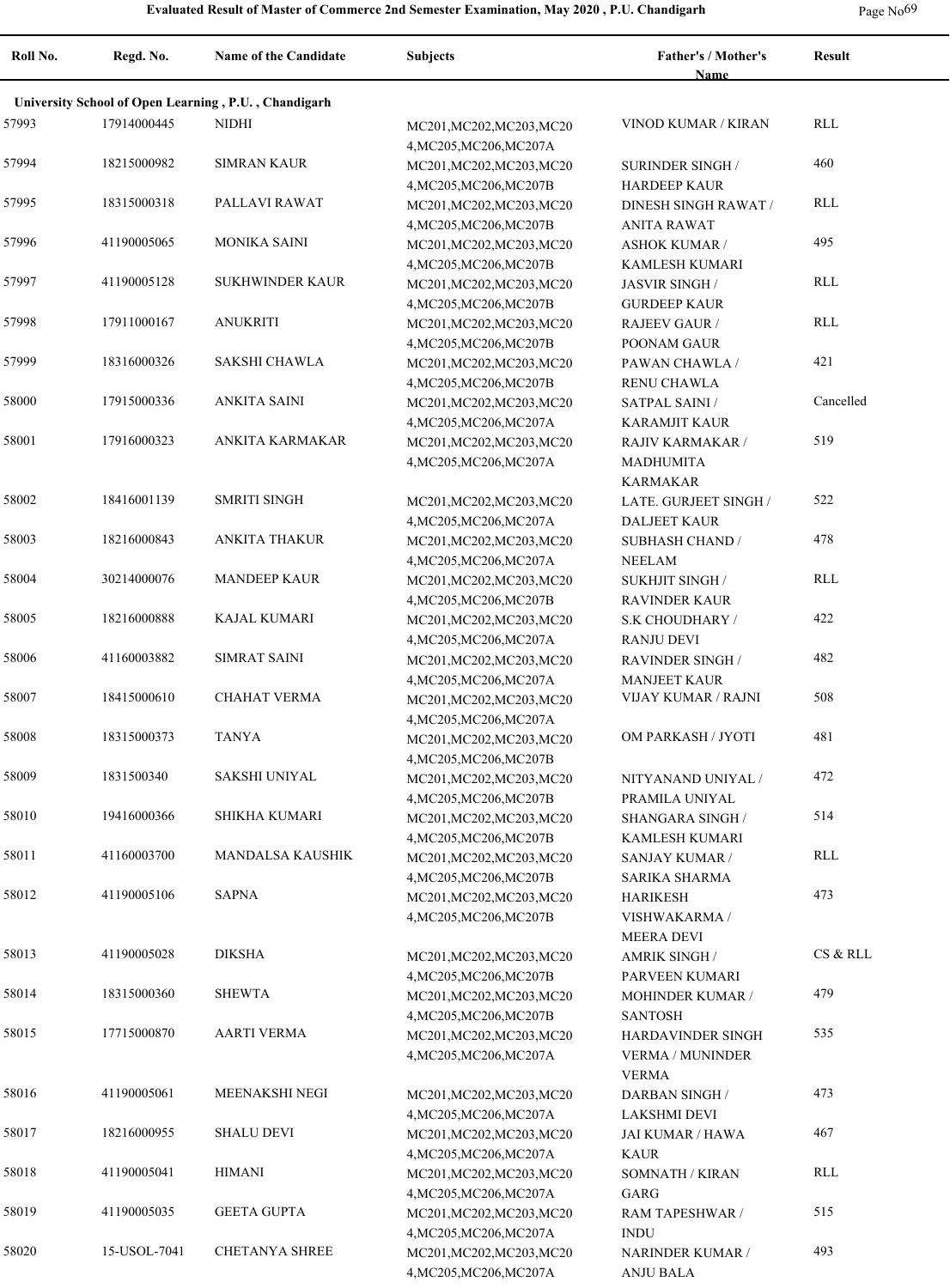| Roll No. | Regd. No. | Name of the Candidate | Subjects | Father's / Mother's Name | Result |
|---|---|---|---|---|---|
| **University School of Open Learning , P.U. , Chandigarh** | | | | | |
| 57993 | 17914000445 | NIDHI | MC201,MC202,MC203,MC204,MC205,MC206,MC207A | VINOD KUMAR / KIRAN | RLL |
| 57994 | 18215000982 | SIMRAN KAUR | MC201,MC202,MC203,MC204,MC205,MC206,MC207B | SURINDER SINGH / HARDEEP KAUR | 460 |
| 57995 | 18315000318 | PALLAVI RAWAT | MC201,MC202,MC203,MC204,MC205,MC206,MC207B | DINESH SINGH RAWAT / ANITA RAWAT | RLL |
| 57996 | 41190005065 | MONIKA SAINI | MC201,MC202,MC203,MC204,MC205,MC206,MC207B | ASHOK KUMAR / KAMLESH KUMARI | 495 |
| 57997 | 41190005128 | SUKHWINDER KAUR | MC201,MC202,MC203,MC204,MC205,MC206,MC207B | JASVIR SINGH / GURDEEP KAUR | RLL |
| 57998 | 17911000167 | ANUKRITI | MC201,MC202,MC203,MC204,MC205,MC206,MC207B | RAJEEV GAUR / POONAM GAUR | RLL |
| 57999 | 18316000326 | SAKSHI CHAWLA | MC201,MC202,MC203,MC204,MC205,MC206,MC207B | PAWAN CHAWLA / RENU CHAWLA | 421 |
| 58000 | 17915000336 | ANKITA SAINI | MC201,MC202,MC203,MC204,MC205,MC206,MC207A | SATPAL SAINI / KARAMJIT KAUR | Cancelled |
| 58001 | 17916000323 | ANKITA KARMAKAR | MC201,MC202,MC203,MC204,MC205,MC206,MC207A | RAJIV KARMAKAR / MADHUMITA KARMAKAR | 519 |
| 58002 | 18416001139 | SMRITI SINGH | MC201,MC202,MC203,MC204,MC205,MC206,MC207A | LATE. GURJEET SINGH / DALJEET KAUR | 522 |
| 58003 | 18216000843 | ANKITA THAKUR | MC201,MC202,MC203,MC204,MC205,MC206,MC207A | SUBHASH CHAND / NEELAM | 478 |
| 58004 | 30214000076 | MANDEEP KAUR | MC201,MC202,MC203,MC204,MC205,MC206,MC207B | SUKHJIT SINGH / RAVINDER KAUR | RLL |
| 58005 | 18216000888 | KAJAL KUMARI | MC201,MC202,MC203,MC204,MC205,MC206,MC207A | S.K CHOUDHARY / RANJU DEVI | 422 |
| 58006 | 41160003882 | SIMRAT SAINI | MC201,MC202,MC203,MC204,MC205,MC206,MC207A | RAVINDER SINGH / MANJEET KAUR | 482 |
| 58007 | 18415000610 | CHAHAT VERMA | MC201,MC202,MC203,MC204,MC205,MC206,MC207A | VIJAY KUMAR / RAJNI | 508 |
| 58008 | 18315000373 | TANYA | MC201,MC202,MC203,MC204,MC205,MC206,MC207B | OM PARKASH / JYOTI | 481 |
| 58009 | 1831500340 | SAKSHI UNIYAL | MC201,MC202,MC203,MC204,MC205,MC206,MC207B | NITYANAND UNIYAL / PRAMILA UNIYAL | 472 |
| 58010 | 19416000366 | SHIKHA KUMARI | MC201,MC202,MC203,MC204,MC205,MC206,MC207B | SHANGARA SINGH / KAMLESH KUMARI | 514 |
| 58011 | 41160003700 | MANDALSA KAUSHIK | MC201,MC202,MC203,MC204,MC205,MC206,MC207B | SANJAY KUMAR / SARIKA SHARMA | RLL |
| 58012 | 41190005106 | SAPNA | MC201,MC202,MC203,MC204,MC205,MC206,MC207B | HARIKESH VISHWAKARMA / MEERA DEVI | 473 |
| 58013 | 41190005028 | DIKSHA | MC201,MC202,MC203,MC204,MC205,MC206,MC207B | AMRIK SINGH / PARVEEN KUMARI | CS & RLL |
| 58014 | 18315000360 | SHEWTA | MC201,MC202,MC203,MC204,MC205,MC206,MC207B | MOHINDER KUMAR / SANTOSH | 479 |
| 58015 | 17715000870 | AARTI VERMA | MC201,MC202,MC203,MC204,MC205,MC206,MC207A | HARDAVINDER SINGH VERMA / MUNINDER VERMA | 535 |
| 58016 | 41190005061 | MEENAKSHI NEGI | MC201,MC202,MC203,MC204,MC205,MC206,MC207A | DARBAN SINGH / LAKSHMI DEVI | 473 |
| 58017 | 18216000955 | SHALU DEVI | MC201,MC202,MC203,MC204,MC205,MC206,MC207A | JAI KUMAR / HAWA KAUR | 467 |
| 58018 | 41190005041 | HIMANI | MC201,MC202,MC203,MC204,MC205,MC206,MC207A | SOMNATH / KIRAN GARG | RLL |
| 58019 | 41190005035 | GEETA GUPTA | MC201,MC202,MC203,MC204,MC205,MC206,MC207A | RAM TAPESHWAR / INDU | 515 |
| 58020 | 15-USOL-7041 | CHETANYA SHREE | MC201,MC202,MC203,MC204,MC205,MC206,MC207A | NARINDER KUMAR / ANJU BALA | 493 |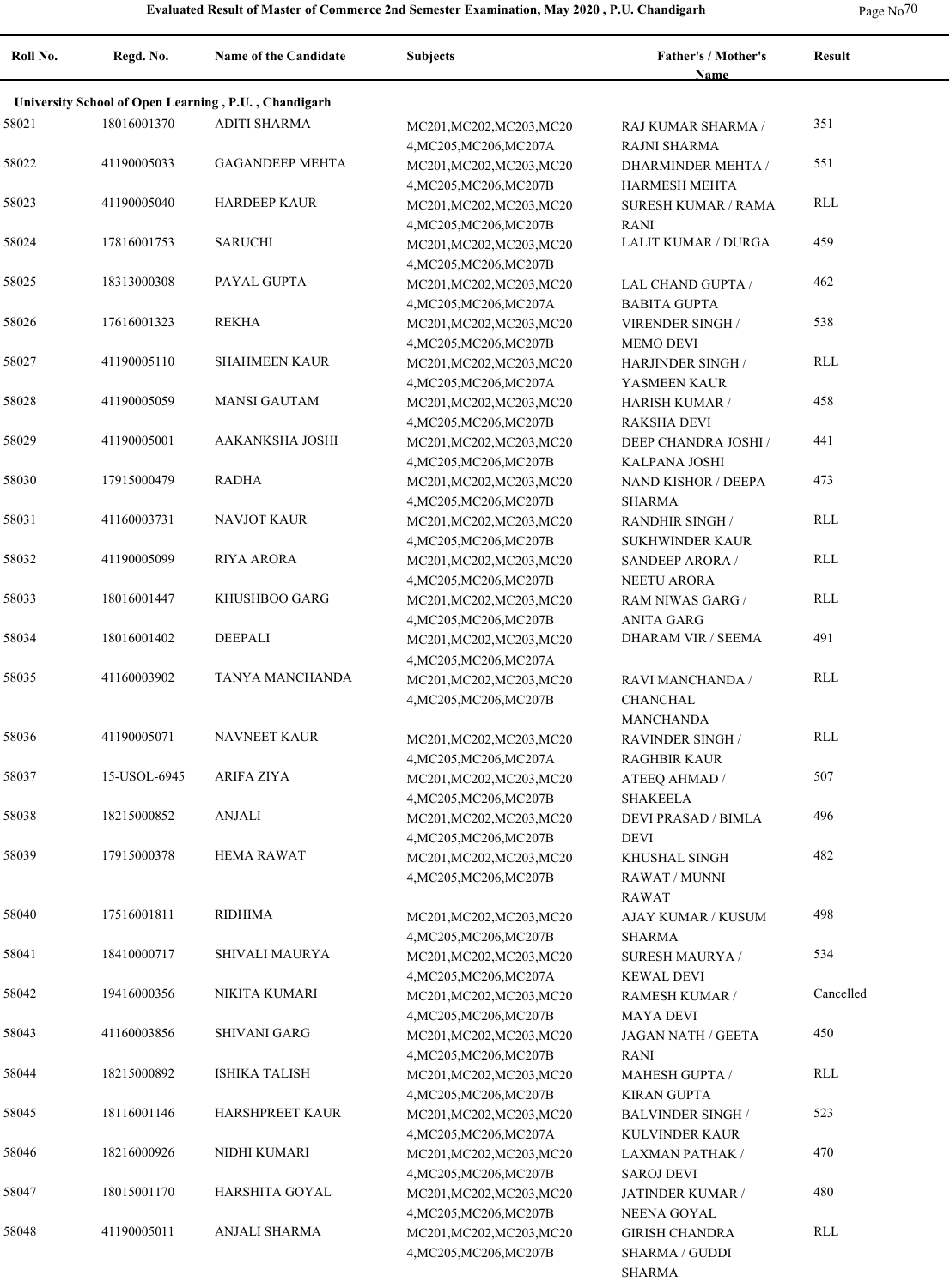# Evaluated Result of Master of Commerce 2nd Semester Examination, May 2020 , P.U. Chandigarh

| Roll No. | Regd. No. | Name of the Candidate | Subjects | Father's / Mother's Name | Result |
|---|---|---|---|---|---|
| **University School of Open Learning , P.U. , Chandigarh** | | | | | |
| 58021 | 18016001370 | ADITI SHARMA | MC201,MC202,MC203,MC204,MC205,MC206,MC207A | RAJ KUMAR SHARMA / RAJNI SHARMA | 351 |
| 58022 | 41190005033 | GAGANDEEP MEHTA | MC201,MC202,MC203,MC204,MC205,MC206,MC207B | DHARMINDER MEHTA / HARMESH MEHTA | 551 |
| 58023 | 41190005040 | HARDEEP KAUR | MC201,MC202,MC203,MC204,MC205,MC206,MC207B | SURESH KUMAR / RAMA RANI | RLL |
| 58024 | 17816001753 | SARUCHI | MC201,MC202,MC203,MC204,MC205,MC206,MC207B | LALIT KUMAR / DURGA | 459 |
| 58025 | 18313000308 | PAYAL GUPTA | MC201,MC202,MC203,MC204,MC205,MC206,MC207A | LAL CHAND GUPTA / BABITA GUPTA | 462 |
| 58026 | 17616001323 | REKHA | MC201,MC202,MC203,MC204,MC205,MC206,MC207B | VIRENDER SINGH / MEMO DEVI | 538 |
| 58027 | 41190005110 | SHAHMEEN KAUR | MC201,MC202,MC203,MC204,MC205,MC206,MC207A | HARJINDER SINGH / YASMEEN KAUR | RLL |
| 58028 | 41190005059 | MANSI GAUTAM | MC201,MC202,MC203,MC204,MC205,MC206,MC207B | HARISH KUMAR / RAKSHA DEVI | 458 |
| 58029 | 41190005001 | AAKANKSHA JOSHI | MC201,MC202,MC203,MC204,MC205,MC206,MC207B | DEEP CHANDRA JOSHI / KALPANA JOSHI | 441 |
| 58030 | 17915000479 | RADHA | MC201,MC202,MC203,MC204,MC205,MC206,MC207B | NAND KISHOR / DEEPA SHARMA | 473 |
| 58031 | 41160003731 | NAVJOT KAUR | MC201,MC202,MC203,MC204,MC205,MC206,MC207B | RANDHIR SINGH / SUKHWINDER KAUR | RLL |
| 58032 | 41190005099 | RIYA ARORA | MC201,MC202,MC203,MC204,MC205,MC206,MC207B | SANDEEP ARORA / NEETU ARORA | RLL |
| 58033 | 18016001447 | KHUSHBOO GARG | MC201,MC202,MC203,MC204,MC205,MC206,MC207B | RAM NIWAS GARG / ANITA GARG | RLL |
| 58034 | 18016001402 | DEEPALI | MC201,MC202,MC203,MC204,MC205,MC206,MC207A | DHARAM VIR / SEEMA | 491 |
| 58035 | 41160003902 | TANYA MANCHANDA | MC201,MC202,MC203,MC204,MC205,MC206,MC207B | RAVI MANCHANDA / CHANCHAL MANCHANDA | RLL |
| 58036 | 41190005071 | NAVNEET KAUR | MC201,MC202,MC203,MC204,MC205,MC206,MC207A | RAVINDER SINGH / RAGHBIR KAUR | RLL |
| 58037 | 15-USOL-6945 | ARIFA ZIYA | MC201,MC202,MC203,MC204,MC205,MC206,MC207B | ATEEQ AHMAD / SHAKEELA | 507 |
| 58038 | 18215000852 | ANJALI | MC201,MC202,MC203,MC204,MC205,MC206,MC207B | DEVI PRASAD / BIMLA DEVI | 496 |
| 58039 | 17915000378 | HEMA RAWAT | MC201,MC202,MC203,MC204,MC205,MC206,MC207B | KHUSHAL SINGH RAWAT / MUNNI RAWAT | 482 |
| 58040 | 17516001811 | RIDHIMA | MC201,MC202,MC203,MC204,MC205,MC206,MC207B | AJAY KUMAR / KUSUM SHARMA | 498 |
| 58041 | 18410000717 | SHIVALI MAURYA | MC201,MC202,MC203,MC204,MC205,MC206,MC207A | SURESH MAURYA / KEWAL DEVI | 534 |
| 58042 | 19416000356 | NIKITA KUMARI | MC201,MC202,MC203,MC204,MC205,MC206,MC207B | RAMESH KUMAR / MAYA DEVI | Cancelled |
| 58043 | 41160003856 | SHIVANI GARG | MC201,MC202,MC203,MC204,MC205,MC206,MC207B | JAGAN NATH / GEETA RANI | 450 |
| 58044 | 18215000892 | ISHIKA TALISH | MC201,MC202,MC203,MC204,MC205,MC206,MC207B | MAHESH GUPTA / KIRAN GUPTA | RLL |
| 58045 | 18116001146 | HARSHPREET KAUR | MC201,MC202,MC203,MC204,MC205,MC206,MC207A | BALVINDER SINGH / KULVINDER KAUR | 523 |
| 58046 | 18216000926 | NIDHI KUMARI | MC201,MC202,MC203,MC204,MC205,MC206,MC207B | LAXMAN PATHAK / SAROJ DEVI | 470 |
| 58047 | 18015001170 | HARSHITA GOYAL | MC201,MC202,MC203,MC204,MC205,MC206,MC207B | JATINDER KUMAR / NEENA GOYAL | 480 |
| 58048 | 41190005011 | ANJALI SHARMA | MC201,MC202,MC203,MC204,MC205,MC206,MC207B | GIRISH CHANDRA SHARMA / GUDDI SHARMA | RLL |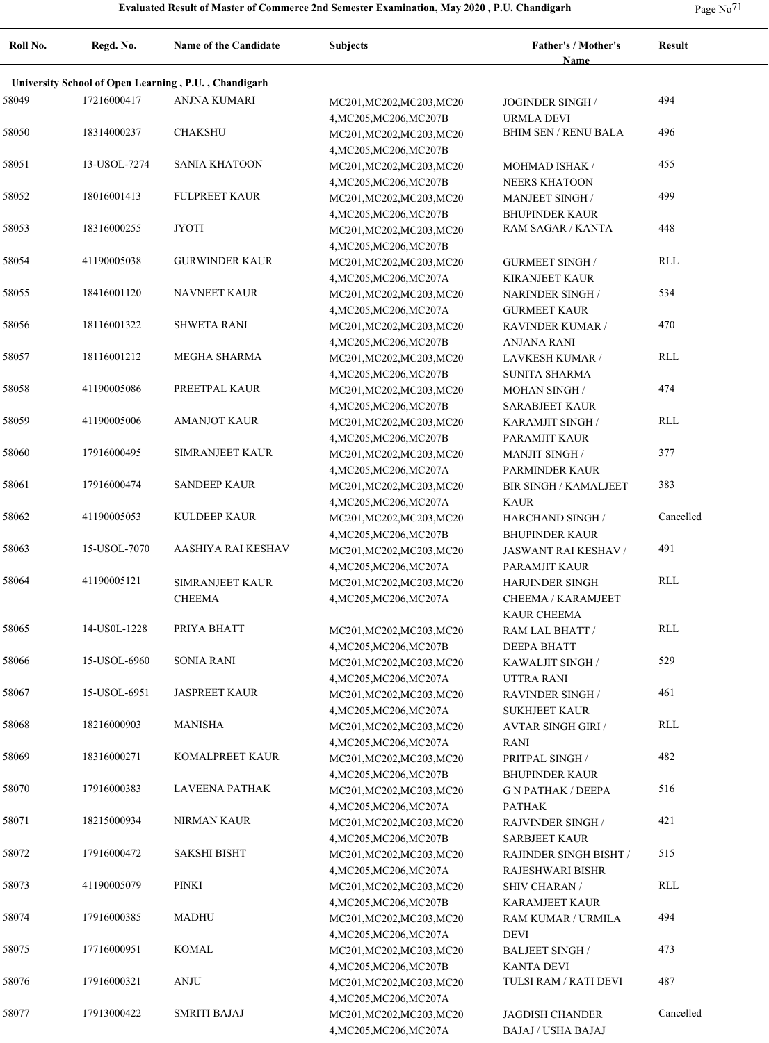| Roll No. | Regd. No. | Name of the Candidate | Subjects | Father's / Mother's Name | Result |
|---|---|---|---|---|---|
| **University School of Open Learning , P.U. , Chandigarh** | | | | | |
| 58049 | 17216000417 | ANJNA KUMARI | MC201,MC202,MC203,MC204,MC205,MC206,MC207B | JOGINDER SINGH / URMLA DEVI | 494 |
| 58050 | 18314000237 | CHAKSHU | MC201,MC202,MC203,MC204,MC205,MC206,MC207B | BHIM SEN / RENU BALA | 496 |
| 58051 | 13-USOL-7274 | SANIA KHATOON | MC201,MC202,MC203,MC204,MC205,MC206,MC207B | MOHMAD ISHAK / NEERS KHATOON | 455 |
| 58052 | 18016001413 | FULPREET KAUR | MC201,MC202,MC203,MC204,MC205,MC206,MC207B | MANJEET SINGH / BHUPINDER KAUR | 499 |
| 58053 | 18316000255 | JYOTI | MC201,MC202,MC203,MC204,MC205,MC206,MC207B | RAM SAGAR / KANTA | 448 |
| 58054 | 41190005038 | GURWINDER KAUR | MC201,MC202,MC203,MC204,MC205,MC206,MC207A | GURMEET SINGH / KIRANJEET KAUR | RLL |
| 58055 | 18416001120 | NAVNEET KAUR | MC201,MC202,MC203,MC204,MC205,MC206,MC207A | NARINDER SINGH / GURMEET KAUR | 534 |
| 58056 | 18116001322 | SHWETA RANI | MC201,MC202,MC203,MC204,MC205,MC206,MC207B | RAVINDER KUMAR / ANJANA RANI | 470 |
| 58057 | 18116001212 | MEGHA SHARMA | MC201,MC202,MC203,MC204,MC205,MC206,MC207B | LAVKESH KUMAR / SUNITA SHARMA | RLL |
| 58058 | 41190005086 | PREETPAL KAUR | MC201,MC202,MC203,MC204,MC205,MC206,MC207B | MOHAN SINGH / SARABJEET KAUR | 474 |
| 58059 | 41190005006 | AMANJOT KAUR | MC201,MC202,MC203,MC204,MC205,MC206,MC207B | KARAMJIT SINGH / PARAMJIT KAUR | RLL |
| 58060 | 17916000495 | SIMRANJEET KAUR | MC201,MC202,MC203,MC204,MC205,MC206,MC207A | MANJIT SINGH / PARMINDER KAUR | 377 |
| 58061 | 17916000474 | SANDEEP KAUR | MC201,MC202,MC203,MC204,MC205,MC206,MC207A | BIR SINGH / KAMALJEET KAUR | 383 |
| 58062 | 41190005053 | KULDEEP KAUR | MC201,MC202,MC203,MC204,MC205,MC206,MC207B | HARCHAND SINGH / BHUPINDER KAUR | Cancelled |
| 58063 | 15-USOL-7070 | AASHIYA RAI KESHAV | MC201,MC202,MC203,MC204,MC205,MC206,MC207A | JASWANT RAI KESHAV / PARAMJIT KAUR | 491 |
| 58064 | 41190005121 | SIMRANJEET KAUR CHEEMA | MC201,MC202,MC203,MC204,MC205,MC206,MC207A | HARJINDER SINGH CHEEMA / KARAMJEET KAUR CHEEMA | RLL |
| 58065 | 14-US0L-1228 | PRIYA BHATT | MC201,MC202,MC203,MC204,MC205,MC206,MC207B | RAM LAL BHATT / DEEPA BHATT | RLL |
| 58066 | 15-USOL-6960 | SONIA RANI | MC201,MC202,MC203,MC204,MC205,MC206,MC207A | KAWALJIT SINGH / UTTRA RANI | 529 |
| 58067 | 15-USOL-6951 | JASPREET KAUR | MC201,MC202,MC203,MC204,MC205,MC206,MC207A | RAVINDER SINGH / SUKHJEET KAUR | 461 |
| 58068 | 18216000903 | MANISHA | MC201,MC202,MC203,MC204,MC205,MC206,MC207A | AVTAR SINGH GIRI / RANI | RLL |
| 58069 | 18316000271 | KOMALPREET KAUR | MC201,MC202,MC203,MC204,MC205,MC206,MC207B | PRITPAL SINGH / BHUPINDER KAUR | 482 |
| 58070 | 17916000383 | LAVEENA PATHAK | MC201,MC202,MC203,MC204,MC205,MC206,MC207A | G N PATHAK / DEEPA PATHAK | 516 |
| 58071 | 18215000934 | NIRMAN KAUR | MC201,MC202,MC203,MC204,MC205,MC206,MC207B | RAJVINDER SINGH / SARBJEET KAUR | 421 |
| 58072 | 17916000472 | SAKSHI BISHT | MC201,MC202,MC203,MC204,MC205,MC206,MC207A | RAJINDER SINGH BISHT / RAJESHWARI BISHR | 515 |
| 58073 | 41190005079 | PINKI | MC201,MC202,MC203,MC204,MC205,MC206,MC207B | SHIV CHARAN / KARAMJEET KAUR | RLL |
| 58074 | 17916000385 | MADHU | MC201,MC202,MC203,MC204,MC205,MC206,MC207A | RAM KUMAR / URMILA DEVI | 494 |
| 58075 | 17716000951 | KOMAL | MC201,MC202,MC203,MC204,MC205,MC206,MC207B | BALJEET SINGH / KANTA DEVI | 473 |
| 58076 | 17916000321 | ANJU | MC201,MC202,MC203,MC204,MC205,MC206,MC207A | TULSI RAM / RATI DEVI | 487 |
| 58077 | 17913000422 | SMRITI BAJAJ | MC201,MC202,MC203,MC204,MC205,MC206,MC207A | JAGDISH CHANDER BAJAJ / USHA BAJAJ | Cancelled |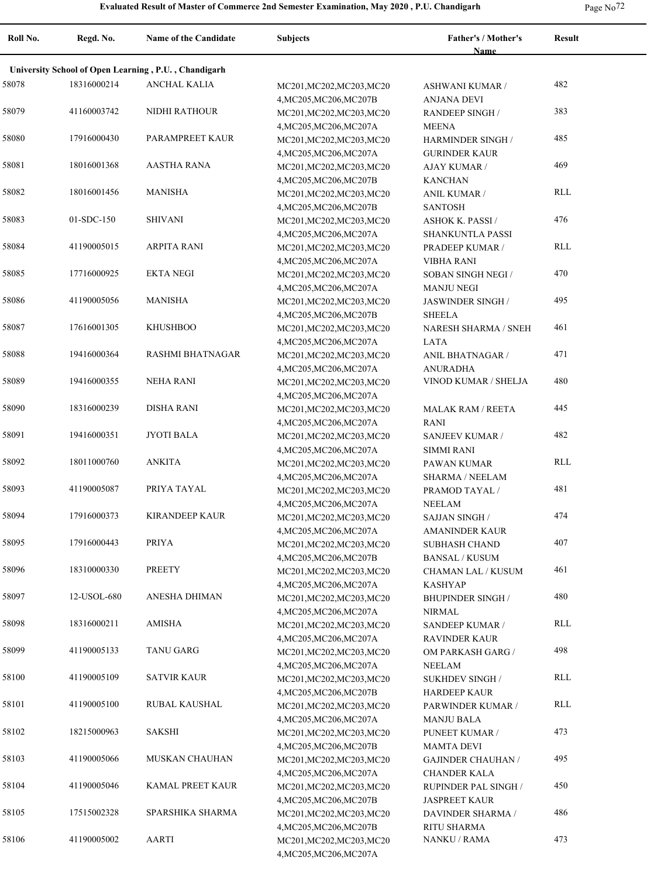# Evaluated Result of Master of Commerce 2nd Semester Examination, May 2020 , P.U. Chandigarh

| Roll No. | Regd. No. | Name of the Candidate | Subjects | Father's / Mother's Name | Result |
|---|---|---|---|---|---|
| **University School of Open Learning , P.U. , Chandigarh** | | | | | |
| 58078 | 18316000214 | ANCHAL KALIA | MC201,MC202,MC203,MC204,MC205,MC206,MC207B | ASHWANI KUMAR / ANJANA DEVI | 482 |
| 58079 | 41160003742 | NIDHI RATHOUR | MC201,MC202,MC203,MC204,MC205,MC206,MC207A | RANDEEP SINGH / MEENA | 383 |
| 58080 | 17916000430 | PARAMPREET KAUR | MC201,MC202,MC203,MC204,MC205,MC206,MC207A | HARMINDER SINGH / GURINDER KAUR | 485 |
| 58081 | 18016001368 | AASTHA RANA | MC201,MC202,MC203,MC204,MC205,MC206,MC207B | AJAY KUMAR / KANCHAN | 469 |
| 58082 | 18016001456 | MANISHA | MC201,MC202,MC203,MC204,MC205,MC206,MC207B | ANIL KUMAR / SANTOSH | RLL |
| 58083 | 01-SDC-150 | SHIVANI | MC201,MC202,MC203,MC204,MC205,MC206,MC207A | ASHOK K. PASSI / SHANKUNTLA PASSI | 476 |
| 58084 | 41190005015 | ARPITA RANI | MC201,MC202,MC203,MC204,MC205,MC206,MC207A | PRADEEP KUMAR / VIBHA RANI | RLL |
| 58085 | 17716000925 | EKTA NEGI | MC201,MC202,MC203,MC204,MC205,MC206,MC207A | SOBAN SINGH NEGI / MANJU NEGI | 470 |
| 58086 | 41190005056 | MANISHA | MC201,MC202,MC203,MC204,MC205,MC206,MC207B | JASWINDER SINGH / SHEELA | 495 |
| 58087 | 17616001305 | KHUSHBOO | MC201,MC202,MC203,MC204,MC205,MC206,MC207A | NARESH SHARMA / SNEH LATA | 461 |
| 58088 | 19416000364 | RASHMI BHATNAGAR | MC201,MC202,MC203,MC204,MC205,MC206,MC207A | ANIL BHATNAGAR / ANURADHA | 471 |
| 58089 | 19416000355 | NEHA RANI | MC201,MC202,MC203,MC204,MC205,MC206,MC207A | VINOD KUMAR / SHELJA | 480 |
| 58090 | 18316000239 | DISHA RANI | MC201,MC202,MC203,MC204,MC205,MC206,MC207A | MALAK RAM / REETA RANI | 445 |
| 58091 | 19416000351 | JYOTI BALA | MC201,MC202,MC203,MC204,MC205,MC206,MC207A | SANJEEV KUMAR / SIMMI RANI | 482 |
| 58092 | 18011000760 | ANKITA | MC201,MC202,MC203,MC204,MC205,MC206,MC207A | PAWAN KUMAR SHARMA / NEELAM | RLL |
| 58093 | 41190005087 | PRIYA TAYAL | MC201,MC202,MC203,MC204,MC205,MC206,MC207A | PRAMOD TAYAL / NEELAM | 481 |
| 58094 | 17916000373 | KIRANDEEP KAUR | MC201,MC202,MC203,MC204,MC205,MC206,MC207A | SAJJAN SINGH / AMANINDER KAUR | 474 |
| 58095 | 17916000443 | PRIYA | MC201,MC202,MC203,MC204,MC205,MC206,MC207B | SUBHASH CHAND BANSAL / KUSUM | 407 |
| 58096 | 18310000330 | PREETY | MC201,MC202,MC203,MC204,MC205,MC206,MC207A | CHAMAN LAL / KUSUM KASHYAP | 461 |
| 58097 | 12-USOL-680 | ANESHA DHIMAN | MC201,MC202,MC203,MC204,MC205,MC206,MC207A | BHUPINDER SINGH / NIRMAL | 480 |
| 58098 | 18316000211 | AMISHA | MC201,MC202,MC203,MC204,MC205,MC206,MC207A | SANDEEP KUMAR / RAVINDER KAUR | RLL |
| 58099 | 41190005133 | TANU GARG | MC201,MC202,MC203,MC204,MC205,MC206,MC207A | OM PARKASH GARG / NEELAM | 498 |
| 58100 | 41190005109 | SATVIR KAUR | MC201,MC202,MC203,MC204,MC205,MC206,MC207B | SUKHDEV SINGH / HARDEEP KAUR | RLL |
| 58101 | 41190005100 | RUBAL KAUSHAL | MC201,MC202,MC203,MC204,MC205,MC206,MC207A | PARWINDER KUMAR / MANJU BALA | RLL |
| 58102 | 18215000963 | SAKSHI | MC201,MC202,MC203,MC204,MC205,MC206,MC207B | PUNEET KUMAR / MAMTA DEVI | 473 |
| 58103 | 41190005066 | MUSKAN CHAUHAN | MC201,MC202,MC203,MC204,MC205,MC206,MC207A | GAJINDER CHAUHAN / CHANDER KALA | 495 |
| 58104 | 41190005046 | KAMAL PREET KAUR | MC201,MC202,MC203,MC204,MC205,MC206,MC207B | RUPINDER PAL SINGH / JASPREET KAUR | 450 |
| 58105 | 17515002328 | SPARSHIKA SHARMA | MC201,MC202,MC203,MC204,MC205,MC206,MC207B | DAVINDER SHARMA / RITU SHARMA | 486 |
| 58106 | 41190005002 | AARTI | MC201,MC202,MC203,MC204,MC205,MC206,MC207A | NANKU / RAMA | 473 |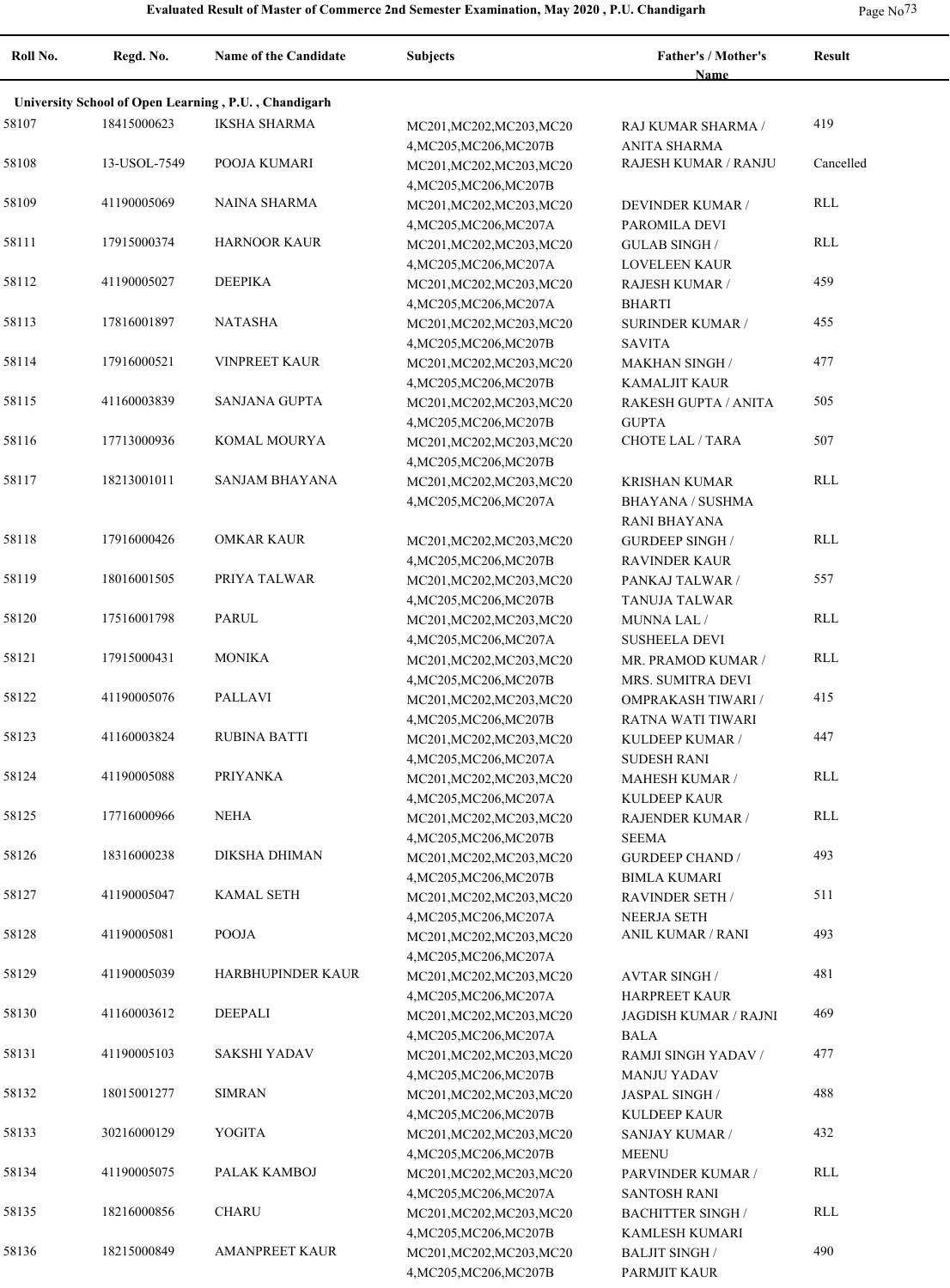| Roll No. | Regd. No. | Name of the Candidate | Subjects | Father's / Mother's Name | Result |
|---|---|---|---|---|---|
| **University School of Open Learning , P.U. , Chandigarh** | | | | | |
| 58107 | 18415000623 | IKSHA SHARMA | MC201,MC202,MC203,MC204,MC205,MC206,MC207B | RAJ KUMAR SHARMA / ANITA SHARMA | 419 |
| 58108 | 13-USOL-7549 | POOJA KUMARI | MC201,MC202,MC203,MC204,MC205,MC206,MC207B | RAJESH KUMAR / RANJU | Cancelled |
| 58109 | 41190005069 | NAINA SHARMA | MC201,MC202,MC203,MC204,MC205,MC206,MC207A | DEVINDER KUMAR / PAROMILA DEVI | RLL |
| 58111 | 17915000374 | HARNOOR KAUR | MC201,MC202,MC203,MC204,MC205,MC206,MC207A | GULAB SINGH / LOVELEEN KAUR | RLL |
| 58112 | 41190005027 | DEEPIKA | MC201,MC202,MC203,MC204,MC205,MC206,MC207A | RAJESH KUMAR / BHARTI | 459 |
| 58113 | 17816001897 | NATASHA | MC201,MC202,MC203,MC204,MC205,MC206,MC207B | SURINDER KUMAR / SAVITA | 455 |
| 58114 | 17916000521 | VINPREET KAUR | MC201,MC202,MC203,MC204,MC205,MC206,MC207B | MAKHAN SINGH / KAMALJIT KAUR | 477 |
| 58115 | 41160003839 | SANJANA GUPTA | MC201,MC202,MC203,MC204,MC205,MC206,MC207B | RAKESH GUPTA / ANITA GUPTA | 505 |
| 58116 | 17713000936 | KOMAL MOURYA | MC201,MC202,MC203,MC204,MC205,MC206,MC207B | CHOTE LAL / TARA | 507 |
| 58117 | 18213001011 | SANJAM BHAYANA | MC201,MC202,MC203,MC204,MC205,MC206,MC207A | KRISHAN KUMAR BHAYANA / SUSHMA RANI BHAYANA | RLL |
| 58118 | 17916000426 | OMKAR KAUR | MC201,MC202,MC203,MC204,MC205,MC206,MC207B | GURDEEP SINGH / RAVINDER KAUR | RLL |
| 58119 | 18016001505 | PRIYA TALWAR | MC201,MC202,MC203,MC204,MC205,MC206,MC207B | PANKAJ TALWAR / TANUJA TALWAR | 557 |
| 58120 | 17516001798 | PARUL | MC201,MC202,MC203,MC204,MC205,MC206,MC207A | MUNNA LAL / SUSHEELA DEVI | RLL |
| 58121 | 17915000431 | MONIKA | MC201,MC202,MC203,MC204,MC205,MC206,MC207B | MR. PRAMOD KUMAR / MRS. SUMITRA DEVI | RLL |
| 58122 | 41190005076 | PALLAVI | MC201,MC202,MC203,MC204,MC205,MC206,MC207B | OMPRAKASH TIWARI / RATNA WATI TIWARI | 415 |
| 58123 | 41160003824 | RUBINA BATTI | MC201,MC202,MC203,MC204,MC205,MC206,MC207A | KULDEEP KUMAR / SUDESH RANI | 447 |
| 58124 | 41190005088 | PRIYANKA | MC201,MC202,MC203,MC204,MC205,MC206,MC207A | MAHESH KUMAR / KULDEEP KAUR | RLL |
| 58125 | 17716000966 | NEHA | MC201,MC202,MC203,MC204,MC205,MC206,MC207B | RAJENDER KUMAR / SEEMA | RLL |
| 58126 | 18316000238 | DIKSHA DHIMAN | MC201,MC202,MC203,MC204,MC205,MC206,MC207B | GURDEEP CHAND / BIMLA KUMARI | 493 |
| 58127 | 41190005047 | KAMAL SETH | MC201,MC202,MC203,MC204,MC205,MC206,MC207A | RAVINDER SETH / NEERJA SETH | 511 |
| 58128 | 41190005081 | POOJA | MC201,MC202,MC203,MC204,MC205,MC206,MC207A | ANIL KUMAR / RANI | 493 |
| 58129 | 41190005039 | HARBHUPINDER KAUR | MC201,MC202,MC203,MC204,MC205,MC206,MC207A | AVTAR SINGH / HARPREET KAUR | 481 |
| 58130 | 41160003612 | DEEPALI | MC201,MC202,MC203,MC204,MC205,MC206,MC207A | JAGDISH KUMAR / RAJNI BALA | 469 |
| 58131 | 41190005103 | SAKSHI YADAV | MC201,MC202,MC203,MC204,MC205,MC206,MC207B | RAMJI SINGH YADAV / MANJU YADAV | 477 |
| 58132 | 18015001277 | SIMRAN | MC201,MC202,MC203,MC204,MC205,MC206,MC207B | JASPAL SINGH / KULDEEP KAUR | 488 |
| 58133 | 30216000129 | YOGITA | MC201,MC202,MC203,MC204,MC205,MC206,MC207B | SANJAY KUMAR / MEENU | 432 |
| 58134 | 41190005075 | PALAK KAMBOJ | MC201,MC202,MC203,MC204,MC205,MC206,MC207A | PARVINDER KUMAR / SANTOSH RANI | RLL |
| 58135 | 18216000856 | CHARU | MC201,MC202,MC203,MC204,MC205,MC206,MC207B | BACHITTER SINGH / KAMLESH KUMARI | RLL |
| 58136 | 18215000849 | AMANPREET KAUR | MC201,MC202,MC203,MC204,MC205,MC206,MC207B | BALJIT SINGH / PARMJIT KAUR | 490 |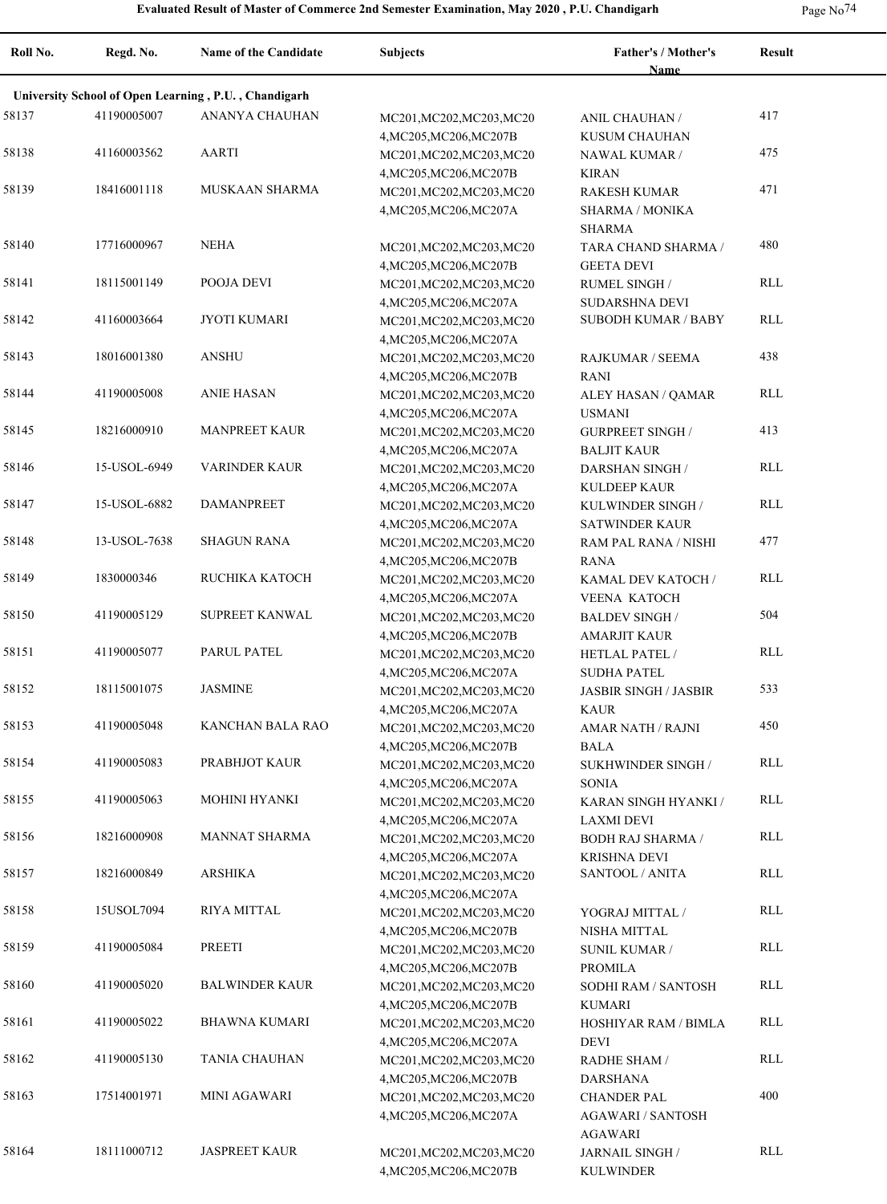# Evaluated Result of Master of Commerce 2nd Semester Examination, May 2020 , P.U. Chandigarh

| Roll No. | Regd. No. | Name of the Candidate | Subjects | Father's / Mother's Name | Result |
|---|---|---|---|---|---|
| **University School of Open Learning , P.U. , Chandigarh** | | | | | |
| 58137 | 41190005007 | ANANYA CHAUHAN | MC201,MC202,MC203,MC204,MC205,MC206,MC207B | ANIL CHAUHAN / KUSUM CHAUHAN | 417 |
| 58138 | 41160003562 | AARTI | MC201,MC202,MC203,MC204,MC205,MC206,MC207B | NAWAL KUMAR / KIRAN | 475 |
| 58139 | 18416001118 | MUSKAAN SHARMA | MC201,MC202,MC203,MC204,MC205,MC206,MC207A | RAKESH KUMAR SHARMA / MONIKA SHARMA | 471 |
| 58140 | 17716000967 | NEHA | MC201,MC202,MC203,MC204,MC205,MC206,MC207B | TARA CHAND SHARMA / GEETA DEVI | 480 |
| 58141 | 18115001149 | POOJA DEVI | MC201,MC202,MC203,MC204,MC205,MC206,MC207A | RUMEL SINGH / SUDARSHNA DEVI | RLL |
| 58142 | 41160003664 | JYOTI KUMARI | MC201,MC202,MC203,MC204,MC205,MC206,MC207A | SUBODH KUMAR / BABY | RLL |
| 58143 | 18016001380 | ANSHU | MC201,MC202,MC203,MC204,MC205,MC206,MC207B | RAJKUMAR / SEEMA RANI | 438 |
| 58144 | 41190005008 | ANIE HASAN | MC201,MC202,MC203,MC204,MC205,MC206,MC207A | ALEY HASAN / QAMAR USMANI | RLL |
| 58145 | 18216000910 | MANPREET KAUR | MC201,MC202,MC203,MC204,MC205,MC206,MC207A | GURPREET SINGH / BALJIT KAUR | 413 |
| 58146 | 15-USOL-6949 | VARINDER KAUR | MC201,MC202,MC203,MC204,MC205,MC206,MC207A | DARSHAN SINGH / KULDEEP KAUR | RLL |
| 58147 | 15-USOL-6882 | DAMANPREET | MC201,MC202,MC203,MC204,MC205,MC206,MC207A | KULWINDER SINGH / SATWINDER KAUR | RLL |
| 58148 | 13-USOL-7638 | SHAGUN RANA | MC201,MC202,MC203,MC204,MC205,MC206,MC207B | RAM PAL RANA / NISHI RANA | 477 |
| 58149 | 1830000346 | RUCHIKA KATOCH | MC201,MC202,MC203,MC204,MC205,MC206,MC207A | KAMAL DEV KATOCH / VEENA KATOCH | RLL |
| 58150 | 41190005129 | SUPREET KANWAL | MC201,MC202,MC203,MC204,MC205,MC206,MC207B | BALDEV SINGH / AMARJIT KAUR | 504 |
| 58151 | 41190005077 | PARUL PATEL | MC201,MC202,MC203,MC204,MC205,MC206,MC207A | HETLAL PATEL / SUDHA PATEL | RLL |
| 58152 | 18115001075 | JASMINE | MC201,MC202,MC203,MC204,MC205,MC206,MC207A | JASBIR SINGH / JASBIR KAUR | 533 |
| 58153 | 41190005048 | KANCHAN BALA RAO | MC201,MC202,MC203,MC204,MC205,MC206,MC207B | AMAR NATH / RAJNI BALA | 450 |
| 58154 | 41190005083 | PRABHJOT KAUR | MC201,MC202,MC203,MC204,MC205,MC206,MC207A | SUKHWINDER SINGH / SONIA | RLL |
| 58155 | 41190005063 | MOHINI HYANKI | MC201,MC202,MC203,MC204,MC205,MC206,MC207A | KARAN SINGH HYANKI / LAXMI DEVI | RLL |
| 58156 | 18216000908 | MANNAT SHARMA | MC201,MC202,MC203,MC204,MC205,MC206,MC207A | BODH RAJ SHARMA / KRISHNA DEVI | RLL |
| 58157 | 18216000849 | ARSHIKA | MC201,MC202,MC203,MC204,MC205,MC206,MC207A | SANTOOL / ANITA | RLL |
| 58158 | 15USOL7094 | RIYA MITTAL | MC201,MC202,MC203,MC204,MC205,MC206,MC207B | YOGRAJ MITTAL / NISHA MITTAL | RLL |
| 58159 | 41190005084 | PREETI | MC201,MC202,MC203,MC204,MC205,MC206,MC207B | SUNIL KUMAR / PROMILA | RLL |
| 58160 | 41190005020 | BALWINDER KAUR | MC201,MC202,MC203,MC204,MC205,MC206,MC207B | SODHI RAM / SANTOSH KUMARI | RLL |
| 58161 | 41190005022 | BHAWNA KUMARI | MC201,MC202,MC203,MC204,MC205,MC206,MC207A | HOSHIYAR RAM / BIMLA DEVI | RLL |
| 58162 | 41190005130 | TANIA CHAUHAN | MC201,MC202,MC203,MC204,MC205,MC206,MC207B | RADHE SHAM / DARSHANA | RLL |
| 58163 | 17514001971 | MINI AGAWARI | MC201,MC202,MC203,MC204,MC205,MC206,MC207A | CHANDER PAL AGAWARI / SANTOSH AGAWARI | 400 |
| 58164 | 18111000712 | JASPREET KAUR | MC201,MC202,MC203,MC204,MC205,MC206,MC207B | JARNAIL SINGH / KULWINDER | RLL |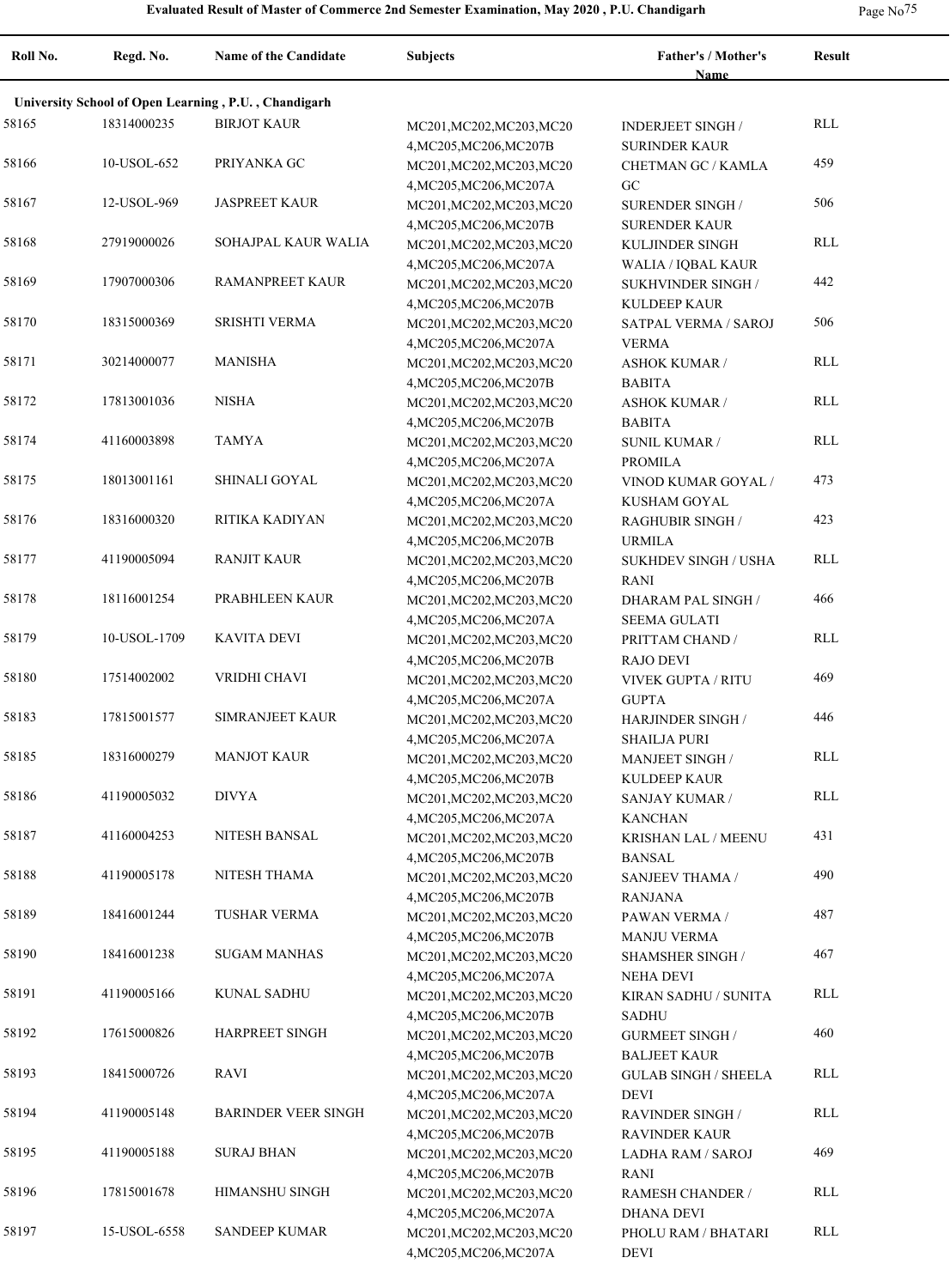**Evaluated Result of Master of Commerce 2nd Semester Examination, May 2020 , P.U. Chandigarh**

| Roll No. | Regd. No. | Name of the Candidate | Subjects | Father's / Mother's Name | Result |
|---|---|---|---|---|---|
| **University School of Open Learning , P.U. , Chandigarh** | | | | | |
| 58165 | 18314000235 | BIRJOT KAUR | MC201,MC202,MC203,MC204,MC205,MC206,MC207B | INDERJEET SINGH / SURINDER KAUR | RLL |
| 58166 | 10-USOL-652 | PRIYANKA GC | MC201,MC202,MC203,MC204,MC205,MC206,MC207A | CHETMAN GC / KAMLA GC | 459 |
| 58167 | 12-USOL-969 | JASPREET KAUR | MC201,MC202,MC203,MC204,MC205,MC206,MC207B | SURENDER SINGH / SURENDER KAUR | 506 |
| 58168 | 27919000026 | SOHAJPAL KAUR WALIA | MC201,MC202,MC203,MC204,MC205,MC206,MC207A | KULJINDER SINGH WALIA / IQBAL KAUR | RLL |
| 58169 | 17907000306 | RAMANPREET KAUR | MC201,MC202,MC203,MC204,MC205,MC206,MC207B | SUKHVINDER SINGH / KULDEEP KAUR | 442 |
| 58170 | 18315000369 | SRISHTI VERMA | MC201,MC202,MC203,MC204,MC205,MC206,MC207A | SATPAL VERMA / SAROJ VERMA | 506 |
| 58171 | 30214000077 | MANISHA | MC201,MC202,MC203,MC204,MC205,MC206,MC207B | ASHOK KUMAR / BABITA | RLL |
| 58172 | 17813001036 | NISHA | MC201,MC202,MC203,MC204,MC205,MC206,MC207B | ASHOK KUMAR / BABITA | RLL |
| 58174 | 41160003898 | TAMYA | MC201,MC202,MC203,MC204,MC205,MC206,MC207A | SUNIL KUMAR / PROMILA | RLL |
| 58175 | 18013001161 | SHINALI GOYAL | MC201,MC202,MC203,MC204,MC205,MC206,MC207A | VINOD KUMAR GOYAL / KUSHAM GOYAL | 473 |
| 58176 | 18316000320 | RITIKA KADIYAN | MC201,MC202,MC203,MC204,MC205,MC206,MC207B | RAGHUBIR SINGH / URMILA | 423 |
| 58177 | 41190005094 | RANJIT KAUR | MC201,MC202,MC203,MC204,MC205,MC206,MC207B | SUKHDEV SINGH / USHA RANI | RLL |
| 58178 | 18116001254 | PRABHLEEN KAUR | MC201,MC202,MC203,MC204,MC205,MC206,MC207A | DHARAM PAL SINGH / SEEMA GULATI | 466 |
| 58179 | 10-USOL-1709 | KAVITA DEVI | MC201,MC202,MC203,MC204,MC205,MC206,MC207B | PRITTAM CHAND / RAJO DEVI | RLL |
| 58180 | 17514002002 | VRIDHI CHAVI | MC201,MC202,MC203,MC204,MC205,MC206,MC207A | VIVEK GUPTA / RITU GUPTA | 469 |
| 58183 | 17815001577 | SIMRANJEET KAUR | MC201,MC202,MC203,MC204,MC205,MC206,MC207A | HARJINDER SINGH / SHAILJA PURI | 446 |
| 58185 | 18316000279 | MANJOT KAUR | MC201,MC202,MC203,MC204,MC205,MC206,MC207B | MANJEET SINGH / KULDEEP KAUR | RLL |
| 58186 | 41190005032 | DIVYA | MC201,MC202,MC203,MC204,MC205,MC206,MC207A | SANJAY KUMAR / KANCHAN | RLL |
| 58187 | 41160004253 | NITESH BANSAL | MC201,MC202,MC203,MC204,MC205,MC206,MC207B | KRISHAN LAL / MEENU BANSAL | 431 |
| 58188 | 41190005178 | NITESH THAMA | MC201,MC202,MC203,MC204,MC205,MC206,MC207B | SANJEEV THAMA / RANJANA | 490 |
| 58189 | 18416001244 | TUSHAR VERMA | MC201,MC202,MC203,MC204,MC205,MC206,MC207B | PAWAN VERMA / MANJU VERMA | 487 |
| 58190 | 18416001238 | SUGAM MANHAS | MC201,MC202,MC203,MC204,MC205,MC206,MC207A | SHAMSHER SINGH / NEHA DEVI | 467 |
| 58191 | 41190005166 | KUNAL SADHU | MC201,MC202,MC203,MC204,MC205,MC206,MC207B | KIRAN SADHU / SUNITA SADHU | RLL |
| 58192 | 17615000826 | HARPREET SINGH | MC201,MC202,MC203,MC204,MC205,MC206,MC207B | GURMEET SINGH / BALJEET KAUR | 460 |
| 58193 | 18415000726 | RAVI | MC201,MC202,MC203,MC204,MC205,MC206,MC207A | GULAB SINGH / SHEELA DEVI | RLL |
| 58194 | 41190005148 | BARINDER VEER SINGH | MC201,MC202,MC203,MC204,MC205,MC206,MC207B | RAVINDER SINGH / RAVINDER KAUR | RLL |
| 58195 | 41190005188 | SURAJ BHAN | MC201,MC202,MC203,MC204,MC205,MC206,MC207B | LADHA RAM / SAROJ RANI | 469 |
| 58196 | 17815001678 | HIMANSHU SINGH | MC201,MC202,MC203,MC204,MC205,MC206,MC207A | RAMESH CHANDER / DHANA DEVI | RLL |
| 58197 | 15-USOL-6558 | SANDEEP KUMAR | MC201,MC202,MC203,MC204,MC205,MC206,MC207A | PHOLU RAM / BHATARI DEVI | RLL |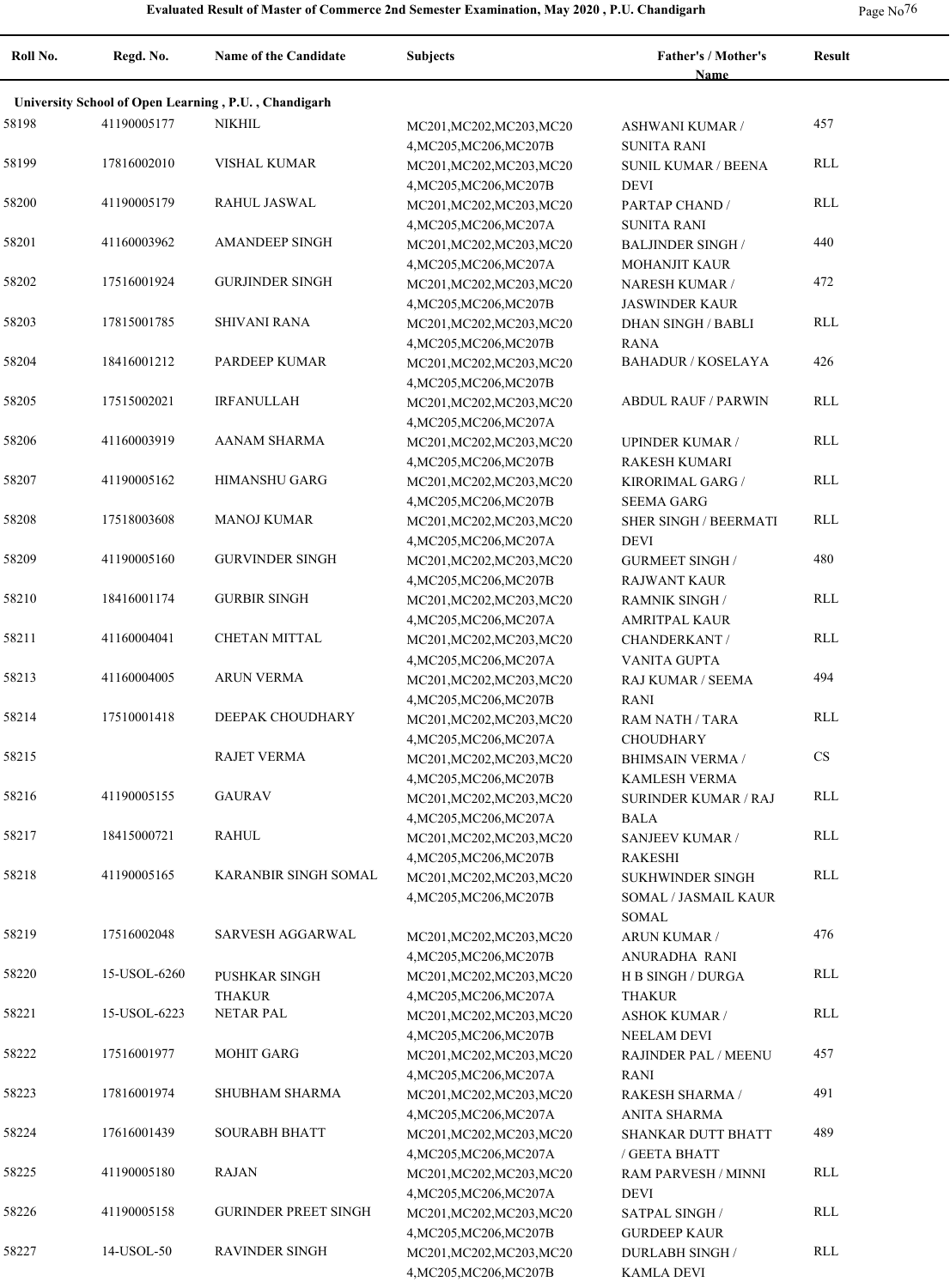Evaluated Result of Master of Commerce 2nd Semester Examination, May 2020 , P.U. Chandigarh

| Roll No. | Regd. No. | Name of the Candidate | Subjects | Father's / Mother's Name | Result |
|---|---|---|---|---|---|
| **University School of Open Learning , P.U. , Chandigarh** | | | | | |
| 58198 | 41190005177 | NIKHIL | MC201,MC202,MC203,MC204,MC205,MC206,MC207B | ASHWANI KUMAR / SUNITA RANI | 457 |
| 58199 | 17816002010 | VISHAL KUMAR | MC201,MC202,MC203,MC204,MC205,MC206,MC207B | SUNIL KUMAR / BEENA DEVI | RLL |
| 58200 | 41190005179 | RAHUL JASWAL | MC201,MC202,MC203,MC204,MC205,MC206,MC207A | PARTAP CHAND / SUNITA RANI | RLL |
| 58201 | 41160003962 | AMANDEEP SINGH | MC201,MC202,MC203,MC204,MC205,MC206,MC207A | BALJINDER SINGH / MOHANJIT KAUR | 440 |
| 58202 | 17516001924 | GURJINDER SINGH | MC201,MC202,MC203,MC204,MC205,MC206,MC207B | NARESH KUMAR / JASWINDER KAUR | 472 |
| 58203 | 17815001785 | SHIVANI RANA | MC201,MC202,MC203,MC204,MC205,MC206,MC207B | DHAN SINGH / BABLI RANA | RLL |
| 58204 | 18416001212 | PARDEEP KUMAR | MC201,MC202,MC203,MC204,MC205,MC206,MC207B | BAHADUR / KOSELAYA | 426 |
| 58205 | 17515002021 | IRFANULLAH | MC201,MC202,MC203,MC204,MC205,MC206,MC207A | ABDUL RAUF / PARWIN | RLL |
| 58206 | 41160003919 | AANAM SHARMA | MC201,MC202,MC203,MC204,MC205,MC206,MC207B | UPINDER KUMAR / RAKESH KUMARI | RLL |
| 58207 | 41190005162 | HIMANSHU GARG | MC201,MC202,MC203,MC204,MC205,MC206,MC207B | KIRORIMAL GARG / SEEMA GARG | RLL |
| 58208 | 17518003608 | MANOJ KUMAR | MC201,MC202,MC203,MC204,MC205,MC206,MC207A | SHER SINGH / BEERMATI DEVI | RLL |
| 58209 | 41190005160 | GURVINDER SINGH | MC201,MC202,MC203,MC204,MC205,MC206,MC207B | GURMEET SINGH / RAJWANT KAUR | 480 |
| 58210 | 18416001174 | GURBIR SINGH | MC201,MC202,MC203,MC204,MC205,MC206,MC207A | RAMNIK SINGH / AMRITPAL KAUR | RLL |
| 58211 | 41160004041 | CHETAN MITTAL | MC201,MC202,MC203,MC204,MC205,MC206,MC207A | CHANDERKANT / VANITA GUPTA | RLL |
| 58213 | 41160004005 | ARUN VERMA | MC201,MC202,MC203,MC204,MC205,MC206,MC207B | RAJ KUMAR / SEEMA RANI | 494 |
| 58214 | 17510001418 | DEEPAK CHOUDHARY | MC201,MC202,MC203,MC204,MC205,MC206,MC207A | RAM NATH / TARA CHOUDHARY | RLL |
| 58215 | | RAJET VERMA | MC201,MC202,MC203,MC204,MC205,MC206,MC207B | BHIMSAIN VERMA / KAMLESH VERMA | CS |
| 58216 | 41190005155 | GAURAV | MC201,MC202,MC203,MC204,MC205,MC206,MC207A | SURINDER KUMAR / RAJ BALA | RLL |
| 58217 | 18415000721 | RAHUL | MC201,MC202,MC203,MC204,MC205,MC206,MC207B | SANJEEV KUMAR / RAKESHI | RLL |
| 58218 | 41190005165 | KARANBIR SINGH SOMAL | MC201,MC202,MC203,MC204,MC205,MC206,MC207B | SUKHWINDER SINGH SOMAL / JASMAIL KAUR SOMAL | RLL |
| 58219 | 17516002048 | SARVESH AGGARWAL | MC201,MC202,MC203,MC204,MC205,MC206,MC207B | ARUN KUMAR / ANURADHA RANI | 476 |
| 58220 | 15-USOL-6260 | PUSHKAR SINGH THAKUR | MC201,MC202,MC203,MC204,MC205,MC206,MC207A | H B SINGH / DURGA THAKUR | RLL |
| 58221 | 15-USOL-6223 | NETAR PAL | MC201,MC202,MC203,MC204,MC205,MC206,MC207B | ASHOK KUMAR / NEELAM DEVI | RLL |
| 58222 | 17516001977 | MOHIT GARG | MC201,MC202,MC203,MC204,MC205,MC206,MC207A | RAJINDER PAL / MEENU RANI | 457 |
| 58223 | 17816001974 | SHUBHAM SHARMA | MC201,MC202,MC203,MC204,MC205,MC206,MC207A | RAKESH SHARMA / ANITA SHARMA | 491 |
| 58224 | 17616001439 | SOURABH BHATT | MC201,MC202,MC203,MC204,MC205,MC206,MC207A | SHANKAR DUTT BHATT / GEETA BHATT | 489 |
| 58225 | 41190005180 | RAJAN | MC201,MC202,MC203,MC204,MC205,MC206,MC207A | RAM PARVESH / MINNI DEVI | RLL |
| 58226 | 41190005158 | GURINDER PREET SINGH | MC201,MC202,MC203,MC204,MC205,MC206,MC207B | SATPAL SINGH / GURDEEP KAUR | RLL |
| 58227 | 14-USOL-50 | RAVINDER SINGH | MC201,MC202,MC203,MC204,MC205,MC206,MC207B | DURLABH SINGH / KAMLA DEVI | RLL |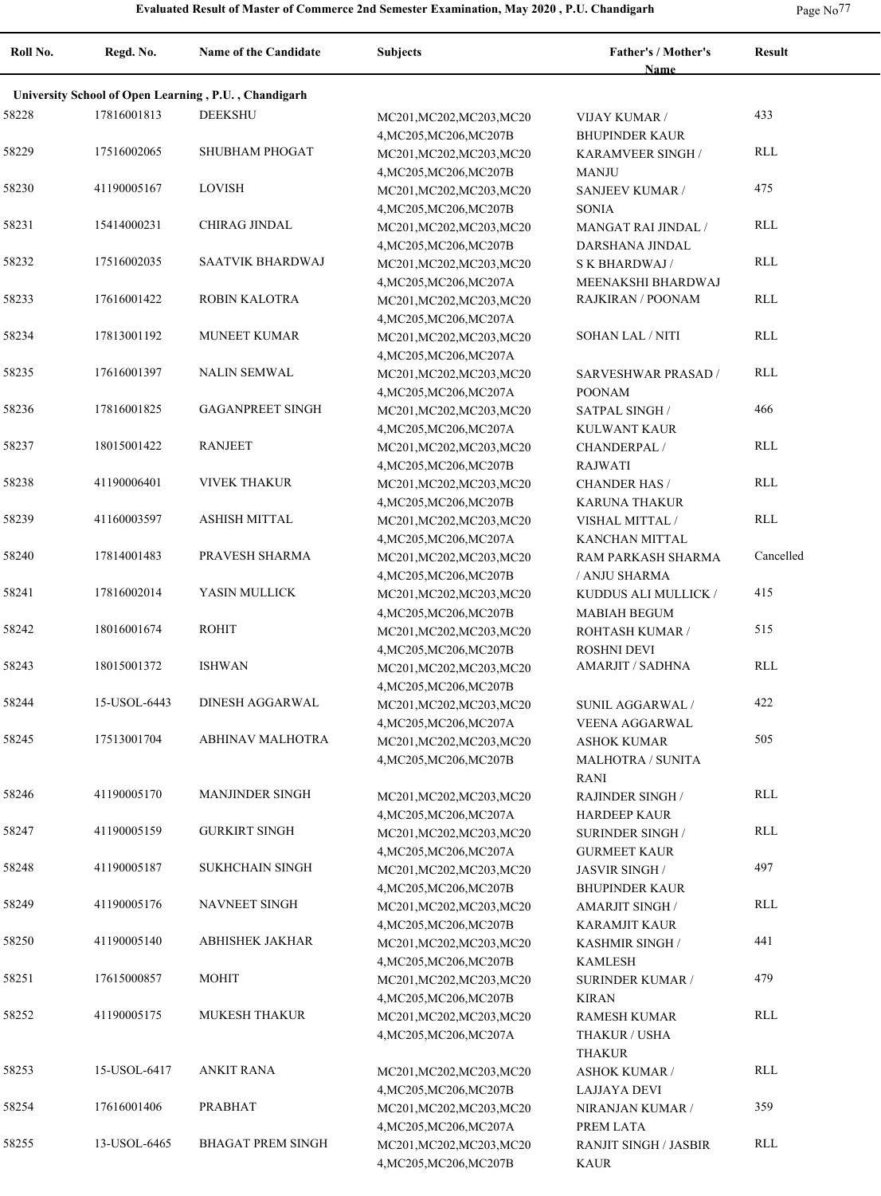Evaluated Result of Master of Commerce 2nd Semester Examination, May 2020 , P.U. Chandigarh

| Roll No. | Regd. No. | Name of the Candidate | Subjects | Father's / Mother's Name | Result |
|---|---|---|---|---|---|
| **University School of Open Learning , P.U. , Chandigarh** | | | | | |
| 58228 | 17816001813 | DEEKSHU | MC201,MC202,MC203,MC204,MC205,MC206,MC207B | VIJAY KUMAR / BHUPINDER KAUR | 433 |
| 58229 | 17516002065 | SHUBHAM PHOGAT | MC201,MC202,MC203,MC204,MC205,MC206,MC207B | KARAMVEER SINGH / MANJU | RLL |
| 58230 | 41190005167 | LOVISH | MC201,MC202,MC203,MC204,MC205,MC206,MC207B | SANJEEV KUMAR / SONIA | 475 |
| 58231 | 15414000231 | CHIRAG JINDAL | MC201,MC202,MC203,MC204,MC205,MC206,MC207B | MANGAT RAI JINDAL / DARSHANA JINDAL | RLL |
| 58232 | 17516002035 | SAATVIK BHARDWAJ | MC201,MC202,MC203,MC204,MC205,MC206,MC207A | S K BHARDWAJ / MEENAKSHI BHARDWAJ | RLL |
| 58233 | 17616001422 | ROBIN KALOTRA | MC201,MC202,MC203,MC204,MC205,MC206,MC207A | RAJKIRAN / POONAM | RLL |
| 58234 | 17813001192 | MUNEET KUMAR | MC201,MC202,MC203,MC204,MC205,MC206,MC207A | SOHAN LAL / NITI | RLL |
| 58235 | 17616001397 | NALIN SEMWAL | MC201,MC202,MC203,MC204,MC205,MC206,MC207A | SARVESHWAR PRASAD / POONAM | RLL |
| 58236 | 17816001825 | GAGANPREET SINGH | MC201,MC202,MC203,MC204,MC205,MC206,MC207A | SATPAL SINGH / KULWANT KAUR | 466 |
| 58237 | 18015001422 | RANJEET | MC201,MC202,MC203,MC204,MC205,MC206,MC207B | CHANDERPAL / RAJWATI | RLL |
| 58238 | 41190006401 | VIVEK THAKUR | MC201,MC202,MC203,MC204,MC205,MC206,MC207B | CHANDER HAS / KARUNA THAKUR | RLL |
| 58239 | 41160003597 | ASHISH MITTAL | MC201,MC202,MC203,MC204,MC205,MC206,MC207A | VISHAL MITTAL / KANCHAN MITTAL | RLL |
| 58240 | 17814001483 | PRAVESH SHARMA | MC201,MC202,MC203,MC204,MC205,MC206,MC207B | RAM PARKASH SHARMA / ANJU SHARMA | Cancelled |
| 58241 | 17816002014 | YASIN MULLICK | MC201,MC202,MC203,MC204,MC205,MC206,MC207B | KUDDUS ALI MULLICK / MABIAH BEGUM | 415 |
| 58242 | 18016001674 | ROHIT | MC201,MC202,MC203,MC204,MC205,MC206,MC207B | ROHTASH KUMAR / ROSHNI DEVI | 515 |
| 58243 | 18015001372 | ISHWAN | MC201,MC202,MC203,MC204,MC205,MC206,MC207B | AMARJIT / SADHNA | RLL |
| 58244 | 15-USOL-6443 | DINESH AGGARWAL | MC201,MC202,MC203,MC204,MC205,MC206,MC207A | SUNIL AGGARWAL / VEENA AGGARWAL | 422 |
| 58245 | 17513001704 | ABHINAV MALHOTRA | MC201,MC202,MC203,MC204,MC205,MC206,MC207B | ASHOK KUMAR MALHOTRA / SUNITA RANI | 505 |
| 58246 | 41190005170 | MANJINDER SINGH | MC201,MC202,MC203,MC204,MC205,MC206,MC207A | RAJINDER SINGH / HARDEEP KAUR | RLL |
| 58247 | 41190005159 | GURKIRT SINGH | MC201,MC202,MC203,MC204,MC205,MC206,MC207A | SURINDER SINGH / GURMEET KAUR | RLL |
| 58248 | 41190005187 | SUKHCHAIN SINGH | MC201,MC202,MC203,MC204,MC205,MC206,MC207B | JASVIR SINGH / BHUPINDER KAUR | 497 |
| 58249 | 41190005176 | NAVNEET SINGH | MC201,MC202,MC203,MC204,MC205,MC206,MC207B | AMARJIT SINGH / KARAMJIT KAUR | RLL |
| 58250 | 41190005140 | ABHISHEK JAKHAR | MC201,MC202,MC203,MC204,MC205,MC206,MC207B | KASHMIR SINGH / KAMLESH | 441 |
| 58251 | 17615000857 | MOHIT | MC201,MC202,MC203,MC204,MC205,MC206,MC207B | SURINDER KUMAR / KIRAN | 479 |
| 58252 | 41190005175 | MUKESH THAKUR | MC201,MC202,MC203,MC204,MC205,MC206,MC207A | RAMESH KUMAR THAKUR / USHA THAKUR | RLL |
| 58253 | 15-USOL-6417 | ANKIT RANA | MC201,MC202,MC203,MC204,MC205,MC206,MC207B | ASHOK KUMAR / LAJJAYA DEVI | RLL |
| 58254 | 17616001406 | PRABHAT | MC201,MC202,MC203,MC204,MC205,MC206,MC207A | NIRANJAN KUMAR / PREM LATA | 359 |
| 58255 | 13-USOL-6465 | BHAGAT PREM SINGH | MC201,MC202,MC203,MC204,MC205,MC206,MC207B | RANJIT SINGH / JASBIR KAUR | RLL |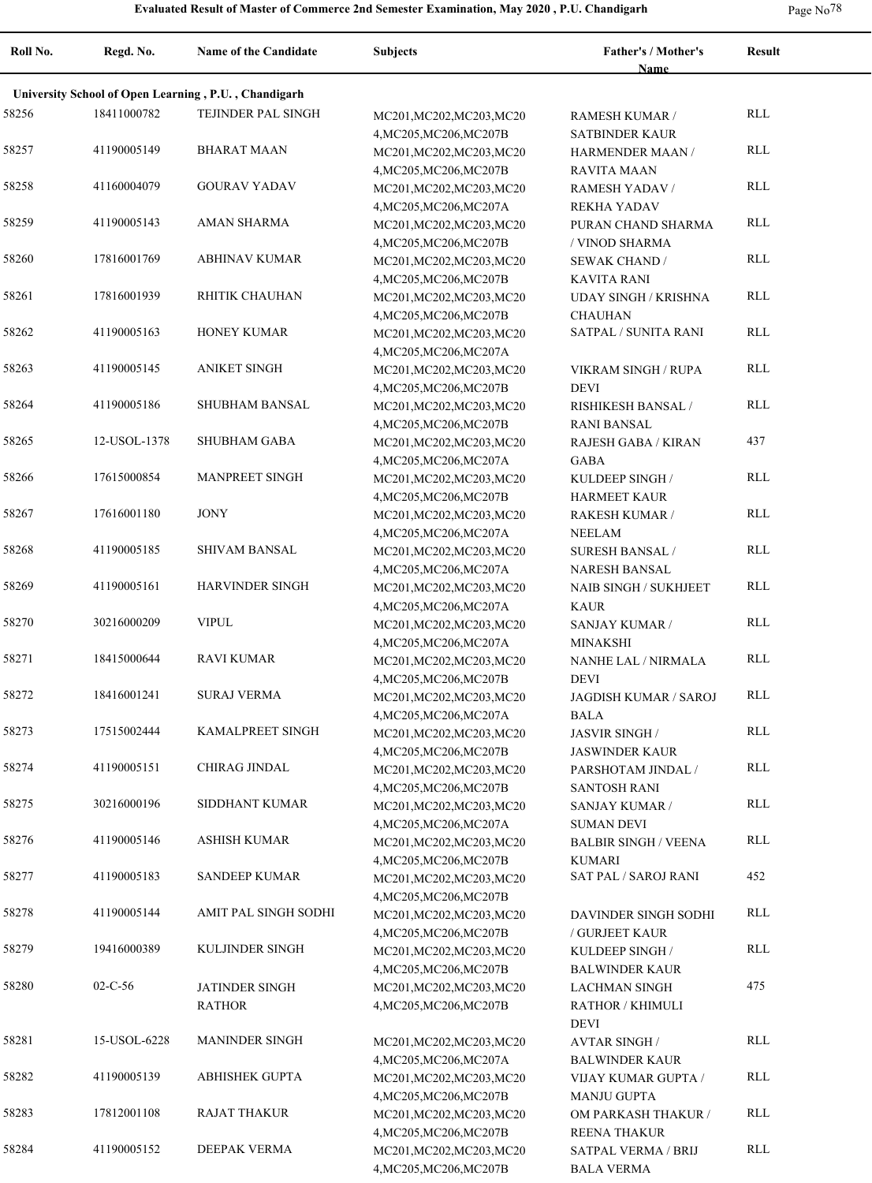# Evaluated Result of Master of Commerce 2nd Semester Examination, May 2020 , P.U. Chandigarh

| Roll No. | Regd. No. | Name of the Candidate | Subjects | Father's / Mother's Name | Result |
|---|---|---|---|---|---|
| **University School of Open Learning , P.U. , Chandigarh** | | | | | |
| 58256 | 18411000782 | TEJINDER PAL SINGH | MC201,MC202,MC203,MC204,MC205,MC206,MC207B | RAMESH KUMAR / SATBINDER KAUR | RLL |
| 58257 | 41190005149 | BHARAT MAAN | MC201,MC202,MC203,MC204,MC205,MC206,MC207B | HARMENDER MAAN / RAVITA MAAN | RLL |
| 58258 | 41160004079 | GOURAV YADAV | MC201,MC202,MC203,MC204,MC205,MC206,MC207A | RAMESH YADAV / REKHA YADAV | RLL |
| 58259 | 41190005143 | AMAN SHARMA | MC201,MC202,MC203,MC204,MC205,MC206,MC207B | PURAN CHAND SHARMA / VINOD SHARMA | RLL |
| 58260 | 17816001769 | ABHINAV KUMAR | MC201,MC202,MC203,MC204,MC205,MC206,MC207B | SEWAK CHAND / KAVITA RANI | RLL |
| 58261 | 17816001939 | RHITIK CHAUHAN | MC201,MC202,MC203,MC204,MC205,MC206,MC207B | UDAY SINGH / KRISHNA CHAUHAN | RLL |
| 58262 | 41190005163 | HONEY KUMAR | MC201,MC202,MC203,MC204,MC205,MC206,MC207A | SATPAL / SUNITA RANI | RLL |
| 58263 | 41190005145 | ANIKET SINGH | MC201,MC202,MC203,MC204,MC205,MC206,MC207B | VIKRAM SINGH / RUPA DEVI | RLL |
| 58264 | 41190005186 | SHUBHAM BANSAL | MC201,MC202,MC203,MC204,MC205,MC206,MC207B | RISHIKESH BANSAL / RANI BANSAL | RLL |
| 58265 | 12-USOL-1378 | SHUBHAM GABA | MC201,MC202,MC203,MC204,MC205,MC206,MC207A | RAJESH GABA / KIRAN GABA | 437 |
| 58266 | 17615000854 | MANPREET SINGH | MC201,MC202,MC203,MC204,MC205,MC206,MC207B | KULDEEP SINGH / HARMEET KAUR | RLL |
| 58267 | 17616001180 | JONY | MC201,MC202,MC203,MC204,MC205,MC206,MC207A | RAKESH KUMAR / NEELAM | RLL |
| 58268 | 41190005185 | SHIVAM BANSAL | MC201,MC202,MC203,MC204,MC205,MC206,MC207A | SURESH BANSAL / NARESH BANSAL | RLL |
| 58269 | 41190005161 | HARVINDER SINGH | MC201,MC202,MC203,MC204,MC205,MC206,MC207A | NAIB SINGH / SUKHJEET KAUR | RLL |
| 58270 | 30216000209 | VIPUL | MC201,MC202,MC203,MC204,MC205,MC206,MC207A | SANJAY KUMAR / MINAKSHI | RLL |
| 58271 | 18415000644 | RAVI KUMAR | MC201,MC202,MC203,MC204,MC205,MC206,MC207B | NANHE LAL / NIRMALA DEVI | RLL |
| 58272 | 18416001241 | SURAJ VERMA | MC201,MC202,MC203,MC204,MC205,MC206,MC207A | JAGDISH KUMAR / SAROJ BALA | RLL |
| 58273 | 17515002444 | KAMALPREET SINGH | MC201,MC202,MC203,MC204,MC205,MC206,MC207B | JASVIR SINGH / JASWINDER KAUR | RLL |
| 58274 | 41190005151 | CHIRAG JINDAL | MC201,MC202,MC203,MC204,MC205,MC206,MC207B | PARSHOTAM JINDAL / SANTOSH RANI | RLL |
| 58275 | 30216000196 | SIDDHANT KUMAR | MC201,MC202,MC203,MC204,MC205,MC206,MC207A | SANJAY KUMAR / SUMAN DEVI | RLL |
| 58276 | 41190005146 | ASHISH KUMAR | MC201,MC202,MC203,MC204,MC205,MC206,MC207B | BALBIR SINGH / VEENA KUMARI | RLL |
| 58277 | 41190005183 | SANDEEP KUMAR | MC201,MC202,MC203,MC204,MC205,MC206,MC207B | SAT PAL / SAROJ RANI | 452 |
| 58278 | 41190005144 | AMIT PAL SINGH SODHI | MC201,MC202,MC203,MC204,MC205,MC206,MC207B | DAVINDER SINGH SODHI / GURJEET KAUR | RLL |
| 58279 | 19416000389 | KULJINDER SINGH | MC201,MC202,MC203,MC204,MC205,MC206,MC207B | KULDEEP SINGH / BALWINDER KAUR | RLL |
| 58280 | 02-C-56 | JATINDER SINGH RATHOR | MC201,MC202,MC203,MC204,MC205,MC206,MC207B | LACHMAN SINGH RATHOR / KHIMULI DEVI | 475 |
| 58281 | 15-USOL-6228 | MANINDER SINGH | MC201,MC202,MC203,MC204,MC205,MC206,MC207A | AVTAR SINGH / BALWINDER KAUR | RLL |
| 58282 | 41190005139 | ABHISHEK GUPTA | MC201,MC202,MC203,MC204,MC205,MC206,MC207B | VIJAY KUMAR GUPTA / MANJU GUPTA | RLL |
| 58283 | 17812001108 | RAJAT THAKUR | MC201,MC202,MC203,MC204,MC205,MC206,MC207B | OM PARKASH THAKUR / REENA THAKUR | RLL |
| 58284 | 41190005152 | DEEPAK VERMA | MC201,MC202,MC203,MC204,MC205,MC206,MC207B | SATPAL VERMA / BRIJ BALA VERMA | RLL |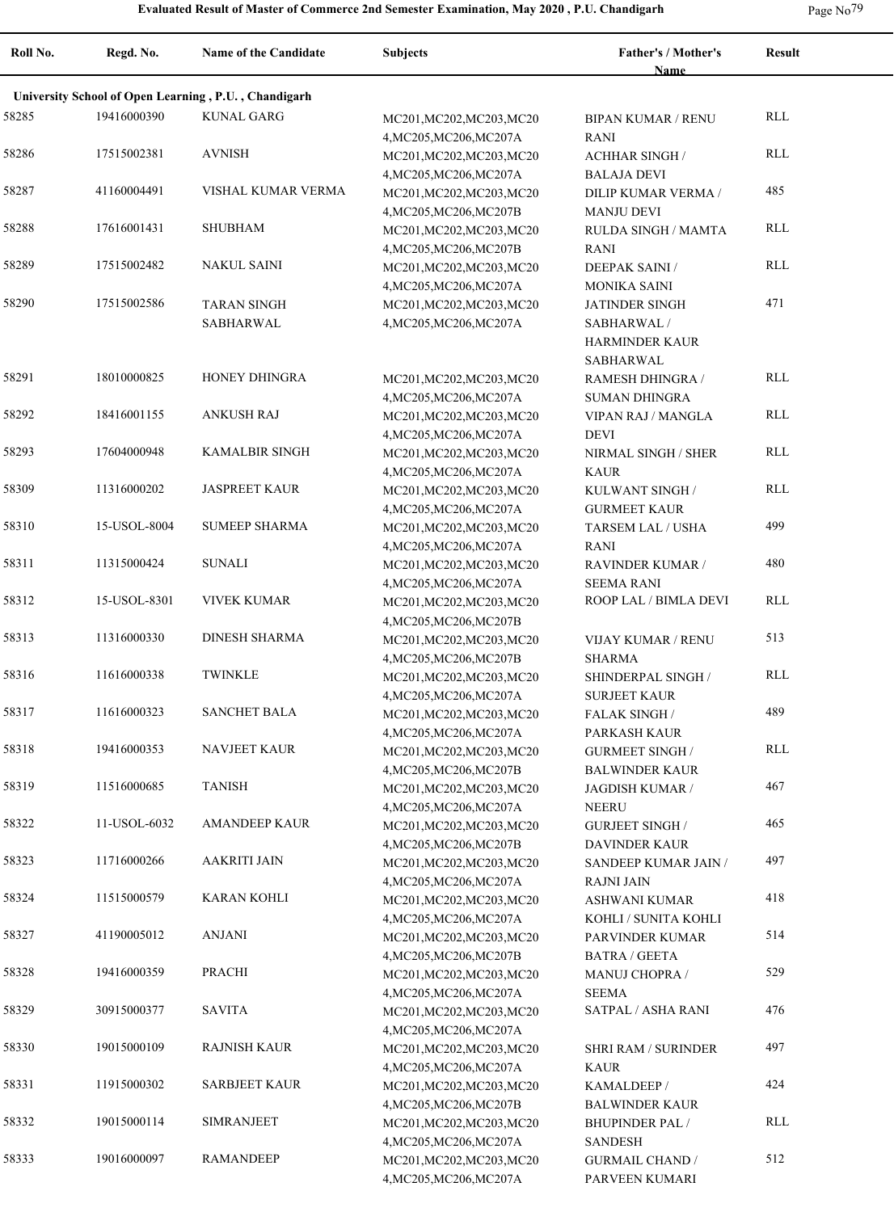# Evaluated Result of Master of Commerce 2nd Semester Examination, May 2020 , P.U. Chandigarh

| Roll No. | Regd. No. | Name of the Candidate | Subjects | Father's / Mother's Name | Result |
|---|---|---|---|---|---|
| **University School of Open Learning , P.U. , Chandigarh** | | | | | |
| 58285 | 19416000390 | KUNAL GARG | MC201,MC202,MC203,MC204,MC205,MC206,MC207A | BIPAN KUMAR / RENU RANI | RLL |
| 58286 | 17515002381 | AVNISH | MC201,MC202,MC203,MC204,MC205,MC206,MC207A | ACHHAR SINGH / BALAJA DEVI | RLL |
| 58287 | 41160004491 | VISHAL KUMAR VERMA | MC201,MC202,MC203,MC204,MC205,MC206,MC207B | DILIP KUMAR VERMA / MANJU DEVI | 485 |
| 58288 | 17616001431 | SHUBHAM | MC201,MC202,MC203,MC204,MC205,MC206,MC207B | RULDA SINGH / MAMTA RANI | RLL |
| 58289 | 17515002482 | NAKUL SAINI | MC201,MC202,MC203,MC204,MC205,MC206,MC207A | DEEPAK SAINI / MONIKA SAINI | RLL |
| 58290 | 17515002586 | TARAN SINGH SABHARWAL | MC201,MC202,MC203,MC204,MC205,MC206,MC207A | JATINDER SINGH SABHARWAL / HARMINDER KAUR SABHARWAL | 471 |
| 58291 | 18010000825 | HONEY DHINGRA | MC201,MC202,MC203,MC204,MC205,MC206,MC207A | RAMESH DHINGRA / SUMAN DHINGRA | RLL |
| 58292 | 18416001155 | ANKUSH RAJ | MC201,MC202,MC203,MC204,MC205,MC206,MC207A | VIPAN RAJ / MANGLA DEVI | RLL |
| 58293 | 17604000948 | KAMALBIR SINGH | MC201,MC202,MC203,MC204,MC205,MC206,MC207A | NIRMAL SINGH / SHER KAUR | RLL |
| 58309 | 11316000202 | JASPREET KAUR | MC201,MC202,MC203,MC204,MC205,MC206,MC207A | KULWANT SINGH / GURMEET KAUR | RLL |
| 58310 | 15-USOL-8004 | SUMEEP SHARMA | MC201,MC202,MC203,MC204,MC205,MC206,MC207A | TARSEM LAL / USHA RANI | 499 |
| 58311 | 11315000424 | SUNALI | MC201,MC202,MC203,MC204,MC205,MC206,MC207A | RAVINDER KUMAR / SEEMA RANI | 480 |
| 58312 | 15-USOL-8301 | VIVEK KUMAR | MC201,MC202,MC203,MC204,MC205,MC206,MC207B | ROOP LAL / BIMLA DEVI | RLL |
| 58313 | 11316000330 | DINESH SHARMA | MC201,MC202,MC203,MC204,MC205,MC206,MC207B | VIJAY KUMAR / RENU SHARMA | 513 |
| 58316 | 11616000338 | TWINKLE | MC201,MC202,MC203,MC204,MC205,MC206,MC207A | SHINDERPAL SINGH / SURJEET KAUR | RLL |
| 58317 | 11616000323 | SANCHET BALA | MC201,MC202,MC203,MC204,MC205,MC206,MC207A | FALAK SINGH / PARKASH KAUR | 489 |
| 58318 | 19416000353 | NAVJEET KAUR | MC201,MC202,MC203,MC204,MC205,MC206,MC207B | GURMEET SINGH / BALWINDER KAUR | RLL |
| 58319 | 11516000685 | TANISH | MC201,MC202,MC203,MC204,MC205,MC206,MC207A | JAGDISH KUMAR / NEERU | 467 |
| 58322 | 11-USOL-6032 | AMANDEEP KAUR | MC201,MC202,MC203,MC204,MC205,MC206,MC207B | GURJEET SINGH / DAVINDER KAUR | 465 |
| 58323 | 11716000266 | AAKRITI JAIN | MC201,MC202,MC203,MC204,MC205,MC206,MC207A | SANDEEP KUMAR JAIN / RAJNI JAIN | 497 |
| 58324 | 11515000579 | KARAN KOHLI | MC201,MC202,MC203,MC204,MC205,MC206,MC207A | ASHWANI KUMAR KOHLI / SUNITA KOHLI | 418 |
| 58327 | 41190005012 | ANJANI | MC201,MC202,MC203,MC204,MC205,MC206,MC207B | PARVINDER KUMAR BATRA / GEETA | 514 |
| 58328 | 19416000359 | PRACHI | MC201,MC202,MC203,MC204,MC205,MC206,MC207A | MANUJ CHOPRA / SEEMA | 529 |
| 58329 | 30915000377 | SAVITA | MC201,MC202,MC203,MC204,MC205,MC206,MC207A | SATPAL / ASHA RANI | 476 |
| 58330 | 19015000109 | RAJNISH KAUR | MC201,MC202,MC203,MC204,MC205,MC206,MC207A | SHRI RAM / SURINDER KAUR | 497 |
| 58331 | 11915000302 | SARBJEET KAUR | MC201,MC202,MC203,MC204,MC205,MC206,MC207B | KAMALDEEP / BALWINDER KAUR | 424 |
| 58332 | 19015000114 | SIMRANJEET | MC201,MC202,MC203,MC204,MC205,MC206,MC207A | BHUPINDER PAL / SANDESH | RLL |
| 58333 | 19016000097 | RAMANDEEP | MC201,MC202,MC203,MC204,MC205,MC206,MC207A | GURMAIL CHAND / PARVEEN KUMARI | 512 |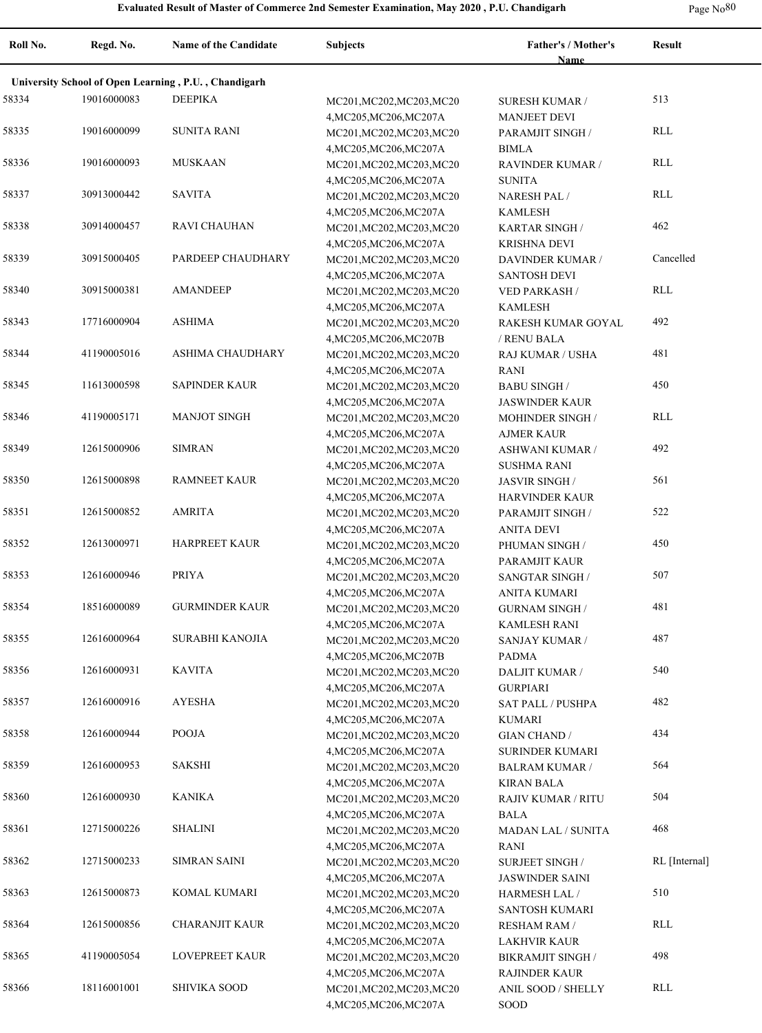**Evaluated Result of Master of Commerce 2nd Semester Examination, May 2020 , P.U. Chandigarh**

| Roll No. | Regd. No. | Name of the Candidate | Subjects | Father's / Mother's Name | Result |
|---|---|---|---|---|---|
| **University School of Open Learning , P.U. , Chandigarh** | | | | | |
| 58334 | 19016000083 | DEEPIKA | MC201,MC202,MC203,MC204,MC205,MC206,MC207A | SURESH KUMAR / MANJEET DEVI | 513 |
| 58335 | 19016000099 | SUNITA RANI | MC201,MC202,MC203,MC204,MC205,MC206,MC207A | PARAMJIT SINGH / BIMLA | RLL |
| 58336 | 19016000093 | MUSKAAN | MC201,MC202,MC203,MC204,MC205,MC206,MC207A | RAVINDER KUMAR / SUNITA | RLL |
| 58337 | 30913000442 | SAVITA | MC201,MC202,MC203,MC204,MC205,MC206,MC207A | NARESH PAL / KAMLESH | RLL |
| 58338 | 30914000457 | RAVI CHAUHAN | MC201,MC202,MC203,MC204,MC205,MC206,MC207A | KARTAR SINGH / KRISHNA DEVI | 462 |
| 58339 | 30915000405 | PARDEEP CHAUDHARY | MC201,MC202,MC203,MC204,MC205,MC206,MC207A | DAVINDER KUMAR / SANTOSH DEVI | Cancelled |
| 58340 | 30915000381 | AMANDEEP | MC201,MC202,MC203,MC204,MC205,MC206,MC207A | VED PARKASH / KAMLESH | RLL |
| 58343 | 17716000904 | ASHIMA | MC201,MC202,MC203,MC204,MC205,MC206,MC207B | RAKESH KUMAR GOYAL / RENU BALA | 492 |
| 58344 | 41190005016 | ASHIMA CHAUDHARY | MC201,MC202,MC203,MC204,MC205,MC206,MC207A | RAJ KUMAR / USHA RANI | 481 |
| 58345 | 11613000598 | SAPINDER KAUR | MC201,MC202,MC203,MC204,MC205,MC206,MC207A | BABU SINGH / JASWINDER KAUR | 450 |
| 58346 | 41190005171 | MANJOT SINGH | MC201,MC202,MC203,MC204,MC205,MC206,MC207A | MOHINDER SINGH / AJMER KAUR | RLL |
| 58349 | 12615000906 | SIMRAN | MC201,MC202,MC203,MC204,MC205,MC206,MC207A | ASHWANI KUMAR / SUSHMA RANI | 492 |
| 58350 | 12615000898 | RAMNEET KAUR | MC201,MC202,MC203,MC204,MC205,MC206,MC207A | JASVIR SINGH / HARVINDER KAUR | 561 |
| 58351 | 12615000852 | AMRITA | MC201,MC202,MC203,MC204,MC205,MC206,MC207A | PARAMJIT SINGH / ANITA DEVI | 522 |
| 58352 | 12613000971 | HARPREET KAUR | MC201,MC202,MC203,MC204,MC205,MC206,MC207A | PHUMAN SINGH / PARAMJIT KAUR | 450 |
| 58353 | 12616000946 | PRIYA | MC201,MC202,MC203,MC204,MC205,MC206,MC207A | SANGTAR SINGH / ANITA KUMARI | 507 |
| 58354 | 18516000089 | GURMINDER KAUR | MC201,MC202,MC203,MC204,MC205,MC206,MC207A | GURNAM SINGH / KAMLESH RANI | 481 |
| 58355 | 12616000964 | SURABHI KANOJIA | MC201,MC202,MC203,MC204,MC205,MC206,MC207B | SANJAY KUMAR / PADMA | 487 |
| 58356 | 12616000931 | KAVITA | MC201,MC202,MC203,MC204,MC205,MC206,MC207A | DALJIT KUMAR / GURPIARI | 540 |
| 58357 | 12616000916 | AYESHA | MC201,MC202,MC203,MC204,MC205,MC206,MC207A | SAT PALL / PUSHPA KUMARI | 482 |
| 58358 | 12616000944 | POOJA | MC201,MC202,MC203,MC204,MC205,MC206,MC207A | GIAN CHAND / SURINDER KUMARI | 434 |
| 58359 | 12616000953 | SAKSHI | MC201,MC202,MC203,MC204,MC205,MC206,MC207A | BALRAM KUMAR / KIRAN BALA | 564 |
| 58360 | 12616000930 | KANIKA | MC201,MC202,MC203,MC204,MC205,MC206,MC207A | RAJIV KUMAR / RITU BALA | 504 |
| 58361 | 12715000226 | SHALINI | MC201,MC202,MC203,MC204,MC205,MC206,MC207A | MADAN LAL / SUNITA RANI | 468 |
| 58362 | 12715000233 | SIMRAN SAINI | MC201,MC202,MC203,MC204,MC205,MC206,MC207A | SURJEET SINGH / JASWINDER SAINI | RL [Internal] |
| 58363 | 12615000873 | KOMAL KUMARI | MC201,MC202,MC203,MC204,MC205,MC206,MC207A | HARMESH LAL / SANTOSH KUMARI | 510 |
| 58364 | 12615000856 | CHARANJIT KAUR | MC201,MC202,MC203,MC204,MC205,MC206,MC207A | RESHAM RAM / LAKHVIR KAUR | RLL |
| 58365 | 41190005054 | LOVEPREET KAUR | MC201,MC202,MC203,MC204,MC205,MC206,MC207A | BIKRAMJIT SINGH / RAJINDER KAUR | 498 |
| 58366 | 18116001001 | SHIVIKA SOOD | MC201,MC202,MC203,MC204,MC205,MC206,MC207A | ANIL SOOD / SHELLY SOOD | RLL |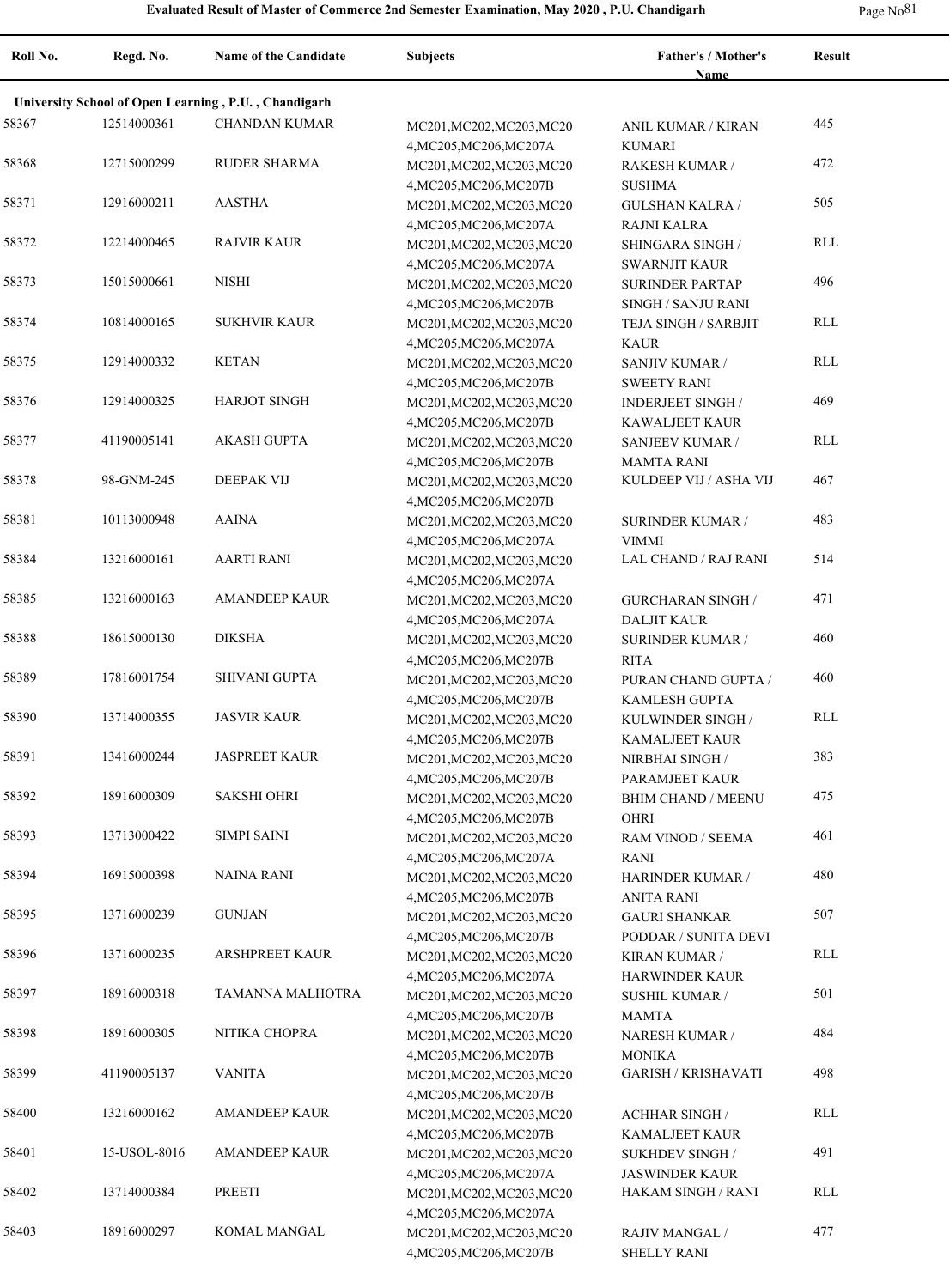# Evaluated Result of Master of Commerce 2nd Semester Examination, May 2020 , P.U. Chandigarh

| Roll No. | Regd. No. | Name of the Candidate | Subjects | Father's / Mother's Name | Result |
|---|---|---|---|---|---|
| **University School of Open Learning , P.U. , Chandigarh** | | | | | |
| 58367 | 12514000361 | CHANDAN KUMAR | MC201,MC202,MC203,MC204,MC205,MC206,MC207A | ANIL KUMAR / KIRAN KUMARI | 445 |
| 58368 | 12715000299 | RUDER SHARMA | MC201,MC202,MC203,MC204,MC205,MC206,MC207B | RAKESH KUMAR / SUSHMA | 472 |
| 58371 | 12916000211 | AASTHA | MC201,MC202,MC203,MC204,MC205,MC206,MC207A | GULSHAN KALRA / RAJNI KALRA | 505 |
| 58372 | 12214000465 | RAJVIR KAUR | MC201,MC202,MC203,MC204,MC205,MC206,MC207A | SHINGARA SINGH / SWARNJIT KAUR | RLL |
| 58373 | 15015000661 | NISHI | MC201,MC202,MC203,MC204,MC205,MC206,MC207B | SURINDER PARTAP SINGH / SANJU RANI | 496 |
| 58374 | 10814000165 | SUKHVIR KAUR | MC201,MC202,MC203,MC204,MC205,MC206,MC207A | TEJA SINGH / SARBJIT KAUR | RLL |
| 58375 | 12914000332 | KETAN | MC201,MC202,MC203,MC204,MC205,MC206,MC207B | SANJIV KUMAR / SWEETY RANI | RLL |
| 58376 | 12914000325 | HARJOT SINGH | MC201,MC202,MC203,MC204,MC205,MC206,MC207B | INDERJEET SINGH / KAWALJEET KAUR | 469 |
| 58377 | 41190005141 | AKASH GUPTA | MC201,MC202,MC203,MC204,MC205,MC206,MC207B | SANJEEV KUMAR / MAMTA RANI | RLL |
| 58378 | 98-GNM-245 | DEEPAK VIJ | MC201,MC202,MC203,MC204,MC205,MC206,MC207B | KULDEEP VIJ / ASHA VIJ | 467 |
| 58381 | 10113000948 | AAINA | MC201,MC202,MC203,MC204,MC205,MC206,MC207A | SURINDER KUMAR / VIMMI | 483 |
| 58384 | 13216000161 | AARTI RANI | MC201,MC202,MC203,MC204,MC205,MC206,MC207A | LAL CHAND / RAJ RANI | 514 |
| 58385 | 13216000163 | AMANDEEP KAUR | MC201,MC202,MC203,MC204,MC205,MC206,MC207A | GURCHARAN SINGH / DALJIT KAUR | 471 |
| 58388 | 18615000130 | DIKSHA | MC201,MC202,MC203,MC204,MC205,MC206,MC207B | SURINDER KUMAR / RITA | 460 |
| 58389 | 17816001754 | SHIVANI GUPTA | MC201,MC202,MC203,MC204,MC205,MC206,MC207B | PURAN CHAND GUPTA / KAMLESH GUPTA | 460 |
| 58390 | 13714000355 | JASVIR KAUR | MC201,MC202,MC203,MC204,MC205,MC206,MC207B | KULWINDER SINGH / KAMALJEET KAUR | RLL |
| 58391 | 13416000244 | JASPREET KAUR | MC201,MC202,MC203,MC204,MC205,MC206,MC207B | NIRBHAI SINGH / PARAMJEET KAUR | 383 |
| 58392 | 18916000309 | SAKSHI OHRI | MC201,MC202,MC203,MC204,MC205,MC206,MC207B | BHIM CHAND / MEENU OHRI | 475 |
| 58393 | 13713000422 | SIMPI SAINI | MC201,MC202,MC203,MC204,MC205,MC206,MC207A | RAM VINOD / SEEMA RANI | 461 |
| 58394 | 16915000398 | NAINA RANI | MC201,MC202,MC203,MC204,MC205,MC206,MC207B | HARINDER KUMAR / ANITA RANI | 480 |
| 58395 | 13716000239 | GUNJAN | MC201,MC202,MC203,MC204,MC205,MC206,MC207B | GAURI SHANKAR PODDAR / SUNITA DEVI | 507 |
| 58396 | 13716000235 | ARSHPREET KAUR | MC201,MC202,MC203,MC204,MC205,MC206,MC207A | KIRAN KUMAR / HARWINDER KAUR | RLL |
| 58397 | 18916000318 | TAMANNA MALHOTRA | MC201,MC202,MC203,MC204,MC205,MC206,MC207B | SUSHIL KUMAR / MAMTA | 501 |
| 58398 | 18916000305 | NITIKA CHOPRA | MC201,MC202,MC203,MC204,MC205,MC206,MC207B | NARESH KUMAR / MONIKA | 484 |
| 58399 | 41190005137 | VANITA | MC201,MC202,MC203,MC204,MC205,MC206,MC207B | GARISH / KRISHAVATI | 498 |
| 58400 | 13216000162 | AMANDEEP KAUR | MC201,MC202,MC203,MC204,MC205,MC206,MC207B | ACHHAR SINGH / KAMALJEET KAUR | RLL |
| 58401 | 15-USOL-8016 | AMANDEEP KAUR | MC201,MC202,MC203,MC204,MC205,MC206,MC207A | SUKHDEV SINGH / JASWINDER KAUR | 491 |
| 58402 | 13714000384 | PREETI | MC201,MC202,MC203,MC204,MC205,MC206,MC207A | HAKAM SINGH / RANI | RLL |
| 58403 | 18916000297 | KOMAL MANGAL | MC201,MC202,MC203,MC204,MC205,MC206,MC207B | RAJIV MANGAL / SHELLY RANI | 477 |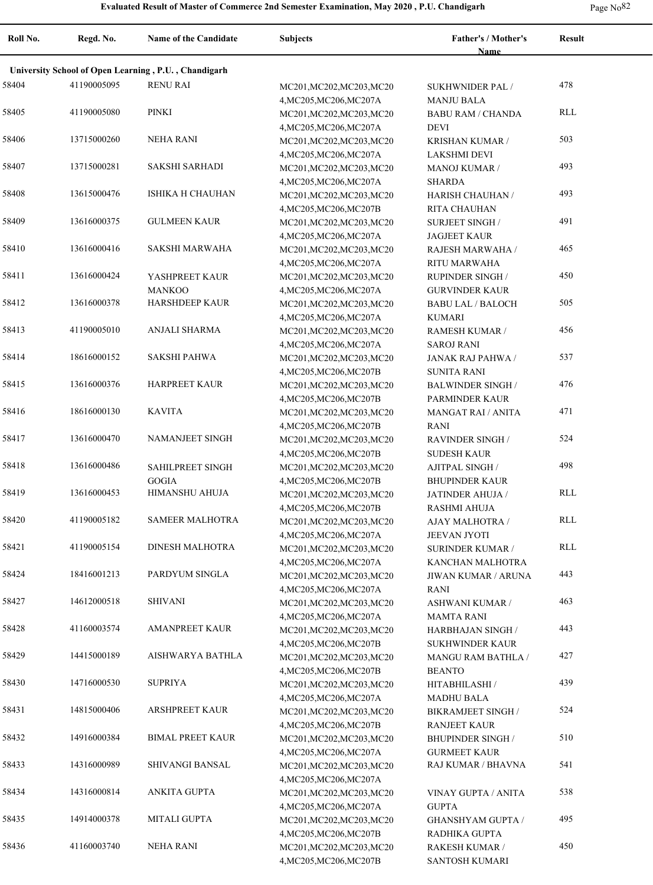| Roll No. | Regd. No. | Name of the Candidate | Subjects | Father's / Mother's Name | Result |
|---|---|---|---|---|---|
| **University School of Open Learning , P.U. , Chandigarh** | | | | | |
| 58404 | 41190005095 | RENU RAI | MC201,MC202,MC203,MC204,MC205,MC206,MC207A | SUKHWNIDER PAL / MANJU BALA | 478 |
| 58405 | 41190005080 | PINKI | MC201,MC202,MC203,MC204,MC205,MC206,MC207A | BABU RAM / CHANDA DEVI | RLL |
| 58406 | 13715000260 | NEHA RANI | MC201,MC202,MC203,MC204,MC205,MC206,MC207A | KRISHAN KUMAR / LAKSHMI DEVI | 503 |
| 58407 | 13715000281 | SAKSHI SARHADI | MC201,MC202,MC203,MC204,MC205,MC206,MC207A | MANOJ KUMAR / SHARDA | 493 |
| 58408 | 13615000476 | ISHIKA H CHAUHAN | MC201,MC202,MC203,MC204,MC205,MC206,MC207B | HARISH CHAUHAN / RITA CHAUHAN | 493 |
| 58409 | 13616000375 | GULMEEN KAUR | MC201,MC202,MC203,MC204,MC205,MC206,MC207A | SURJEET SINGH / JAGJEET KAUR | 491 |
| 58410 | 13616000416 | SAKSHI MARWAHA | MC201,MC202,MC203,MC204,MC205,MC206,MC207A | RAJESH MARWAHA / RITU MARWAHA | 465 |
| 58411 | 13616000424 | YASHPREET KAUR MANKOO | MC201,MC202,MC203,MC204,MC205,MC206,MC207A | RUPINDER SINGH / GURVINDER KAUR | 450 |
| 58412 | 13616000378 | HARSHDEEP KAUR | MC201,MC202,MC203,MC204,MC205,MC206,MC207A | BABU LAL / BALOCH KUMARI | 505 |
| 58413 | 41190005010 | ANJALI SHARMA | MC201,MC202,MC203,MC204,MC205,MC206,MC207A | RAMESH KUMAR / SAROJ RANI | 456 |
| 58414 | 18616000152 | SAKSHI PAHWA | MC201,MC202,MC203,MC204,MC205,MC206,MC207B | JANAK RAJ PAHWA / SUNITA RANI | 537 |
| 58415 | 13616000376 | HARPREET KAUR | MC201,MC202,MC203,MC204,MC205,MC206,MC207B | BALWINDER SINGH / PARMINDER KAUR | 476 |
| 58416 | 18616000130 | KAVITA | MC201,MC202,MC203,MC204,MC205,MC206,MC207B | MANGAT RAI / ANITA RANI | 471 |
| 58417 | 13616000470 | NAMANJEET SINGH | MC201,MC202,MC203,MC204,MC205,MC206,MC207B | RAVINDER SINGH / SUDESH KAUR | 524 |
| 58418 | 13616000486 | SAHILPREET SINGH GOGIA | MC201,MC202,MC203,MC204,MC205,MC206,MC207B | AJITPAL SINGH / BHUPINDER KAUR | 498 |
| 58419 | 13616000453 | HIMANSHU AHUJA | MC201,MC202,MC203,MC204,MC205,MC206,MC207B | JATINDER AHUJA / RASHMI AHUJA | RLL |
| 58420 | 41190005182 | SAMEER MALHOTRA | MC201,MC202,MC203,MC204,MC205,MC206,MC207A | AJAY MALHOTRA / JEEVAN JYOTI | RLL |
| 58421 | 41190005154 | DINESH MALHOTRA | MC201,MC202,MC203,MC204,MC205,MC206,MC207A | SURINDER KUMAR / KANCHAN MALHOTRA | RLL |
| 58424 | 18416001213 | PARDYUM SINGLA | MC201,MC202,MC203,MC204,MC205,MC206,MC207A | JIWAN KUMAR / ARUNA RANI | 443 |
| 58427 | 14612000518 | SHIVANI | MC201,MC202,MC203,MC204,MC205,MC206,MC207A | ASHWANI KUMAR / MAMTA RANI | 463 |
| 58428 | 41160003574 | AMANPREET KAUR | MC201,MC202,MC203,MC204,MC205,MC206,MC207B | HARBHAJAN SINGH / SUKHWINDER KAUR | 443 |
| 58429 | 14415000189 | AISHWARYA BATHLA | MC201,MC202,MC203,MC204,MC205,MC206,MC207B | MANGU RAM BATHLA / BEANTO | 427 |
| 58430 | 14716000530 | SUPRIYA | MC201,MC202,MC203,MC204,MC205,MC206,MC207A | HITABHILASHI / MADHU BALA | 439 |
| 58431 | 14815000406 | ARSHPREET KAUR | MC201,MC202,MC203,MC204,MC205,MC206,MC207B | BIKRAMJEET SINGH / RANJEET KAUR | 524 |
| 58432 | 14916000384 | BIMAL PREET KAUR | MC201,MC202,MC203,MC204,MC205,MC206,MC207A | BHUPINDER SINGH / GURMEET KAUR | 510 |
| 58433 | 14316000989 | SHIVANGI BANSAL | MC201,MC202,MC203,MC204,MC205,MC206,MC207A | RAJ KUMAR / BHAVNA | 541 |
| 58434 | 14316000814 | ANKITA GUPTA | MC201,MC202,MC203,MC204,MC205,MC206,MC207A | VINAY GUPTA / ANITA GUPTA | 538 |
| 58435 | 14914000378 | MITALI GUPTA | MC201,MC202,MC203,MC204,MC205,MC206,MC207B | GHANSHYAM GUPTA / RADHIKA GUPTA | 495 |
| 58436 | 41160003740 | NEHA RANI | MC201,MC202,MC203,MC204,MC205,MC206,MC207B | RAKESH KUMAR / SANTOSH KUMARI | 450 |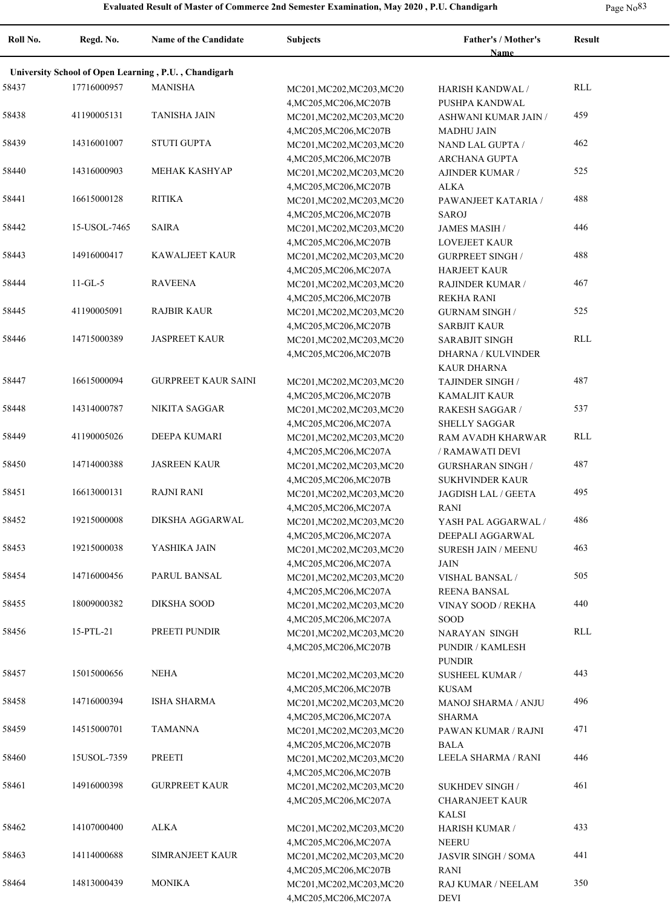# Evaluated Result of Master of Commerce 2nd Semester Examination, May 2020 , P.U. Chandigarh

| Roll No. | Regd. No. | Name of the Candidate | Subjects | Father's / Mother's Name | Result |
|---|---|---|---|---|---|
| **University School of Open Learning , P.U. , Chandigarh** | | | | | |
| 58437 | 17716000957 | MANISHA | MC201,MC202,MC203,MC204,MC205,MC206,MC207B | HARISH KANDWAL / PUSHPA KANDWAL | RLL |
| 58438 | 41190005131 | TANISHA JAIN | MC201,MC202,MC203,MC204,MC205,MC206,MC207B | ASHWANI KUMAR JAIN / MADHU JAIN | 459 |
| 58439 | 14316001007 | STUTI GUPTA | MC201,MC202,MC203,MC204,MC205,MC206,MC207B | NAND LAL GUPTA / ARCHANA GUPTA | 462 |
| 58440 | 14316000903 | MEHAK KASHYAP | MC201,MC202,MC203,MC204,MC205,MC206,MC207B | AJINDER KUMAR / ALKA | 525 |
| 58441 | 16615000128 | RITIKA | MC201,MC202,MC203,MC204,MC205,MC206,MC207B | PAWANJEET KATARIA / SAROJ | 488 |
| 58442 | 15-USOL-7465 | SAIRA | MC201,MC202,MC203,MC204,MC205,MC206,MC207B | JAMES MASIH / LOVEJEET KAUR | 446 |
| 58443 | 14916000417 | KAWALJEET KAUR | MC201,MC202,MC203,MC204,MC205,MC206,MC207A | GURPREET SINGH / HARJEET KAUR | 488 |
| 58444 | 11-GL-5 | RAVEENA | MC201,MC202,MC203,MC204,MC205,MC206,MC207B | RAJINDER KUMAR / REKHA RANI | 467 |
| 58445 | 41190005091 | RAJBIR KAUR | MC201,MC202,MC203,MC204,MC205,MC206,MC207B | GURNAM SINGH / SARBJIT KAUR | 525 |
| 58446 | 14715000389 | JASPREET KAUR | MC201,MC202,MC203,MC204,MC205,MC206,MC207B | SARABJIT SINGH DHARNA / KULVINDER KAUR DHARNA | RLL |
| 58447 | 16615000094 | GURPREET KAUR SAINI | MC201,MC202,MC203,MC204,MC205,MC206,MC207B | TAJINDER SINGH / KAMALJIT KAUR | 487 |
| 58448 | 14314000787 | NIKITA SAGGAR | MC201,MC202,MC203,MC204,MC205,MC206,MC207A | RAKESH SAGGAR / SHELLY SAGGAR | 537 |
| 58449 | 41190005026 | DEEPA KUMARI | MC201,MC202,MC203,MC204,MC205,MC206,MC207A | RAM AVADH KHARWAR / RAMAWATI DEVI | RLL |
| 58450 | 14714000388 | JASREEN KAUR | MC201,MC202,MC203,MC204,MC205,MC206,MC207B | GURSHARAN SINGH / SUKHVINDER KAUR | 487 |
| 58451 | 16613000131 | RAJNI RANI | MC201,MC202,MC203,MC204,MC205,MC206,MC207A | JAGDISH LAL / GEETA RANI | 495 |
| 58452 | 19215000008 | DIKSHA AGGARWAL | MC201,MC202,MC203,MC204,MC205,MC206,MC207A | YASH PAL AGGARWAL / DEEPALI AGGARWAL | 486 |
| 58453 | 19215000038 | YASHIKA JAIN | MC201,MC202,MC203,MC204,MC205,MC206,MC207A | SURESH JAIN / MEENU JAIN | 463 |
| 58454 | 14716000456 | PARUL BANSAL | MC201,MC202,MC203,MC204,MC205,MC206,MC207A | VISHAL BANSAL / REENA BANSAL | 505 |
| 58455 | 18009000382 | DIKSHA SOOD | MC201,MC202,MC203,MC204,MC205,MC206,MC207A | VINAY SOOD / REKHA SOOD | 440 |
| 58456 | 15-PTL-21 | PREETI PUNDIR | MC201,MC202,MC203,MC204,MC205,MC206,MC207B | NARAYAN SINGH PUNDIR / KAMLESH PUNDIR | RLL |
| 58457 | 15015000656 | NEHA | MC201,MC202,MC203,MC204,MC205,MC206,MC207B | SUSHEEL KUMAR / KUSAM | 443 |
| 58458 | 14716000394 | ISHA SHARMA | MC201,MC202,MC203,MC204,MC205,MC206,MC207A | MANOJ SHARMA / ANJU SHARMA | 496 |
| 58459 | 14515000701 | TAMANNA | MC201,MC202,MC203,MC204,MC205,MC206,MC207B | PAWAN KUMAR / RAJNI BALA | 471 |
| 58460 | 15USOL-7359 | PREETI | MC201,MC202,MC203,MC204,MC205,MC206,MC207B | LEELA SHARMA / RANI | 446 |
| 58461 | 14916000398 | GURPREET KAUR | MC201,MC202,MC203,MC204,MC205,MC206,MC207A | SUKHDEV SINGH / CHARANJEET KAUR KALSI | 461 |
| 58462 | 14107000400 | ALKA | MC201,MC202,MC203,MC204,MC205,MC206,MC207A | HARISH KUMAR / NEERU | 433 |
| 58463 | 14114000688 | SIMRANJEET KAUR | MC201,MC202,MC203,MC204,MC205,MC206,MC207B | JASVIR SINGH / SOMA RANI | 441 |
| 58464 | 14813000439 | MONIKA | MC201,MC202,MC203,MC204,MC205,MC206,MC207A | RAJ KUMAR / NEELAM DEVI | 350 |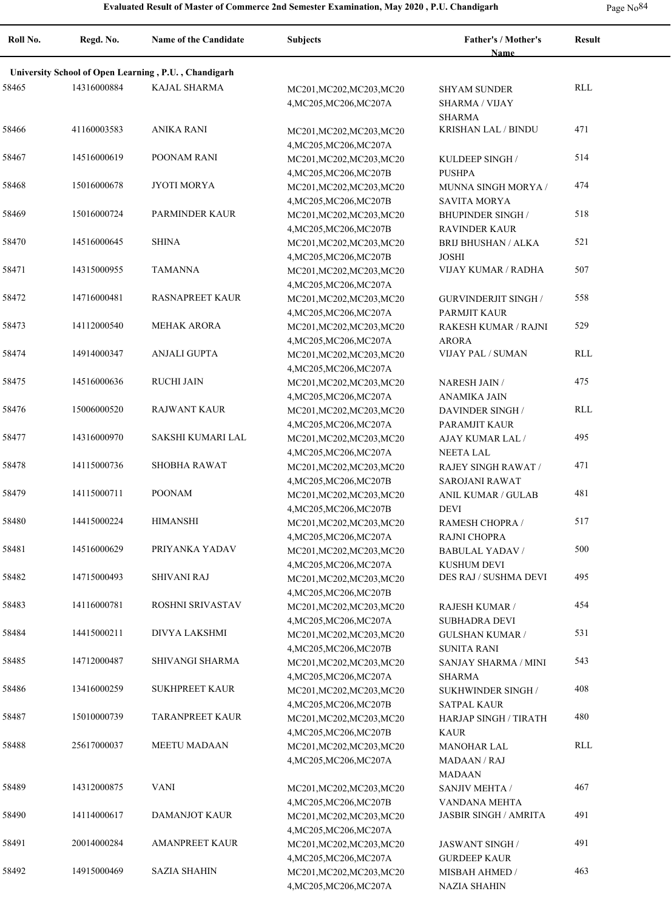| Roll No. | Regd. No. | Name of the Candidate | Subjects | Father's / Mother's Name | Result |
|---|---|---|---|---|---|
| **University School of Open Learning , P.U. , Chandigarh** | | | | | |
| 58465 | 14316000884 | KAJAL SHARMA | MC201,MC202,MC203,MC204,MC205,MC206,MC207A | SHYAM SUNDER SHARMA / VIJAY SHARMA | RLL |
| 58466 | 41160003583 | ANIKA RANI | MC201,MC202,MC203,MC204,MC205,MC206,MC207A | KRISHAN LAL / BINDU | 471 |
| 58467 | 14516000619 | POONAM RANI | MC201,MC202,MC203,MC204,MC205,MC206,MC207B | KULDEEP SINGH / PUSHPA | 514 |
| 58468 | 15016000678 | JYOTI MORYA | MC201,MC202,MC203,MC204,MC205,MC206,MC207B | MUNNA SINGH MORYA / SAVITA MORYA | 474 |
| 58469 | 15016000724 | PARMINDER KAUR | MC201,MC202,MC203,MC204,MC205,MC206,MC207B | BHUPINDER SINGH / RAVINDER KAUR | 518 |
| 58470 | 14516000645 | SHINA | MC201,MC202,MC203,MC204,MC205,MC206,MC207B | BRIJ BHUSHAN / ALKA JOSHI | 521 |
| 58471 | 14315000955 | TAMANNA | MC201,MC202,MC203,MC204,MC205,MC206,MC207A | VIJAY KUMAR / RADHA | 507 |
| 58472 | 14716000481 | RASNAPREET KAUR | MC201,MC202,MC203,MC204,MC205,MC206,MC207A | GURVINDERJIT SINGH / PARMJIT KAUR | 558 |
| 58473 | 14112000540 | MEHAK ARORA | MC201,MC202,MC203,MC204,MC205,MC206,MC207A | RAKESH KUMAR / RAJNI ARORA | 529 |
| 58474 | 14914000347 | ANJALI GUPTA | MC201,MC202,MC203,MC204,MC205,MC206,MC207A | VIJAY PAL / SUMAN | RLL |
| 58475 | 14516000636 | RUCHI JAIN | MC201,MC202,MC203,MC204,MC205,MC206,MC207A | NARESH JAIN / ANAMIKA JAIN | 475 |
| 58476 | 15006000520 | RAJWANT KAUR | MC201,MC202,MC203,MC204,MC205,MC206,MC207A | DAVINDER SINGH / PARAMJIT KAUR | RLL |
| 58477 | 14316000970 | SAKSHI KUMARI LAL | MC201,MC202,MC203,MC204,MC205,MC206,MC207A | AJAY KUMAR LAL / NEETA LAL | 495 |
| 58478 | 14115000736 | SHOBHA RAWAT | MC201,MC202,MC203,MC204,MC205,MC206,MC207B | RAJEY SINGH RAWAT / SAROJANI RAWAT | 471 |
| 58479 | 14115000711 | POONAM | MC201,MC202,MC203,MC204,MC205,MC206,MC207B | ANIL KUMAR / GULAB DEVI | 481 |
| 58480 | 14415000224 | HIMANSHI | MC201,MC202,MC203,MC204,MC205,MC206,MC207A | RAMESH CHOPRA / RAJNI CHOPRA | 517 |
| 58481 | 14516000629 | PRIYANKA YADAV | MC201,MC202,MC203,MC204,MC205,MC206,MC207A | BABULAL YADAV / KUSHUM DEVI | 500 |
| 58482 | 14715000493 | SHIVANI RAJ | MC201,MC202,MC203,MC204,MC205,MC206,MC207B | DES RAJ / SUSHMA DEVI | 495 |
| 58483 | 14116000781 | ROSHNI SRIVASTAV | MC201,MC202,MC203,MC204,MC205,MC206,MC207A | RAJESH KUMAR / SUBHADRA DEVI | 454 |
| 58484 | 14415000211 | DIVYA LAKSHMI | MC201,MC202,MC203,MC204,MC205,MC206,MC207B | GULSHAN KUMAR / SUNITA RANI | 531 |
| 58485 | 14712000487 | SHIVANGI SHARMA | MC201,MC202,MC203,MC204,MC205,MC206,MC207A | SANJAY SHARMA / MINI SHARMA | 543 |
| 58486 | 13416000259 | SUKHPREET KAUR | MC201,MC202,MC203,MC204,MC205,MC206,MC207B | SUKHWINDER SINGH / SATPAL KAUR | 408 |
| 58487 | 15010000739 | TARANPREET KAUR | MC201,MC202,MC203,MC204,MC205,MC206,MC207B | HARJAP SINGH / TIRATH KAUR | 480 |
| 58488 | 25617000037 | MEETU MADAAN | MC201,MC202,MC203,MC204,MC205,MC206,MC207A | MANOHAR LAL MADAAN / RAJ MADAAN | RLL |
| 58489 | 14312000875 | VANI | MC201,MC202,MC203,MC204,MC205,MC206,MC207B | SANJIV MEHTA / VANDANA MEHTA | 467 |
| 58490 | 14114000617 | DAMANJOT KAUR | MC201,MC202,MC203,MC204,MC205,MC206,MC207A | JASBIR SINGH / AMRITA | 491 |
| 58491 | 20014000284 | AMANPREET KAUR | MC201,MC202,MC203,MC204,MC205,MC206,MC207A | JASWANT SINGH / GURDEEP KAUR | 491 |
| 58492 | 14915000469 | SAZIA SHAHIN | MC201,MC202,MC203,MC204,MC205,MC206,MC207A | MISBAH AHMED / NAZIA SHAHIN | 463 |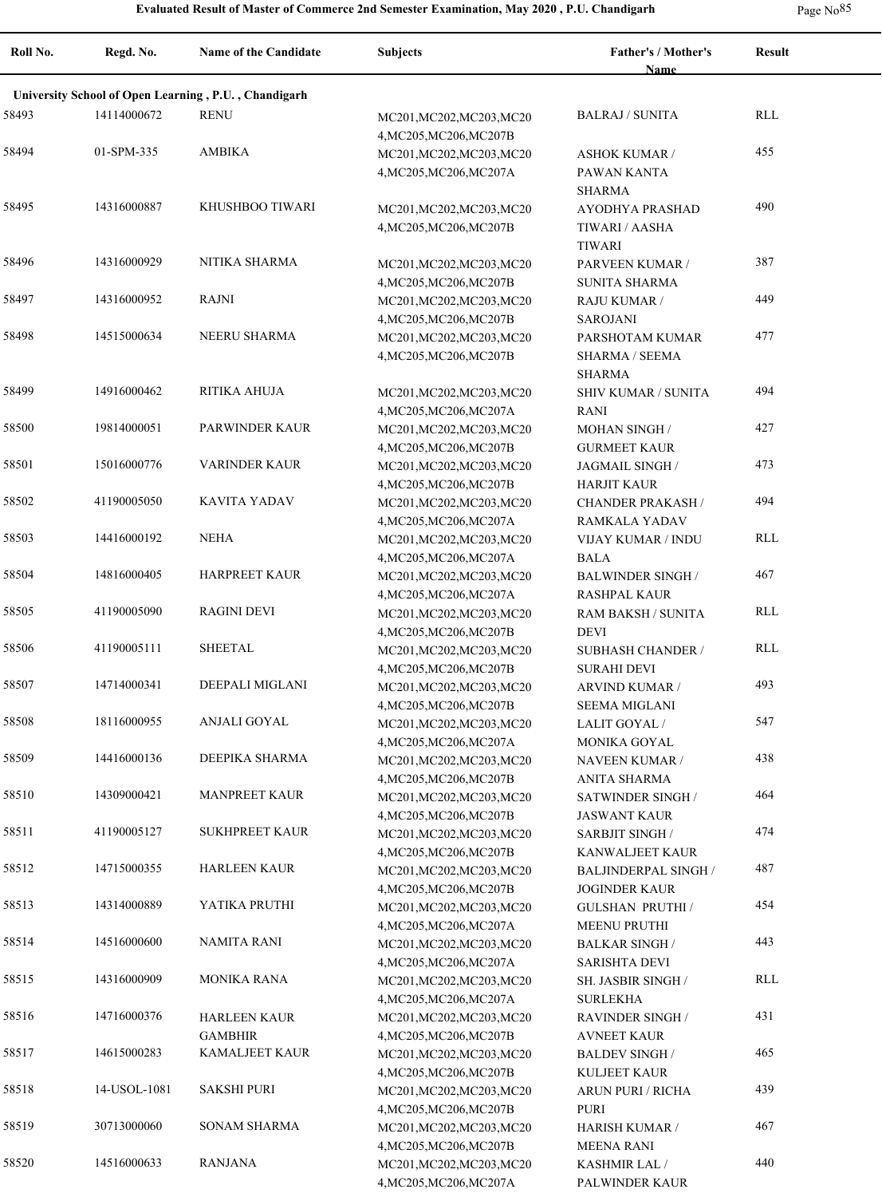**Evaluated Result of Master of Commerce 2nd Semester Examination, May 2020 , P.U. Chandigarh**

| Roll No. | Regd. No. | Name of the Candidate | Subjects | Father's / Mother's Name | Result |
|---|---|---|---|---|---|
| **University School of Open Learning , P.U. , Chandigarh** | | | | | |
| 58493 | 14114000672 | RENU | MC201,MC202,MC203,MC204,MC205,MC206,MC207B | BALRAJ / SUNITA | RLL |
| 58494 | 01-SPM-335 | AMBIKA | MC201,MC202,MC203,MC204,MC205,MC206,MC207A | ASHOK KUMAR / PAWAN KANTA SHARMA | 455 |
| 58495 | 14316000887 | KHUSHBOO TIWARI | MC201,MC202,MC203,MC204,MC205,MC206,MC207B | AYODHYA PRASHAD TIWARI / AASHA TIWARI | 490 |
| 58496 | 14316000929 | NITIKA SHARMA | MC201,MC202,MC203,MC204,MC205,MC206,MC207B | PARVEEN KUMAR / SUNITA SHARMA | 387 |
| 58497 | 14316000952 | RAJNI | MC201,MC202,MC203,MC204,MC205,MC206,MC207B | RAJU KUMAR / SAROJANI | 449 |
| 58498 | 14515000634 | NEERU SHARMA | MC201,MC202,MC203,MC204,MC205,MC206,MC207B | PARSHOTAM KUMAR SHARMA / SEEMA SHARMA | 477 |
| 58499 | 14916000462 | RITIKA AHUJA | MC201,MC202,MC203,MC204,MC205,MC206,MC207A | SHIV KUMAR / SUNITA RANI | 494 |
| 58500 | 19814000051 | PARWINDER KAUR | MC201,MC202,MC203,MC204,MC205,MC206,MC207B | MOHAN SINGH / GURMEET KAUR | 427 |
| 58501 | 15016000776 | VARINDER KAUR | MC201,MC202,MC203,MC204,MC205,MC206,MC207B | JAGMAIL SINGH / HARJIT KAUR | 473 |
| 58502 | 41190005050 | KAVITA YADAV | MC201,MC202,MC203,MC204,MC205,MC206,MC207A | CHANDER PRAKASH / RAMKALA YADAV | 494 |
| 58503 | 14416000192 | NEHA | MC201,MC202,MC203,MC204,MC205,MC206,MC207A | VIJAY KUMAR / INDU BALA | RLL |
| 58504 | 14816000405 | HARPREET KAUR | MC201,MC202,MC203,MC204,MC205,MC206,MC207A | BALWINDER SINGH / RASHPAL KAUR | 467 |
| 58505 | 41190005090 | RAGINI DEVI | MC201,MC202,MC203,MC204,MC205,MC206,MC207B | RAM BAKSH / SUNITA DEVI | RLL |
| 58506 | 41190005111 | SHEETAL | MC201,MC202,MC203,MC204,MC205,MC206,MC207B | SUBHASH CHANDER / SURAHI DEVI | RLL |
| 58507 | 14714000341 | DEEPALI MIGLANI | MC201,MC202,MC203,MC204,MC205,MC206,MC207B | ARVIND KUMAR / SEEMA MIGLANI | 493 |
| 58508 | 18116000955 | ANJALI GOYAL | MC201,MC202,MC203,MC204,MC205,MC206,MC207A | LALIT GOYAL / MONIKA GOYAL | 547 |
| 58509 | 14416000136 | DEEPIKA SHARMA | MC201,MC202,MC203,MC204,MC205,MC206,MC207B | NAVEEN KUMAR / ANITA SHARMA | 438 |
| 58510 | 14309000421 | MANPREET KAUR | MC201,MC202,MC203,MC204,MC205,MC206,MC207B | SATWINDER SINGH / JASWANT KAUR | 464 |
| 58511 | 41190005127 | SUKHPREET KAUR | MC201,MC202,MC203,MC204,MC205,MC206,MC207B | SARBJIT SINGH / KANWALJEET KAUR | 474 |
| 58512 | 14715000355 | HARLEEN KAUR | MC201,MC202,MC203,MC204,MC205,MC206,MC207B | BALJINDERPAL SINGH / JOGINDER KAUR | 487 |
| 58513 | 14314000889 | YATIKA PRUTHI | MC201,MC202,MC203,MC204,MC205,MC206,MC207A | GULSHAN PRUTHI / MEENU PRUTHI | 454 |
| 58514 | 14516000600 | NAMITA RANI | MC201,MC202,MC203,MC204,MC205,MC206,MC207A | BALKAR SINGH / SARISHTA DEVI | 443 |
| 58515 | 14316000909 | MONIKA RANA | MC201,MC202,MC203,MC204,MC205,MC206,MC207A | SH. JASBIR SINGH / SURLEKHA | RLL |
| 58516 | 14716000376 | HARLEEN KAUR GAMBHIR | MC201,MC202,MC203,MC204,MC205,MC206,MC207B | RAVINDER SINGH / AVNEET KAUR | 431 |
| 58517 | 14615000283 | KAMALJEET KAUR | MC201,MC202,MC203,MC204,MC205,MC206,MC207B | BALDEV SINGH / KULJEET KAUR | 465 |
| 58518 | 14-USOL-1081 | SAKSHI PURI | MC201,MC202,MC203,MC204,MC205,MC206,MC207B | ARUN PURI / RICHA PURI | 439 |
| 58519 | 30713000060 | SONAM SHARMA | MC201,MC202,MC203,MC204,MC205,MC206,MC207B | HARISH KUMAR / MEENA RANI | 467 |
| 58520 | 14516000633 | RANJANA | MC201,MC202,MC203,MC204,MC205,MC206,MC207A | KASHMIR LAL / PALWINDER KAUR | 440 |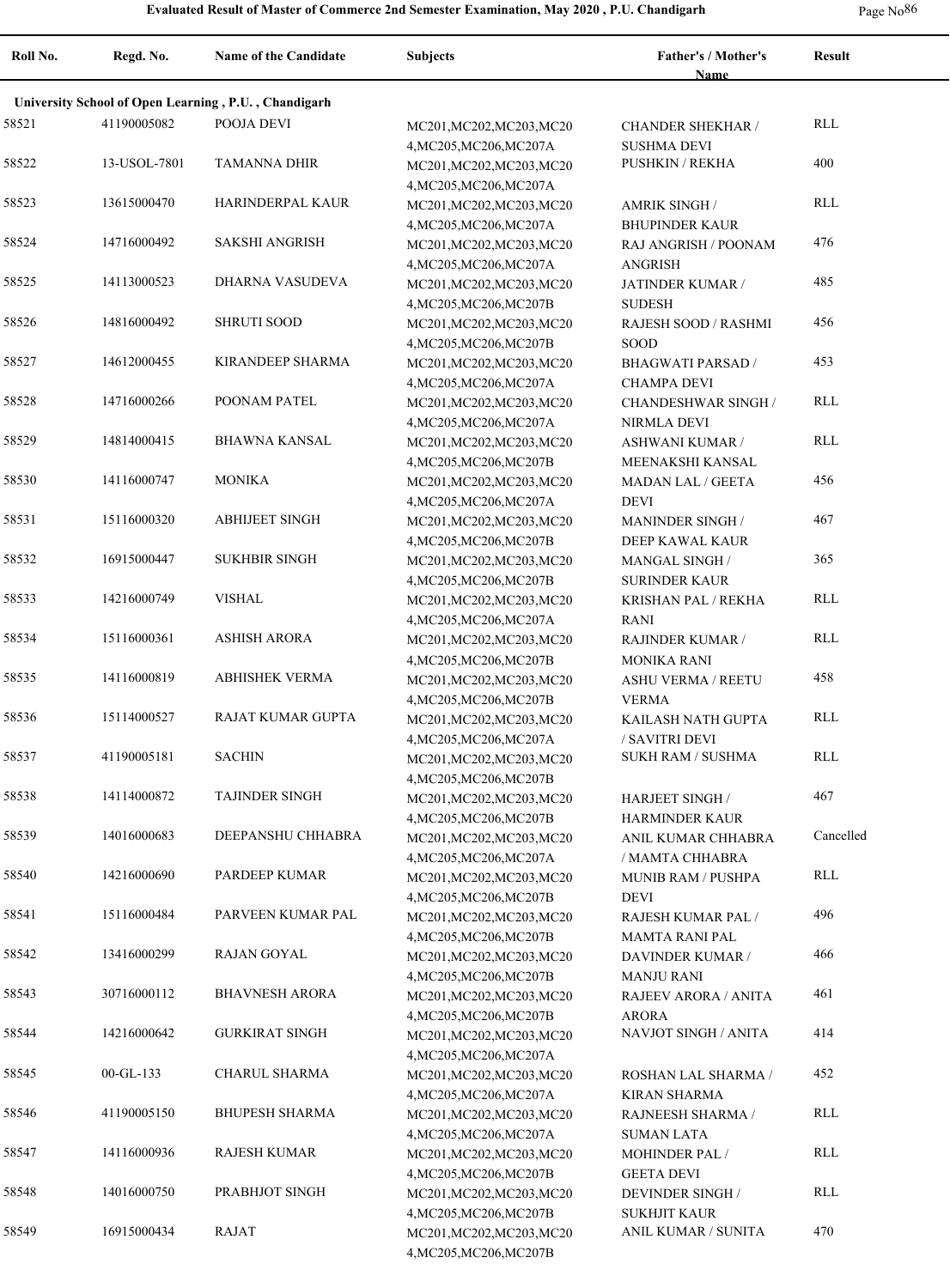**Evaluated Result of Master of Commerce 2nd Semester Examination, May 2020 , P.U. Chandigarh**

| Roll No. | Regd. No. | Name of the Candidate | Subjects | Father's / Mother's Name | Result |
|---|---|---|---|---|---|
| **University School of Open Learning , P.U. , Chandigarh** | | | | | |
| 58521 | 41190005082 | POOJA DEVI | MC201,MC202,MC203,MC204,MC205,MC206,MC207A | CHANDER SHEKHAR / SUSHMA DEVI | RLL |
| 58522 | 13-USOL-7801 | TAMANNA DHIR | MC201,MC202,MC203,MC204,MC205,MC206,MC207A | PUSHKIN / REKHA | 400 |
| 58523 | 13615000470 | HARINDERPAL KAUR | MC201,MC202,MC203,MC204,MC205,MC206,MC207A | AMRIK SINGH / BHUPINDER KAUR | RLL |
| 58524 | 14716000492 | SAKSHI ANGRISH | MC201,MC202,MC203,MC204,MC205,MC206,MC207A | RAJ ANGRISH / POONAM ANGRISH | 476 |
| 58525 | 14113000523 | DHARNA VASUDEVA | MC201,MC202,MC203,MC204,MC205,MC206,MC207B | JATINDER KUMAR / SUDESH | 485 |
| 58526 | 14816000492 | SHRUTI SOOD | MC201,MC202,MC203,MC204,MC205,MC206,MC207B | RAJESH SOOD / RASHMI SOOD | 456 |
| 58527 | 14612000455 | KIRANDEEP SHARMA | MC201,MC202,MC203,MC204,MC205,MC206,MC207A | BHAGWATI PARSAD / CHAMPA DEVI | 453 |
| 58528 | 14716000266 | POONAM PATEL | MC201,MC202,MC203,MC204,MC205,MC206,MC207A | CHANDESHWAR SINGH / NIRMLA DEVI | RLL |
| 58529 | 14814000415 | BHAWNA KANSAL | MC201,MC202,MC203,MC204,MC205,MC206,MC207B | ASHWANI KUMAR / MEENAKSHI KANSAL | RLL |
| 58530 | 14116000747 | MONIKA | MC201,MC202,MC203,MC204,MC205,MC206,MC207A | MADAN LAL / GEETA DEVI | 456 |
| 58531 | 15116000320 | ABHIJEET SINGH | MC201,MC202,MC203,MC204,MC205,MC206,MC207B | MANINDER SINGH / DEEP KAWAL KAUR | 467 |
| 58532 | 16915000447 | SUKHBIR SINGH | MC201,MC202,MC203,MC204,MC205,MC206,MC207B | MANGAL SINGH / SURINDER KAUR | 365 |
| 58533 | 14216000749 | VISHAL | MC201,MC202,MC203,MC204,MC205,MC206,MC207A | KRISHAN PAL / REKHA RANI | RLL |
| 58534 | 15116000361 | ASHISH ARORA | MC201,MC202,MC203,MC204,MC205,MC206,MC207B | RAJINDER KUMAR / MONIKA RANI | RLL |
| 58535 | 14116000819 | ABHISHEK VERMA | MC201,MC202,MC203,MC204,MC205,MC206,MC207B | ASHU VERMA / REETU VERMA | 458 |
| 58536 | 15114000527 | RAJAT KUMAR GUPTA | MC201,MC202,MC203,MC204,MC205,MC206,MC207A | KAILASH NATH GUPTA / SAVITRI DEVI | RLL |
| 58537 | 41190005181 | SACHIN | MC201,MC202,MC203,MC204,MC205,MC206,MC207B | SUKH RAM / SUSHMA | RLL |
| 58538 | 14114000872 | TAJINDER SINGH | MC201,MC202,MC203,MC204,MC205,MC206,MC207B | HARJEET SINGH / HARMINDER KAUR | 467 |
| 58539 | 14016000683 | DEEPANSHU CHHABRA | MC201,MC202,MC203,MC204,MC205,MC206,MC207A | ANIL KUMAR CHHABRA / MAMTA CHHABRA | Cancelled |
| 58540 | 14216000690 | PARDEEP KUMAR | MC201,MC202,MC203,MC204,MC205,MC206,MC207B | MUNIB RAM / PUSHPA DEVI | RLL |
| 58541 | 15116000484 | PARVEEN KUMAR PAL | MC201,MC202,MC203,MC204,MC205,MC206,MC207B | RAJESH KUMAR PAL / MAMTA RANI PAL | 496 |
| 58542 | 13416000299 | RAJAN GOYAL | MC201,MC202,MC203,MC204,MC205,MC206,MC207B | DAVINDER KUMAR / MANJU RANI | 466 |
| 58543 | 30716000112 | BHAVNESH ARORA | MC201,MC202,MC203,MC204,MC205,MC206,MC207B | RAJEEV ARORA / ANITA ARORA | 461 |
| 58544 | 14216000642 | GURKIRAT SINGH | MC201,MC202,MC203,MC204,MC205,MC206,MC207A | NAVJOT SINGH / ANITA | 414 |
| 58545 | 00-GL-133 | CHARUL SHARMA | MC201,MC202,MC203,MC204,MC205,MC206,MC207A | ROSHAN LAL SHARMA / KIRAN SHARMA | 452 |
| 58546 | 41190005150 | BHUPESH SHARMA | MC201,MC202,MC203,MC204,MC205,MC206,MC207A | RAJNEESH SHARMA / SUMAN LATA | RLL |
| 58547 | 14116000936 | RAJESH KUMAR | MC201,MC202,MC203,MC204,MC205,MC206,MC207B | MOHINDER PAL / GEETA DEVI | RLL |
| 58548 | 14016000750 | PRABHJOT SINGH | MC201,MC202,MC203,MC204,MC205,MC206,MC207B | DEVINDER SINGH / SUKHJIT KAUR | RLL |
| 58549 | 16915000434 | RAJAT | MC201,MC202,MC203,MC204,MC205,MC206,MC207B | ANIL KUMAR / SUNITA | 470 |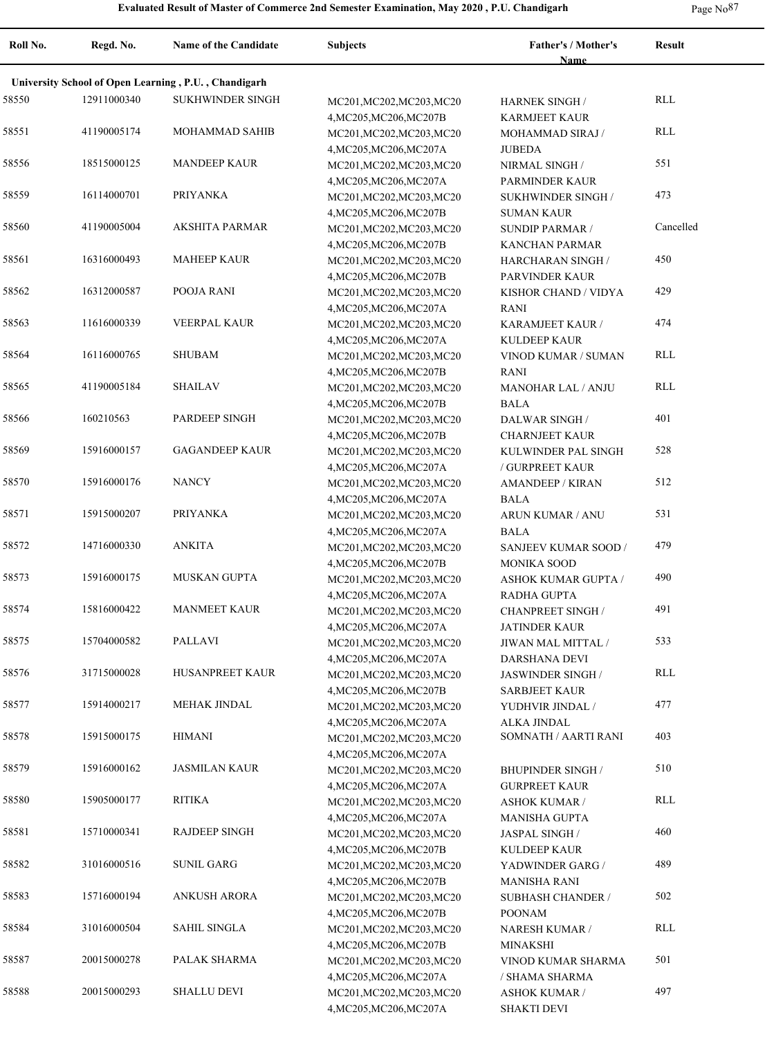**Evaluated Result of Master of Commerce 2nd Semester Examination, May 2020 , P.U. Chandigarh**

| Roll No. | Regd. No. | Name of the Candidate | Subjects | Father's / Mother's Name | Result |
|---|---|---|---|---|---|
| **University School of Open Learning , P.U. , Chandigarh** | | | | | |
| 58550 | 12911000340 | SUKHWINDER SINGH | MC201,MC202,MC203,MC204,MC205,MC206,MC207B | HARNEK SINGH / KARMJEET KAUR | RLL |
| 58551 | 41190005174 | MOHAMMAD SAHIB | MC201,MC202,MC203,MC204,MC205,MC206,MC207A | MOHAMMAD SIRAJ / JUBEDA | RLL |
| 58556 | 18515000125 | MANDEEP KAUR | MC201,MC202,MC203,MC204,MC205,MC206,MC207A | NIRMAL SINGH / PARMINDER KAUR | 551 |
| 58559 | 16114000701 | PRIYANKA | MC201,MC202,MC203,MC204,MC205,MC206,MC207B | SUKHWINDER SINGH / SUMAN KAUR | 473 |
| 58560 | 41190005004 | AKSHITA PARMAR | MC201,MC202,MC203,MC204,MC205,MC206,MC207B | SUNDIP PARMAR / KANCHAN PARMAR | Cancelled |
| 58561 | 16316000493 | MAHEEP KAUR | MC201,MC202,MC203,MC204,MC205,MC206,MC207B | HARCHARAN SINGH / PARVINDER KAUR | 450 |
| 58562 | 16312000587 | POOJA RANI | MC201,MC202,MC203,MC204,MC205,MC206,MC207A | KISHOR CHAND / VIDYA RANI | 429 |
| 58563 | 11616000339 | VEERPAL KAUR | MC201,MC202,MC203,MC204,MC205,MC206,MC207A | KARAMJEET KAUR / KULDEEP KAUR | 474 |
| 58564 | 16116000765 | SHUBAM | MC201,MC202,MC203,MC204,MC205,MC206,MC207B | VINOD KUMAR / SUMAN RANI | RLL |
| 58565 | 41190005184 | SHAILAV | MC201,MC202,MC203,MC204,MC205,MC206,MC207B | MANOHAR LAL / ANJU BALA | RLL |
| 58566 | 160210563 | PARDEEP SINGH | MC201,MC202,MC203,MC204,MC205,MC206,MC207B | DALWAR SINGH / CHARNJEET KAUR | 401 |
| 58569 | 15916000157 | GAGANDEEP KAUR | MC201,MC202,MC203,MC204,MC205,MC206,MC207A | KULWINDER PAL SINGH / GURPREET KAUR | 528 |
| 58570 | 15916000176 | NANCY | MC201,MC202,MC203,MC204,MC205,MC206,MC207A | AMANDEEP / KIRAN BALA | 512 |
| 58571 | 15915000207 | PRIYANKA | MC201,MC202,MC203,MC204,MC205,MC206,MC207A | ARUN KUMAR / ANU BALA | 531 |
| 58572 | 14716000330 | ANKITA | MC201,MC202,MC203,MC204,MC205,MC206,MC207B | SANJEEV KUMAR SOOD / MONIKA SOOD | 479 |
| 58573 | 15916000175 | MUSKAN GUPTA | MC201,MC202,MC203,MC204,MC205,MC206,MC207A | ASHOK KUMAR GUPTA / RADHA GUPTA | 490 |
| 58574 | 15816000422 | MANMEET KAUR | MC201,MC202,MC203,MC204,MC205,MC206,MC207A | CHANPREET SINGH / JATINDER KAUR | 491 |
| 58575 | 15704000582 | PALLAVI | MC201,MC202,MC203,MC204,MC205,MC206,MC207A | JIWAN MAL MITTAL / DARSHANA DEVI | 533 |
| 58576 | 31715000028 | HUSANPREET KAUR | MC201,MC202,MC203,MC204,MC205,MC206,MC207B | JASWINDER SINGH / SARBJEET KAUR | RLL |
| 58577 | 15914000217 | MEHAK JINDAL | MC201,MC202,MC203,MC204,MC205,MC206,MC207A | YUDHVIR JINDAL / ALKA JINDAL | 477 |
| 58578 | 15915000175 | HIMANI | MC201,MC202,MC203,MC204,MC205,MC206,MC207A | SOMNATH / AARTI RANI | 403 |
| 58579 | 15916000162 | JASMILAN KAUR | MC201,MC202,MC203,MC204,MC205,MC206,MC207A | BHUPINDER SINGH / GURPREET KAUR | 510 |
| 58580 | 15905000177 | RITIKA | MC201,MC202,MC203,MC204,MC205,MC206,MC207A | ASHOK KUMAR / MANISHA GUPTA | RLL |
| 58581 | 15710000341 | RAJDEEP SINGH | MC201,MC202,MC203,MC204,MC205,MC206,MC207B | JASPAL SINGH / KULDEEP KAUR | 460 |
| 58582 | 31016000516 | SUNIL GARG | MC201,MC202,MC203,MC204,MC205,MC206,MC207B | YADWINDER GARG / MANISHA RANI | 489 |
| 58583 | 15716000194 | ANKUSH ARORA | MC201,MC202,MC203,MC204,MC205,MC206,MC207B | SUBHASH CHANDER / POONAM | 502 |
| 58584 | 31016000504 | SAHIL SINGLA | MC201,MC202,MC203,MC204,MC205,MC206,MC207B | NARESH KUMAR / MINAKSHI | RLL |
| 58587 | 20015000278 | PALAK SHARMA | MC201,MC202,MC203,MC204,MC205,MC206,MC207A | VINOD KUMAR SHARMA / SHAMA SHARMA | 501 |
| 58588 | 20015000293 | SHALLU DEVI | MC201,MC202,MC203,MC204,MC205,MC206,MC207A | ASHOK KUMAR / SHAKTI DEVI | 497 |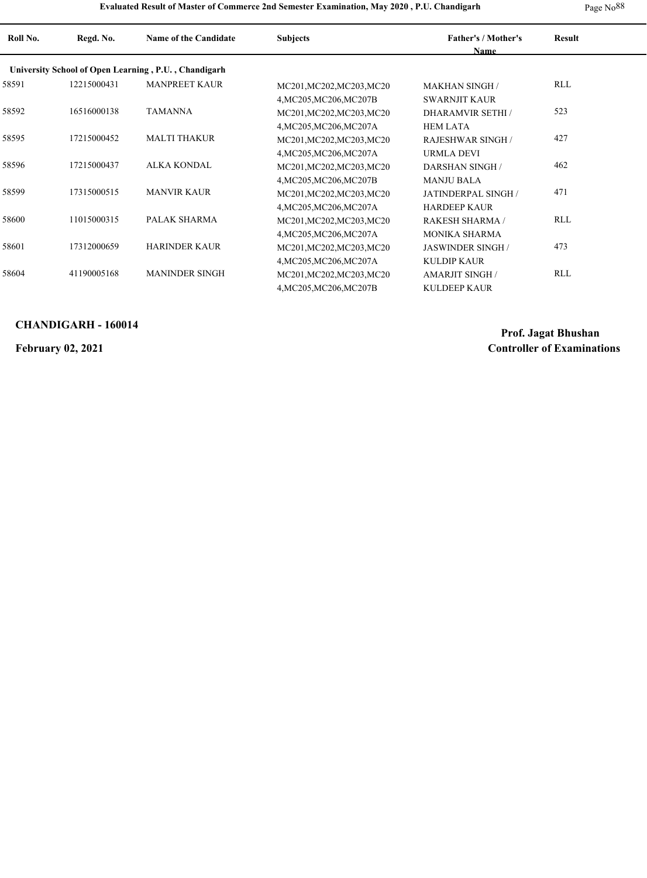| Roll No. | Regd. No. | Name of the Candidate | Subjects | Father's / Mother's Name | Result |
|---|---|---|---|---|---|
| **University School of Open Learning , P.U. , Chandigarh** | | | | | |
| 58591 | 12215000431 | MANPREET KAUR | MC201,MC202,MC203,MC204,MC205,MC206,MC207B | MAKHAN SINGH / SWARNJIT KAUR | RLL |
| 58592 | 16516000138 | TAMANNA | MC201,MC202,MC203,MC204,MC205,MC206,MC207A | DHARAMVIR SETHI / HEM LATA | 523 |
| 58595 | 17215000452 | MALTI THAKUR | MC201,MC202,MC203,MC204,MC205,MC206,MC207A | RAJESHWAR SINGH / URMLA DEVI | 427 |
| 58596 | 17215000437 | ALKA KONDAL | MC201,MC202,MC203,MC204,MC205,MC206,MC207B | DARSHAN SINGH / MANJU BALA | 462 |
| 58599 | 17315000515 | MANVIR KAUR | MC201,MC202,MC203,MC204,MC205,MC206,MC207A | JATINDERPAL SINGH / HARDEEP KAUR | 471 |
| 58600 | 11015000315 | PALAK SHARMA | MC201,MC202,MC203,MC204,MC205,MC206,MC207A | RAKESH SHARMA / MONIKA SHARMA | RLL |
| 58601 | 17312000659 | HARINDER KAUR | MC201,MC202,MC203,MC204,MC205,MC206,MC207A | JASWINDER SINGH / KULDIP KAUR | 473 |
| 58604 | 41190005168 | MANINDER SINGH | MC201,MC202,MC203,MC204,MC205,MC206,MC207B | AMARJIT SINGH / KULDEEP KAUR | RLL |

**CHANDIGARH - 160014**

**February 02, 2021**

**Prof. Jagat Bhushan**
**Controller of Examinations**